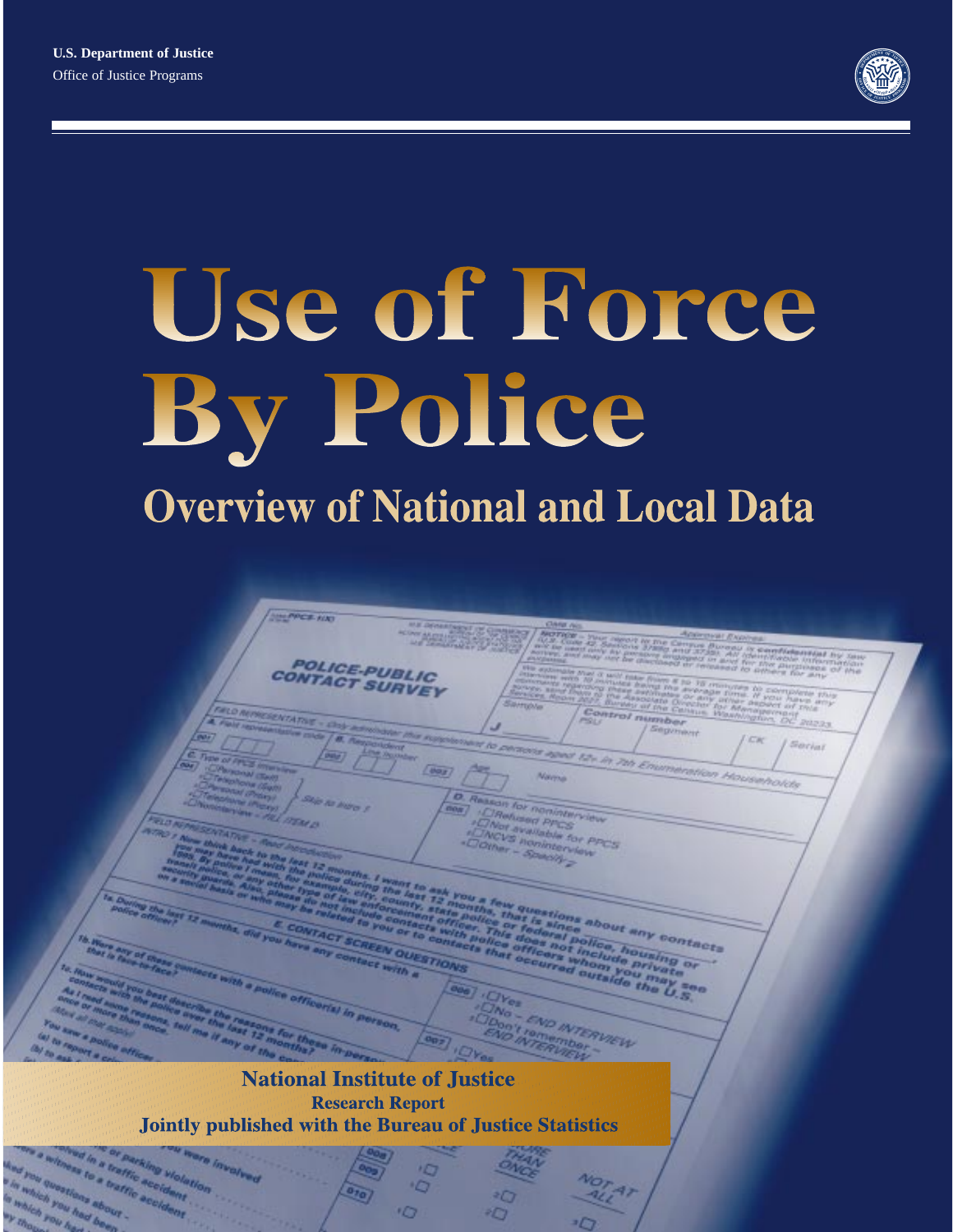U.S. Department of Justice

Office of Justice Programs

# Use of Force By Police

## Overview of National and Local Data

**National Institute of Justice**

**Research Report**

**Jointly published with the Bureau of Justice Statistics**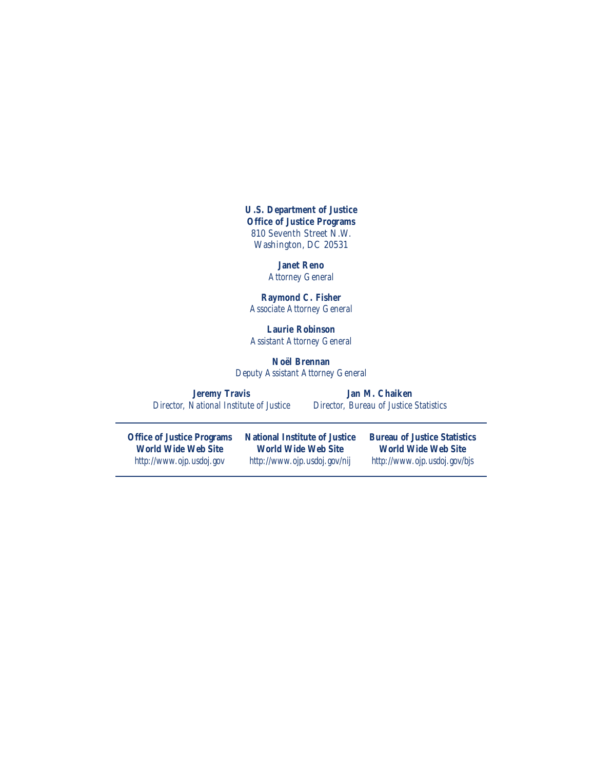**U.S. Department of Justice**
**Office of Justice Programs**
*810 Seventh Street N.W.*
*Washington, DC 20531*

**Janet Reno**
*Attorney General*

**Raymond C. Fisher**
*Associate Attorney General*

**Laurie Robinson**
*Assistant Attorney General*

**Noël Brennan**
*Deputy Assistant Attorney General*

**Jeremy Travis**
*Director, National Institute of Justice*

**Jan M. Chaiken**
*Director, Bureau of Justice Statistics*

---

**Office of Justice Programs**
**World Wide Web Site**
*http://www.ojp.usdoj.gov*

**National Institute of Justice**
**World Wide Web Site**
*http://www.ojp.usdoj.gov/nij*

**Bureau of Justice Statistics**
**World Wide Web Site**
*http://www.ojp.usdoj.gov/bjs*

---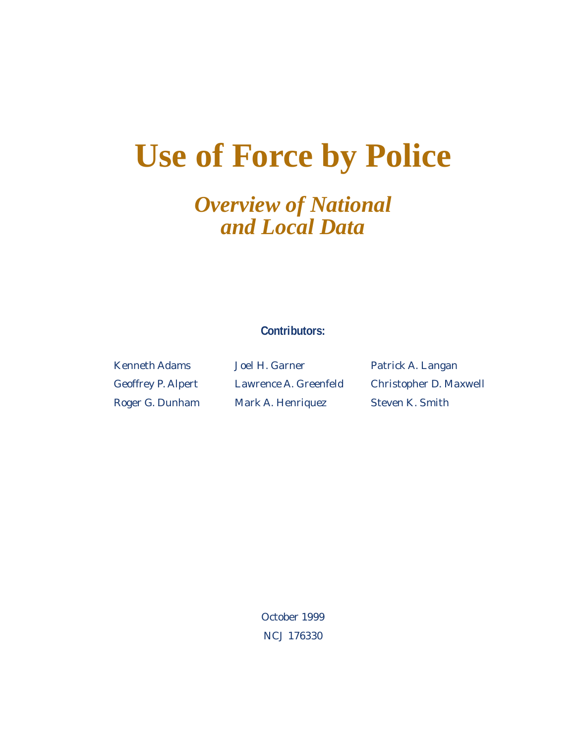# Use of Force by Police

## *Overview of National and Local Data*

**Contributors:**

Kenneth Adams
Geoffrey P. Alpert
Roger G. Dunham
Joel H. Garner
Lawrence A. Greenfeld
Mark A. Henriquez
Patrick A. Langan
Christopher D. Maxwell
Steven K. Smith

October 1999

NCJ 176330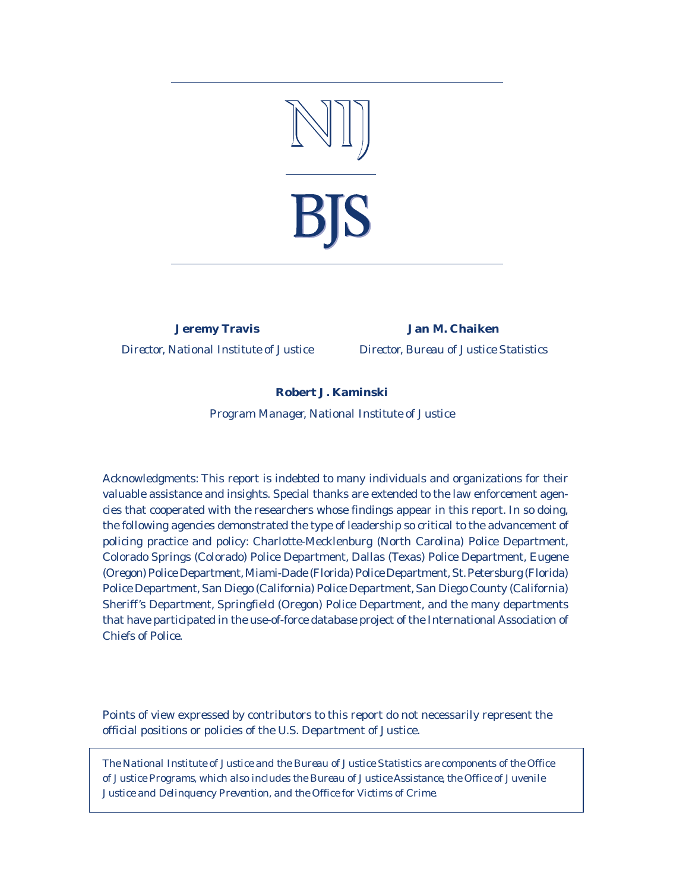NIJ

BJS

**Jeremy Travis**

*Director, National Institute of Justice*

**Jan M. Chaiken**

*Director, Bureau of Justice Statistics*

**Robert J. Kaminski**

*Program Manager, National Institute of Justice*

Acknowledgments: This report is indebted to many individuals and organizations for their valuable assistance and insights. Special thanks are extended to the law enforcement agencies that cooperated with the researchers whose findings appear in this report. In so doing, the following agencies demonstrated the type of leadership so critical to the advancement of policing practice and policy: Charlotte-Mecklenburg (North Carolina) Police Department, Colorado Springs (Colorado) Police Department, Dallas (Texas) Police Department, Eugene (Oregon) Police Department, Miami-Dade (Florida) Police Department, St. Petersburg (Florida) Police Department, San Diego (California) Police Department, San Diego County (California) Sheriff's Department, Springfield (Oregon) Police Department, and the many departments that have participated in the use-of-force database project of the International Association of Chiefs of Police.

Points of view expressed by contributors to this report do not necessarily represent the official positions or policies of the U.S. Department of Justice.

*The National Institute of Justice and the Bureau of Justice Statistics are components of the Office of Justice Programs, which also includes the Bureau of Justice Assistance, the Office of Juvenile Justice and Delinquency Prevention, and the Office for Victims of Crime.*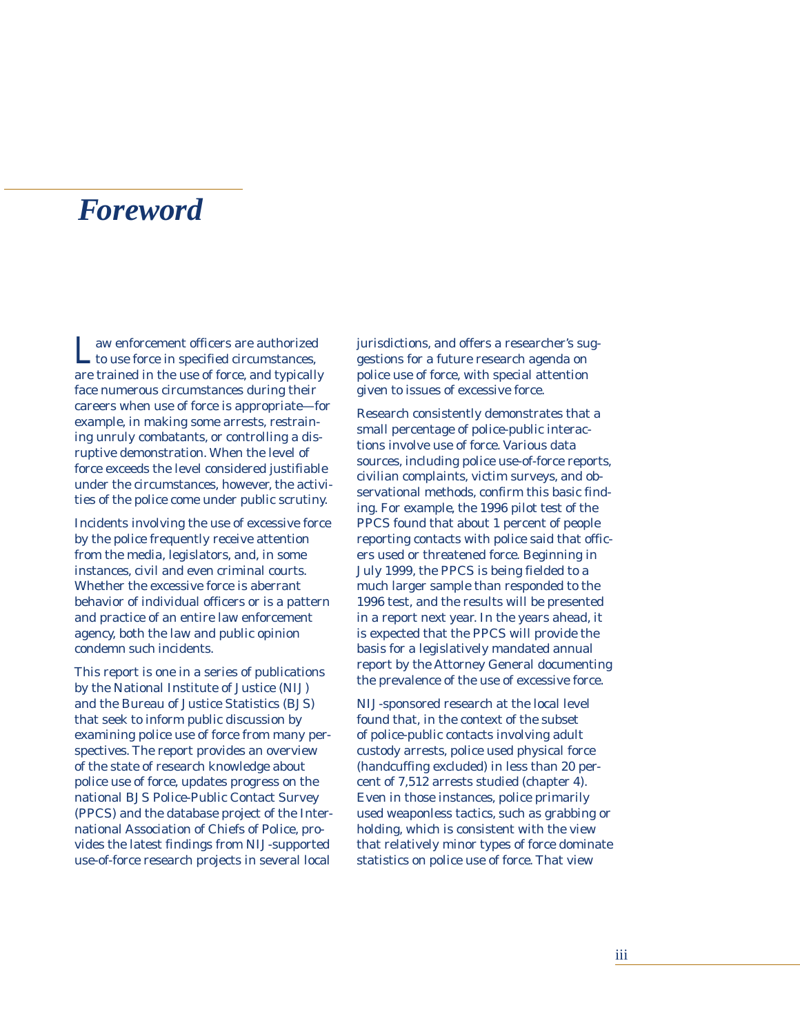# Foreword

Law enforcement officers are authorized to use force in specified circumstances, are trained in the use of force, and typically face numerous circumstances during their careers when use of force is appropriate—for example, in making some arrests, restraining unruly combatants, or controlling a disruptive demonstration. When the level of force exceeds the level considered justifiable under the circumstances, however, the activities of the police come under public scrutiny.

Incidents involving the use of excessive force by the police frequently receive attention from the media, legislators, and, in some instances, civil and even criminal courts. Whether the excessive force is aberrant behavior of individual officers or is a pattern and practice of an entire law enforcement agency, both the law and public opinion condemn such incidents.

This report is one in a series of publications by the National Institute of Justice (NIJ) and the Bureau of Justice Statistics (BJS) that seek to inform public discussion by examining police use of force from many perspectives. The report provides an overview of the state of research knowledge about police use of force, updates progress on the national BJS Police-Public Contact Survey (PPCS) and the database project of the International Association of Chiefs of Police, provides the latest findings from NIJ-supported use-of-force research projects in several local jurisdictions, and offers a researcher's suggestions for a future research agenda on police use of force, with special attention given to issues of excessive force.

Research consistently demonstrates that a small percentage of police-public interactions involve use of force. Various data sources, including police use-of-force reports, civilian complaints, victim surveys, and observational methods, confirm this basic finding. For example, the 1996 pilot test of the PPCS found that about 1 percent of people reporting contacts with police said that officers used or threatened force. Beginning in July 1999, the PPCS is being fielded to a much larger sample than responded to the 1996 test, and the results will be presented in a report next year. In the years ahead, it is expected that the PPCS will provide the basis for a legislatively mandated annual report by the Attorney General documenting the prevalence of the use of excessive force.

NIJ-sponsored research at the local level found that, in the context of the subset of police-public contacts involving adult custody arrests, police used physical force (handcuffing excluded) in less than 20 percent of 7,512 arrests studied (chapter 4). Even in those instances, police primarily used weaponless tactics, such as grabbing or holding, which is consistent with the view that relatively minor types of force dominate statistics on police use of force. That view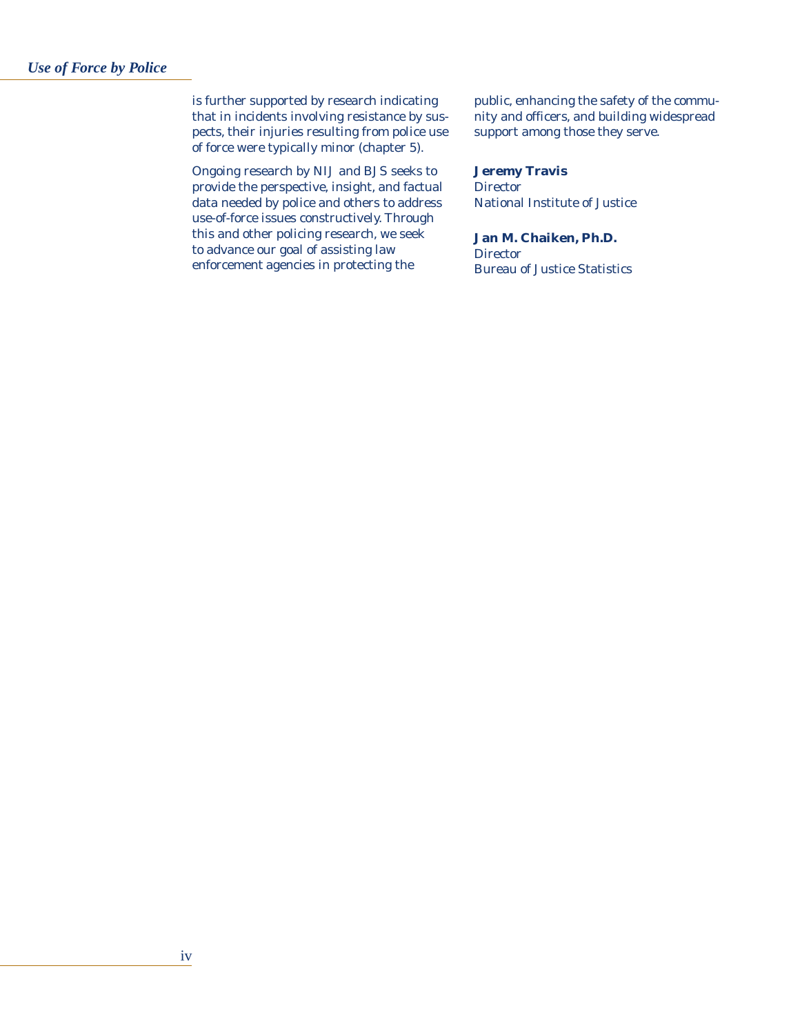is further supported by research indicating that in incidents involving resistance by suspects, their injuries resulting from police use of force were typically minor (chapter 5).

Ongoing research by NIJ and BJS seeks to provide the perspective, insight, and factual data needed by police and others to address use-of-force issues constructively. Through this and other policing research, we seek to advance our goal of assisting law enforcement agencies in protecting the public, enhancing the safety of the community and officers, and building widespread support among those they serve.

**Jeremy Travis**
Director
National Institute of Justice

**Jan M. Chaiken, Ph.D.**
Director
Bureau of Justice Statistics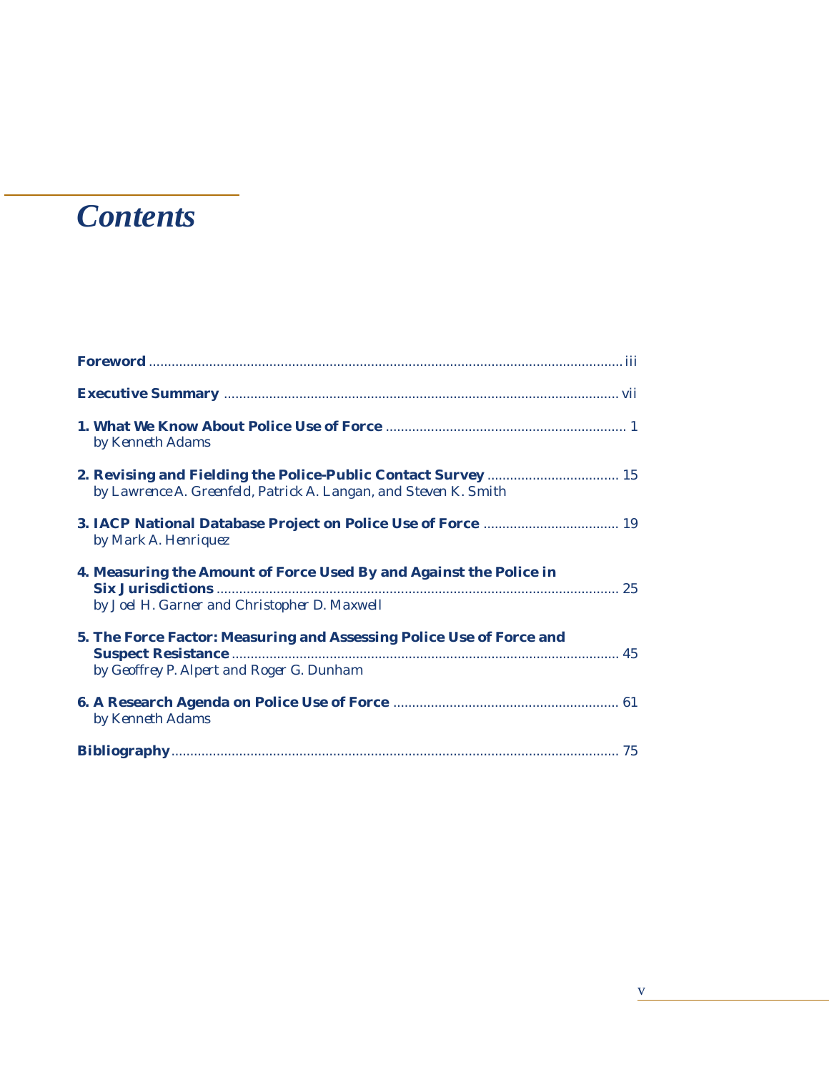# *Contents*

**Foreword** .......... iii

**Executive Summary** .......... vii

**1. What We Know About Police Use of Force** .......... 1
*by Kenneth Adams*

**2. Revising and Fielding the Police-Public Contact Survey** .......... 15
*by Lawrence A. Greenfeld, Patrick A. Langan, and Steven K. Smith*

**3. IACP National Database Project on Police Use of Force** .......... 19
*by Mark A. Henriquez*

**4. Measuring the Amount of Force Used By and Against the Police in Six Jurisdictions** .......... 25
*by Joel H. Garner and Christopher D. Maxwell*

**5. The Force Factor: Measuring and Assessing Police Use of Force and Suspect Resistance** .......... 45
*by Geoffrey P. Alpert and Roger G. Dunham*

**6. A Research Agenda on Police Use of Force** .......... 61
*by Kenneth Adams*

**Bibliography** .......... 75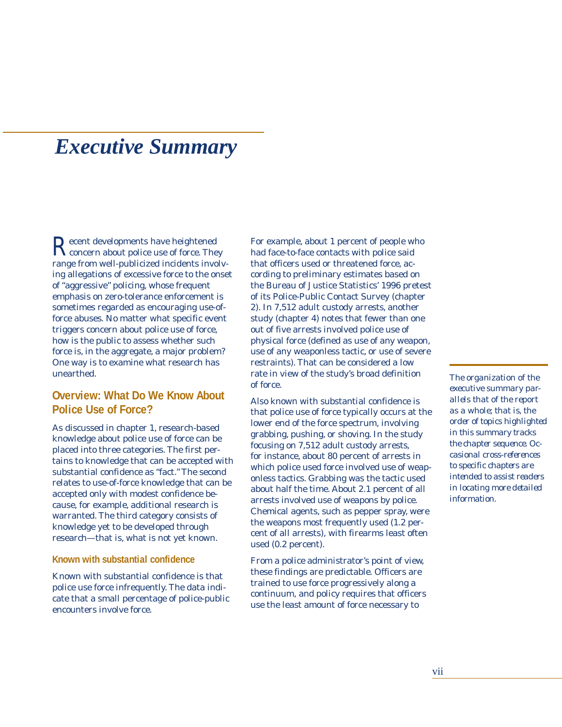# *Executive Summary*

Recent developments have heightened concern about police use of force. They range from well-publicized incidents involving allegations of excessive force to the onset of "aggressive" policing, whose frequent emphasis on zero-tolerance enforcement is sometimes regarded as encouraging use-of-force abuses. No matter what specific event triggers concern about police use of force, how is the public to assess whether such force is, in the aggregate, a major problem? One way is to examine what research has unearthed.

## Overview: What Do We Know About Police Use of Force?

As discussed in chapter 1, research-based knowledge about police use of force can be placed into three categories. The first pertains to knowledge that can be accepted with substantial confidence as "fact." The second relates to use-of-force knowledge that can be accepted only with modest confidence because, for example, additional research is warranted. The third category consists of knowledge yet to be developed through research—that is, what is not yet known.

### Known with substantial confidence

Known with substantial confidence is that police use force infrequently. The data indicate that a small percentage of police-public encounters involve force.

For example, about 1 percent of people who had face-to-face contacts with police said that officers used or threatened force, according to preliminary estimates based on the Bureau of Justice Statistics' 1996 pretest of its Police-Public Contact Survey (chapter 2). In 7,512 adult custody arrests, another study (chapter 4) notes that fewer than one out of five arrests involved police use of physical force (defined as use of any weapon, use of any weaponless tactic, or use of severe restraints). That can be considered a low rate in view of the study's broad definition of force.

Also known with substantial confidence is that police use of force typically occurs at the lower end of the force spectrum, involving grabbing, pushing, or shoving. In the study focusing on 7,512 adult custody arrests, for instance, about 80 percent of arrests in which police used force involved use of weaponless tactics. Grabbing was the tactic used about half the time. About 2.1 percent of all arrests involved use of weapons by police. Chemical agents, such as pepper spray, were the weapons most frequently used (1.2 percent of all arrests), with firearms least often used (0.2 percent).

From a police administrator's point of view, these findings are predictable. Officers are trained to use force progressively along a continuum, and policy requires that officers use the least amount of force necessary to

*The organization of the executive summary parallels that of the report as a whole; that is, the order of topics highlighted in this summary tracks the chapter sequence. Occasional cross-references to specific chapters are intended to assist readers in locating more detailed information.*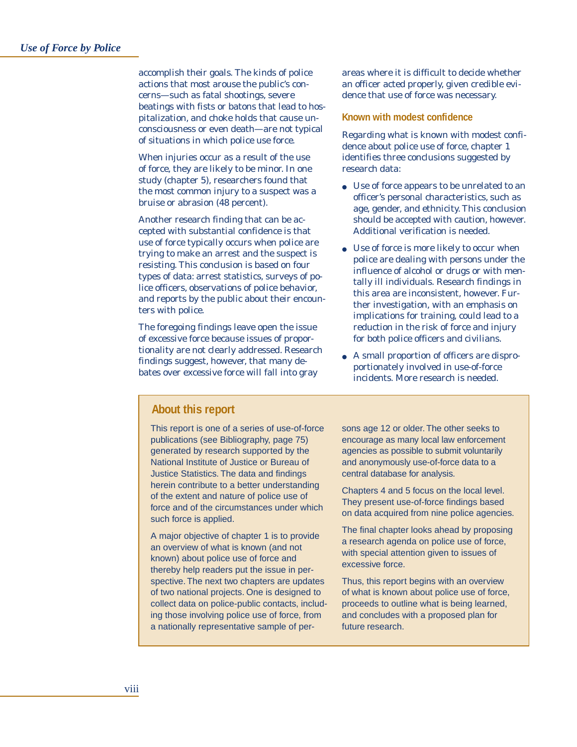accomplish their goals. The kinds of police actions that most arouse the public's concerns—such as fatal shootings, severe beatings with fists or batons that lead to hospitalization, and choke holds that cause unconsciousness or even death—are not typical of situations in which police use force.

When injuries occur as a result of the use of force, they are likely to be minor. In one study (chapter 5), researchers found that the most common injury to a suspect was a bruise or abrasion (48 percent).

Another research finding that can be accepted with substantial confidence is that use of force typically occurs when police are trying to make an arrest and the suspect is resisting. This conclusion is based on four types of data: arrest statistics, surveys of police officers, observations of police behavior, and reports by the public about their encounters with police.

The foregoing findings leave open the issue of excessive force because issues of proportionality are not clearly addressed. Research findings suggest, however, that many debates over excessive force will fall into gray areas where it is difficult to decide whether an officer acted properly, given credible evidence that use of force was necessary.

### Known with modest confidence

Regarding what is known with modest confidence about police use of force, chapter 1 identifies three conclusions suggested by research data:

- Use of force appears to be unrelated to an officer's personal characteristics, such as age, gender, and ethnicity. This conclusion should be accepted with caution, however. Additional verification is needed.
- Use of force is more likely to occur when police are dealing with persons under the influence of alcohol or drugs or with mentally ill individuals. Research findings in this area are inconsistent, however. Further investigation, with an emphasis on implications for training, could lead to a reduction in the risk of force and injury for both police officers and civilians.
- A small proportion of officers are disproportionately involved in use-of-force incidents. More research is needed.

## About this report

This report is one of a series of use-of-force publications (see Bibliography, page 75) generated by research supported by the National Institute of Justice or Bureau of Justice Statistics. The data and findings herein contribute to a better understanding of the extent and nature of police use of force and of the circumstances under which such force is applied.

A major objective of chapter 1 is to provide an overview of what is known (and not known) about police use of force and thereby help readers put the issue in perspective. The next two chapters are updates of two national projects. One is designed to collect data on police-public contacts, including those involving police use of force, from a nationally representative sample of persons age 12 or older. The other seeks to encourage as many local law enforcement agencies as possible to submit voluntarily and anonymously use-of-force data to a central database for analysis.

Chapters 4 and 5 focus on the local level. They present use-of-force findings based on data acquired from nine police agencies.

The final chapter looks ahead by proposing a research agenda on police use of force, with special attention given to issues of excessive force.

Thus, this report begins with an overview of what is known about police use of force, proceeds to outline what is being learned, and concludes with a proposed plan for future research.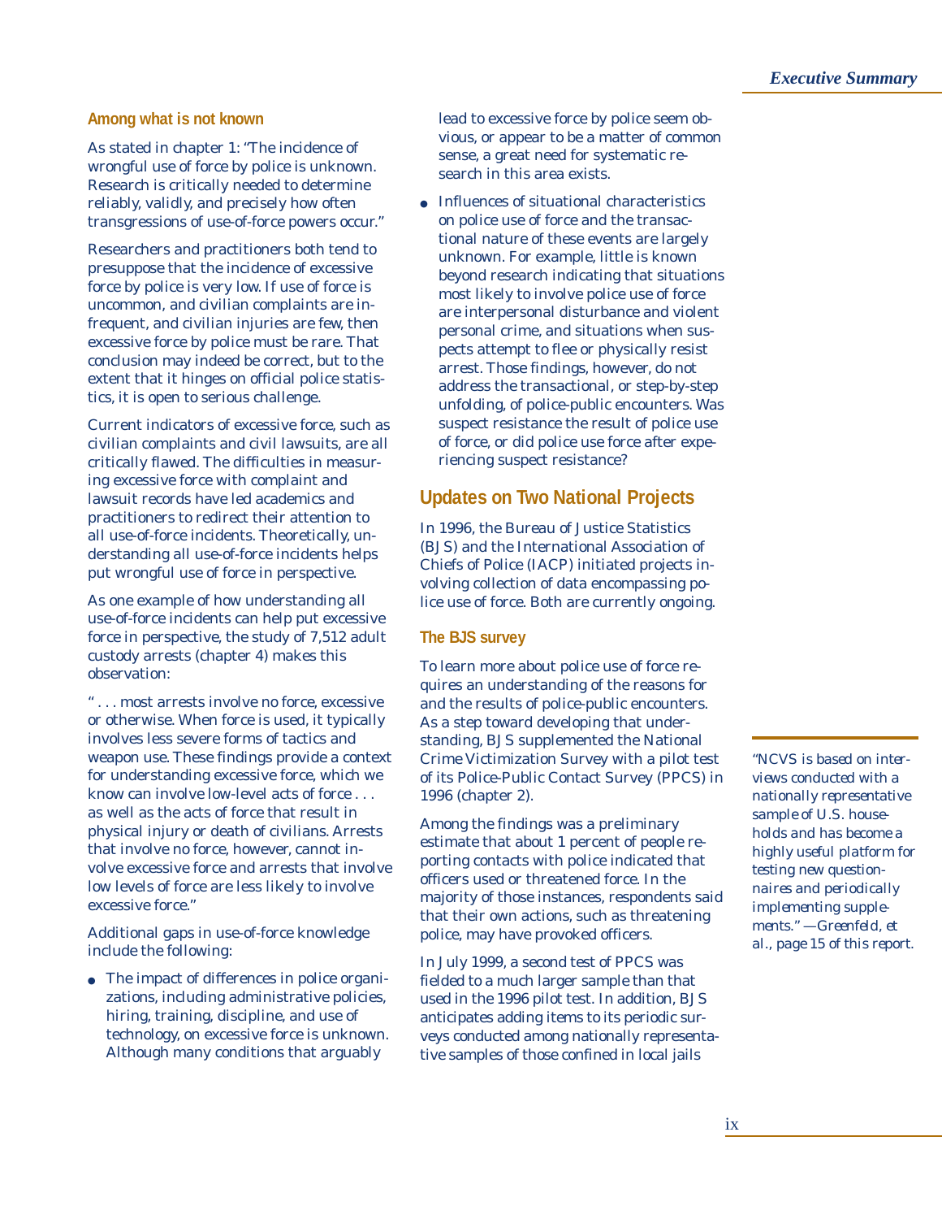### Among what is not known

As stated in chapter 1: "The incidence of wrongful use of force by police is unknown. Research is critically needed to determine reliably, validly, and precisely how often transgressions of use-of-force powers occur."

Researchers and practitioners both tend to presuppose that the incidence of excessive force by police is very low. If use of force is uncommon, and civilian complaints are infrequent, and civilian injuries are few, then excessive force by police must be rare. That conclusion may indeed be correct, but to the extent that it hinges on official police statistics, it is open to serious challenge.

Current indicators of excessive force, such as civilian complaints and civil lawsuits, are all critically flawed. The difficulties in measuring excessive force with complaint and lawsuit records have led academics and practitioners to redirect their attention to all use-of-force incidents. Theoretically, understanding all use-of-force incidents helps put wrongful use of force in perspective.

As one example of how understanding all use-of-force incidents can help put excessive force in perspective, the study of 7,512 adult custody arrests (chapter 4) makes this observation:

" . . . most arrests involve no force, excessive or otherwise. When force is used, it typically involves less severe forms of tactics and weapon use. These findings provide a context for understanding excessive force, which we know can involve low-level acts of force . . . as well as the acts of force that result in physical injury or death of civilians. Arrests that involve no force, however, cannot involve excessive force and arrests that involve low levels of force are less likely to involve excessive force."

Additional gaps in use-of-force knowledge include the following:

- The impact of differences in police organizations, including administrative policies, hiring, training, discipline, and use of technology, on excessive force is unknown. Although many conditions that arguably lead to excessive force by police seem obvious, or appear to be a matter of common sense, a great need for systematic research in this area exists.
- Influences of situational characteristics on police use of force and the transactional nature of these events are largely unknown. For example, little is known beyond research indicating that situations most likely to involve police use of force are interpersonal disturbance and violent personal crime, and situations when suspects attempt to flee or physically resist arrest. Those findings, however, do not address the transactional, or step-by-step unfolding, of police-public encounters. Was suspect resistance the result of police use of force, or did police use force after experiencing suspect resistance?

## Updates on Two National Projects

In 1996, the Bureau of Justice Statistics (BJS) and the International Association of Chiefs of Police (IACP) initiated projects involving collection of data encompassing police use of force. Both are currently ongoing.

### The BJS survey

To learn more about police use of force requires an understanding of the reasons for and the results of police-public encounters. As a step toward developing that understanding, BJS supplemented the National Crime Victimization Survey with a pilot test of its Police-Public Contact Survey (PPCS) in 1996 (chapter 2).

Among the findings was a preliminary estimate that about 1 percent of people reporting contacts with police indicated that officers used or threatened force. In the majority of those instances, respondents said that their own actions, such as threatening police, may have provoked officers.

In July 1999, a second test of PPCS was fielded to a much larger sample than that used in the 1996 pilot test. In addition, BJS anticipates adding items to its periodic surveys conducted among nationally representative samples of those confined in local jails

*"NCVS is based on interviews conducted with a nationally representative sample of U.S. households and has become a highly useful platform for testing new questionnaires and periodically implementing supplements." —Greenfeld, et al., page 15 of this report.*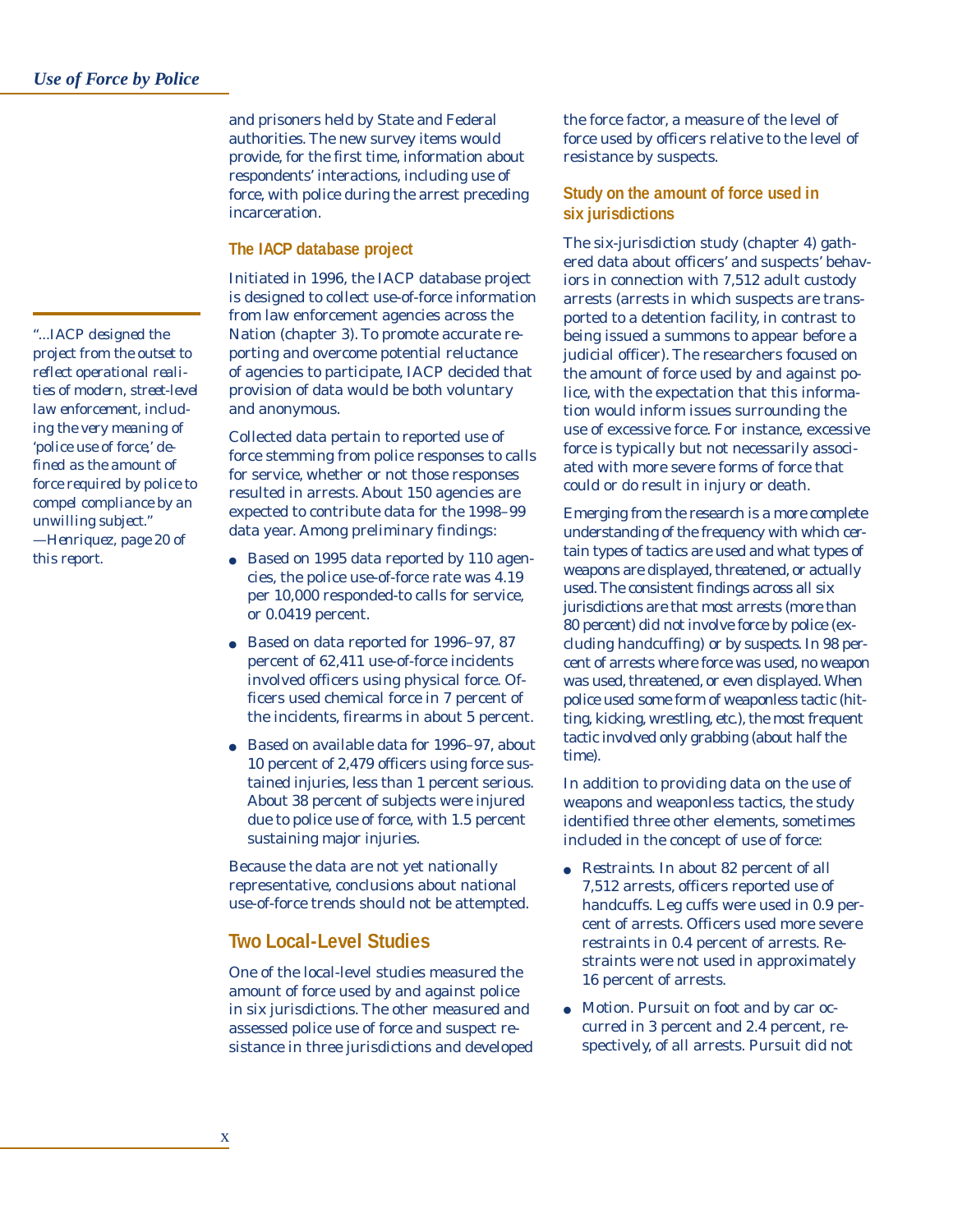and prisoners held by State and Federal authorities. The new survey items would provide, for the first time, information about respondents' interactions, including use of force, with police during the arrest preceding incarceration.

### The IACP database project

Initiated in 1996, the IACP database project is designed to collect use-of-force information from law enforcement agencies across the Nation (chapter 3). To promote accurate reporting and overcome potential reluctance of agencies to participate, IACP decided that provision of data would be both voluntary and anonymous.

> *"...IACP designed the project from the outset to reflect operational realities of modern, street-level law enforcement, including the very meaning of 'police use of force,' defined as the amount of force required by police to compel compliance by an unwilling subject."*
> *—Henriquez, page 20 of this report.*

Collected data pertain to reported use of force stemming from police responses to calls for service, whether or not those responses resulted in arrests. About 150 agencies are expected to contribute data for the 1998–99 data year. Among preliminary findings:

- Based on 1995 data reported by 110 agencies, the police use-of-force rate was 4.19 per 10,000 responded-to calls for service, or 0.0419 percent.
- Based on data reported for 1996–97, 87 percent of 62,411 use-of-force incidents involved officers using physical force. Officers used chemical force in 7 percent of the incidents, firearms in about 5 percent.
- Based on available data for 1996–97, about 10 percent of 2,479 officers using force sustained injuries, less than 1 percent serious. About 38 percent of subjects were injured due to police use of force, with 1.5 percent sustaining major injuries.

Because the data are not yet nationally representative, conclusions about national use-of-force trends should not be attempted.

## Two Local-Level Studies

One of the local-level studies measured the amount of force used by and against police in six jurisdictions. The other measured and assessed police use of force and suspect resistance in three jurisdictions and developed the force factor, a measure of the level of force used by officers relative to the level of resistance by suspects.

### Study on the amount of force used in six jurisdictions

The six-jurisdiction study (chapter 4) gathered data about officers' and suspects' behaviors in connection with 7,512 adult custody arrests (arrests in which suspects are transported to a detention facility, in contrast to being issued a summons to appear before a judicial officer). The researchers focused on the amount of force used by and against police, with the expectation that this information would inform issues surrounding the use of excessive force. For instance, excessive force is typically but not necessarily associated with more severe forms of force that could or do result in injury or death.

Emerging from the research is a more complete understanding of the frequency with which certain types of tactics are used and what types of weapons are displayed, threatened, or actually used. The consistent findings across all six jurisdictions are that most arrests (more than 80 percent) did not involve force by police (excluding handcuffing) or by suspects. In 98 percent of arrests where force was used, no weapon was used, threatened, or even displayed. When police used some form of weaponless tactic (hitting, kicking, wrestling, etc.), the most frequent tactic involved only grabbing (about half the time).

In addition to providing data on the use of weapons and weaponless tactics, the study identified three other elements, sometimes included in the concept of use of force:

- Restraints. In about 82 percent of all 7,512 arrests, officers reported use of handcuffs. Leg cuffs were used in 0.9 percent of arrests. Officers used more severe restraints in 0.4 percent of arrests. Restraints were not used in approximately 16 percent of arrests.
- Motion. Pursuit on foot and by car occurred in 3 percent and 2.4 percent, respectively, of all arrests. Pursuit did not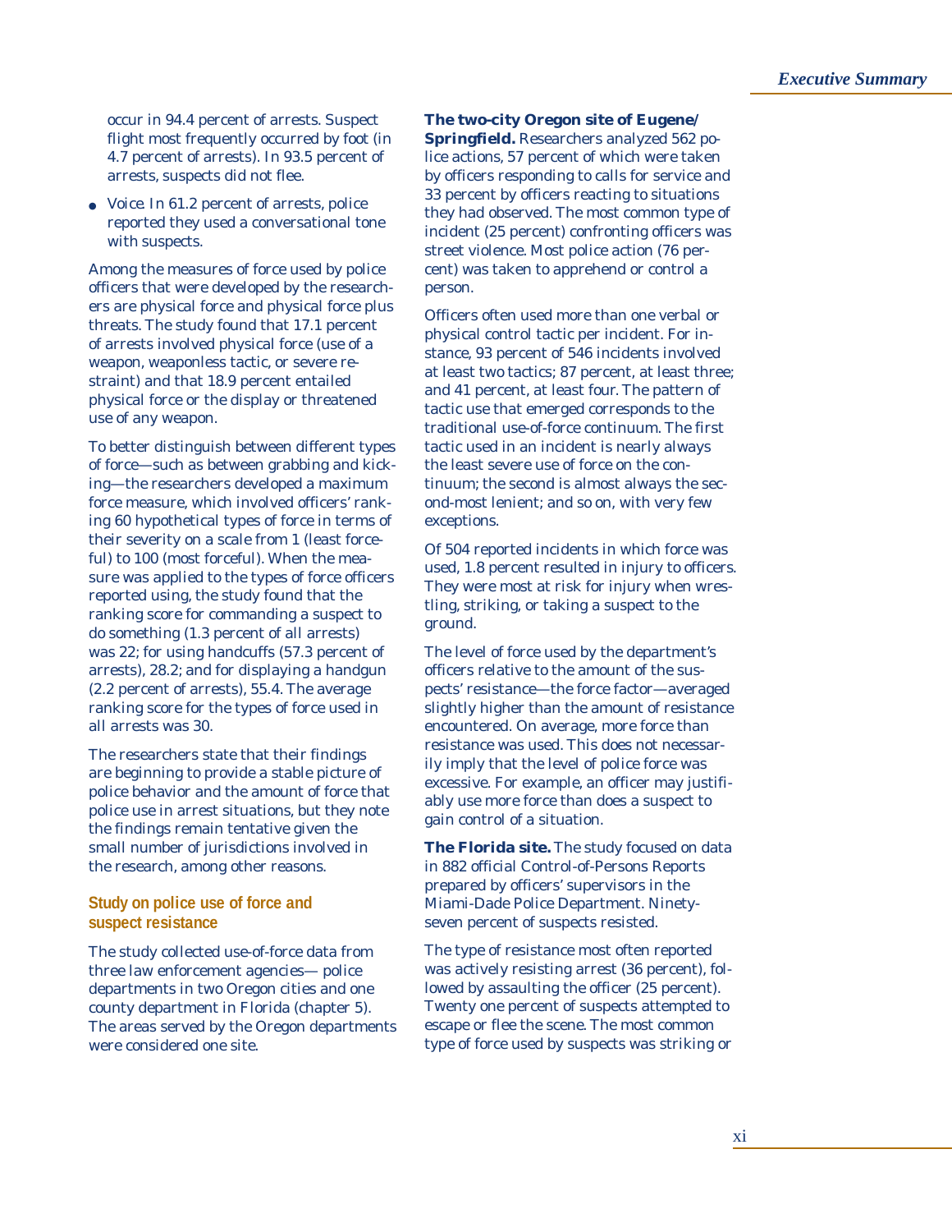occur in 94.4 percent of arrests. Suspect flight most frequently occurred by foot (in 4.7 percent of arrests). In 93.5 percent of arrests, suspects did not flee.

- *Voice.* In 61.2 percent of arrests, police reported they used a conversational tone with suspects.

Among the measures of force used by police officers that were developed by the researchers are physical force and physical force plus threats. The study found that 17.1 percent of arrests involved physical force (use of a weapon, weaponless tactic, or severe restraint) and that 18.9 percent entailed physical force or the display or threatened use of any weapon.

To better distinguish between different types of force—such as between grabbing and kicking—the researchers developed a maximum force measure, which involved officers' ranking 60 hypothetical types of force in terms of their severity on a scale from 1 (least forceful) to 100 (most forceful). When the measure was applied to the types of force officers reported using, the study found that the ranking score for commanding a suspect to do something (1.3 percent of all arrests) was 22; for using handcuffs (57.3 percent of arrests), 28.2; and for displaying a handgun (2.2 percent of arrests), 55.4. The average ranking score for the types of force used in all arrests was 30.

The researchers state that their findings are beginning to provide a stable picture of police behavior and the amount of force that police use in arrest situations, but they note the findings remain tentative given the small number of jurisdictions involved in the research, among other reasons.

### Study on police use of force and suspect resistance

The study collected use-of-force data from three law enforcement agencies— police departments in two Oregon cities and one county department in Florida (chapter 5). The areas served by the Oregon departments were considered one site.

**The two-city Oregon site of Eugene/Springfield.** Researchers analyzed 562 police actions, 57 percent of which were taken by officers responding to calls for service and 33 percent by officers reacting to situations they had observed. The most common type of incident (25 percent) confronting officers was street violence. Most police action (76 percent) was taken to apprehend or control a person.

Officers often used more than one verbal or physical control tactic per incident. For instance, 93 percent of 546 incidents involved at least two tactics; 87 percent, at least three; and 41 percent, at least four. The pattern of tactic use that emerged corresponds to the traditional use-of-force continuum. The first tactic used in an incident is nearly always the least severe use of force on the continuum; the second is almost always the second-most lenient; and so on, with very few exceptions.

Of 504 reported incidents in which force was used, 1.8 percent resulted in injury to officers. They were most at risk for injury when wrestling, striking, or taking a suspect to the ground.

The level of force used by the department's officers relative to the amount of the suspects' resistance—the force factor—averaged slightly higher than the amount of resistance encountered. On average, more force than resistance was used. This does not necessarily imply that the level of police force was excessive. For example, an officer may justifiably use more force than does a suspect to gain control of a situation.

**The Florida site.** The study focused on data in 882 official Control-of-Persons Reports prepared by officers' supervisors in the Miami-Dade Police Department. Ninety-seven percent of suspects resisted.

The type of resistance most often reported was actively resisting arrest (36 percent), followed by assaulting the officer (25 percent). Twenty one percent of suspects attempted to escape or flee the scene. The most common type of force used by suspects was striking or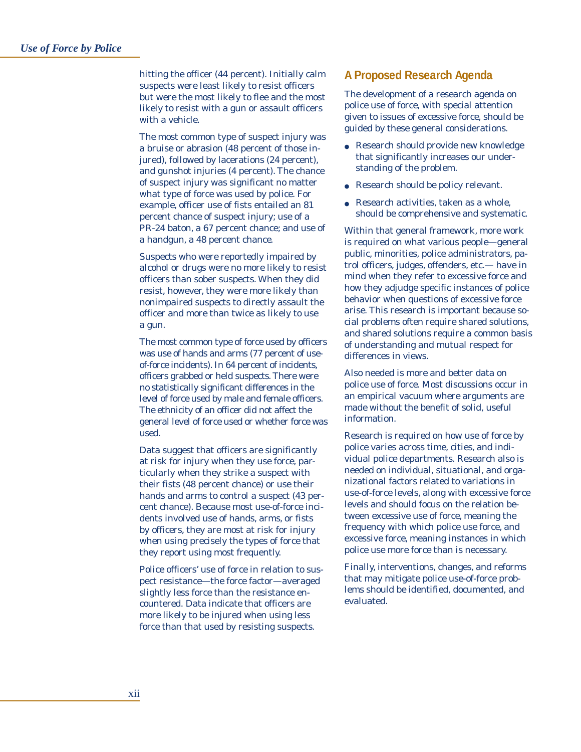hitting the officer (44 percent). Initially calm suspects were least likely to resist officers but were the most likely to flee and the most likely to resist with a gun or assault officers with a vehicle.

The most common type of suspect injury was a bruise or abrasion (48 percent of those injured), followed by lacerations (24 percent), and gunshot injuries (4 percent). The chance of suspect injury was significant no matter what type of force was used by police. For example, officer use of fists entailed an 81 percent chance of suspect injury; use of a PR-24 baton, a 67 percent chance; and use of a handgun, a 48 percent chance.

Suspects who were reportedly impaired by alcohol or drugs were no more likely to resist officers than sober suspects. When they did resist, however, they were more likely than nonimpaired suspects to directly assault the officer and more than twice as likely to use a gun.

The most common type of force used by officers was use of hands and arms (77 percent of use-of-force incidents). In 64 percent of incidents, officers grabbed or held suspects. There were no statistically significant differences in the level of force used by male and female officers. The ethnicity of an officer did not affect the general level of force used or whether force was used.

Data suggest that officers are significantly at risk for injury when they use force, particularly when they strike a suspect with their fists (48 percent chance) or use their hands and arms to control a suspect (43 percent chance). Because most use-of-force incidents involved use of hands, arms, or fists by officers, they are most at risk for injury when using precisely the types of force that they report using most frequently.

Police officers' use of force in relation to suspect resistance—the force factor—averaged slightly less force than the resistance encountered. Data indicate that officers are more likely to be injured when using less force than that used by resisting suspects.

## A Proposed Research Agenda

The development of a research agenda on police use of force, with special attention given to issues of excessive force, should be guided by these general considerations.

- Research should provide new knowledge that significantly increases our understanding of the problem.
- Research should be policy relevant.
- Research activities, taken as a whole, should be comprehensive and systematic.

Within that general framework, more work is required on what various people—general public, minorities, police administrators, patrol officers, judges, offenders, etc.— have in mind when they refer to excessive force and how they adjudge specific instances of police behavior when questions of excessive force arise. This research is important because social problems often require shared solutions, and shared solutions require a common basis of understanding and mutual respect for differences in views.

Also needed is more and better data on police use of force. Most discussions occur in an empirical vacuum where arguments are made without the benefit of solid, useful information.

Research is required on how use of force by police varies across time, cities, and individual police departments. Research also is needed on individual, situational, and organizational factors related to variations in use-of-force levels, along with excessive force levels and should focus on the relation between excessive use of force, meaning the frequency with which police use force, and excessive force, meaning instances in which police use more force than is necessary.

Finally, interventions, changes, and reforms that may mitigate police use-of-force problems should be identified, documented, and evaluated.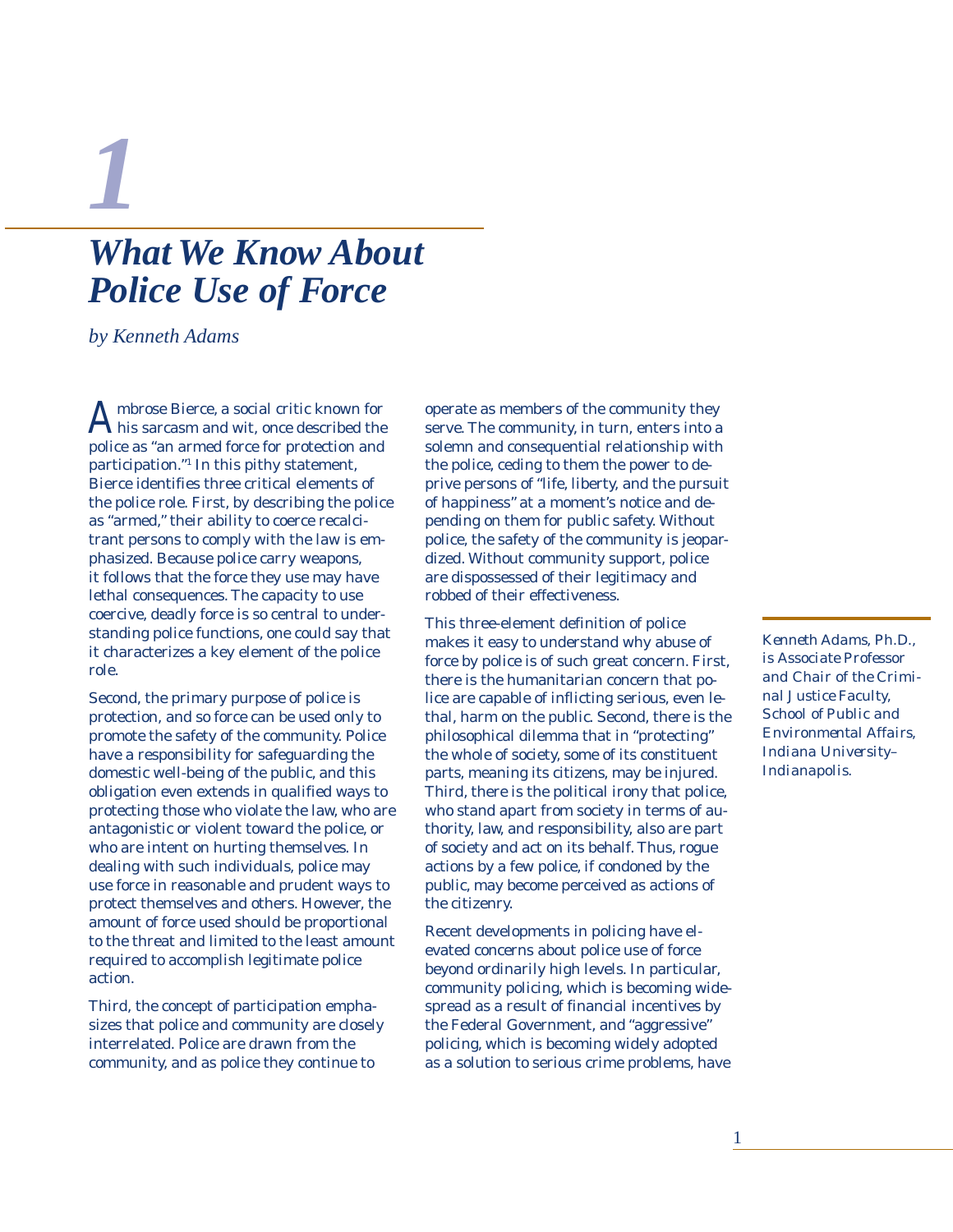# 1

# *What We Know About Police Use of Force*

*by Kenneth Adams*

Ambrose Bierce, a social critic known for his sarcasm and wit, once described the police as "an armed force for protection and participation."[1] In this pithy statement, Bierce identifies three critical elements of the police role. First, by describing the police as "armed," their ability to coerce recalcitrant persons to comply with the law is emphasized. Because police carry weapons, it follows that the force they use may have lethal consequences. The capacity to use coercive, deadly force is so central to understanding police functions, one could say that it characterizes a key element of the police role.

Second, the primary purpose of police is protection, and so force can be used only to promote the safety of the community. Police have a responsibility for safeguarding the domestic well-being of the public, and this obligation even extends in qualified ways to protecting those who violate the law, who are antagonistic or violent toward the police, or who are intent on hurting themselves. In dealing with such individuals, police may use force in reasonable and prudent ways to protect themselves and others. However, the amount of force used should be proportional to the threat and limited to the least amount required to accomplish legitimate police action.

Third, the concept of participation emphasizes that police and community are closely interrelated. Police are drawn from the community, and as police they continue to operate as members of the community they serve. The community, in turn, enters into a solemn and consequential relationship with the police, ceding to them the power to deprive persons of "life, liberty, and the pursuit of happiness" at a moment's notice and depending on them for public safety. Without police, the safety of the community is jeopardized. Without community support, police are dispossessed of their legitimacy and robbed of their effectiveness.

This three-element definition of police makes it easy to understand why abuse of force by police is of such great concern. First, there is the humanitarian concern that police are capable of inflicting serious, even lethal, harm on the public. Second, there is the philosophical dilemma that in "protecting" the whole of society, some of its constituent parts, meaning its citizens, may be injured. Third, there is the political irony that police, who stand apart from society in terms of authority, law, and responsibility, also are part of society and act on its behalf. Thus, rogue actions by a few police, if condoned by the public, may become perceived as actions of the citizenry.

Recent developments in policing have elevated concerns about police use of force beyond ordinarily high levels. In particular, community policing, which is becoming widespread as a result of financial incentives by the Federal Government, and "aggressive" policing, which is becoming widely adopted as a solution to serious crime problems, have

*Kenneth Adams, Ph.D., is Associate Professor and Chair of the Criminal Justice Faculty, School of Public and Environmental Affairs, Indiana University–Indianapolis.*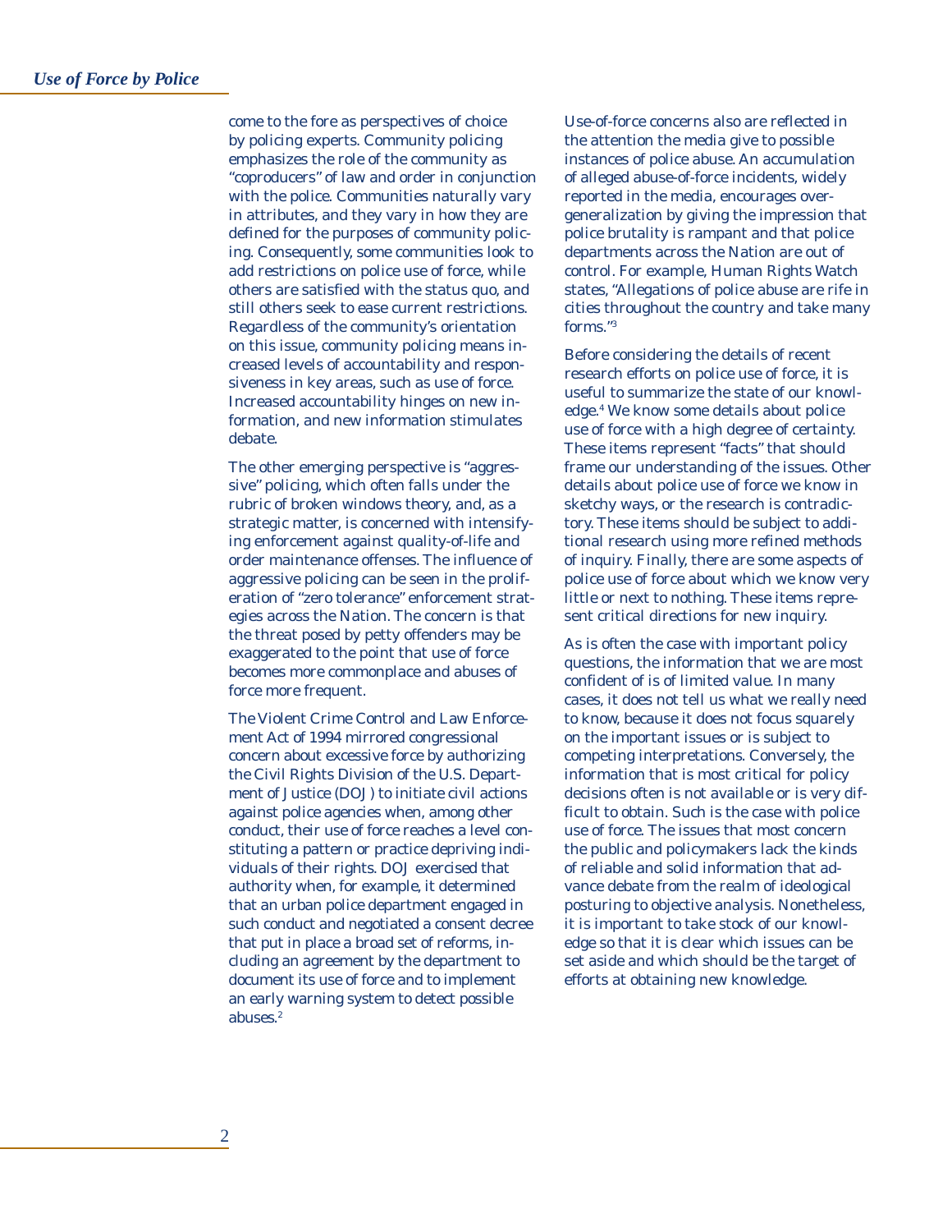come to the fore as perspectives of choice by policing experts. Community policing emphasizes the role of the community as "coproducers" of law and order in conjunction with the police. Communities naturally vary in attributes, and they vary in how they are defined for the purposes of community policing. Consequently, some communities look to add restrictions on police use of force, while others are satisfied with the status quo, and still others seek to ease current restrictions. Regardless of the community's orientation on this issue, community policing means increased levels of accountability and responsiveness in key areas, such as use of force. Increased accountability hinges on new information, and new information stimulates debate.

The other emerging perspective is "aggressive" policing, which often falls under the rubric of broken windows theory, and, as a strategic matter, is concerned with intensifying enforcement against quality-of-life and order maintenance offenses. The influence of aggressive policing can be seen in the proliferation of "zero tolerance" enforcement strategies across the Nation. The concern is that the threat posed by petty offenders may be exaggerated to the point that use of force becomes more commonplace and abuses of force more frequent.

The Violent Crime Control and Law Enforcement Act of 1994 mirrored congressional concern about excessive force by authorizing the Civil Rights Division of the U.S. Department of Justice (DOJ) to initiate civil actions against police agencies when, among other conduct, their use of force reaches a level constituting a pattern or practice depriving individuals of their rights. DOJ exercised that authority when, for example, it determined that an urban police department engaged in such conduct and negotiated a consent decree that put in place a broad set of reforms, including an agreement by the department to document its use of force and to implement an early warning system to detect possible abuses.[2]

Use-of-force concerns also are reflected in the attention the media give to possible instances of police abuse. An accumulation of alleged abuse-of-force incidents, widely reported in the media, encourages overgeneralization by giving the impression that police brutality is rampant and that police departments across the Nation are out of control. For example, Human Rights Watch states, "Allegations of police abuse are rife in cities throughout the country and take many forms."[3]

Before considering the details of recent research efforts on police use of force, it is useful to summarize the state of our knowledge.[4] We know some details about police use of force with a high degree of certainty. These items represent "facts" that should frame our understanding of the issues. Other details about police use of force we know in sketchy ways, or the research is contradictory. These items should be subject to additional research using more refined methods of inquiry. Finally, there are some aspects of police use of force about which we know very little or next to nothing. These items represent critical directions for new inquiry.

As is often the case with important policy questions, the information that we are most confident of is of limited value. In many cases, it does not tell us what we really need to know, because it does not focus squarely on the important issues or is subject to competing interpretations. Conversely, the information that is most critical for policy decisions often is not available or is very difficult to obtain. Such is the case with police use of force. The issues that most concern the public and policymakers lack the kinds of reliable and solid information that advance debate from the realm of ideological posturing to objective analysis. Nonetheless, it is important to take stock of our knowledge so that it is clear which issues can be set aside and which should be the target of efforts at obtaining new knowledge.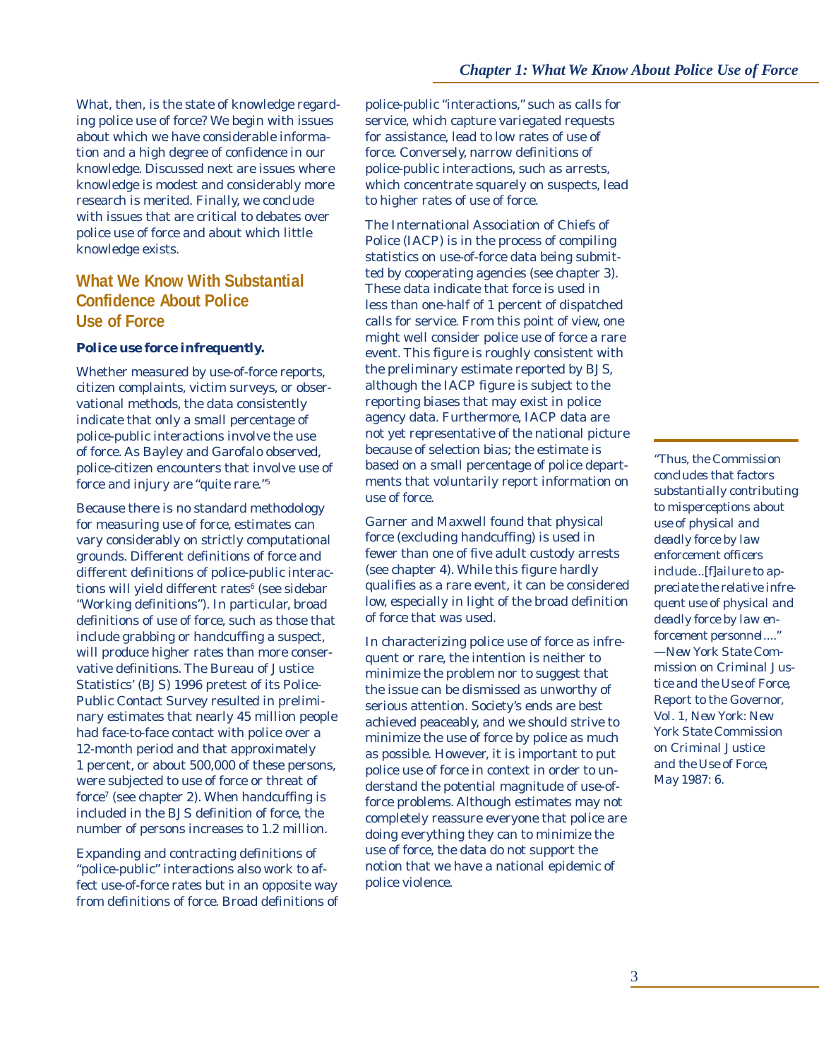What, then, is the state of knowledge regarding police use of force? We begin with issues about which we have considerable information and a high degree of confidence in our knowledge. Discussed next are issues where knowledge is modest and considerably more research is merited. Finally, we conclude with issues that are critical to debates over police use of force and about which little knowledge exists.

## What We Know With Substantial Confidence About Police Use of Force

**Police use force infrequently.**

Whether measured by use-of-force reports, citizen complaints, victim surveys, or observational methods, the data consistently indicate that only a small percentage of police-public interactions involve the use of force. As Bayley and Garofalo observed, police-citizen encounters that involve use of force and injury are "quite rare."[5]

Because there is no standard methodology for measuring use of force, estimates can vary considerably on strictly computational grounds. Different definitions of force and different definitions of police-public interactions will yield different rates[6] (see sidebar "Working definitions"). In particular, broad definitions of use of force, such as those that include grabbing or handcuffing a suspect, will produce higher rates than more conservative definitions. The Bureau of Justice Statistics' (BJS) 1996 pretest of its Police-Public Contact Survey resulted in preliminary estimates that nearly 45 million people had face-to-face contact with police over a 12-month period and that approximately 1 percent, or about 500,000 of these persons, were subjected to use of force or threat of force[7] (see chapter 2). When handcuffing is included in the BJS definition of force, the number of persons increases to 1.2 million.

Expanding and contracting definitions of "police-public" interactions also work to affect use-of-force rates but in an opposite way from definitions of force. Broad definitions of police-public "interactions," such as calls for service, which capture variegated requests for assistance, lead to low rates of use of force. Conversely, narrow definitions of police-public interactions, such as arrests, which concentrate squarely on suspects, lead to higher rates of use of force.

The International Association of Chiefs of Police (IACP) is in the process of compiling statistics on use-of-force data being submitted by cooperating agencies (see chapter 3). These data indicate that force is used in less than one-half of 1 percent of dispatched calls for service. From this point of view, one might well consider police use of force a rare event. This figure is roughly consistent with the preliminary estimate reported by BJS, although the IACP figure is subject to the reporting biases that may exist in police agency data. Furthermore, IACP data are not yet representative of the national picture because of selection bias; the estimate is based on a small percentage of police departments that voluntarily report information on use of force.

Garner and Maxwell found that physical force (excluding handcuffing) is used in fewer than one of five adult custody arrests (see chapter 4). While this figure hardly qualifies as a rare event, it can be considered low, especially in light of the broad definition of force that was used.

In characterizing police use of force as infrequent or rare, the intention is neither to minimize the problem nor to suggest that the issue can be dismissed as unworthy of serious attention. Society's ends are best achieved peaceably, and we should strive to minimize the use of force by police as much as possible. However, it is important to put police use of force in context in order to understand the potential magnitude of use-of-force problems. Although estimates may not completely reassure everyone that police are doing everything they can to minimize the use of force, the data do not support the notion that we have a national epidemic of police violence.

*"Thus, the Commission concludes that factors substantially contributing to misperceptions about use of physical and deadly force by law enforcement officers include...[f]ailure to appreciate the relative infrequent use of physical and deadly force by law enforcement personnel...."*
*—New York State Commission on Criminal Justice and the Use of Force, Report to the Governor, Vol. 1, New York: New York State Commission on Criminal Justice and the Use of Force, May 1987: 6.*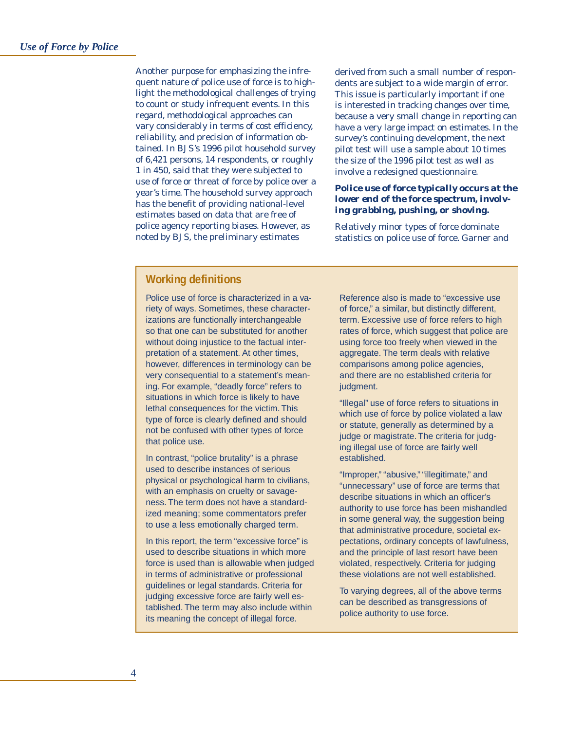Another purpose for emphasizing the infrequent nature of police use of force is to highlight the methodological challenges of trying to count or study infrequent events. In this regard, methodological approaches can vary considerably in terms of cost efficiency, reliability, and precision of information obtained. In BJS's 1996 pilot household survey of 6,421 persons, 14 respondents, or roughly 1 in 450, said that they were subjected to use of force or threat of force by police over a year's time. The household survey approach has the benefit of providing national-level estimates based on data that are free of police agency reporting biases. However, as noted by BJS, the preliminary estimates derived from such a small number of respondents are subject to a wide margin of error. This issue is particularly important if one is interested in tracking changes over time, because a very small change in reporting can have a very large impact on estimates. In the survey's continuing development, the next pilot test will use a sample about 10 times the size of the 1996 pilot test as well as involve a redesigned questionnaire.

**Police use of force typically occurs at the lower end of the force spectrum, involving grabbing, pushing, or shoving.**

Relatively minor types of force dominate statistics on police use of force. Garner and

## Working definitions

Police use of force is characterized in a variety of ways. Sometimes, these characterizations are functionally interchangeable so that one can be substituted for another without doing injustice to the factual interpretation of a statement. At other times, however, differences in terminology can be very consequential to a statement's meaning. For example, "deadly force" refers to situations in which force is likely to have lethal consequences for the victim. This type of force is clearly defined and should not be confused with other types of force that police use.

In contrast, "police brutality" is a phrase used to describe instances of serious physical or psychological harm to civilians, with an emphasis on cruelty or savageness. The term does not have a standardized meaning; some commentators prefer to use a less emotionally charged term.

In this report, the term "excessive force" is used to describe situations in which more force is used than is allowable when judged in terms of administrative or professional guidelines or legal standards. Criteria for judging excessive force are fairly well established. The term may also include within its meaning the concept of illegal force.

Reference also is made to "excessive use of force," a similar, but distinctly different, term. Excessive use of force refers to high rates of force, which suggest that police are using force too freely when viewed in the aggregate. The term deals with relative comparisons among police agencies, and there are no established criteria for judgment.

"Illegal" use of force refers to situations in which use of force by police violated a law or statute, generally as determined by a judge or magistrate. The criteria for judging illegal use of force are fairly well established.

"Improper," "abusive," "illegitimate," and "unnecessary" use of force are terms that describe situations in which an officer's authority to use force has been mishandled in some general way, the suggestion being that administrative procedure, societal expectations, ordinary concepts of lawfulness, and the principle of last resort have been violated, respectively. Criteria for judging these violations are not well established.

To varying degrees, all of the above terms can be described as transgressions of police authority to use force.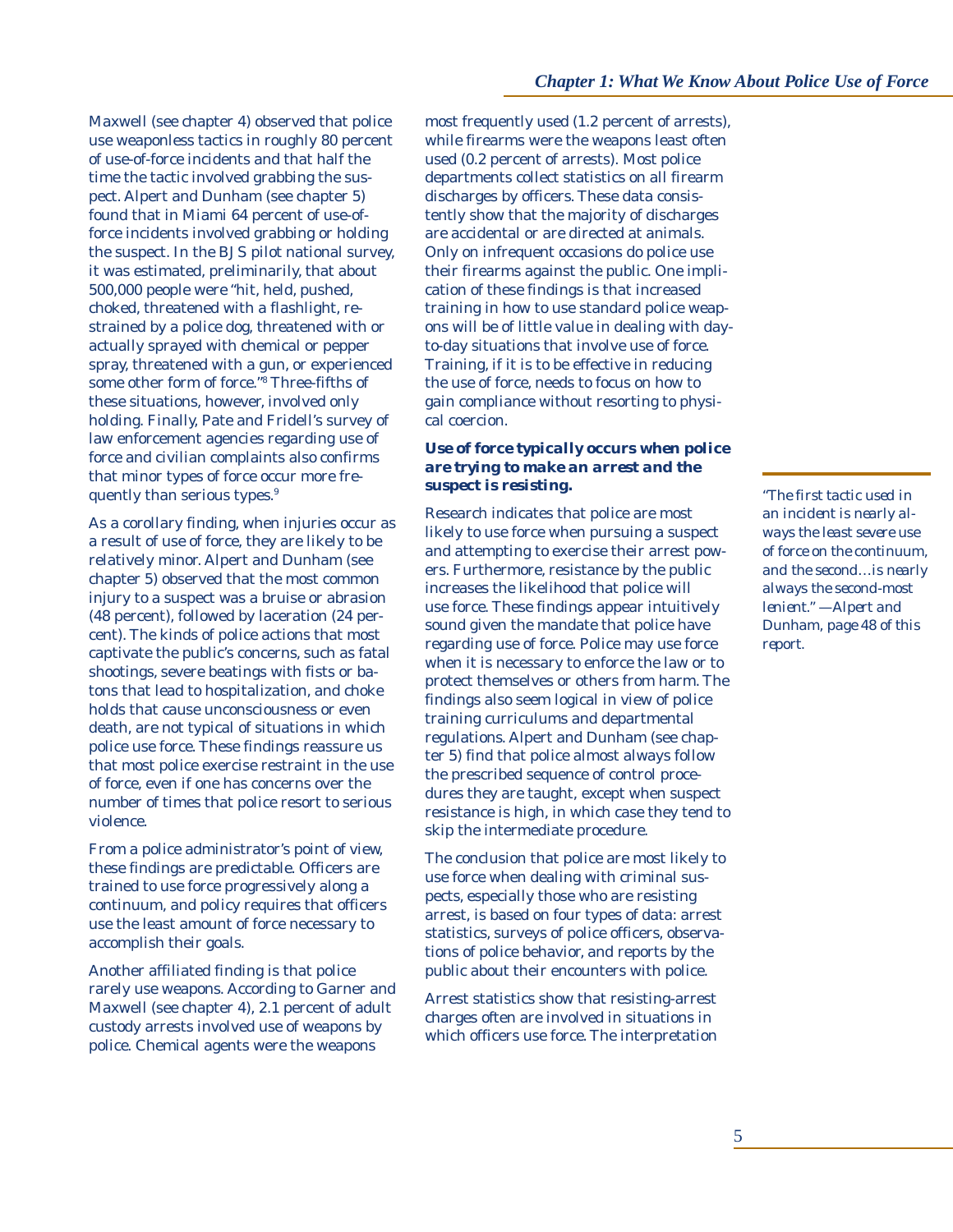Maxwell (see chapter 4) observed that police use weaponless tactics in roughly 80 percent of use-of-force incidents and that half the time the tactic involved grabbing the suspect. Alpert and Dunham (see chapter 5) found that in Miami 64 percent of use-of-force incidents involved grabbing or holding the suspect. In the BJS pilot national survey, it was estimated, preliminarily, that about 500,000 people were "hit, held, pushed, choked, threatened with a flashlight, restrained by a police dog, threatened with or actually sprayed with chemical or pepper spray, threatened with a gun, or experienced some other form of force."[8] Three-fifths of these situations, however, involved only holding. Finally, Pate and Fridell's survey of law enforcement agencies regarding use of force and civilian complaints also confirms that minor types of force occur more frequently than serious types.[9]

As a corollary finding, when injuries occur as a result of use of force, they are likely to be relatively minor. Alpert and Dunham (see chapter 5) observed that the most common injury to a suspect was a bruise or abrasion (48 percent), followed by laceration (24 percent). The kinds of police actions that most captivate the public's concerns, such as fatal shootings, severe beatings with fists or batons that lead to hospitalization, and choke holds that cause unconsciousness or even death, are not typical of situations in which police use force. These findings reassure us that most police exercise restraint in the use of force, even if one has concerns over the number of times that police resort to serious violence.

From a police administrator's point of view, these findings are predictable. Officers are trained to use force progressively along a continuum, and policy requires that officers use the least amount of force necessary to accomplish their goals.

Another affiliated finding is that police rarely use weapons. According to Garner and Maxwell (see chapter 4), 2.1 percent of adult custody arrests involved use of weapons by police. Chemical agents were the weapons most frequently used (1.2 percent of arrests), while firearms were the weapons least often used (0.2 percent of arrests). Most police departments collect statistics on all firearm discharges by officers. These data consistently show that the majority of discharges are accidental or are directed at animals. Only on infrequent occasions do police use their firearms against the public. One implication of these findings is that increased training in how to use standard police weapons will be of little value in dealing with day-to-day situations that involve use of force. Training, if it is to be effective in reducing the use of force, needs to focus on how to gain compliance without resorting to physical coercion.

### *Use of force typically occurs when police are trying to make an arrest and the suspect is resisting.*

Research indicates that police are most likely to use force when pursuing a suspect and attempting to exercise their arrest powers. Furthermore, resistance by the public increases the likelihood that police will use force. These findings appear intuitively sound given the mandate that police have regarding use of force. Police may use force when it is necessary to enforce the law or to protect themselves or others from harm. The findings also seem logical in view of police training curriculums and departmental regulations. Alpert and Dunham (see chapter 5) find that police almost always follow the prescribed sequence of control procedures they are taught, except when suspect resistance is high, in which case they tend to skip the intermediate procedure.

*"The first tactic used in an incident is nearly always the least severe use of force on the continuum, and the second…is nearly always the second-most lenient." —Alpert and Dunham, page 48 of this report.*

The conclusion that police are most likely to use force when dealing with criminal suspects, especially those who are resisting arrest, is based on four types of data: arrest statistics, surveys of police officers, observations of police behavior, and reports by the public about their encounters with police.

Arrest statistics show that resisting-arrest charges often are involved in situations in which officers use force. The interpretation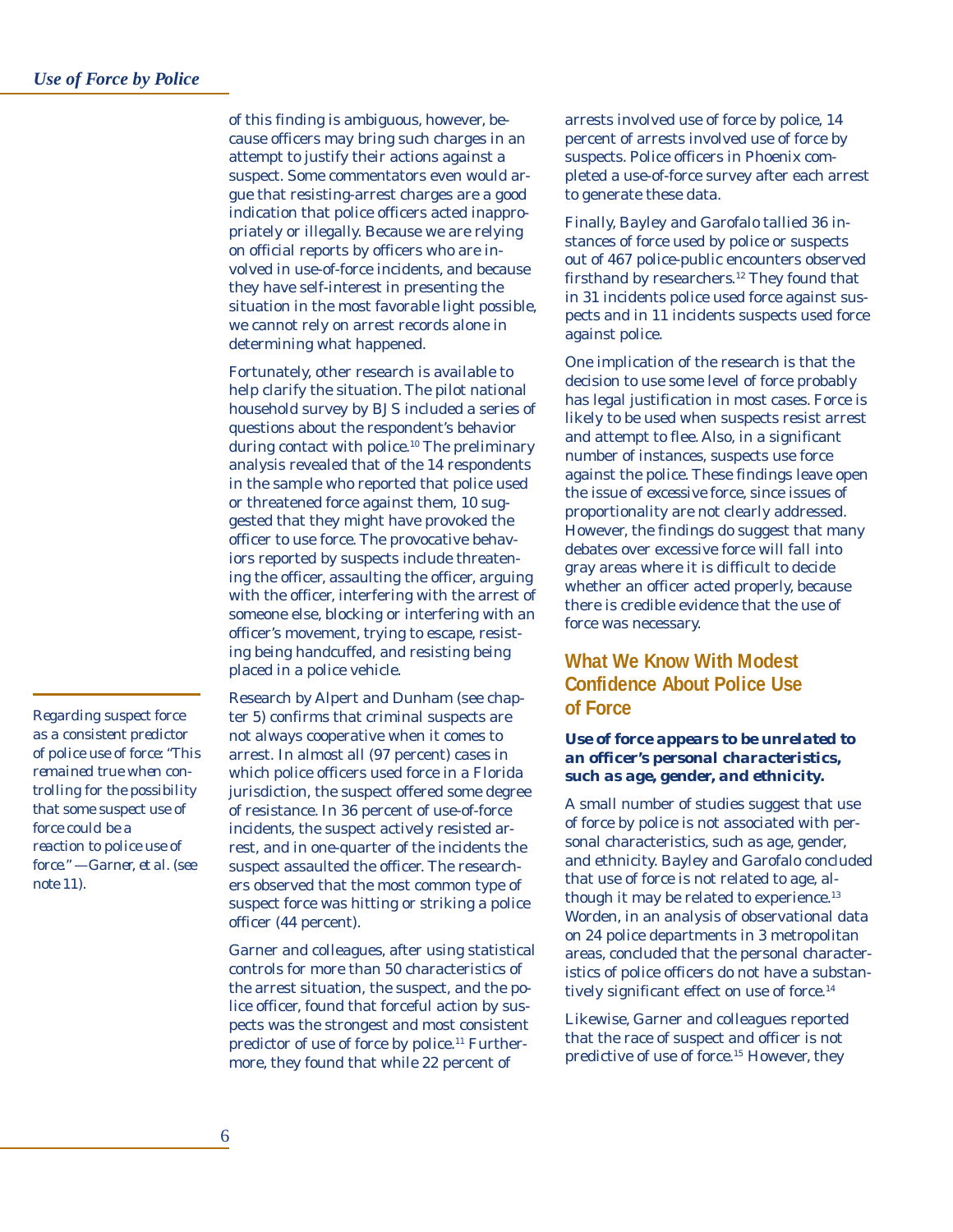of this finding is ambiguous, however, because officers may bring such charges in an attempt to justify their actions against a suspect. Some commentators even would argue that resisting-arrest charges are a good indication that police officers acted inappropriately or illegally. Because we are relying on official reports by officers who are involved in use-of-force incidents, and because they have self-interest in presenting the situation in the most favorable light possible, we cannot rely on arrest records alone in determining what happened.

Fortunately, other research is available to help clarify the situation. The pilot national household survey by BJS included a series of questions about the respondent's behavior during contact with police.[10] The preliminary analysis revealed that of the 14 respondents in the sample who reported that police used or threatened force against them, 10 suggested that they might have provoked the officer to use force. The provocative behaviors reported by suspects include threatening the officer, assaulting the officer, arguing with the officer, interfering with the arrest of someone else, blocking or interfering with an officer's movement, trying to escape, resisting being handcuffed, and resisting being placed in a police vehicle.

*Regarding suspect force as a consistent predictor of police use of force: "This remained true when controlling for the possibility that some suspect use of force could be a reaction to police use of force." —Garner, et al. (see note 11).*

Research by Alpert and Dunham (see chapter 5) confirms that criminal suspects are not always cooperative when it comes to arrest. In almost all (97 percent) cases in which police officers used force in a Florida jurisdiction, the suspect offered some degree of resistance. In 36 percent of use-of-force incidents, the suspect actively resisted arrest, and in one-quarter of the incidents the suspect assaulted the officer. The researchers observed that the most common type of suspect force was hitting or striking a police officer (44 percent).

Garner and colleagues, after using statistical controls for more than 50 characteristics of the arrest situation, the suspect, and the police officer, found that forceful action by suspects was the strongest and most consistent predictor of use of force by police.[11] Furthermore, they found that while 22 percent of arrests involved use of force by police, 14 percent of arrests involved use of force by suspects. Police officers in Phoenix completed a use-of-force survey after each arrest to generate these data.

Finally, Bayley and Garofalo tallied 36 instances of force used by police or suspects out of 467 police-public encounters observed firsthand by researchers.[12] They found that in 31 incidents police used force against suspects and in 11 incidents suspects used force against police.

One implication of the research is that the decision to use some level of force probably has legal justification in most cases. Force is likely to be used when suspects resist arrest and attempt to flee. Also, in a significant number of instances, suspects use force against the police. These findings leave open the issue of excessive force, since issues of proportionality are not clearly addressed. However, the findings do suggest that many debates over excessive force will fall into gray areas where it is difficult to decide whether an officer acted properly, because there is credible evidence that the use of force was necessary.

## What We Know With Modest Confidence About Police Use of Force

***Use of force appears to be unrelated to an officer's personal characteristics, such as age, gender, and ethnicity.***

A small number of studies suggest that use of force by police is not associated with personal characteristics, such as age, gender, and ethnicity. Bayley and Garofalo concluded that use of force is not related to age, although it may be related to experience.[13] Worden, in an analysis of observational data on 24 police departments in 3 metropolitan areas, concluded that the personal characteristics of police officers do not have a substantively significant effect on use of force.[14]

Likewise, Garner and colleagues reported that the race of suspect and officer is not predictive of use of force.[15] However, they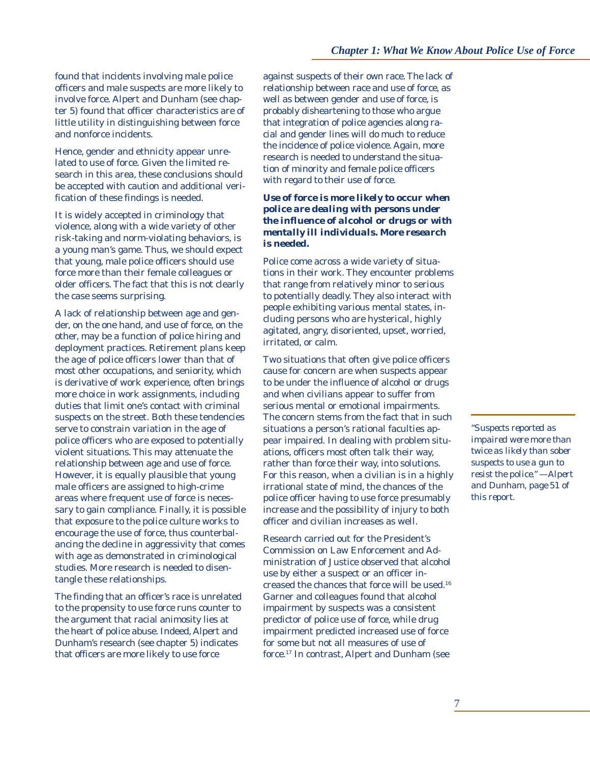found that incidents involving male police officers and male suspects are more likely to involve force. Alpert and Dunham (see chapter 5) found that officer characteristics are of little utility in distinguishing between force and nonforce incidents.

Hence, gender and ethnicity appear unrelated to use of force. Given the limited research in this area, these conclusions should be accepted with caution and additional verification of these findings is needed.

It is widely accepted in criminology that violence, along with a wide variety of other risk-taking and norm-violating behaviors, is a young man's game. Thus, we should expect that young, male police officers should use force more than their female colleagues or older officers. The fact that this is not clearly the case seems surprising.

A lack of relationship between age and gender, on the one hand, and use of force, on the other, may be a function of police hiring and deployment practices. Retirement plans keep the age of police officers lower than that of most other occupations, and seniority, which is derivative of work experience, often brings more choice in work assignments, including duties that limit one's contact with criminal suspects on the street. Both these tendencies serve to constrain variation in the age of police officers who are exposed to potentially violent situations. This may attenuate the relationship between age and use of force. However, it is equally plausible that young male officers are assigned to high-crime areas where frequent use of force is necessary to gain compliance. Finally, it is possible that exposure to the police culture works to encourage the use of force, thus counterbalancing the decline in aggressivity that comes with age as demonstrated in criminological studies. More research is needed to disentangle these relationships.

The finding that an officer's race is unrelated to the propensity to use force runs counter to the argument that racial animosity lies at the heart of police abuse. Indeed, Alpert and Dunham's research (see chapter 5) indicates that officers are more likely to use force against suspects of their own race. The lack of relationship between race and use of force, as well as between gender and use of force, is probably disheartening to those who argue that integration of police agencies along racial and gender lines will do much to reduce the incidence of police violence. Again, more research is needed to understand the situation of minority and female police officers with regard to their use of force.

***Use of force is more likely to occur when police are dealing with persons under the influence of alcohol or drugs or with mentally ill individuals. More research is needed.***

Police come across a wide variety of situations in their work. They encounter problems that range from relatively minor to serious to potentially deadly. They also interact with people exhibiting various mental states, including persons who are hysterical, highly agitated, angry, disoriented, upset, worried, irritated, or calm.

Two situations that often give police officers cause for concern are when suspects appear to be under the influence of alcohol or drugs and when civilians appear to suffer from serious mental or emotional impairments. The concern stems from the fact that in such situations a person's rational faculties appear impaired. In dealing with problem situations, officers most often talk their way, rather than force their way, into solutions. For this reason, when a civilian is in a highly irrational state of mind, the chances of the police officer having to use force presumably increase and the possibility of injury to both officer and civilian increases as well.

*"Suspects reported as impaired were more than twice as likely than sober suspects to use a gun to resist the police." —Alpert and Dunham, page 51 of this report.*

Research carried out for the President's Commission on Law Enforcement and Administration of Justice observed that alcohol use by either a suspect or an officer increased the chances that force will be used.[16] Garner and colleagues found that alcohol impairment by suspects was a consistent predictor of police use of force, while drug impairment predicted increased use of force for some but not all measures of use of force.[17] In contrast, Alpert and Dunham (see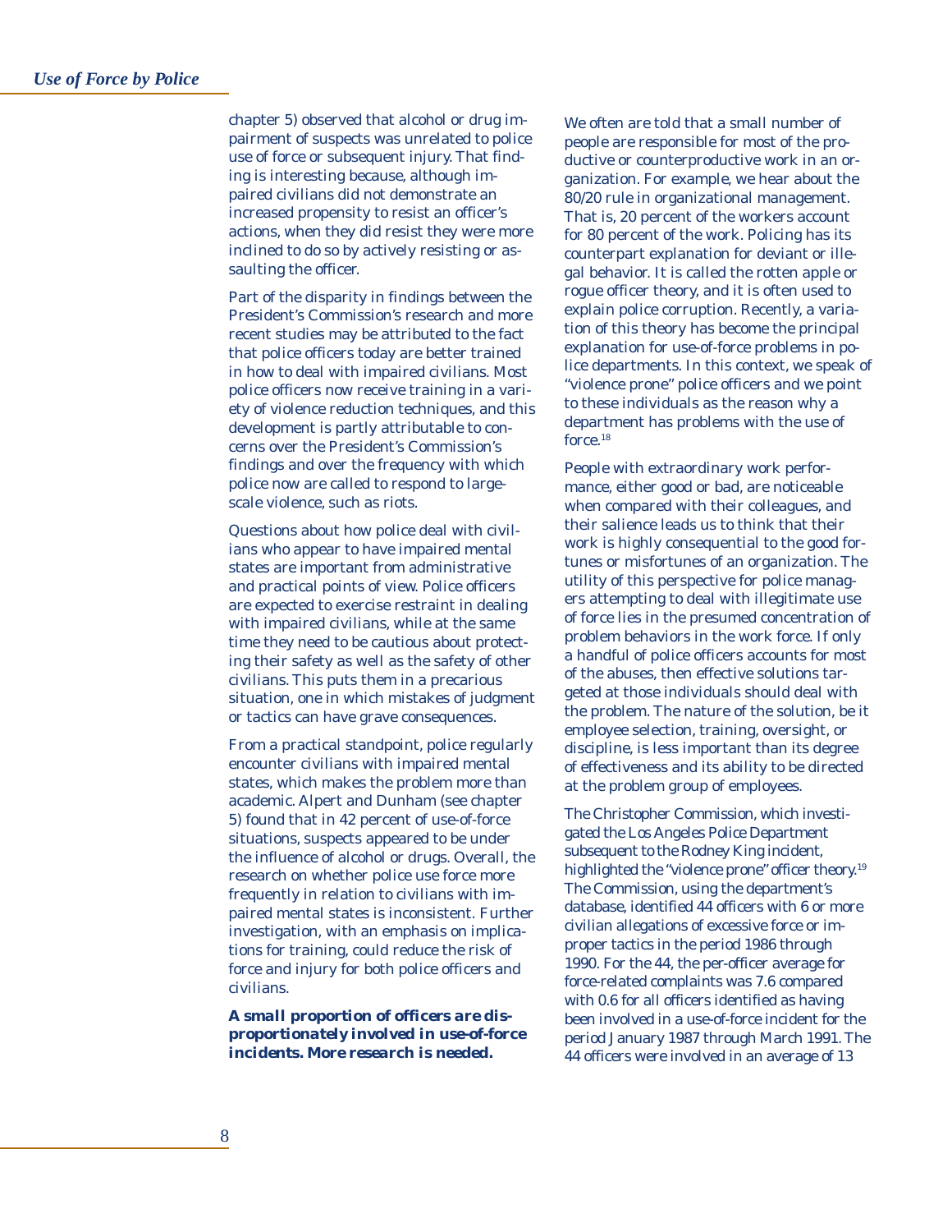chapter 5) observed that alcohol or drug impairment of suspects was unrelated to police use of force or subsequent injury. That finding is interesting because, although impaired civilians did not demonstrate an increased propensity to resist an officer's actions, when they did resist they were more inclined to do so by actively resisting or assaulting the officer.

Part of the disparity in findings between the President's Commission's research and more recent studies may be attributed to the fact that police officers today are better trained in how to deal with impaired civilians. Most police officers now receive training in a variety of violence reduction techniques, and this development is partly attributable to concerns over the President's Commission's findings and over the frequency with which police now are called to respond to large-scale violence, such as riots.

Questions about how police deal with civilians who appear to have impaired mental states are important from administrative and practical points of view. Police officers are expected to exercise restraint in dealing with impaired civilians, while at the same time they need to be cautious about protecting their safety as well as the safety of other civilians. This puts them in a precarious situation, one in which mistakes of judgment or tactics can have grave consequences.

From a practical standpoint, police regularly encounter civilians with impaired mental states, which makes the problem more than academic. Alpert and Dunham (see chapter 5) found that in 42 percent of use-of-force situations, suspects appeared to be under the influence of alcohol or drugs. Overall, the research on whether police use force more frequently in relation to civilians with impaired mental states is inconsistent. Further investigation, with an emphasis on implications for training, could reduce the risk of force and injury for both police officers and civilians.

***A small proportion of officers are disproportionately involved in use-of-force incidents. More research is needed.***

We often are told that a small number of people are responsible for most of the productive or counterproductive work in an organization. For example, we hear about the 80/20 rule in organizational management. That is, 20 percent of the workers account for 80 percent of the work. Policing has its counterpart explanation for deviant or illegal behavior. It is called the rotten apple or rogue officer theory, and it is often used to explain police corruption. Recently, a variation of this theory has become the principal explanation for use-of-force problems in police departments. In this context, we speak of "violence prone" police officers and we point to these individuals as the reason why a department has problems with the use of force.[18]

People with extraordinary work performance, either good or bad, are noticeable when compared with their colleagues, and their salience leads us to think that their work is highly consequential to the good fortunes or misfortunes of an organization. The utility of this perspective for police managers attempting to deal with illegitimate use of force lies in the presumed concentration of problem behaviors in the work force. If only a handful of police officers accounts for most of the abuses, then effective solutions targeted at those individuals should deal with the problem. The nature of the solution, be it employee selection, training, oversight, or discipline, is less important than its degree of effectiveness and its ability to be directed at the problem group of employees.

The Christopher Commission, which investigated the Los Angeles Police Department subsequent to the Rodney King incident, highlighted the "violence prone" officer theory.[19] The Commission, using the department's database, identified 44 officers with 6 or more civilian allegations of excessive force or improper tactics in the period 1986 through 1990. For the 44, the per-officer average for force-related complaints was 7.6 compared with 0.6 for all officers identified as having been involved in a use-of-force incident for the period January 1987 through March 1991. The 44 officers were involved in an average of 13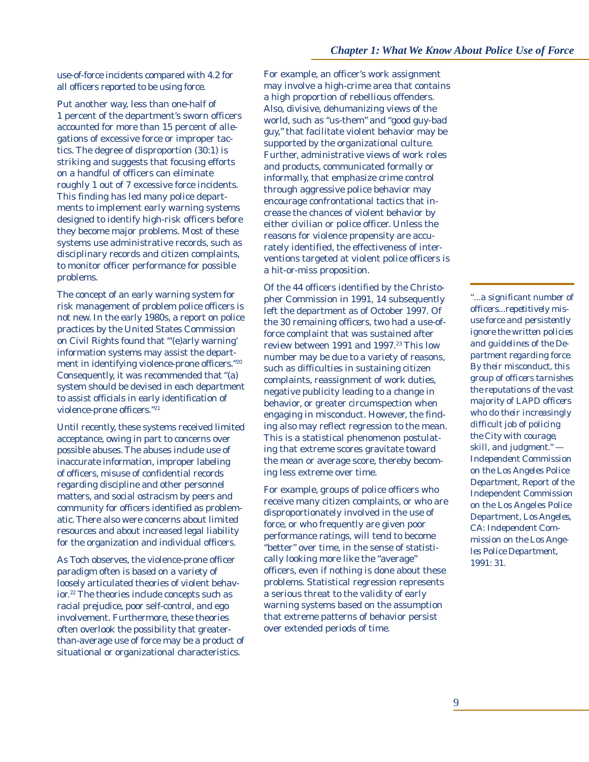use-of-force incidents compared with 4.2 for all officers reported to be using force.

Put another way, less than one-half of 1 percent of the department's sworn officers accounted for more than 15 percent of allegations of excessive force or improper tactics. The degree of disproportion (30:1) is striking and suggests that focusing efforts on a handful of officers can eliminate roughly 1 out of 7 excessive force incidents. This finding has led many police departments to implement early warning systems designed to identify high-risk officers before they become major problems. Most of these systems use administrative records, such as disciplinary records and citizen complaints, to monitor officer performance for possible problems.

The concept of an early warning system for risk management of problem police officers is not new. In the early 1980s, a report on police practices by the United States Commission on Civil Rights found that "'(e)arly warning' information systems may assist the department in identifying violence-prone officers."[20] Consequently, it was recommended that "(a) system should be devised in each department to assist officials in early identification of violence-prone officers."[21]

Until recently, these systems received limited acceptance, owing in part to concerns over possible abuses. The abuses include use of inaccurate information, improper labeling of officers, misuse of confidential records regarding discipline and other personnel matters, and social ostracism by peers and community for officers identified as problematic. There also were concerns about limited resources and about increased legal liability for the organization and individual officers.

As Toch observes, the violence-prone officer paradigm often is based on a variety of loosely articulated theories of violent behavior.[22] The theories include concepts such as racial prejudice, poor self-control, and ego involvement. Furthermore, these theories often overlook the possibility that greater-than-average use of force may be a product of situational or organizational characteristics.

For example, an officer's work assignment may involve a high-crime area that contains a high proportion of rebellious offenders. Also, divisive, dehumanizing views of the world, such as "us-them" and "good guy-bad guy," that facilitate violent behavior may be supported by the organizational culture. Further, administrative views of work roles and products, communicated formally or informally, that emphasize crime control through aggressive police behavior may encourage confrontational tactics that increase the chances of violent behavior by either civilian or police officer. Unless the reasons for violence propensity are accurately identified, the effectiveness of interventions targeted at violent police officers is a hit-or-miss proposition.

Of the 44 officers identified by the Christopher Commission in 1991, 14 subsequently left the department as of October 1997. Of the 30 remaining officers, two had a use-of-force complaint that was sustained after review between 1991 and 1997.[23] This low number may be due to a variety of reasons, such as difficulties in sustaining citizen complaints, reassignment of work duties, negative publicity leading to a change in behavior, or greater circumspection when engaging in misconduct. However, the finding also may reflect regression to the mean. This is a statistical phenomenon postulating that extreme scores gravitate toward the mean or average score, thereby becoming less extreme over time.

For example, groups of police officers who receive many citizen complaints, or who are disproportionately involved in the use of force, or who frequently are given poor performance ratings, will tend to become "better" over time, in the sense of statistically looking more like the "average" officers, even if nothing is done about these problems. Statistical regression represents a serious threat to the validity of early warning systems based on the assumption that extreme patterns of behavior persist over extended periods of time.

*"...a significant number of officers...repetitively misuse force and persistently ignore the written policies and guidelines of the Department regarding force. By their misconduct, this group of officers tarnishes the reputations of the vast majority of LAPD officers who do their increasingly difficult job of policing the City with courage, skill, and judgment."* — Independent Commission on the Los Angeles Police Department, *Report of the Independent Commission on the Los Angeles Police Department*, Los Angeles, CA: Independent Commission on the Los Angeles Police Department, 1991: 31.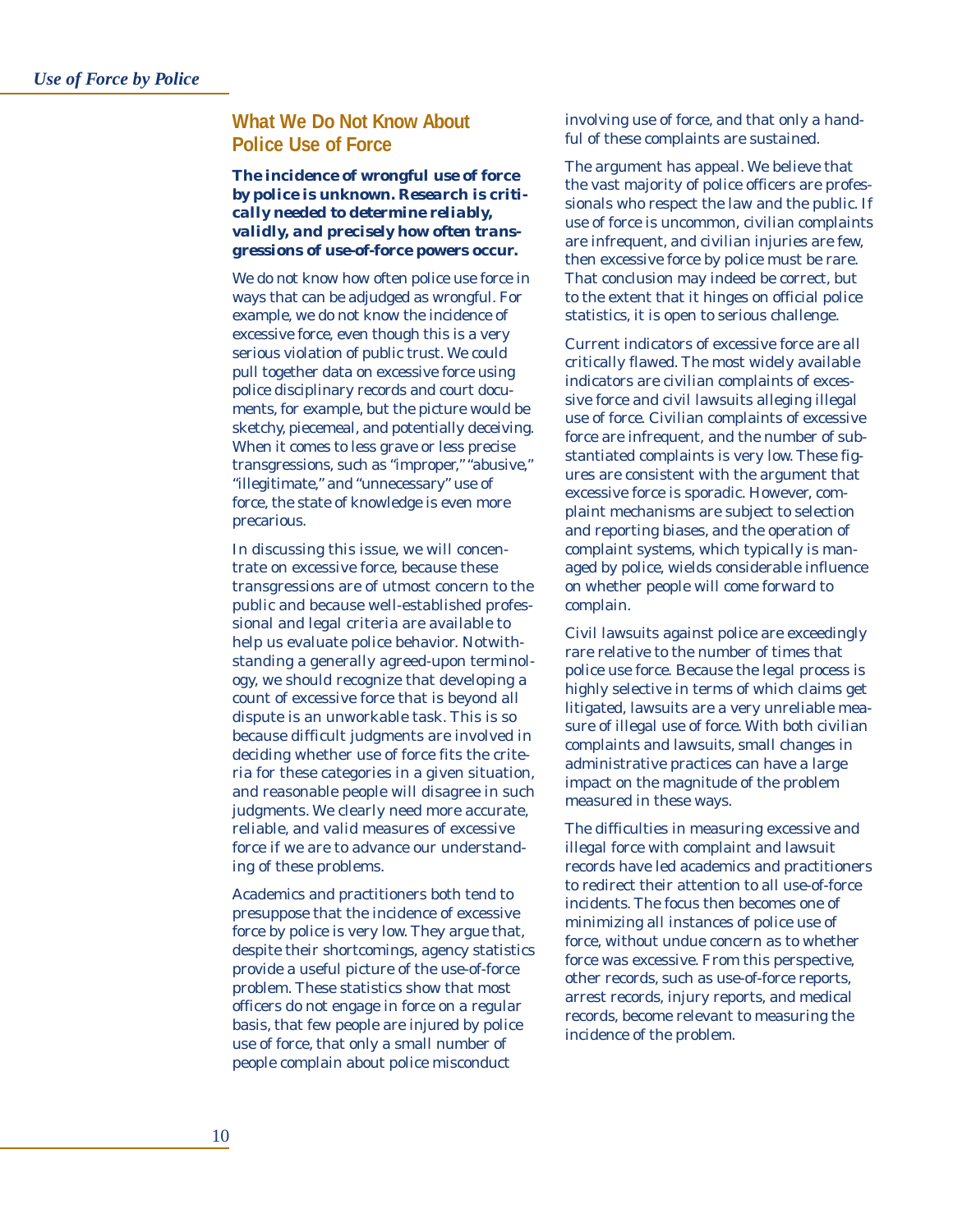## What We Do Not Know About Police Use of Force

***The incidence of wrongful use of force by police is unknown. Research is critically needed to determine reliably, validly, and precisely how often transgressions of use-of-force powers occur.***

We do not know how often police use force in ways that can be adjudged as wrongful. For example, we do not know the incidence of excessive force, even though this is a very serious violation of public trust. We could pull together data on excessive force using police disciplinary records and court documents, for example, but the picture would be sketchy, piecemeal, and potentially deceiving. When it comes to less grave or less precise transgressions, such as "improper," "abusive," "illegitimate," and "unnecessary" use of force, the state of knowledge is even more precarious.

In discussing this issue, we will concentrate on excessive force, because these transgressions are of utmost concern to the public and because well-established professional and legal criteria are available to help us evaluate police behavior. Notwithstanding a generally agreed-upon terminology, we should recognize that developing a count of excessive force that is beyond all dispute is an unworkable task. This is so because difficult judgments are involved in deciding whether use of force fits the criteria for these categories in a given situation, and reasonable people will disagree in such judgments. We clearly need more accurate, reliable, and valid measures of excessive force if we are to advance our understanding of these problems.

Academics and practitioners both tend to presuppose that the incidence of excessive force by police is very low. They argue that, despite their shortcomings, agency statistics provide a useful picture of the use-of-force problem. These statistics show that most officers do not engage in force on a regular basis, that few people are injured by police use of force, that only a small number of people complain about police misconduct involving use of force, and that only a handful of these complaints are sustained.

The argument has appeal. We believe that the vast majority of police officers are professionals who respect the law and the public. If use of force is uncommon, civilian complaints are infrequent, and civilian injuries are few, then excessive force by police must be rare. That conclusion may indeed be correct, but to the extent that it hinges on official police statistics, it is open to serious challenge.

Current indicators of excessive force are all critically flawed. The most widely available indicators are civilian complaints of excessive force and civil lawsuits alleging illegal use of force. Civilian complaints of excessive force are infrequent, and the number of substantiated complaints is very low. These figures are consistent with the argument that excessive force is sporadic. However, complaint mechanisms are subject to selection and reporting biases, and the operation of complaint systems, which typically is managed by police, wields considerable influence on whether people will come forward to complain.

Civil lawsuits against police are exceedingly rare relative to the number of times that police use force. Because the legal process is highly selective in terms of which claims get litigated, lawsuits are a very unreliable measure of illegal use of force. With both civilian complaints and lawsuits, small changes in administrative practices can have a large impact on the magnitude of the problem measured in these ways.

The difficulties in measuring excessive and illegal force with complaint and lawsuit records have led academics and practitioners to redirect their attention to all use-of-force incidents. The focus then becomes one of minimizing all instances of police use of force, without undue concern as to whether force was excessive. From this perspective, other records, such as use-of-force reports, arrest records, injury reports, and medical records, become relevant to measuring the incidence of the problem.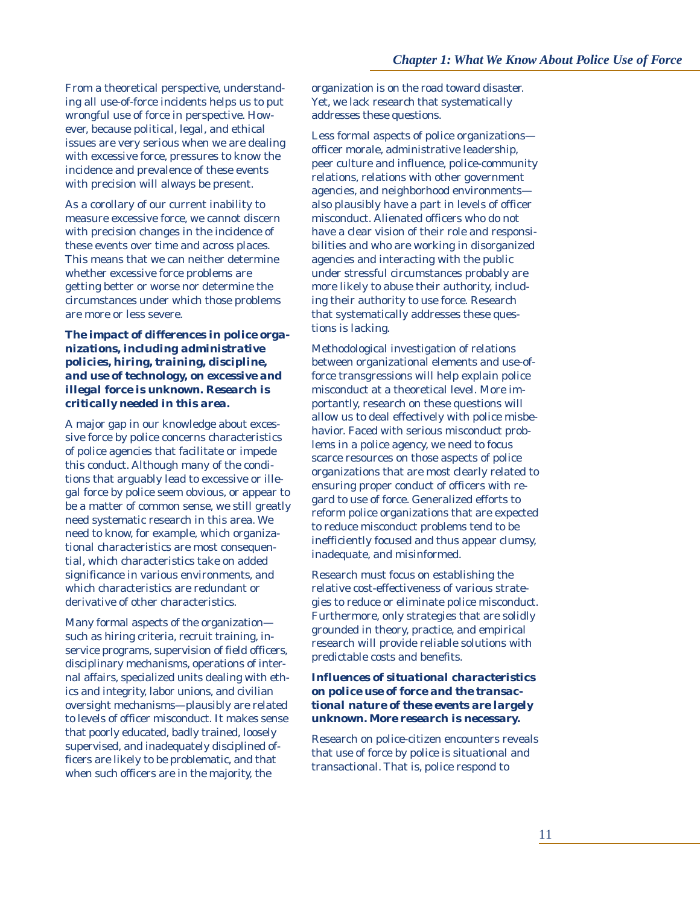From a theoretical perspective, understanding all use-of-force incidents helps us to put wrongful use of force in perspective. However, because political, legal, and ethical issues are very serious when we are dealing with excessive force, pressures to know the incidence and prevalence of these events with precision will always be present.

As a corollary of our current inability to measure excessive force, we cannot discern with precision changes in the incidence of these events over time and across places. This means that we can neither determine whether excessive force problems are getting better or worse nor determine the circumstances under which those problems are more or less severe.

**The impact of differences in police organizations, including administrative policies, hiring, training, discipline, and use of technology, on excessive and illegal force is unknown. Research is critically needed in this area.**

A major gap in our knowledge about excessive force by police concerns characteristics of police agencies that facilitate or impede this conduct. Although many of the conditions that arguably lead to excessive or illegal force by police seem obvious, or appear to be a matter of common sense, we still greatly need systematic research in this area. We need to know, for example, which organizational characteristics are most consequential, which characteristics take on added significance in various environments, and which characteristics are redundant or derivative of other characteristics.

Many formal aspects of the organization—such as hiring criteria, recruit training, in-service programs, supervision of field officers, disciplinary mechanisms, operations of internal affairs, specialized units dealing with ethics and integrity, labor unions, and civilian oversight mechanisms—plausibly are related to levels of officer misconduct. It makes sense that poorly educated, badly trained, loosely supervised, and inadequately disciplined officers are likely to be problematic, and that when such officers are in the majority, the organization is on the road toward disaster. Yet, we lack research that systematically addresses these questions.

Less formal aspects of police organizations—officer morale, administrative leadership, peer culture and influence, police-community relations, relations with other government agencies, and neighborhood environments—also plausibly have a part in levels of officer misconduct. Alienated officers who do not have a clear vision of their role and responsibilities and who are working in disorganized agencies and interacting with the public under stressful circumstances probably are more likely to abuse their authority, including their authority to use force. Research that systematically addresses these questions is lacking.

Methodological investigation of relations between organizational elements and use-of-force transgressions will help explain police misconduct at a theoretical level. More importantly, research on these questions will allow us to deal effectively with police misbehavior. Faced with serious misconduct problems in a police agency, we need to focus scarce resources on those aspects of police organizations that are most clearly related to ensuring proper conduct of officers with regard to use of force. Generalized efforts to reform police organizations that are expected to reduce misconduct problems tend to be inefficiently focused and thus appear clumsy, inadequate, and misinformed.

Research must focus on establishing the relative cost-effectiveness of various strategies to reduce or eliminate police misconduct. Furthermore, only strategies that are solidly grounded in theory, practice, and empirical research will provide reliable solutions with predictable costs and benefits.

**Influences of situational characteristics on police use of force and the transactional nature of these events are largely unknown. More research is necessary.**

Research on police-citizen encounters reveals that use of force by police is situational and transactional. That is, police respond to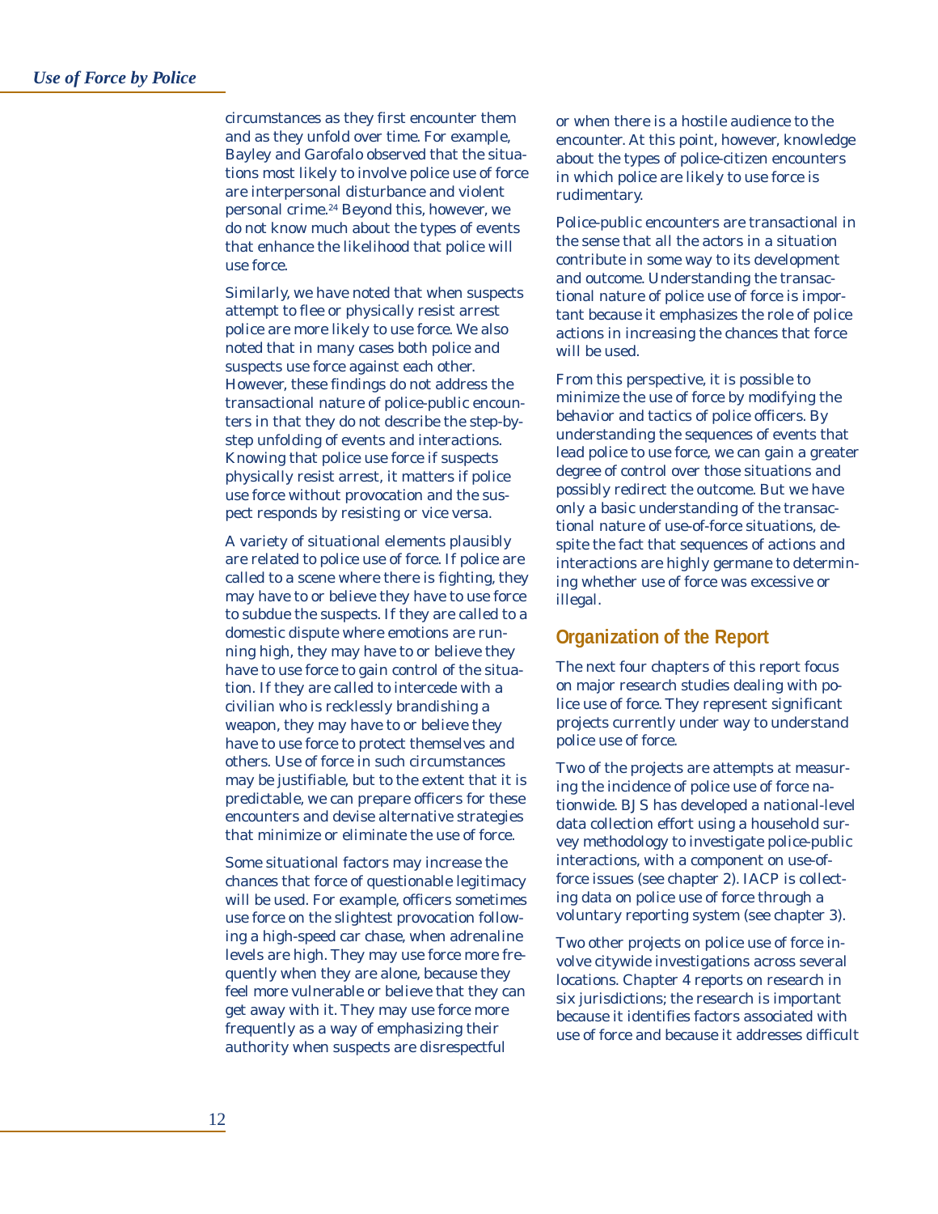circumstances as they first encounter them and as they unfold over time. For example, Bayley and Garofalo observed that the situations most likely to involve police use of force are interpersonal disturbance and violent personal crime.[24] Beyond this, however, we do not know much about the types of events that enhance the likelihood that police will use force.

Similarly, we have noted that when suspects attempt to flee or physically resist arrest police are more likely to use force. We also noted that in many cases both police and suspects use force against each other. However, these findings do not address the transactional nature of police-public encounters in that they do not describe the step-by-step unfolding of events and interactions. Knowing that police use force if suspects physically resist arrest, it matters if police use force without provocation and the suspect responds by resisting or vice versa.

A variety of situational elements plausibly are related to police use of force. If police are called to a scene where there is fighting, they may have to or believe they have to use force to subdue the suspects. If they are called to a domestic dispute where emotions are running high, they may have to or believe they have to use force to gain control of the situation. If they are called to intercede with a civilian who is recklessly brandishing a weapon, they may have to or believe they have to use force to protect themselves and others. Use of force in such circumstances may be justifiable, but to the extent that it is predictable, we can prepare officers for these encounters and devise alternative strategies that minimize or eliminate the use of force.

Some situational factors may increase the chances that force of questionable legitimacy will be used. For example, officers sometimes use force on the slightest provocation following a high-speed car chase, when adrenaline levels are high. They may use force more frequently when they are alone, because they feel more vulnerable or believe that they can get away with it. They may use force more frequently as a way of emphasizing their authority when suspects are disrespectful or when there is a hostile audience to the encounter. At this point, however, knowledge about the types of police-citizen encounters in which police are likely to use force is rudimentary.

Police-public encounters are transactional in the sense that all the actors in a situation contribute in some way to its development and outcome. Understanding the transactional nature of police use of force is important because it emphasizes the role of police actions in increasing the chances that force will be used.

From this perspective, it is possible to minimize the use of force by modifying the behavior and tactics of police officers. By understanding the sequences of events that lead police to use force, we can gain a greater degree of control over those situations and possibly redirect the outcome. But we have only a basic understanding of the transactional nature of use-of-force situations, despite the fact that sequences of actions and interactions are highly germane to determining whether use of force was excessive or illegal.

## Organization of the Report

The next four chapters of this report focus on major research studies dealing with police use of force. They represent significant projects currently under way to understand police use of force.

Two of the projects are attempts at measuring the incidence of police use of force nationwide. BJS has developed a national-level data collection effort using a household survey methodology to investigate police-public interactions, with a component on use-of-force issues (see chapter 2). IACP is collecting data on police use of force through a voluntary reporting system (see chapter 3).

Two other projects on police use of force involve citywide investigations across several locations. Chapter 4 reports on research in six jurisdictions; the research is important because it identifies factors associated with use of force and because it addresses difficult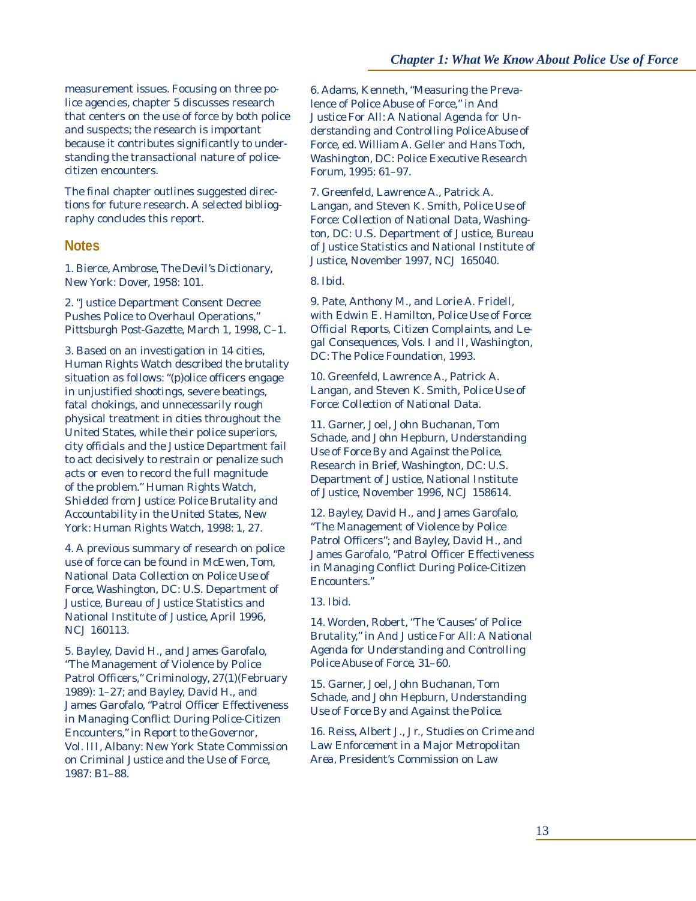measurement issues. Focusing on three police agencies, chapter 5 discusses research that centers on the use of force by both police and suspects; the research is important because it contributes significantly to understanding the transactional nature of police-citizen encounters.

The final chapter outlines suggested directions for future research. A selected bibliography concludes this report.

## Notes

1. Bierce, Ambrose, *The Devil's Dictionary*, New York: Dover, 1958: 101.

2. "Justice Department Consent Decree Pushes Police to Overhaul Operations," *Pittsburgh Post-Gazette*, March 1, 1998, C–1.

3. Based on an investigation in 14 cities, Human Rights Watch described the brutality situation as follows: "(p)olice officers engage in unjustified shootings, severe beatings, fatal chokings, and unnecessarily rough physical treatment in cities throughout the United States, while their police superiors, city officials and the Justice Department fail to act decisively to restrain or penalize such acts or even to record the full magnitude of the problem." Human Rights Watch, *Shielded from Justice: Police Brutality and Accountability in the United States*, New York: Human Rights Watch, 1998: 1, 27.

4. A previous summary of research on police use of force can be found in McEwen, Tom, *National Data Collection on Police Use of Force*, Washington, DC: U.S. Department of Justice, Bureau of Justice Statistics and National Institute of Justice, April 1996, NCJ 160113.

5. Bayley, David H., and James Garofalo, "The Management of Violence by Police Patrol Officers," *Criminology*, 27(1)(February 1989): 1–27; and Bayley, David H., and James Garofalo, "Patrol Officer Effectiveness in Managing Conflict During Police-Citizen Encounters," in *Report to the Governor*, Vol. III, Albany: New York State Commission on Criminal Justice and the Use of Force, 1987: B1–88.

6. Adams, Kenneth, "Measuring the Prevalence of Police Abuse of Force," in *And Justice For All: A National Agenda for Understanding and Controlling Police Abuse of Force*, ed. William A. Geller and Hans Toch, Washington, DC: Police Executive Research Forum, 1995: 61–97.

7. Greenfeld, Lawrence A., Patrick A. Langan, and Steven K. Smith, *Police Use of Force: Collection of National Data*, Washington, DC: U.S. Department of Justice, Bureau of Justice Statistics and National Institute of Justice, November 1997, NCJ 165040.

8. Ibid.

9. Pate, Anthony M., and Lorie A. Fridell, with Edwin E. Hamilton, *Police Use of Force: Official Reports, Citizen Complaints, and Legal Consequences*, Vols. I and II, Washington, DC: The Police Foundation, 1993.

10. Greenfeld, Lawrence A., Patrick A. Langan, and Steven K. Smith, *Police Use of Force: Collection of National Data*.

11. Garner, Joel, John Buchanan, Tom Schade, and John Hepburn, *Understanding Use of Force By and Against the Police*, Research in Brief, Washington, DC: U.S. Department of Justice, National Institute of Justice, November 1996, NCJ 158614.

12. Bayley, David H., and James Garofalo, "The Management of Violence by Police Patrol Officers"; and Bayley, David H., and James Garofalo, "Patrol Officer Effectiveness in Managing Conflict During Police-Citizen Encounters."

13. Ibid.

14. Worden, Robert, "The 'Causes' of Police Brutality," in *And Justice For All: A National Agenda for Understanding and Controlling Police Abuse of Force*, 31–60.

15. Garner, Joel, John Buchanan, Tom Schade, and John Hepburn, *Understanding Use of Force By and Against the Police*.

16. Reiss, Albert J., Jr., *Studies on Crime and Law Enforcement in a Major Metropolitan Area*, President's Commission on Law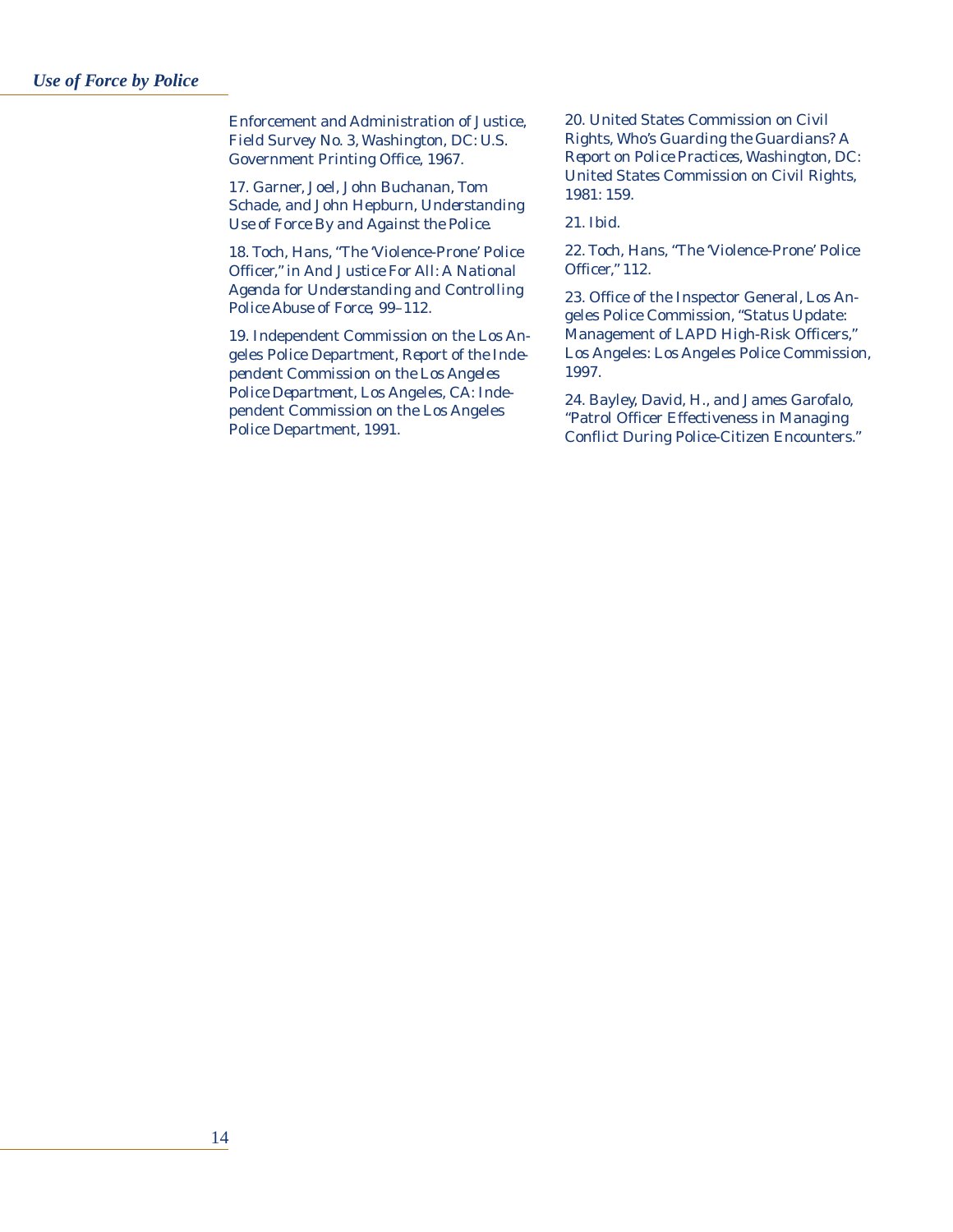Enforcement and Administration of Justice, Field Survey No. 3, Washington, DC: U.S. Government Printing Office, 1967.

17. Garner, Joel, John Buchanan, Tom Schade, and John Hepburn, *Understanding Use of Force By and Against the Police.*

18. Toch, Hans, "The 'Violence-Prone' Police Officer," in *And Justice For All: A National Agenda for Understanding and Controlling Police Abuse of Force,* 99–112.

19. Independent Commission on the Los Angeles Police Department, *Report of the Independent Commission on the Los Angeles Police Department,* Los Angeles, CA: Independent Commission on the Los Angeles Police Department, 1991.

20. United States Commission on Civil Rights, *Who's Guarding the Guardians? A Report on Police Practices,* Washington, DC: United States Commission on Civil Rights, 1981: 159.

21. Ibid.

22. Toch, Hans, "The 'Violence-Prone' Police Officer," 112.

23. Office of the Inspector General, Los Angeles Police Commission, "Status Update: Management of LAPD High-Risk Officers," Los Angeles: Los Angeles Police Commission, 1997.

24. Bayley, David, H., and James Garofalo, "Patrol Officer Effectiveness in Managing Conflict During Police-Citizen Encounters."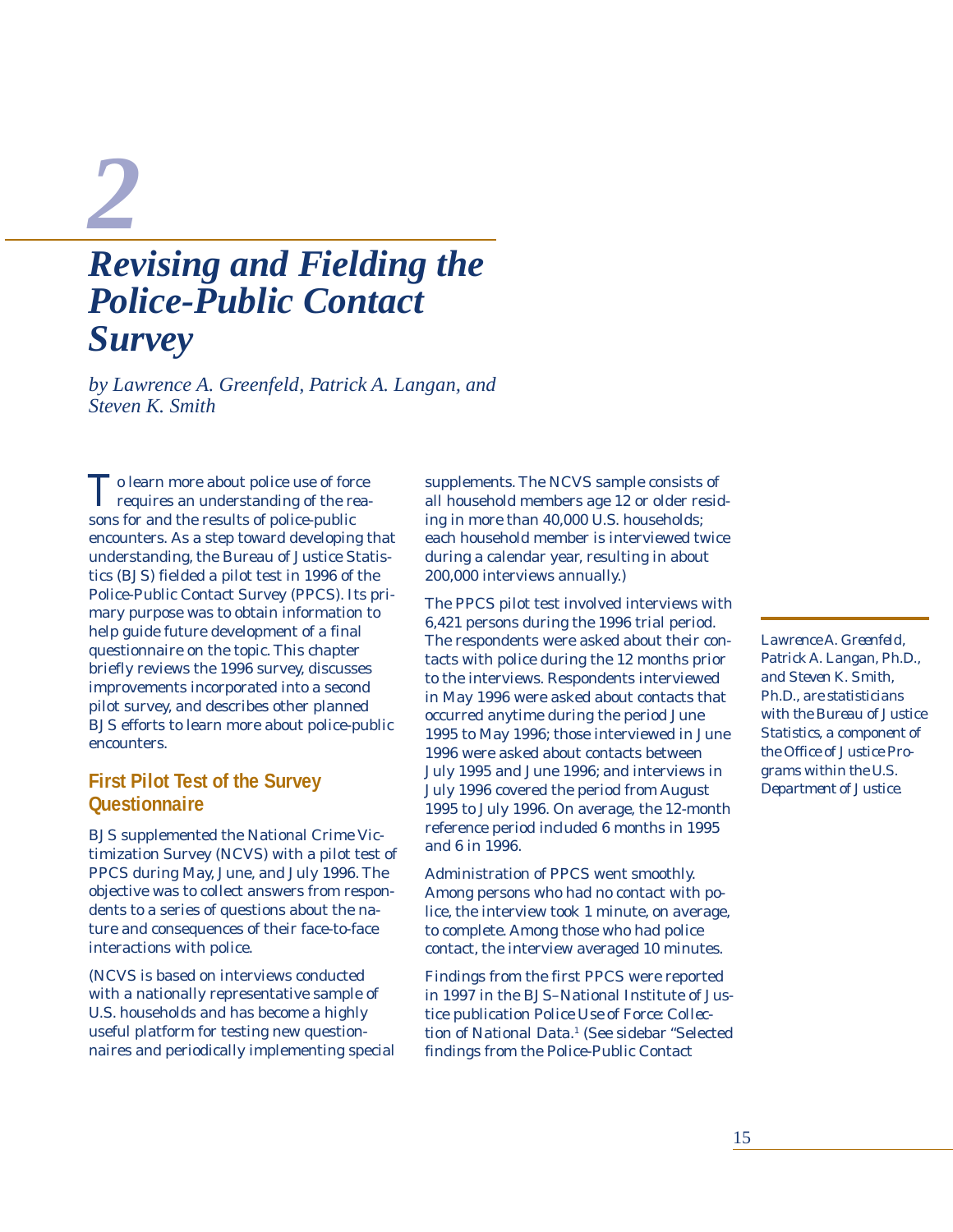# 2

# Revising and Fielding the Police-Public Contact Survey

*by Lawrence A. Greenfeld, Patrick A. Langan, and Steven K. Smith*

To learn more about police use of force requires an understanding of the reasons for and the results of police-public encounters. As a step toward developing that understanding, the Bureau of Justice Statistics (BJS) fielded a pilot test in 1996 of the Police-Public Contact Survey (PPCS). Its primary purpose was to obtain information to help guide future development of a final questionnaire on the topic. This chapter briefly reviews the 1996 survey, discusses improvements incorporated into a second pilot survey, and describes other planned BJS efforts to learn more about police-public encounters.

## First Pilot Test of the Survey Questionnaire

BJS supplemented the National Crime Victimization Survey (NCVS) with a pilot test of PPCS during May, June, and July 1996. The objective was to collect answers from respondents to a series of questions about the nature and consequences of their face-to-face interactions with police.

(NCVS is based on interviews conducted with a nationally representative sample of U.S. households and has become a highly useful platform for testing new questionnaires and periodically implementing special supplements. The NCVS sample consists of all household members age 12 or older residing in more than 40,000 U.S. households; each household member is interviewed twice during a calendar year, resulting in about 200,000 interviews annually.)

The PPCS pilot test involved interviews with 6,421 persons during the 1996 trial period. The respondents were asked about their contacts with police during the 12 months prior to the interviews. Respondents interviewed in May 1996 were asked about contacts that occurred anytime during the period June 1995 to May 1996; those interviewed in June 1996 were asked about contacts between July 1995 and June 1996; and interviews in July 1996 covered the period from August 1995 to July 1996. On average, the 12-month reference period included 6 months in 1995 and 6 in 1996.

Administration of PPCS went smoothly. Among persons who had no contact with police, the interview took 1 minute, on average, to complete. Among those who had police contact, the interview averaged 10 minutes.

Findings from the first PPCS were reported in 1997 in the BJS–National Institute of Justice publication *Police Use of Force: Collection of National Data*.[1] (See sidebar "Selected findings from the Police-Public Contact

*Lawrence A. Greenfeld, Patrick A. Langan, Ph.D., and Steven K. Smith, Ph.D., are statisticians with the Bureau of Justice Statistics, a component of the Office of Justice Programs within the U.S. Department of Justice.*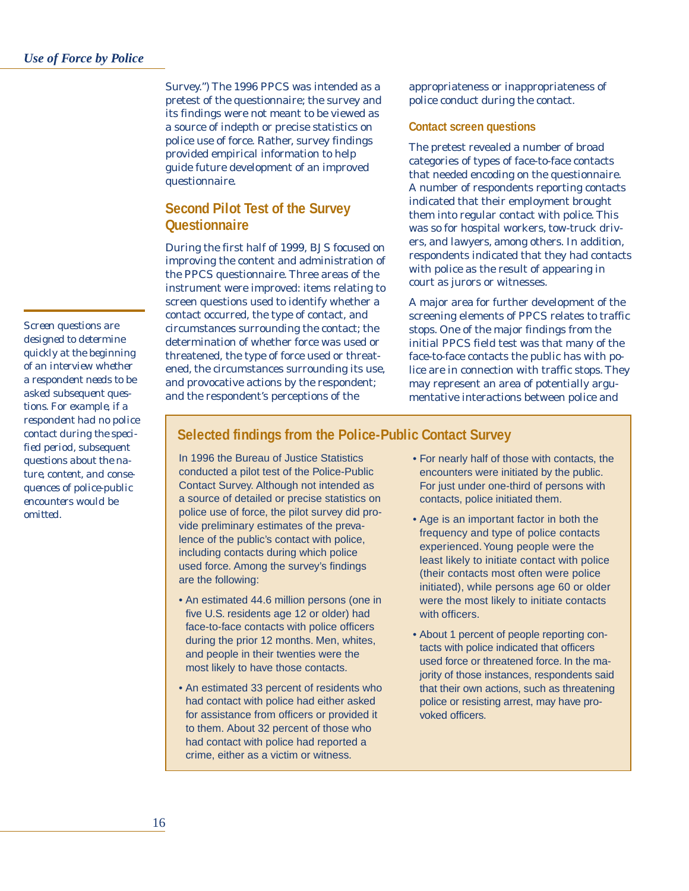Survey.") The 1996 PPCS was intended as a pretest of the questionnaire; the survey and its findings were not meant to be viewed as a source of indepth or precise statistics on police use of force. Rather, survey findings provided empirical information to help guide future development of an improved questionnaire.

## Second Pilot Test of the Survey Questionnaire

During the first half of 1999, BJS focused on improving the content and administration of the PPCS questionnaire. Three areas of the instrument were improved: items relating to screen questions used to identify whether a contact occurred, the type of contact, and circumstances surrounding the contact; the determination of whether force was used or threatened, the type of force used or threatened, the circumstances surrounding its use, and provocative actions by the respondent; and the respondent's perceptions of the appropriateness or inappropriateness of police conduct during the contact.

*Screen questions are designed to determine quickly at the beginning of an interview whether a respondent needs to be asked subsequent questions. For example, if a respondent had no police contact during the specified period, subsequent questions about the nature, content, and consequences of police-public encounters would be omitted.*

### Contact screen questions

The pretest revealed a number of broad categories of types of face-to-face contacts that needed encoding on the questionnaire. A number of respondents reporting contacts indicated that their employment brought them into regular contact with police. This was so for hospital workers, tow-truck drivers, and lawyers, among others. In addition, respondents indicated that they had contacts with police as the result of appearing in court as jurors or witnesses.

A major area for further development of the screening elements of PPCS relates to traffic stops. One of the major findings from the initial PPCS field test was that many of the face-to-face contacts the public has with police are in connection with traffic stops. They may represent an area of potentially argumentative interactions between police and

### Selected findings from the Police-Public Contact Survey

In 1996 the Bureau of Justice Statistics conducted a pilot test of the Police-Public Contact Survey. Although not intended as a source of detailed or precise statistics on police use of force, the pilot survey did provide preliminary estimates of the prevalence of the public's contact with police, including contacts during which police used force. Among the survey's findings are the following:

- An estimated 44.6 million persons (one in five U.S. residents age 12 or older) had face-to-face contacts with police officers during the prior 12 months. Men, whites, and people in their twenties were the most likely to have those contacts.
- An estimated 33 percent of residents who had contact with police had either asked for assistance from officers or provided it to them. About 32 percent of those who had contact with police had reported a crime, either as a victim or witness.
- For nearly half of those with contacts, the encounters were initiated by the public. For just under one-third of persons with contacts, police initiated them.
- Age is an important factor in both the frequency and type of police contacts experienced. Young people were the least likely to initiate contact with police (their contacts most often were police initiated), while persons age 60 or older were the most likely to initiate contacts with officers.
- About 1 percent of people reporting contacts with police indicated that officers used force or threatened force. In the majority of those instances, respondents said that their own actions, such as threatening police or resisting arrest, may have provoked officers.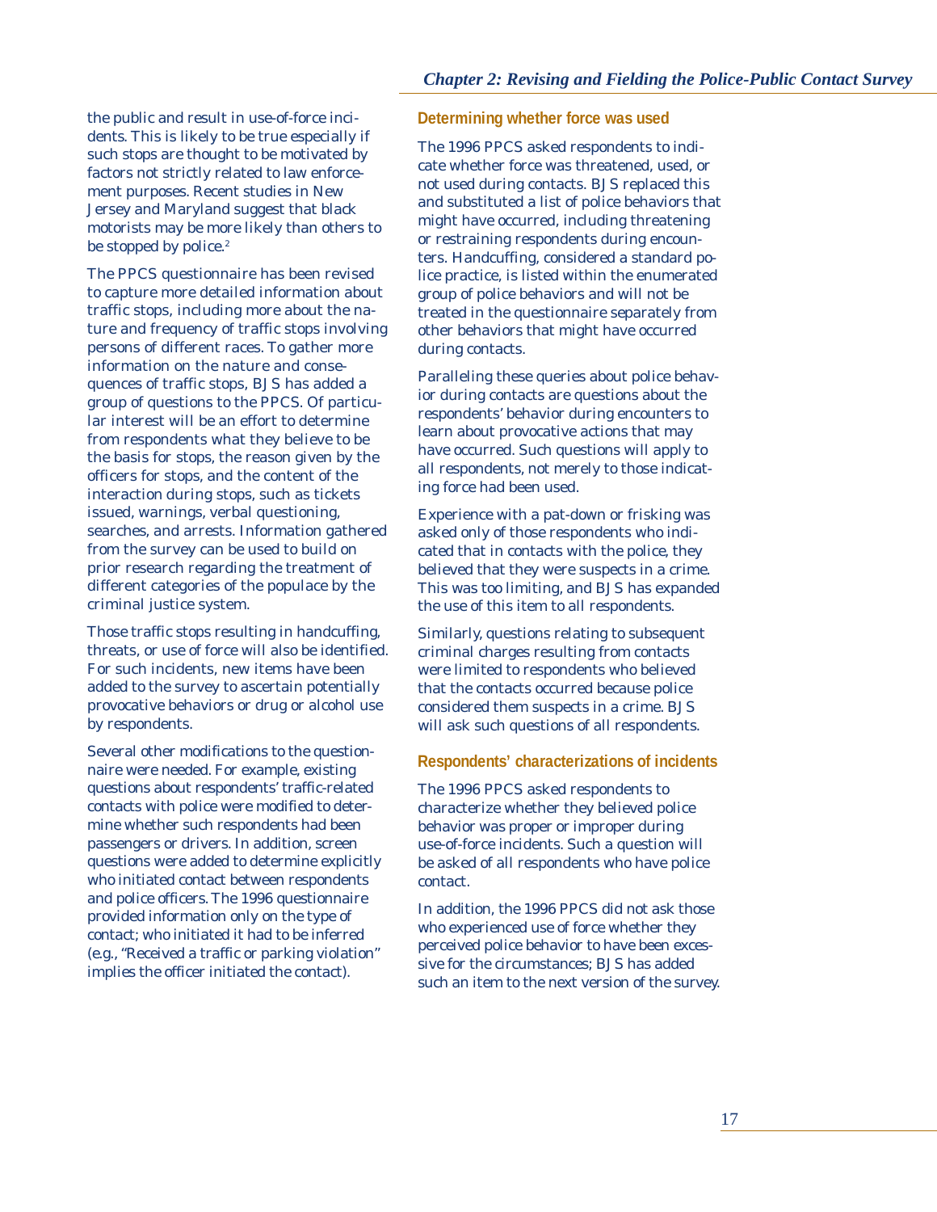the public and result in use-of-force incidents. This is likely to be true especially if such stops are thought to be motivated by factors not strictly related to law enforcement purposes. Recent studies in New Jersey and Maryland suggest that black motorists may be more likely than others to be stopped by police.[2]

The PPCS questionnaire has been revised to capture more detailed information about traffic stops, including more about the nature and frequency of traffic stops involving persons of different races. To gather more information on the nature and consequences of traffic stops, BJS has added a group of questions to the PPCS. Of particular interest will be an effort to determine from respondents what they believe to be the basis for stops, the reason given by the officers for stops, and the content of the interaction during stops, such as tickets issued, warnings, verbal questioning, searches, and arrests. Information gathered from the survey can be used to build on prior research regarding the treatment of different categories of the populace by the criminal justice system.

Those traffic stops resulting in handcuffing, threats, or use of force will also be identified. For such incidents, new items have been added to the survey to ascertain potentially provocative behaviors or drug or alcohol use by respondents.

Several other modifications to the questionnaire were needed. For example, existing questions about respondents' traffic-related contacts with police were modified to determine whether such respondents had been passengers or drivers. In addition, screen questions were added to determine explicitly who initiated contact between respondents and police officers. The 1996 questionnaire provided information only on the type of contact; who initiated it had to be inferred (e.g., "Received a traffic or parking violation" implies the officer initiated the contact).

### Determining whether force was used

The 1996 PPCS asked respondents to indicate whether force was threatened, used, or not used during contacts. BJS replaced this and substituted a list of police behaviors that might have occurred, including threatening or restraining respondents during encounters. Handcuffing, considered a standard police practice, is listed within the enumerated group of police behaviors and will not be treated in the questionnaire separately from other behaviors that might have occurred during contacts.

Paralleling these queries about police behavior during contacts are questions about the respondents' behavior during encounters to learn about provocative actions that may have occurred. Such questions will apply to all respondents, not merely to those indicating force had been used.

Experience with a pat-down or frisking was asked only of those respondents who indicated that in contacts with the police, they believed that they were suspects in a crime. This was too limiting, and BJS has expanded the use of this item to all respondents.

Similarly, questions relating to subsequent criminal charges resulting from contacts were limited to respondents who believed that the contacts occurred because police considered them suspects in a crime. BJS will ask such questions of all respondents.

### Respondents' characterizations of incidents

The 1996 PPCS asked respondents to characterize whether they believed police behavior was proper or improper during use-of-force incidents. Such a question will be asked of all respondents who have police contact.

In addition, the 1996 PPCS did not ask those who experienced use of force whether they perceived police behavior to have been excessive for the circumstances; BJS has added such an item to the next version of the survey.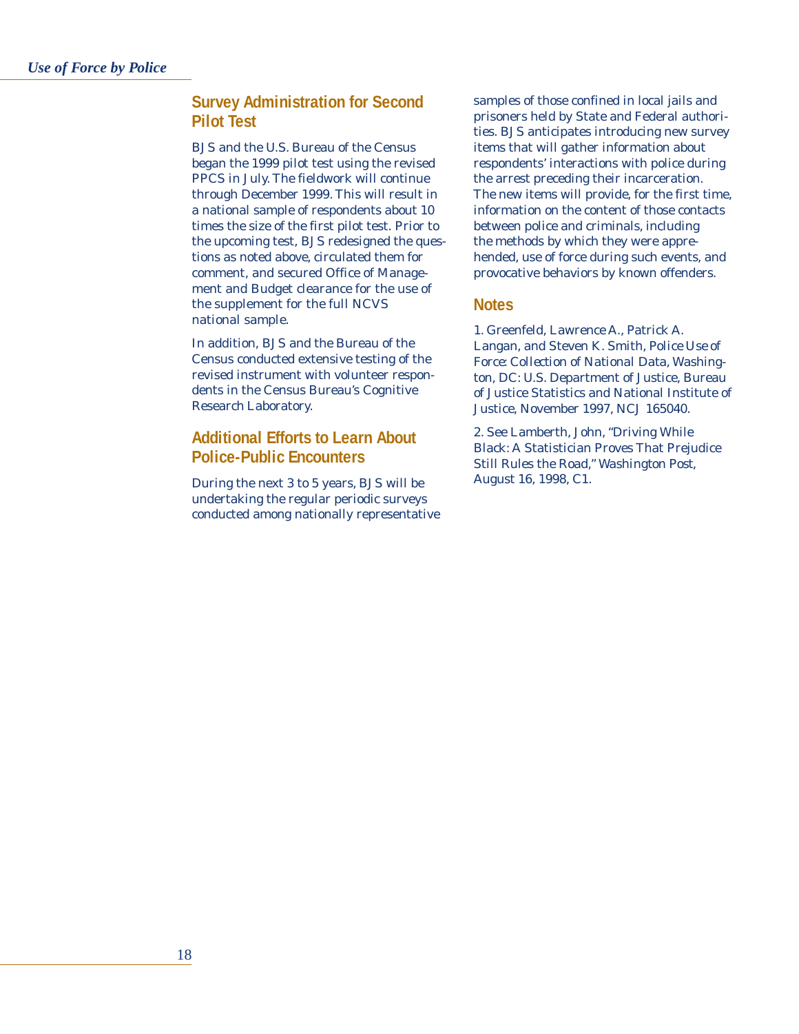## Survey Administration for Second Pilot Test

BJS and the U.S. Bureau of the Census began the 1999 pilot test using the revised PPCS in July. The fieldwork will continue through December 1999. This will result in a national sample of respondents about 10 times the size of the first pilot test. Prior to the upcoming test, BJS redesigned the questions as noted above, circulated them for comment, and secured Office of Management and Budget clearance for the use of the supplement for the full NCVS national sample.

In addition, BJS and the Bureau of the Census conducted extensive testing of the revised instrument with volunteer respondents in the Census Bureau's Cognitive Research Laboratory.

## Additional Efforts to Learn About Police-Public Encounters

During the next 3 to 5 years, BJS will be undertaking the regular periodic surveys conducted among nationally representative samples of those confined in local jails and prisoners held by State and Federal authorities. BJS anticipates introducing new survey items that will gather information about respondents' interactions with police during the arrest preceding their incarceration. The new items will provide, for the first time, information on the content of those contacts between police and criminals, including the methods by which they were apprehended, use of force during such events, and provocative behaviors by known offenders.

## Notes

1. Greenfeld, Lawrence A., Patrick A. Langan, and Steven K. Smith, *Police Use of Force: Collection of National Data*, Washington, DC: U.S. Department of Justice, Bureau of Justice Statistics and National Institute of Justice, November 1997, NCJ 165040.

2. See Lamberth, John, "Driving While Black: A Statistician Proves That Prejudice Still Rules the Road," *Washington Post*, August 16, 1998, C1.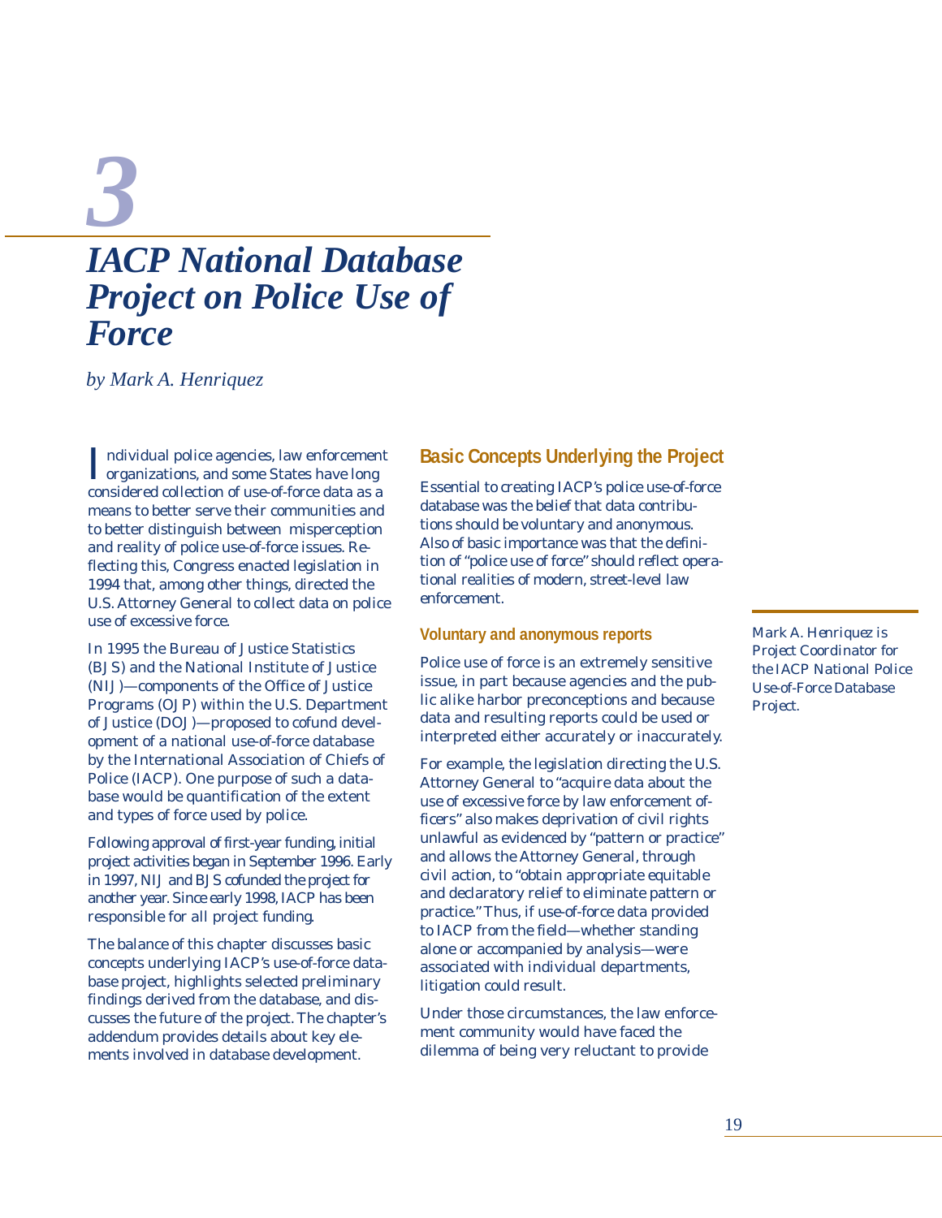# 3

# IACP National Database Project on Police Use of Force

*by Mark A. Henriquez*

Individual police agencies, law enforcement organizations, and some States have long considered collection of use-of-force data as a means to better serve their communities and to better distinguish between misperception and reality of police use-of-force issues. Reflecting this, Congress enacted legislation in 1994 that, among other things, directed the U.S. Attorney General to collect data on police use of excessive force.

In 1995 the Bureau of Justice Statistics (BJS) and the National Institute of Justice (NIJ)—components of the Office of Justice Programs (OJP) within the U.S. Department of Justice (DOJ)—proposed to cofund development of a national use-of-force database by the International Association of Chiefs of Police (IACP). One purpose of such a database would be quantification of the extent and types of force used by police.

Following approval of first-year funding, initial project activities began in September 1996. Early in 1997, NIJ and BJS cofunded the project for another year. Since early 1998, IACP has been responsible for all project funding.

The balance of this chapter discusses basic concepts underlying IACP's use-of-force database project, highlights selected preliminary findings derived from the database, and discusses the future of the project. The chapter's addendum provides details about key elements involved in database development.

## Basic Concepts Underlying the Project

Essential to creating IACP's police use-of-force database was the belief that data contributions should be voluntary and anonymous. Also of basic importance was that the definition of "police use of force" should reflect operational realities of modern, street-level law enforcement.

### Voluntary and anonymous reports

Police use of force is an extremely sensitive issue, in part because agencies and the public alike harbor preconceptions and because data and resulting reports could be used or interpreted either accurately or inaccurately.

For example, the legislation directing the U.S. Attorney General to "acquire data about the use of excessive force by law enforcement officers" also makes deprivation of civil rights unlawful as evidenced by "pattern or practice" and allows the Attorney General, through civil action, to "obtain appropriate equitable and declaratory relief to eliminate pattern or practice." Thus, if use-of-force data provided to IACP from the field—whether standing alone or accompanied by analysis—were associated with individual departments, litigation could result.

Under those circumstances, the law enforcement community would have faced the dilemma of being very reluctant to provide

*Mark A. Henriquez is Project Coordinator for the IACP National Police Use-of-Force Database Project.*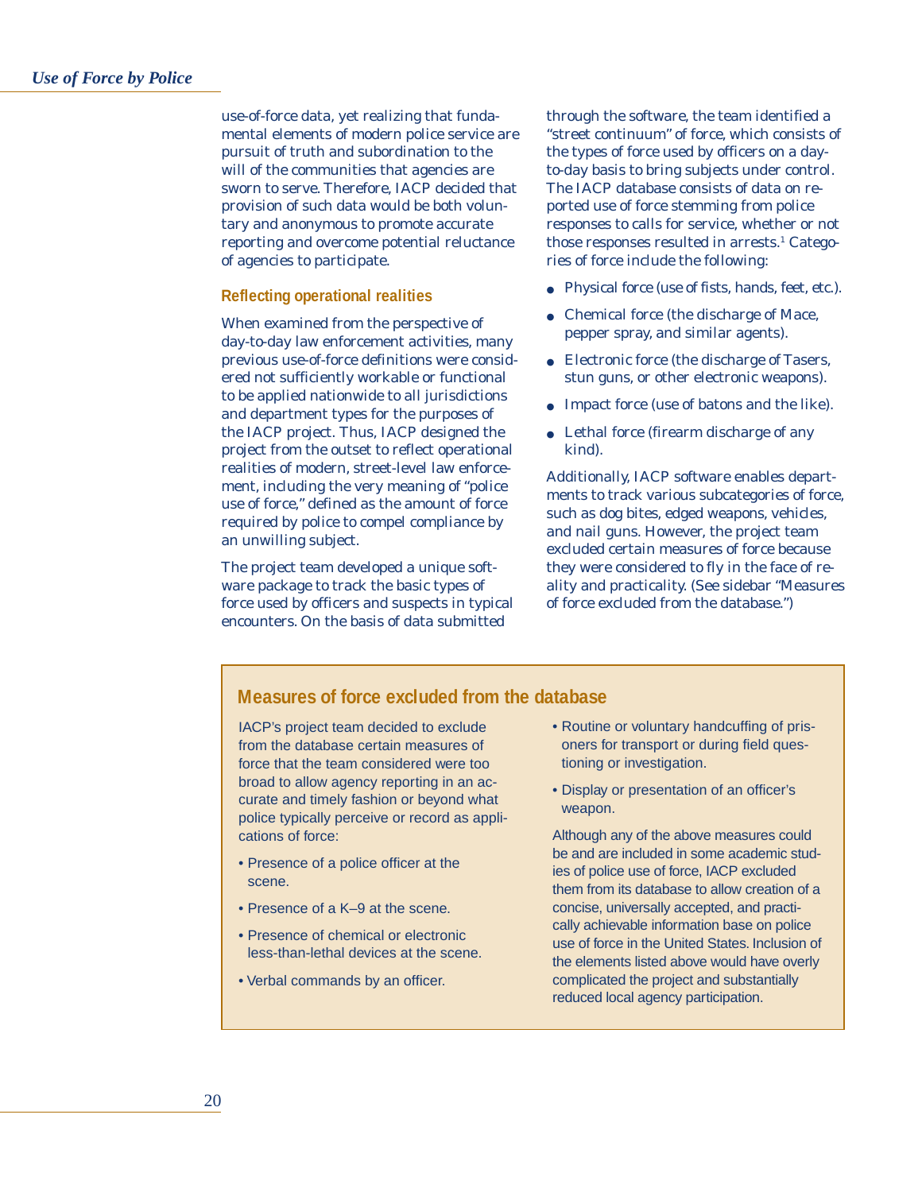use-of-force data, yet realizing that fundamental elements of modern police service are pursuit of truth and subordination to the will of the communities that agencies are sworn to serve. Therefore, IACP decided that provision of such data would be both voluntary and anonymous to promote accurate reporting and overcome potential reluctance of agencies to participate.

### Reflecting operational realities

When examined from the perspective of day-to-day law enforcement activities, many previous use-of-force definitions were considered not sufficiently workable or functional to be applied nationwide to all jurisdictions and department types for the purposes of the IACP project. Thus, IACP designed the project from the outset to reflect operational realities of modern, street-level law enforcement, including the very meaning of "police use of force," defined as the amount of force required by police to compel compliance by an unwilling subject.

The project team developed a unique software package to track the basic types of force used by officers and suspects in typical encounters. On the basis of data submitted through the software, the team identified a "street continuum" of force, which consists of the types of force used by officers on a day-to-day basis to bring subjects under control. The IACP database consists of data on reported use of force stemming from police responses to calls for service, whether or not those responses resulted in arrests.[1] Categories of force include the following:

- Physical force (use of fists, hands, feet, etc.).
- Chemical force (the discharge of Mace, pepper spray, and similar agents).
- Electronic force (the discharge of Tasers, stun guns, or other electronic weapons).
- Impact force (use of batons and the like).
- Lethal force (firearm discharge of any kind).

Additionally, IACP software enables departments to track various subcategories of force, such as dog bites, edged weapons, vehicles, and nail guns. However, the project team excluded certain measures of force because they were considered to fly in the face of reality and practicality. (See sidebar "Measures of force excluded from the database.")

### Measures of force excluded from the database

IACP's project team decided to exclude from the database certain measures of force that the team considered were too broad to allow agency reporting in an accurate and timely fashion or beyond what police typically perceive or record as applications of force:

- Presence of a police officer at the scene.
- Presence of a K–9 at the scene.
- Presence of chemical or electronic less-than-lethal devices at the scene.
- Verbal commands by an officer.
- Routine or voluntary handcuffing of prisoners for transport or during field questioning or investigation.
- Display or presentation of an officer's weapon.

Although any of the above measures could be and are included in some academic studies of police use of force, IACP excluded them from its database to allow creation of a concise, universally accepted, and practically achievable information base on police use of force in the United States. Inclusion of the elements listed above would have overly complicated the project and substantially reduced local agency participation.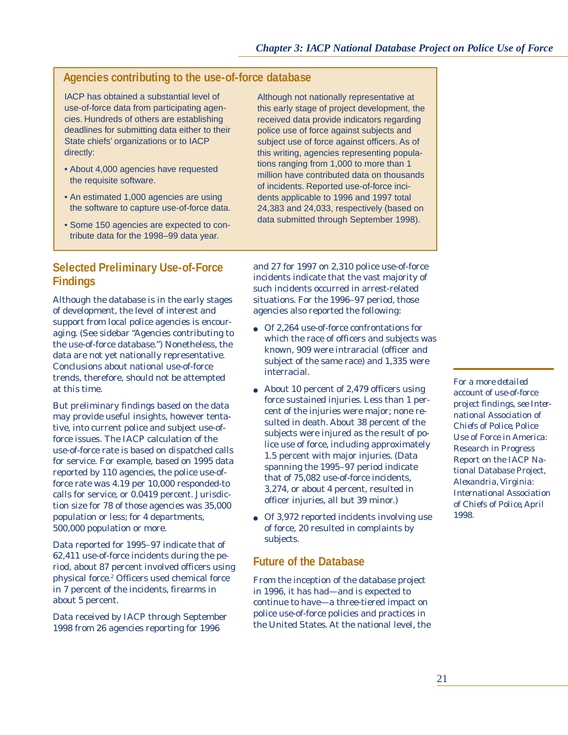## Agencies contributing to the use-of-force database

IACP has obtained a substantial level of use-of-force data from participating agencies. Hundreds of others are establishing deadlines for submitting data either to their State chiefs' organizations or to IACP directly:

- About 4,000 agencies have requested the requisite software.
- An estimated 1,000 agencies are using the software to capture use-of-force data.
- Some 150 agencies are expected to contribute data for the 1998–99 data year.

Although not nationally representative at this early stage of project development, the received data provide indicators regarding police use of force against subjects and subject use of force against officers. As of this writing, agencies representing populations ranging from 1,000 to more than 1 million have contributed data on thousands of incidents. Reported use-of-force incidents applicable to 1996 and 1997 total 24,383 and 24,033, respectively (based on data submitted through September 1998).

## Selected Preliminary Use-of-Force Findings

Although the database is in the early stages of development, the level of interest and support from local police agencies is encouraging. (See sidebar "Agencies contributing to the use-of-force database.") Nonetheless, the data are not yet nationally representative. Conclusions about national use-of-force trends, therefore, should not be attempted at this time.

But preliminary findings based on the data may provide useful insights, however tentative, into current police and subject use-of-force issues. The IACP calculation of the use-of-force rate is based on dispatched calls for service. For example, based on 1995 data reported by 110 agencies, the police use-of-force rate was 4.19 per 10,000 responded-to calls for service, or 0.0419 percent. Jurisdiction size for 78 of those agencies was 35,000 population or less; for 4 departments, 500,000 population or more.

Data reported for 1995–97 indicate that of 62,411 use-of-force incidents during the period, about 87 percent involved officers using physical force.[2] Officers used chemical force in 7 percent of the incidents, firearms in about 5 percent.

Data received by IACP through September 1998 from 26 agencies reporting for 1996 and 27 for 1997 on 2,310 police use-of-force incidents indicate that the vast majority of such incidents occurred in arrest-related situations. For the 1996–97 period, those agencies also reported the following:

- Of 2,264 use-of-force confrontations for which the race of officers and subjects was known, 909 were intraracial (officer and subject of the same race) and 1,335 were interracial.
- About 10 percent of 2,479 officers using force sustained injuries. Less than 1 percent of the injuries were major; none resulted in death. About 38 percent of the subjects were injured as the result of police use of force, including approximately 1.5 percent with major injuries. (Data spanning the 1995–97 period indicate that of 75,082 use-of-force incidents, 3,274, or about 4 percent, resulted in officer injuries, all but 39 minor.)
- Of 3,972 reported incidents involving use of force, 20 resulted in complaints by subjects.

## Future of the Database

From the inception of the database project in 1996, it has had—and is expected to continue to have—a three-tiered impact on police use-of-force policies and practices in the United States. At the national level, the

*For a more detailed account of use-of-force project findings, see International Association of Chiefs of Police, Police Use of Force in America: Research in Progress Report on the IACP National Database Project, Alexandria, Virginia: International Association of Chiefs of Police, April 1998.*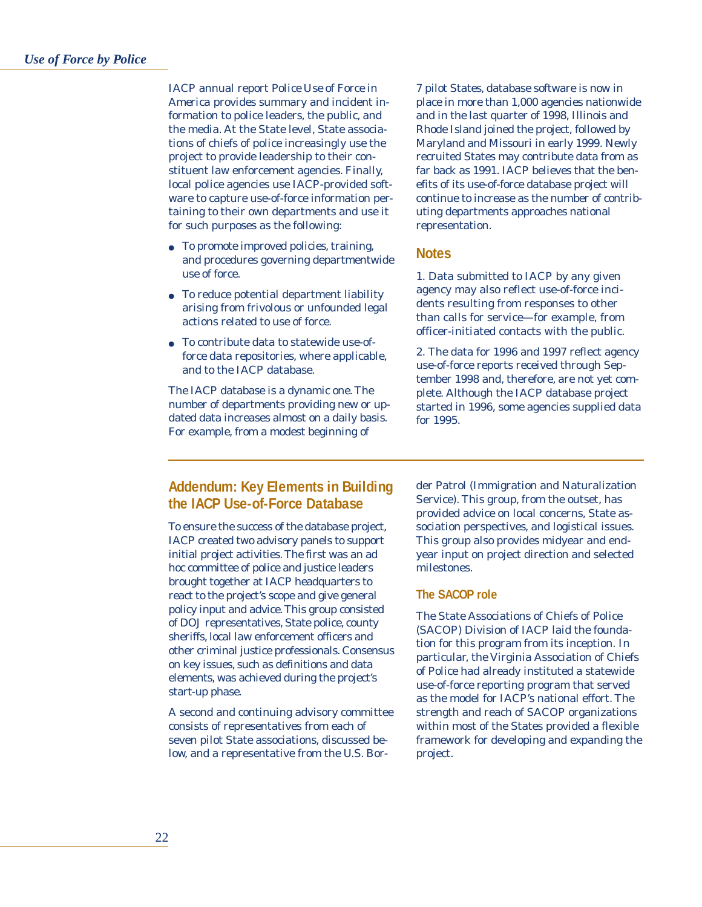IACP annual report *Police Use of Force in America* provides summary and incident information to police leaders, the public, and the media. At the State level, State associations of chiefs of police increasingly use the project to provide leadership to their constituent law enforcement agencies. Finally, local police agencies use IACP-provided software to capture use-of-force information pertaining to their own departments and use it for such purposes as the following:

- To promote improved policies, training, and procedures governing departmentwide use of force.
- To reduce potential department liability arising from frivolous or unfounded legal actions related to use of force.
- To contribute data to statewide use-of-force data repositories, where applicable, and to the IACP database.

The IACP database is a dynamic one. The number of departments providing new or updated data increases almost on a daily basis. For example, from a modest beginning of 7 pilot States, database software is now in place in more than 1,000 agencies nationwide and in the last quarter of 1998, Illinois and Rhode Island joined the project, followed by Maryland and Missouri in early 1999. Newly recruited States may contribute data from as far back as 1991. IACP believes that the benefits of its use-of-force database project will continue to increase as the number of contributing departments approaches national representation.

## Notes

1. Data submitted to IACP by any given agency may also reflect use-of-force incidents resulting from responses to other than calls for service—for example, from officer-initiated contacts with the public.

2. The data for 1996 and 1997 reflect agency use-of-force reports received through September 1998 and, therefore, are not yet complete. Although the IACP database project started in 1996, some agencies supplied data for 1995.

## Addendum: Key Elements in Building the IACP Use-of-Force Database

To ensure the success of the database project, IACP created two advisory panels to support initial project activities. The first was an ad hoc committee of police and justice leaders brought together at IACP headquarters to react to the project's scope and give general policy input and advice. This group consisted of DOJ representatives, State police, county sheriffs, local law enforcement officers and other criminal justice professionals. Consensus on key issues, such as definitions and data elements, was achieved during the project's start-up phase.

A second and continuing advisory committee consists of representatives from each of seven pilot State associations, discussed below, and a representative from the U.S. Border Patrol (Immigration and Naturalization Service). This group, from the outset, has provided advice on local concerns, State association perspectives, and logistical issues. This group also provides midyear and end-year input on project direction and selected milestones.

### The SACOP role

The State Associations of Chiefs of Police (SACOP) Division of IACP laid the foundation for this program from its inception. In particular, the Virginia Association of Chiefs of Police had already instituted a statewide use-of-force reporting program that served as the model for IACP's national effort. The strength and reach of SACOP organizations within most of the States provided a flexible framework for developing and expanding the project.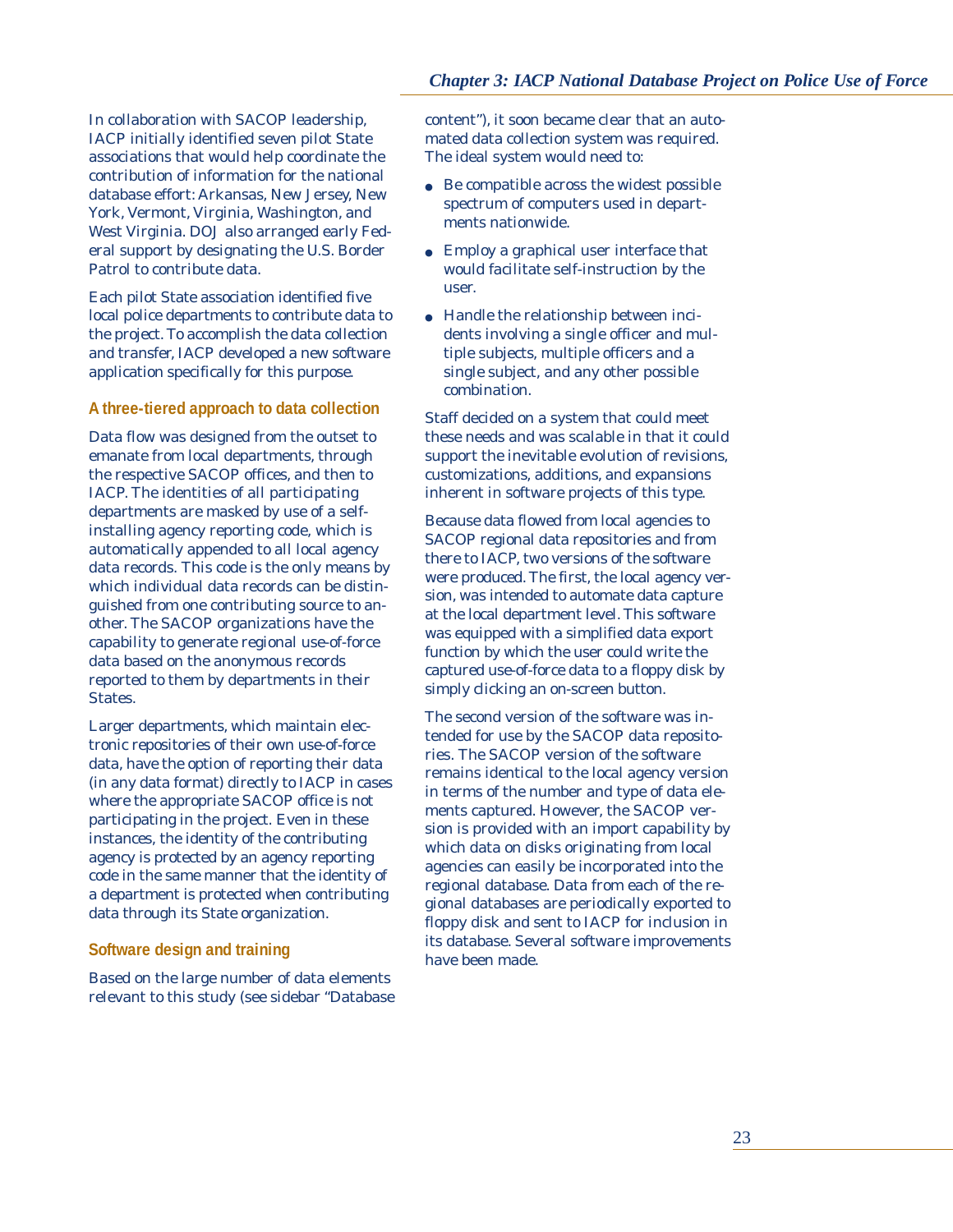In collaboration with SACOP leadership, IACP initially identified seven pilot State associations that would help coordinate the contribution of information for the national database effort: Arkansas, New Jersey, New York, Vermont, Virginia, Washington, and West Virginia. DOJ also arranged early Federal support by designating the U.S. Border Patrol to contribute data.

Each pilot State association identified five local police departments to contribute data to the project. To accomplish the data collection and transfer, IACP developed a new software application specifically for this purpose.

### A three-tiered approach to data collection

Data flow was designed from the outset to emanate from local departments, through the respective SACOP offices, and then to IACP. The identities of all participating departments are masked by use of a self-installing agency reporting code, which is automatically appended to all local agency data records. This code is the only means by which individual data records can be distinguished from one contributing source to another. The SACOP organizations have the capability to generate regional use-of-force data based on the anonymous records reported to them by departments in their States.

Larger departments, which maintain electronic repositories of their own use-of-force data, have the option of reporting their data (in any data format) directly to IACP in cases where the appropriate SACOP office is not participating in the project. Even in these instances, the identity of the contributing agency is protected by an agency reporting code in the same manner that the identity of a department is protected when contributing data through its State organization.

### Software design and training

Based on the large number of data elements relevant to this study (see sidebar "Database content"), it soon became clear that an automated data collection system was required. The ideal system would need to:

- Be compatible across the widest possible spectrum of computers used in departments nationwide.
- Employ a graphical user interface that would facilitate self-instruction by the user.
- Handle the relationship between incidents involving a single officer and multiple subjects, multiple officers and a single subject, and any other possible combination.

Staff decided on a system that could meet these needs and was scalable in that it could support the inevitable evolution of revisions, customizations, additions, and expansions inherent in software projects of this type.

Because data flowed from local agencies to SACOP regional data repositories and from there to IACP, two versions of the software were produced. The first, the local agency version, was intended to automate data capture at the local department level. This software was equipped with a simplified data export function by which the user could write the captured use-of-force data to a floppy disk by simply clicking an on-screen button.

The second version of the software was intended for use by the SACOP data repositories. The SACOP version of the software remains identical to the local agency version in terms of the number and type of data elements captured. However, the SACOP version is provided with an import capability by which data on disks originating from local agencies can easily be incorporated into the regional database. Data from each of the regional databases are periodically exported to floppy disk and sent to IACP for inclusion in its database. Several software improvements have been made.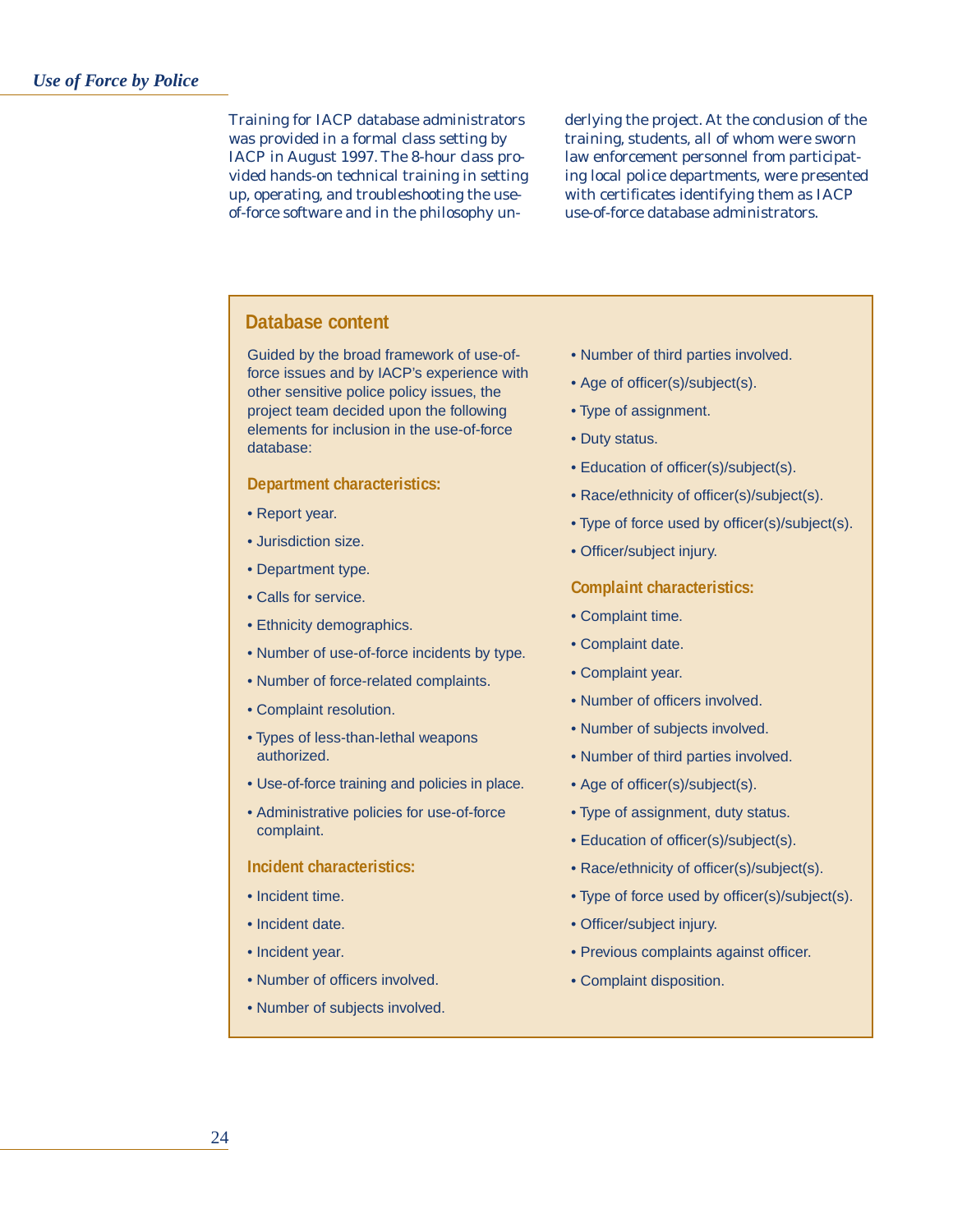Training for IACP database administrators was provided in a formal class setting by IACP in August 1997. The 8-hour class provided hands-on technical training in setting up, operating, and troubleshooting the use-of-force software and in the philosophy underlying the project. At the conclusion of the training, students, all of whom were sworn law enforcement personnel from participating local police departments, were presented with certificates identifying them as IACP use-of-force database administrators.

## Database content

Guided by the broad framework of use-of-force issues and by IACP's experience with other sensitive police policy issues, the project team decided upon the following elements for inclusion in the use-of-force database:

### Department characteristics:

- Report year.
- Jurisdiction size.
- Department type.
- Calls for service.
- Ethnicity demographics.
- Number of use-of-force incidents by type.
- Number of force-related complaints.
- Complaint resolution.
- Types of less-than-lethal weapons authorized.
- Use-of-force training and policies in place.
- Administrative policies for use-of-force complaint.

### Incident characteristics:

- Incident time.
- Incident date.
- Incident year.
- Number of officers involved.
- Number of subjects involved.
- Number of third parties involved.
- Age of officer(s)/subject(s).
- Type of assignment.
- Duty status.
- Education of officer(s)/subject(s).
- Race/ethnicity of officer(s)/subject(s).
- Type of force used by officer(s)/subject(s).
- Officer/subject injury.

### Complaint characteristics:

- Complaint time.
- Complaint date.
- Complaint year.
- Number of officers involved.
- Number of subjects involved.
- Number of third parties involved.
- Age of officer(s)/subject(s).
- Type of assignment, duty status.
- Education of officer(s)/subject(s).
- Race/ethnicity of officer(s)/subject(s).
- Type of force used by officer(s)/subject(s).
- Officer/subject injury.
- Previous complaints against officer.
- Complaint disposition.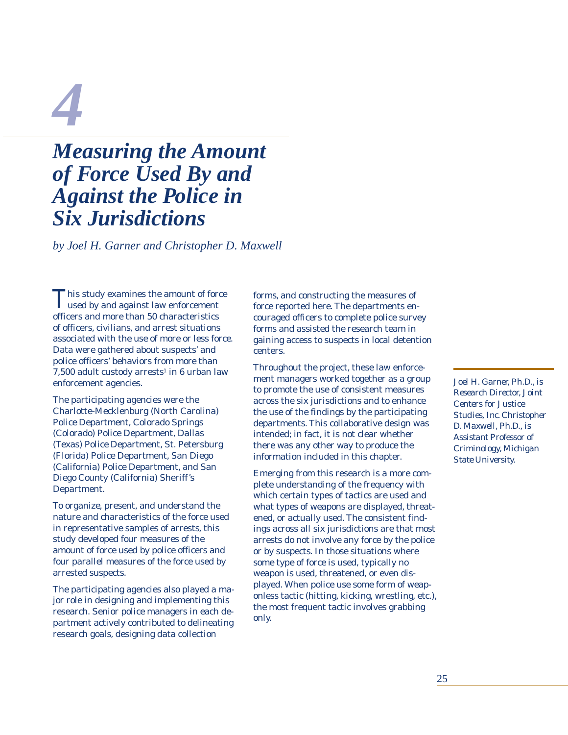# 4

# *Measuring the Amount of Force Used By and Against the Police in Six Jurisdictions*

*by Joel H. Garner and Christopher D. Maxwell*

*Joel H. Garner, Ph.D., is Research Director, Joint Centers for Justice Studies, Inc. Christopher D. Maxwell, Ph.D., is Assistant Professor of Criminology, Michigan State University.*

This study examines the amount of force used by and against law enforcement officers and more than 50 characteristics of officers, civilians, and arrest situations associated with the use of more or less force. Data were gathered about suspects' and police officers' behaviors from more than 7,500 adult custody arrests[1] in 6 urban law enforcement agencies.

The participating agencies were the Charlotte-Mecklenburg (North Carolina) Police Department, Colorado Springs (Colorado) Police Department, Dallas (Texas) Police Department, St. Petersburg (Florida) Police Department, San Diego (California) Police Department, and San Diego County (California) Sheriff's Department.

To organize, present, and understand the nature and characteristics of the force used in representative samples of arrests, this study developed four measures of the amount of force used by police officers and four parallel measures of the force used by arrested suspects.

The participating agencies also played a major role in designing and implementing this research. Senior police managers in each department actively contributed to delineating research goals, designing data collection forms, and constructing the measures of force reported here. The departments encouraged officers to complete police survey forms and assisted the research team in gaining access to suspects in local detention centers.

Throughout the project, these law enforcement managers worked together as a group to promote the use of consistent measures across the six jurisdictions and to enhance the use of the findings by the participating departments. This collaborative design was intended; in fact, it is not clear whether there was any other way to produce the information included in this chapter.

Emerging from this research is a more complete understanding of the frequency with which certain types of tactics are used and what types of weapons are displayed, threatened, or actually used. The consistent findings across all six jurisdictions are that most arrests do not involve any force by the police or by suspects. In those situations where some type of force is used, typically no weapon is used, threatened, or even displayed. When police use some form of weaponless tactic (hitting, kicking, wrestling, etc.), the most frequent tactic involves grabbing only.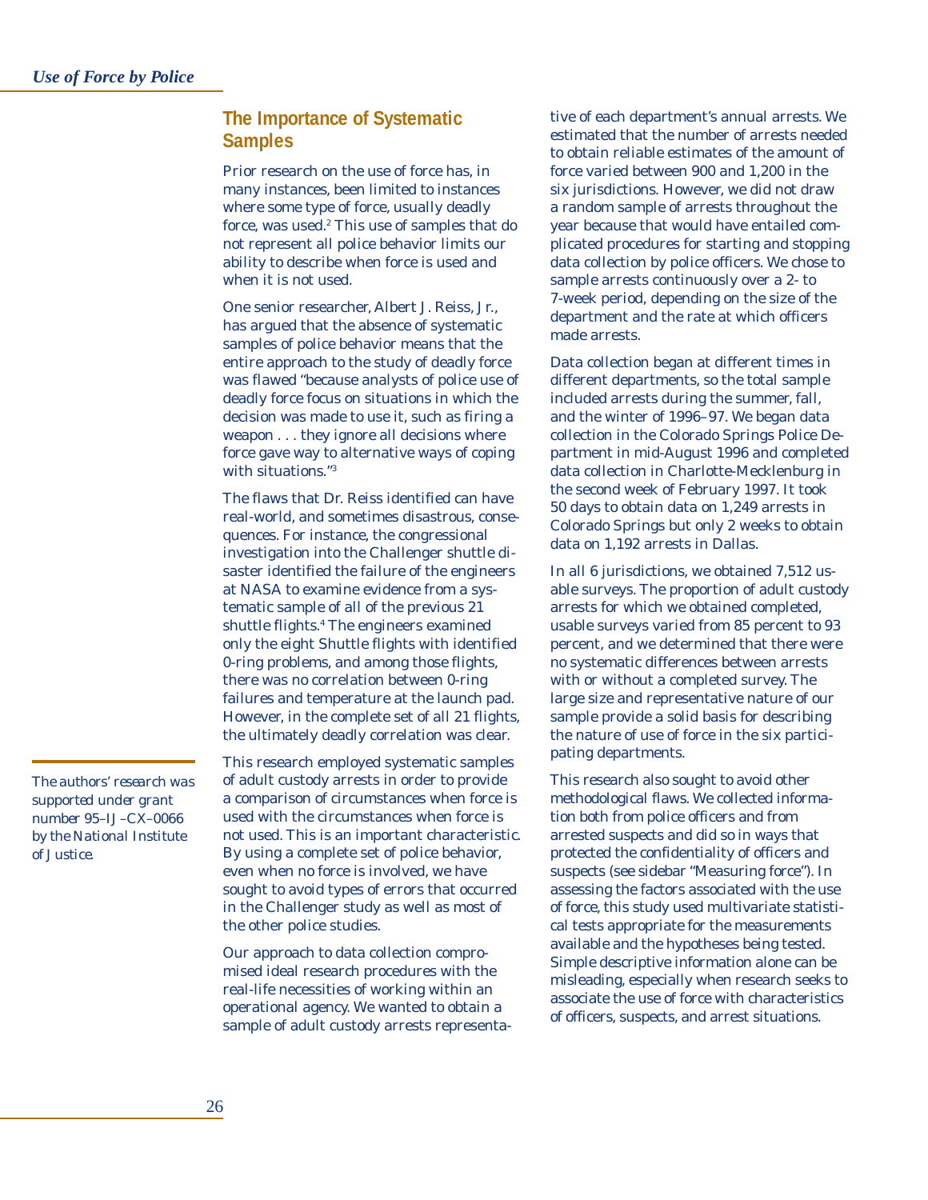## The Importance of Systematic Samples

Prior research on the use of force has, in many instances, been limited to instances where some type of force, usually deadly force, was used.[2] This use of samples that do not represent all police behavior limits our ability to describe when force is used and when it is not used.

One senior researcher, Albert J. Reiss, Jr., has argued that the absence of systematic samples of police behavior means that the entire approach to the study of deadly force was flawed "because analysts of police use of deadly force focus on situations in which the decision was made to use it, such as firing a weapon . . . they ignore all decisions where force gave way to alternative ways of coping with situations."[3]

The flaws that Dr. Reiss identified can have real-world, and sometimes disastrous, consequences. For instance, the congressional investigation into the Challenger shuttle disaster identified the failure of the engineers at NASA to examine evidence from a systematic sample of all of the previous 21 shuttle flights.[4] The engineers examined only the eight Shuttle flights with identified 0-ring problems, and among those flights, there was no correlation between 0-ring failures and temperature at the launch pad. However, in the complete set of all 21 flights, the ultimately deadly correlation was clear.

This research employed systematic samples of adult custody arrests in order to provide a comparison of circumstances when force is used with the circumstances when force is not used. This is an important characteristic. By using a complete set of police behavior, even when no force is involved, we have sought to avoid types of errors that occurred in the Challenger study as well as most of the other police studies.

Our approach to data collection compromised ideal research procedures with the real-life necessities of working within an operational agency. We wanted to obtain a sample of adult custody arrests representative of each department's annual arrests. We estimated that the number of arrests needed to obtain reliable estimates of the amount of force varied between 900 and 1,200 in the six jurisdictions. However, we did not draw a random sample of arrests throughout the year because that would have entailed complicated procedures for starting and stopping data collection by police officers. We chose to sample arrests continuously over a 2- to 7-week period, depending on the size of the department and the rate at which officers made arrests.

Data collection began at different times in different departments, so the total sample included arrests during the summer, fall, and the winter of 1996–97. We began data collection in the Colorado Springs Police Department in mid-August 1996 and completed data collection in Charlotte-Mecklenburg in the second week of February 1997. It took 50 days to obtain data on 1,249 arrests in Colorado Springs but only 2 weeks to obtain data on 1,192 arrests in Dallas.

In all 6 jurisdictions, we obtained 7,512 usable surveys. The proportion of adult custody arrests for which we obtained completed, usable surveys varied from 85 percent to 93 percent, and we determined that there were no systematic differences between arrests with or without a completed survey. The large size and representative nature of our sample provide a solid basis for describing the nature of use of force in the six participating departments.

This research also sought to avoid other methodological flaws. We collected information both from police officers and from arrested suspects and did so in ways that protected the confidentiality of officers and suspects (see sidebar "Measuring force"). In assessing the factors associated with the use of force, this study used multivariate statistical tests appropriate for the measurements available and the hypotheses being tested. Simple descriptive information alone can be misleading, especially when research seeks to associate the use of force with characteristics of officers, suspects, and arrest situations.

*The authors' research was supported under grant number 95–IJ–CX–0066 by the National Institute of Justice.*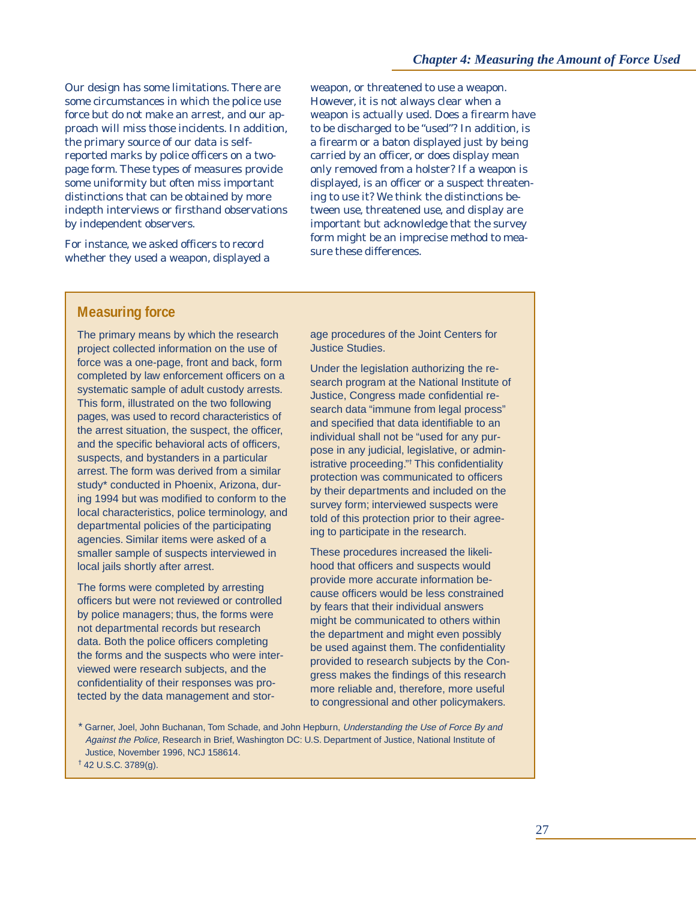Our design has some limitations. There are some circumstances in which the police use force but do not make an arrest, and our approach will miss those incidents. In addition, the primary source of our data is self-reported marks by police officers on a two-page form. These types of measures provide some uniformity but often miss important distinctions that can be obtained by more indepth interviews or firsthand observations by independent observers.

For instance, we asked officers to record whether they used a weapon, displayed a weapon, or threatened to use a weapon. However, it is not always clear when a weapon is actually used. Does a firearm have to be discharged to be "used"? In addition, is a firearm or a baton displayed just by being carried by an officer, or does display mean only removed from a holster? If a weapon is displayed, is an officer or a suspect threatening to use it? We think the distinctions between use, threatened use, and display are important but acknowledge that the survey form might be an imprecise method to measure these differences.

## Measuring force

The primary means by which the research project collected information on the use of force was a one-page, front and back, form completed by law enforcement officers on a systematic sample of adult custody arrests. This form, illustrated on the two following pages, was used to record characteristics of the arrest situation, the suspect, the officer, and the specific behavioral acts of officers, suspects, and bystanders in a particular arrest. The form was derived from a similar study* conducted in Phoenix, Arizona, during 1994 but was modified to conform to the local characteristics, police terminology, and departmental policies of the participating agencies. Similar items were asked of a smaller sample of suspects interviewed in local jails shortly after arrest.

The forms were completed by arresting officers but were not reviewed or controlled by police managers; thus, the forms were not departmental records but research data. Both the police officers completing the forms and the suspects who were interviewed were research subjects, and the confidentiality of their responses was protected by the data management and storage procedures of the Joint Centers for Justice Studies.

Under the legislation authorizing the research program at the National Institute of Justice, Congress made confidential research data "immune from legal process" and specified that data identifiable to an individual shall not be "used for any purpose in any judicial, legislative, or administrative proceeding."† This confidentiality protection was communicated to officers by their departments and included on the survey form; interviewed suspects were told of this protection prior to their agreeing to participate in the research.

These procedures increased the likelihood that officers and suspects would provide more accurate information because officers would be less constrained by fears that their individual answers might be communicated to others within the department and might even possibly be used against them. The confidentiality provided to research subjects by the Congress makes the findings of this research more reliable and, therefore, more useful to congressional and other policymakers.

\* Garner, Joel, John Buchanan, Tom Schade, and John Hepburn, *Understanding the Use of Force By and Against the Police,* Research in Brief, Washington DC: U.S. Department of Justice, National Institute of Justice, November 1996, NCJ 158614.

† 42 U.S.C. 3789(g).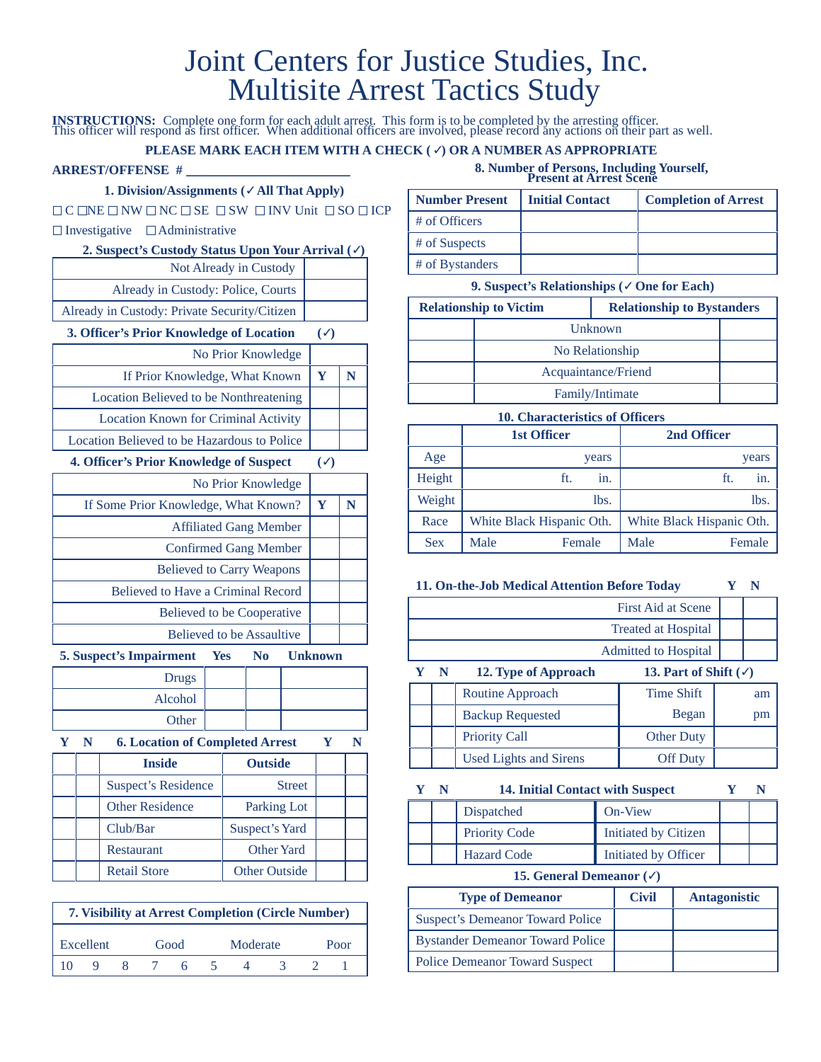# Joint Centers for Justice Studies, Inc.
# Multisite Arrest Tactics Study

**INSTRUCTIONS:** Complete one form for each adult arrest. This form is to be completed by the arresting officer. This officer will respond as first officer. When additional officers are involved, please record any actions on their part as well.

**PLEASE MARK EACH ITEM WITH A CHECK ( ✓) OR A NUMBER AS APPROPRIATE**

**ARREST/OFFENSE # ________________________**

**1. Division/Assignments (✓ All That Apply)**

☐ C ☐NE ☐ NW ☐ NC ☐ SE ☐ SW ☐ INV Unit ☐ SO ☐ ICP

☐ Investigative ☐ Administrative

**2. Suspect's Custody Status Upon Your Arrival (✓)**

| | |
|---|---|
| Not Already in Custody | |
| Already in Custody: Police, Courts | |
| Already in Custody: Private Security/Citizen | |

**3. Officer's Prior Knowledge of Location (✓)**

| | | |
|---|---|---|
| No Prior Knowledge | | |
| If Prior Knowledge, What Known | **Y** | **N** |
| Location Believed to be Nonthreatening | | |
| Location Known for Criminal Activity | | |
| Location Believed to be Hazardous to Police | | |

**4. Officer's Prior Knowledge of Suspect (✓)**

| | | |
|---|---|---|
| No Prior Knowledge | | |
| If Some Prior Knowledge, What Known? | **Y** | **N** |
| Affiliated Gang Member | | |
| Confirmed Gang Member | | |
| Believed to Carry Weapons | | |
| Believed to Have a Criminal Record | | |
| Believed to be Cooperative | | |
| Believed to be Assaultive | | |

**5. Suspect's Impairment**

| | Yes | No | Unknown |
|---|---|---|---|
| Drugs | | | |
| Alcohol | | | |
| Other | | | |

**6. Location of Completed Arrest**

| Y | N | Inside | Outside | Y | N |
|---|---|---|---|---|---|
| | | Suspect's Residence | Street | | |
| | | Other Residence | Parking Lot | | |
| | | Club/Bar | Suspect's Yard | | |
| | | Restaurant | Other Yard | | |
| | | Retail Store | Other Outside | | |

**7. Visibility at Arrest Completion (Circle Number)**

| Excellent | | | Good | | Moderate | | | Poor | |
|---|---|---|---|---|---|---|---|---|---|
| 10 | 9 | 8 | 7 | 6 | 5 | 4 | 3 | 2 | 1 |

**8. Number of Persons, Including Yourself, Present at Arrest Scene**

| Number Present | Initial Contact | Completion of Arrest |
|---|---|---|
| # of Officers | | |
| # of Suspects | | |
| # of Bystanders | | |

**9. Suspect's Relationships (✓ One for Each)**

| Relationship to Victim | | Relationship to Bystanders |
|---|---|---|
| | Unknown | |
| | No Relationship | |
| | Acquaintance/Friend | |
| | Family/Intimate | |

**10. Characteristics of Officers**

| | 1st Officer | 2nd Officer |
|---|---|---|
| Age | years | years |
| Height | ft. in. | ft. in. |
| Weight | lbs. | lbs. |
| Race | White Black Hispanic Oth. | White Black Hispanic Oth. |
| Sex | Male Female | Male Female |

**11. On-the-Job Medical Attention Before Today**

| | Y | N |
|---|---|---|
| First Aid at Scene | | |
| Treated at Hospital | | |
| Admitted to Hospital | | |

**12. Type of Approach**

| Y | N | |
|---|---|---|
| | | Routine Approach |
| | | Backup Requested |
| | | Priority Call |
| | | Used Lights and Sirens |

**13. Part of Shift (✓)**

| | |
|---|---|
| Time Shift Began | am pm |
| Other Duty | |
| Off Duty | |

**14. Initial Contact with Suspect**

| Y | N | | | Y | N |
|---|---|---|---|---|---|
| | | Dispatched | On-View | | |
| | | Priority Code | Initiated by Citizen | | |
| | | Hazard Code | Initiated by Officer | | |

**15. General Demeanor (✓)**

| Type of Demeanor | Civil | Antagonistic |
|---|---|---|
| Suspect's Demeanor Toward Police | | |
| Bystander Demeanor Toward Police | | |
| Police Demeanor Toward Suspect | | |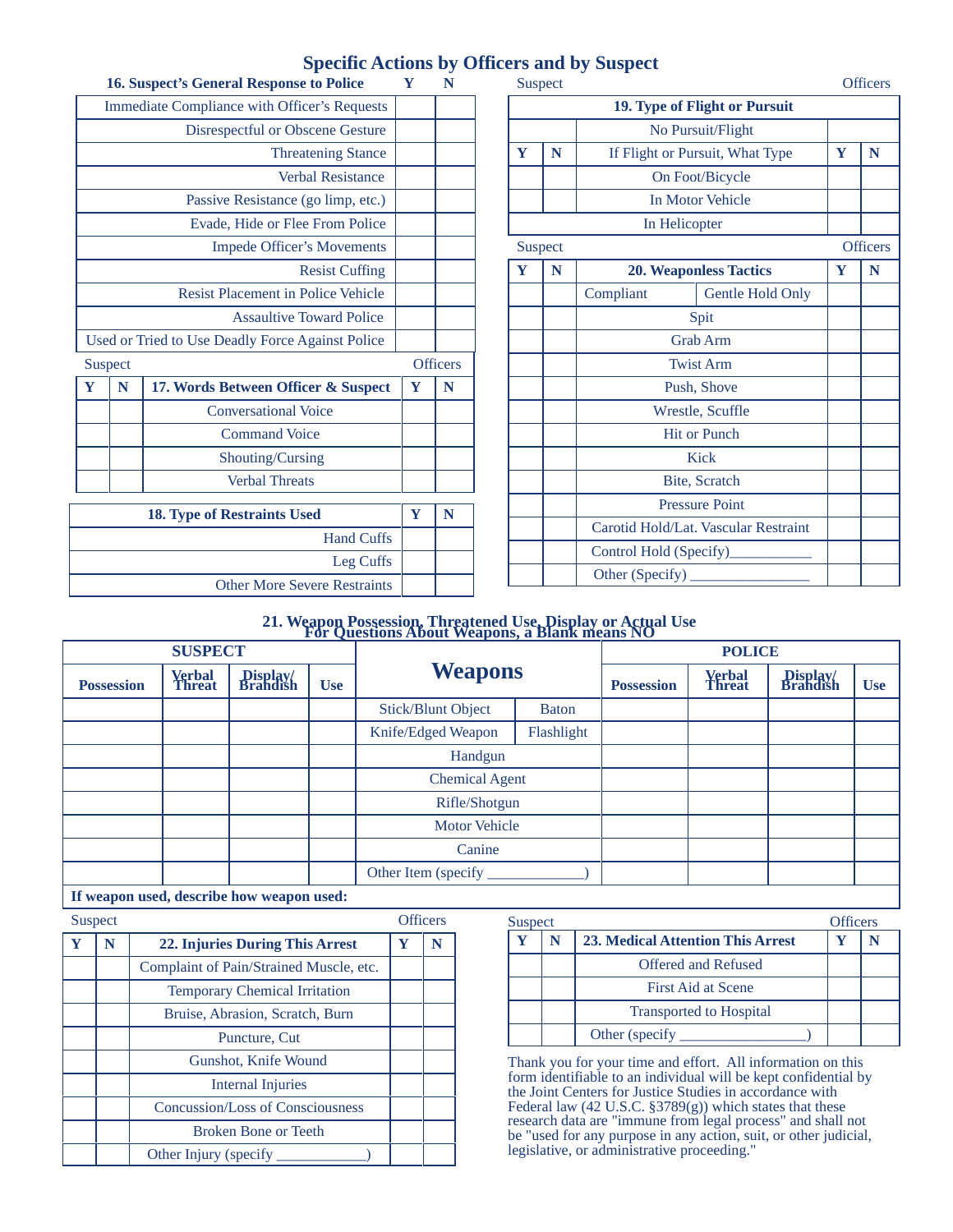# Specific Actions by Officers and by Suspect

| 16. Suspect's General Response to Police | Y | N |
|---|---|---|
| Immediate Compliance with Officer's Requests | | |
| Disrespectful or Obscene Gesture | | |
| Threatening Stance | | |
| Verbal Resistance | | |
| Passive Resistance (go limp, etc.) | | |
| Evade, Hide or Flee From Police | | |
| Impede Officer's Movements | | |
| Resist Cuffing | | |
| Resist Placement in Police Vehicle | | |
| Assaultive Toward Police | | |
| Used or Tried to Use Deadly Force Against Police | | |

| Suspect | | | Officers | |
|---|---|---|---|---|
| Y | N | 17. Words Between Officer & Suspect | Y | N |
| | | Conversational Voice | | |
| | | Command Voice | | |
| | | Shouting/Cursing | | |
| | | Verbal Threats | | |

| 18. Type of Restraints Used | Y | N |
|---|---|---|
| Hand Cuffs | | |
| Leg Cuffs | | |
| Other More Severe Restraints | | |

| Suspect | | | Officers | |
|---|---|---|---|---|
| | | 19. Type of Flight or Pursuit | | |
| | | No Pursuit/Flight | | |
| Y | N | If Flight or Pursuit, What Type | Y | N |
| | | On Foot/Bicycle | | |
| | | In Motor Vehicle | | |
| | | In Helicopter | | |

| Suspect | | | | Officers | |
|---|---|---|---|---|---|
| Y | N | 20. Weaponless Tactics | | Y | N |
| | | Compliant | Gentle Hold Only | | |
| | | Spit | | | |
| | | Grab Arm | | | |
| | | Twist Arm | | | |
| | | Push, Shove | | | |
| | | Wrestle, Scuffle | | | |
| | | Hit or Punch | | | |
| | | Kick | | | |
| | | Bite, Scratch | | | |
| | | Pressure Point | | | |
| | | Carotid Hold/Lat. Vascular Restraint | | | |
| | | Control Hold (Specify)___________ | | | |
| | | Other (Specify) ________________ | | | |

## 21. Weapon Possession, Threatened Use, Display or Actual Use
**For Questions About Weapons, a Blank means NO**

| SUSPECT | | | | Weapons | | POLICE | | | |
|---|---|---|---|---|---|---|---|---|---|
| Possession | Verbal Threat | Display/ Brandish | Use | | | Possession | Verbal Threat | Display/ Brandish | Use |
| | | | | Stick/Blunt Object | Baton | | | | |
| | | | | Knife/Edged Weapon | Flashlight | | | | |
| | | | | Handgun | | | | | |
| | | | | Chemical Agent | | | | | |
| | | | | Rifle/Shotgun | | | | | |
| | | | | Motor Vehicle | | | | | |
| | | | | Canine | | | | | |
| | | | | Other Item (specify _____________) | | | | | |

**If weapon used, describe how weapon used:**

| Suspect | | | Officers | |
|---|---|---|---|---|
| Y | N | 22. Injuries During This Arrest | Y | N |
| | | Complaint of Pain/Strained Muscle, etc. | | |
| | | Temporary Chemical Irritation | | |
| | | Bruise, Abrasion, Scratch, Burn | | |
| | | Puncture, Cut | | |
| | | Gunshot, Knife Wound | | |
| | | Internal Injuries | | |
| | | Concussion/Loss of Consciousness | | |
| | | Broken Bone or Teeth | | |
| | | Other Injury (specify ____________) | | |

| Suspect | | | Officers | |
|---|---|---|---|---|
| Y | N | 23. Medical Attention This Arrest | Y | N |
| | | Offered and Refused | | |
| | | First Aid at Scene | | |
| | | Transported to Hospital | | |
| | | Other (specify _________________) | | |

Thank you for your time and effort. All information on this form identifiable to an individual will be kept confidential by the Joint Centers for Justice Studies in accordance with Federal law (42 U.S.C. §3789(g)) which states that these research data are "immune from legal process" and shall not be "used for any purpose in any action, suit, or other judicial, legislative, or administrative proceeding."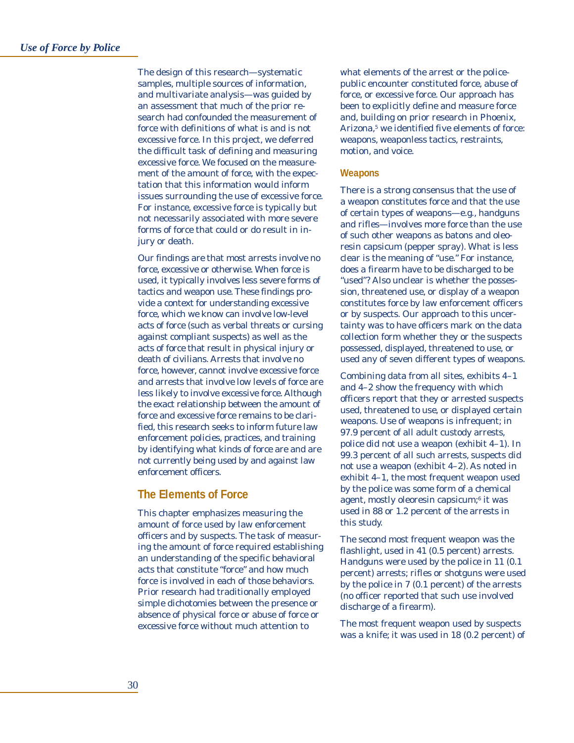The design of this research—systematic samples, multiple sources of information, and multivariate analysis—was guided by an assessment that much of the prior research had confounded the measurement of force with definitions of what is and is not excessive force. In this project, we deferred the difficult task of defining and measuring excessive force. We focused on the measurement of the amount of force, with the expectation that this information would inform issues surrounding the use of excessive force. For instance, excessive force is typically but not necessarily associated with more severe forms of force that could or do result in injury or death.

Our findings are that most arrests involve no force, excessive or otherwise. When force is used, it typically involves less severe forms of tactics and weapon use. These findings provide a context for understanding excessive force, which we know can involve low-level acts of force (such as verbal threats or cursing against compliant suspects) as well as the acts of force that result in physical injury or death of civilians. Arrests that involve no force, however, cannot involve excessive force and arrests that involve low levels of force are less likely to involve excessive force. Although the exact relationship between the amount of force and excessive force remains to be clarified, this research seeks to inform future law enforcement policies, practices, and training by identifying what kinds of force are and are not currently being used by and against law enforcement officers.

## The Elements of Force

This chapter emphasizes measuring the amount of force used by law enforcement officers and by suspects. The task of measuring the amount of force required establishing an understanding of the specific behavioral acts that constitute "force" and how much force is involved in each of those behaviors. Prior research had traditionally employed simple dichotomies between the presence or absence of physical force or abuse of force or excessive force without much attention to what elements of the arrest or the police-public encounter constituted force, abuse of force, or excessive force. Our approach has been to explicitly define and measure force and, building on prior research in Phoenix, Arizona,[5] we identified five elements of force: weapons, weaponless tactics, restraints, motion, and voice.

### Weapons

There is a strong consensus that the use of a weapon constitutes force and that the use of certain types of weapons—e.g., handguns and rifles—involves more force than the use of such other weapons as batons and oleoresin capsicum (pepper spray). What is less clear is the meaning of "use." For instance, does a firearm have to be discharged to be "used"? Also unclear is whether the possession, threatened use, or display of a weapon constitutes force by law enforcement officers or by suspects. Our approach to this uncertainty was to have officers mark on the data collection form whether they or the suspects possessed, displayed, threatened to use, or used any of seven different types of weapons.

Combining data from all sites, exhibits 4–1 and 4–2 show the frequency with which officers report that they or arrested suspects used, threatened to use, or displayed certain weapons. Use of weapons is infrequent; in 97.9 percent of all adult custody arrests, police did not use a weapon (exhibit 4–1). In 99.3 percent of all such arrests, suspects did not use a weapon (exhibit 4–2). As noted in exhibit 4–1, the most frequent weapon used by the police was some form of a chemical agent, mostly oleoresin capsicum;[6] it was used in 88 or 1.2 percent of the arrests in this study.

The second most frequent weapon was the flashlight, used in 41 (0.5 percent) arrests. Handguns were used by the police in 11 (0.1 percent) arrests; rifles or shotguns were used by the police in 7 (0.1 percent) of the arrests (no officer reported that such use involved discharge of a firearm).

The most frequent weapon used by suspects was a knife; it was used in 18 (0.2 percent) of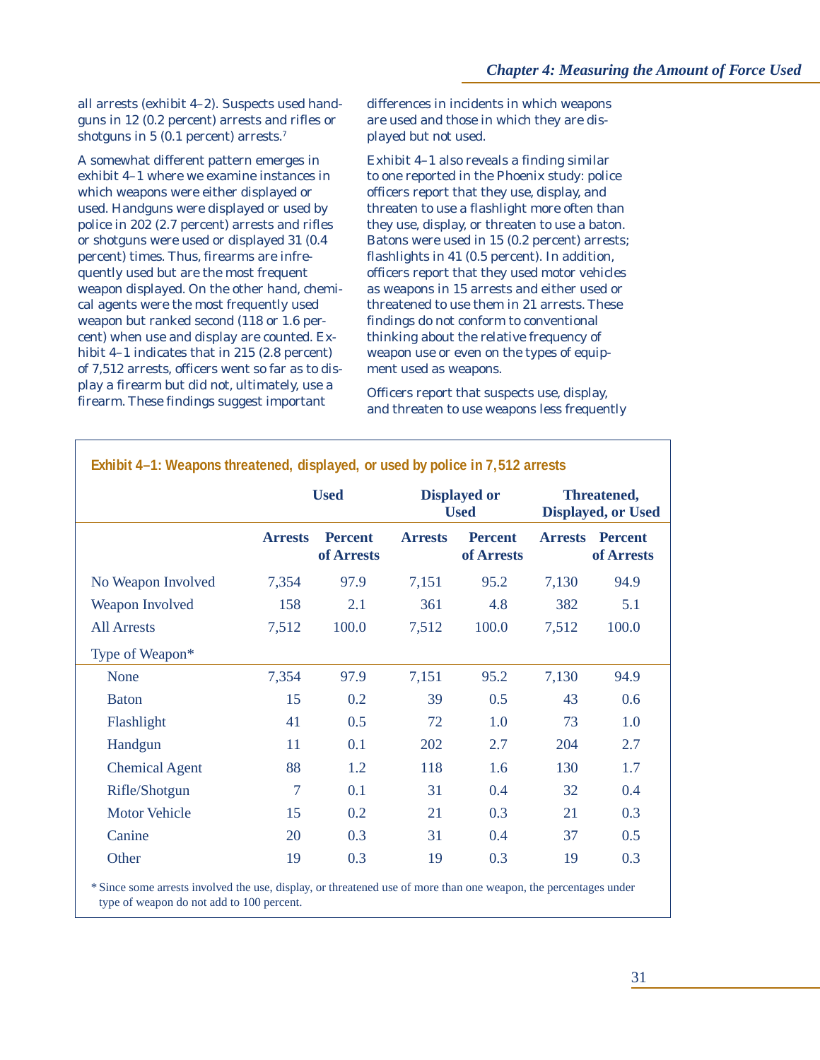all arrests (exhibit 4–2). Suspects used handguns in 12 (0.2 percent) arrests and rifles or shotguns in 5 (0.1 percent) arrests.[7]

A somewhat different pattern emerges in exhibit 4–1 where we examine instances in which weapons were either displayed or used. Handguns were displayed or used by police in 202 (2.7 percent) arrests and rifles or shotguns were used or displayed 31 (0.4 percent) times. Thus, firearms are infrequently used but are the most frequent weapon displayed. On the other hand, chemical agents were the most frequently used weapon but ranked second (118 or 1.6 percent) when use and display are counted. Exhibit 4–1 indicates that in 215 (2.8 percent) of 7,512 arrests, officers went so far as to display a firearm but did not, ultimately, use a firearm. These findings suggest important differences in incidents in which weapons are used and those in which they are displayed but not used.

Exhibit 4–1 also reveals a finding similar to one reported in the Phoenix study: police officers report that they use, display, and threaten to use a flashlight more often than they use, display, or threaten to use a baton. Batons were used in 15 (0.2 percent) arrests; flashlights in 41 (0.5 percent). In addition, officers report that they used motor vehicles as weapons in 15 arrests and either used or threatened to use them in 21 arrests. These findings do not conform to conventional thinking about the relative frequency of weapon use or even on the types of equipment used as weapons.

Officers report that suspects use, display, and threaten to use weapons less frequently

**Exhibit 4–1: Weapons threatened, displayed, or used by police in 7,512 arrests**

| | Used | | Displayed or Used | | Threatened, Displayed, or Used | |
|---|---|---|---|---|---|---|
| | Arrests | Percent of Arrests | Arrests | Percent of Arrests | Arrests | Percent of Arrests |
| No Weapon Involved | 7,354 | 97.9 | 7,151 | 95.2 | 7,130 | 94.9 |
| Weapon Involved | 158 | 2.1 | 361 | 4.8 | 382 | 5.1 |
| All Arrests | 7,512 | 100.0 | 7,512 | 100.0 | 7,512 | 100.0 |
| Type of Weapon* | | | | | | |
| None | 7,354 | 97.9 | 7,151 | 95.2 | 7,130 | 94.9 |
| Baton | 15 | 0.2 | 39 | 0.5 | 43 | 0.6 |
| Flashlight | 41 | 0.5 | 72 | 1.0 | 73 | 1.0 |
| Handgun | 11 | 0.1 | 202 | 2.7 | 204 | 2.7 |
| Chemical Agent | 88 | 1.2 | 118 | 1.6 | 130 | 1.7 |
| Rifle/Shotgun | 7 | 0.1 | 31 | 0.4 | 32 | 0.4 |
| Motor Vehicle | 15 | 0.2 | 21 | 0.3 | 21 | 0.3 |
| Canine | 20 | 0.3 | 31 | 0.4 | 37 | 0.5 |
| Other | 19 | 0.3 | 19 | 0.3 | 19 | 0.3 |

\* Since some arrests involved the use, display, or threatened use of more than one weapon, the percentages under type of weapon do not add to 100 percent.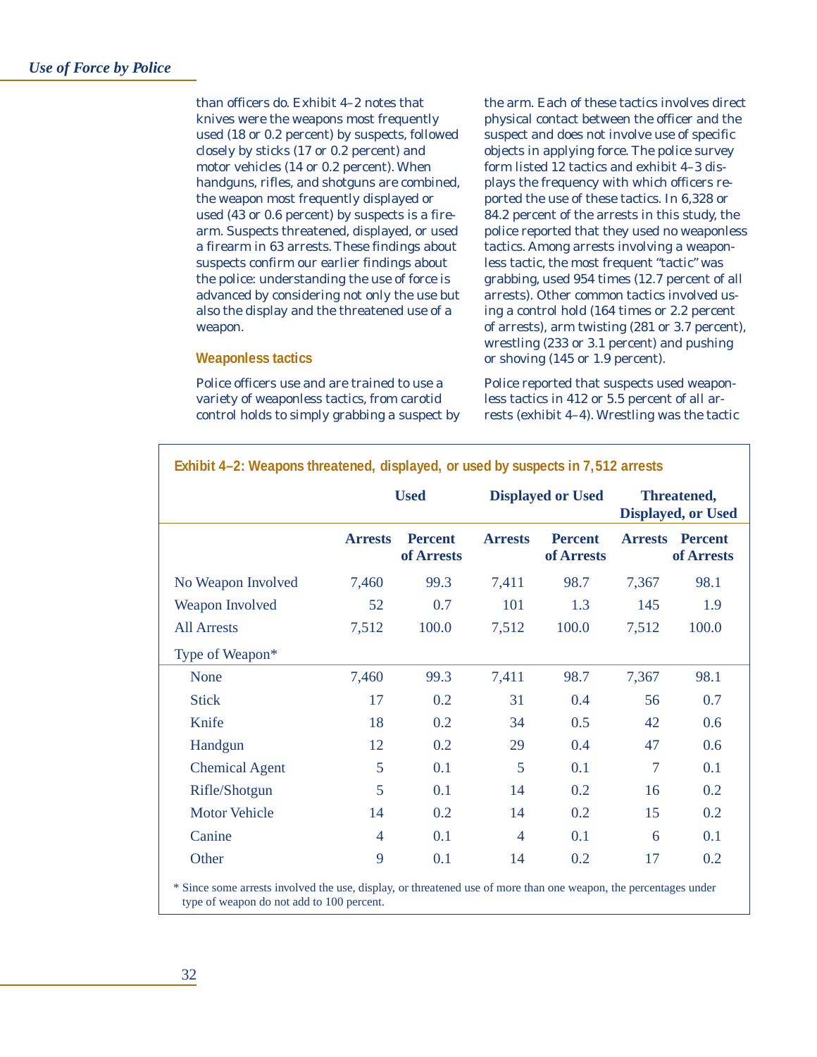than officers do. Exhibit 4–2 notes that knives were the weapons most frequently used (18 or 0.2 percent) by suspects, followed closely by sticks (17 or 0.2 percent) and motor vehicles (14 or 0.2 percent). When handguns, rifles, and shotguns are combined, the weapon most frequently displayed or used (43 or 0.6 percent) by suspects is a firearm. Suspects threatened, displayed, or used a firearm in 63 arrests. These findings about suspects confirm our earlier findings about the police: understanding the use of force is advanced by considering not only the use but also the display and the threatened use of a weapon.

### Weaponless tactics

Police officers use and are trained to use a variety of weaponless tactics, from carotid control holds to simply grabbing a suspect by the arm. Each of these tactics involves direct physical contact between the officer and the suspect and does not involve use of specific objects in applying force. The police survey form listed 12 tactics and exhibit 4–3 displays the frequency with which officers reported the use of these tactics. In 6,328 or 84.2 percent of the arrests in this study, the police reported that they used no weaponless tactics. Among arrests involving a weaponless tactic, the most frequent "tactic" was grabbing, used 954 times (12.7 percent of all arrests). Other common tactics involved using a control hold (164 times or 2.2 percent of arrests), arm twisting (281 or 3.7 percent), wrestling (233 or 3.1 percent) and pushing or shoving (145 or 1.9 percent).

Police reported that suspects used weaponless tactics in 412 or 5.5 percent of all arrests (exhibit 4–4). Wrestling was the tactic

**Exhibit 4–2: Weapons threatened, displayed, or used by suspects in 7,512 arrests**

| | Used | | Displayed or Used | | Threatened, Displayed, or Used | |
|---|---|---|---|---|---|---|
| | Arrests | Percent of Arrests | Arrests | Percent of Arrests | Arrests | Percent of Arrests |
| No Weapon Involved | 7,460 | 99.3 | 7,411 | 98.7 | 7,367 | 98.1 |
| Weapon Involved | 52 | 0.7 | 101 | 1.3 | 145 | 1.9 |
| All Arrests | 7,512 | 100.0 | 7,512 | 100.0 | 7,512 | 100.0 |
| Type of Weapon* | | | | | | |
| None | 7,460 | 99.3 | 7,411 | 98.7 | 7,367 | 98.1 |
| Stick | 17 | 0.2 | 31 | 0.4 | 56 | 0.7 |
| Knife | 18 | 0.2 | 34 | 0.5 | 42 | 0.6 |
| Handgun | 12 | 0.2 | 29 | 0.4 | 47 | 0.6 |
| Chemical Agent | 5 | 0.1 | 5 | 0.1 | 7 | 0.1 |
| Rifle/Shotgun | 5 | 0.1 | 14 | 0.2 | 16 | 0.2 |
| Motor Vehicle | 14 | 0.2 | 14 | 0.2 | 15 | 0.2 |
| Canine | 4 | 0.1 | 4 | 0.1 | 6 | 0.1 |
| Other | 9 | 0.1 | 14 | 0.2 | 17 | 0.2 |

\* Since some arrests involved the use, display, or threatened use of more than one weapon, the percentages under type of weapon do not add to 100 percent.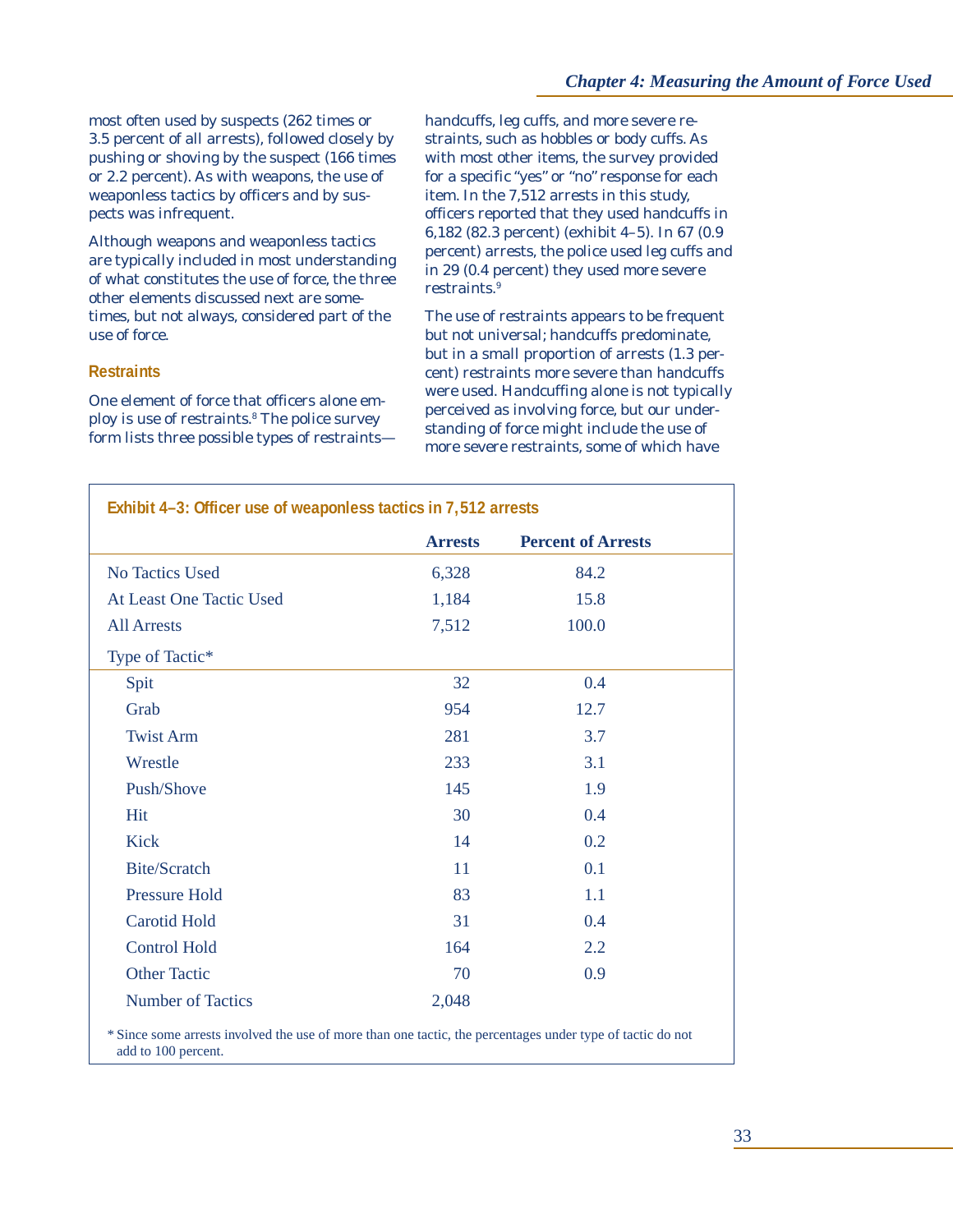most often used by suspects (262 times or 3.5 percent of all arrests), followed closely by pushing or shoving by the suspect (166 times or 2.2 percent). As with weapons, the use of weaponless tactics by officers and by suspects was infrequent.

Although weapons and weaponless tactics are typically included in most understanding of what constitutes the use of force, the three other elements discussed next are sometimes, but not always, considered part of the use of force.

### Restraints

One element of force that officers alone employ is use of restraints.[8] The police survey form lists three possible types of restraints—handcuffs, leg cuffs, and more severe restraints, such as hobbles or body cuffs. As with most other items, the survey provided for a specific "yes" or "no" response for each item. In the 7,512 arrests in this study, officers reported that they used handcuffs in 6,182 (82.3 percent) (exhibit 4–5). In 67 (0.9 percent) arrests, the police used leg cuffs and in 29 (0.4 percent) they used more severe restraints.[9]

The use of restraints appears to be frequent but not universal; handcuffs predominate, but in a small proportion of arrests (1.3 percent) restraints more severe than handcuffs were used. Handcuffing alone is not typically perceived as involving force, but our understanding of force might include the use of more severe restraints, some of which have

**Exhibit 4–3: Officer use of weaponless tactics in 7,512 arrests**

| | Arrests | Percent of Arrests |
|---|---|---|
| No Tactics Used | 6,328 | 84.2 |
| At Least One Tactic Used | 1,184 | 15.8 |
| All Arrests | 7,512 | 100.0 |
| Type of Tactic* | | |
| Spit | 32 | 0.4 |
| Grab | 954 | 12.7 |
| Twist Arm | 281 | 3.7 |
| Wrestle | 233 | 3.1 |
| Push/Shove | 145 | 1.9 |
| Hit | 30 | 0.4 |
| Kick | 14 | 0.2 |
| Bite/Scratch | 11 | 0.1 |
| Pressure Hold | 83 | 1.1 |
| Carotid Hold | 31 | 0.4 |
| Control Hold | 164 | 2.2 |
| Other Tactic | 70 | 0.9 |
| Number of Tactics | 2,048 | |

\* Since some arrests involved the use of more than one tactic, the percentages under type of tactic do not add to 100 percent.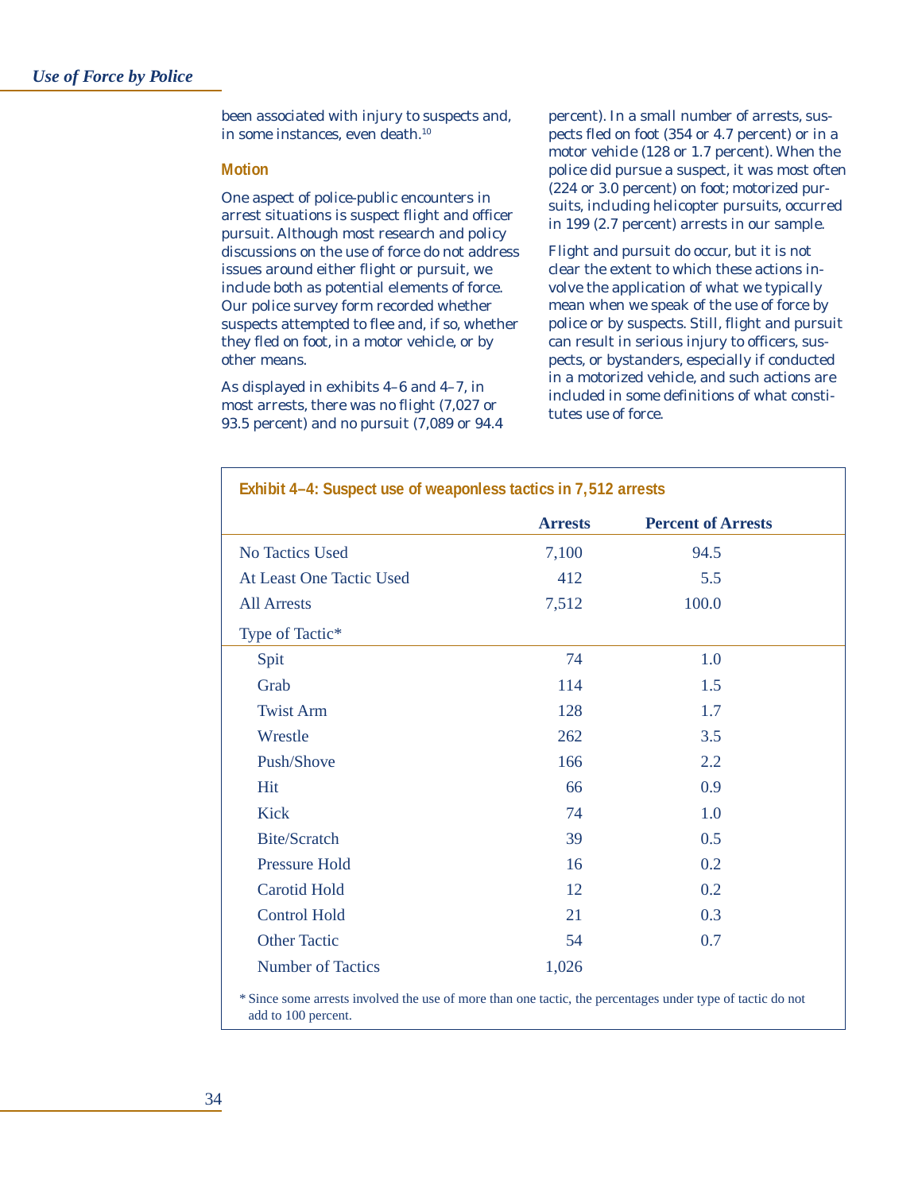been associated with injury to suspects and, in some instances, even death.[10]

### Motion

One aspect of police-public encounters in arrest situations is suspect flight and officer pursuit. Although most research and policy discussions on the use of force do not address issues around either flight or pursuit, we include both as potential elements of force. Our police survey form recorded whether suspects attempted to flee and, if so, whether they fled on foot, in a motor vehicle, or by other means.

As displayed in exhibits 4–6 and 4–7, in most arrests, there was no flight (7,027 or 93.5 percent) and no pursuit (7,089 or 94.4 percent). In a small number of arrests, suspects fled on foot (354 or 4.7 percent) or in a motor vehicle (128 or 1.7 percent). When the police did pursue a suspect, it was most often (224 or 3.0 percent) on foot; motorized pursuits, including helicopter pursuits, occurred in 199 (2.7 percent) arrests in our sample.

Flight and pursuit do occur, but it is not clear the extent to which these actions involve the application of what we typically mean when we speak of the use of force by police or by suspects. Still, flight and pursuit can result in serious injury to officers, suspects, or bystanders, especially if conducted in a motorized vehicle, and such actions are included in some definitions of what constitutes use of force.

**Exhibit 4–4: Suspect use of weaponless tactics in 7,512 arrests**

| | Arrests | Percent of Arrests |
|---|---|---|
| No Tactics Used | 7,100 | 94.5 |
| At Least One Tactic Used | 412 | 5.5 |
| All Arrests | 7,512 | 100.0 |
| Type of Tactic* | | |
| Spit | 74 | 1.0 |
| Grab | 114 | 1.5 |
| Twist Arm | 128 | 1.7 |
| Wrestle | 262 | 3.5 |
| Push/Shove | 166 | 2.2 |
| Hit | 66 | 0.9 |
| Kick | 74 | 1.0 |
| Bite/Scratch | 39 | 0.5 |
| Pressure Hold | 16 | 0.2 |
| Carotid Hold | 12 | 0.2 |
| Control Hold | 21 | 0.3 |
| Other Tactic | 54 | 0.7 |
| Number of Tactics | 1,026 | |

* Since some arrests involved the use of more than one tactic, the percentages under type of tactic do not add to 100 percent.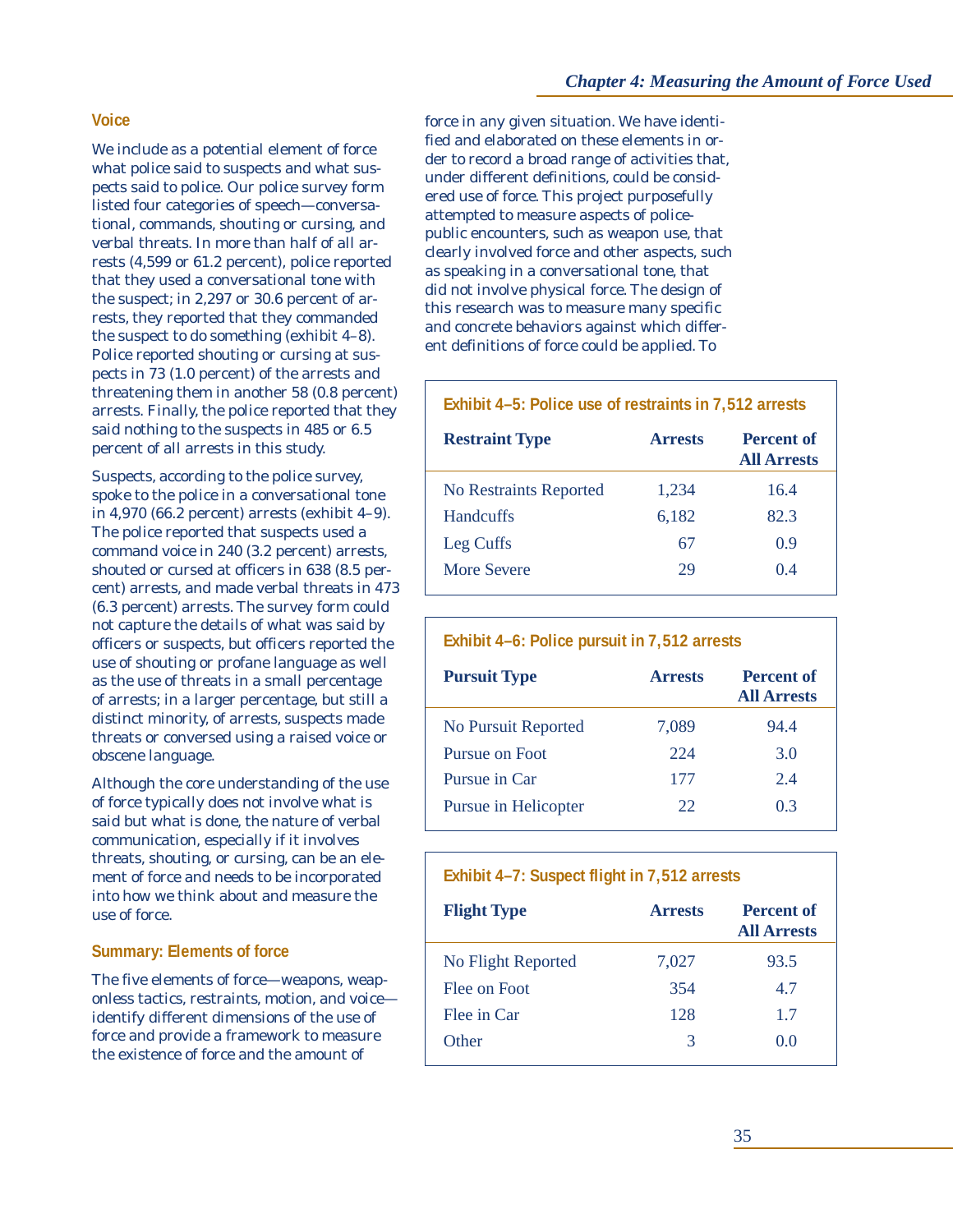### Voice

We include as a potential element of force what police said to suspects and what suspects said to police. Our police survey form listed four categories of speech—conversational, commands, shouting or cursing, and verbal threats. In more than half of all arrests (4,599 or 61.2 percent), police reported that they used a conversational tone with the suspect; in 2,297 or 30.6 percent of arrests, they reported that they commanded the suspect to do something (exhibit 4–8). Police reported shouting or cursing at suspects in 73 (1.0 percent) of the arrests and threatening them in another 58 (0.8 percent) arrests. Finally, the police reported that they said nothing to the suspects in 485 or 6.5 percent of all arrests in this study.

Suspects, according to the police survey, spoke to the police in a conversational tone in 4,970 (66.2 percent) arrests (exhibit 4–9). The police reported that suspects used a command voice in 240 (3.2 percent) arrests, shouted or cursed at officers in 638 (8.5 percent) arrests, and made verbal threats in 473 (6.3 percent) arrests. The survey form could not capture the details of what was said by officers or suspects, but officers reported the use of shouting or profane language as well as the use of threats in a small percentage of arrests; in a larger percentage, but still a distinct minority, of arrests, suspects made threats or conversed using a raised voice or obscene language.

Although the core understanding of the use of force typically does not involve what is said but what is done, the nature of verbal communication, especially if it involves threats, shouting, or cursing, can be an element of force and needs to be incorporated into how we think about and measure the use of force.

### Summary: Elements of force

The five elements of force—weapons, weaponless tactics, restraints, motion, and voice—identify different dimensions of the use of force and provide a framework to measure the existence of force and the amount of force in any given situation. We have identified and elaborated on these elements in order to record a broad range of activities that, under different definitions, could be considered use of force. This project purposefully attempted to measure aspects of police-public encounters, such as weapon use, that clearly involved force and other aspects, such as speaking in a conversational tone, that did not involve physical force. The design of this research was to measure many specific and concrete behaviors against which different definitions of force could be applied. To

**Exhibit 4–5: Police use of restraints in 7,512 arrests**

| Restraint Type | Arrests | Percent of All Arrests |
|---|---|---|
| No Restraints Reported | 1,234 | 16.4 |
| Handcuffs | 6,182 | 82.3 |
| Leg Cuffs | 67 | 0.9 |
| More Severe | 29 | 0.4 |

**Exhibit 4–6: Police pursuit in 7,512 arrests**

| Pursuit Type | Arrests | Percent of All Arrests |
|---|---|---|
| No Pursuit Reported | 7,089 | 94.4 |
| Pursue on Foot | 224 | 3.0 |
| Pursue in Car | 177 | 2.4 |
| Pursue in Helicopter | 22 | 0.3 |

**Exhibit 4–7: Suspect flight in 7,512 arrests**

| Flight Type | Arrests | Percent of All Arrests |
|---|---|---|
| No Flight Reported | 7,027 | 93.5 |
| Flee on Foot | 354 | 4.7 |
| Flee in Car | 128 | 1.7 |
| Other | 3 | 0.0 |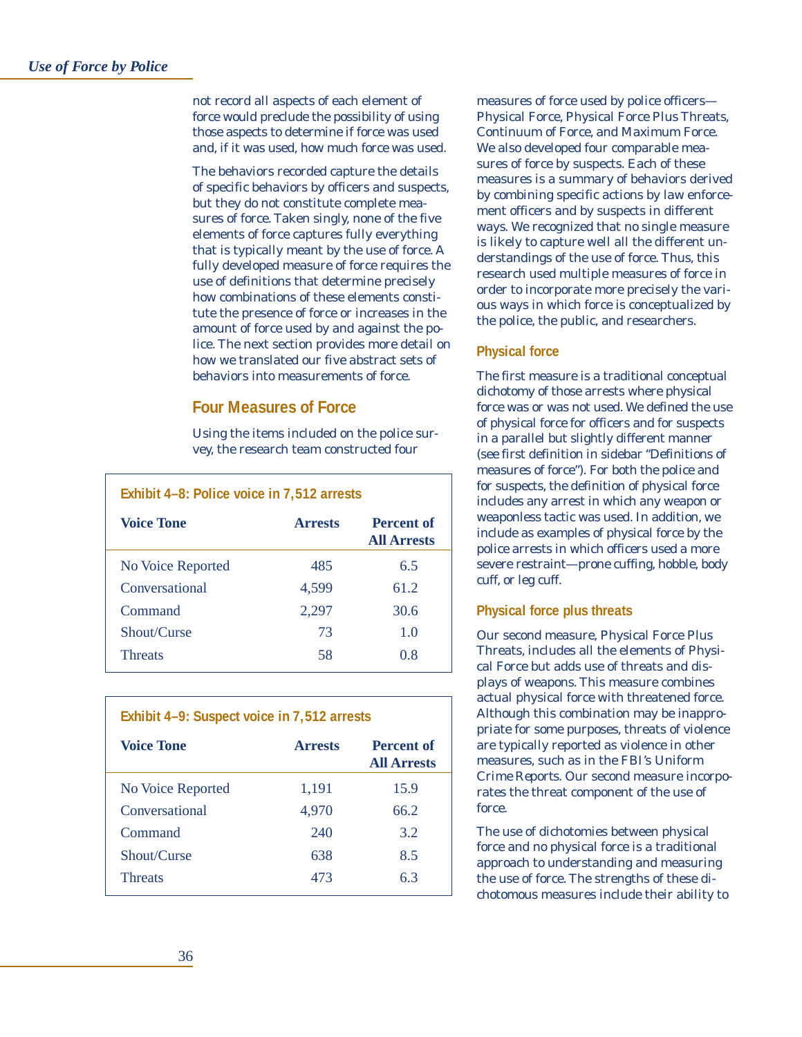not record all aspects of each element of force would preclude the possibility of using those aspects to determine if force was used and, if it was used, how much force was used.

The behaviors recorded capture the details of specific behaviors by officers and suspects, but they do not constitute complete measures of force. Taken singly, none of the five elements of force captures fully everything that is typically meant by the use of force. A fully developed measure of force requires the use of definitions that determine precisely how combinations of these elements constitute the presence of force or increases in the amount of force used by and against the police. The next section provides more detail on how we translated our five abstract sets of behaviors into measurements of force.

## Four Measures of Force

Using the items included on the police survey, the research team constructed four measures of force used by police officers—Physical Force, Physical Force Plus Threats, Continuum of Force, and Maximum Force. We also developed four comparable measures of force by suspects. Each of these measures is a summary of behaviors derived by combining specific actions by law enforcement officers and by suspects in different ways. We recognized that no single measure is likely to capture well all the different understandings of the use of force. Thus, this research used multiple measures of force in order to incorporate more precisely the various ways in which force is conceptualized by the police, the public, and researchers.

**Exhibit 4–8: Police voice in 7,512 arrests**

| Voice Tone | Arrests | Percent of All Arrests |
|---|---|---|
| No Voice Reported | 485 | 6.5 |
| Conversational | 4,599 | 61.2 |
| Command | 2,297 | 30.6 |
| Shout/Curse | 73 | 1.0 |
| Threats | 58 | 0.8 |

**Exhibit 4–9: Suspect voice in 7,512 arrests**

| Voice Tone | Arrests | Percent of All Arrests |
|---|---|---|
| No Voice Reported | 1,191 | 15.9 |
| Conversational | 4,970 | 66.2 |
| Command | 240 | 3.2 |
| Shout/Curse | 638 | 8.5 |
| Threats | 473 | 6.3 |

### Physical force

The first measure is a traditional conceptual dichotomy of those arrests where physical force was or was not used. We defined the use of physical force for officers and for suspects in a parallel but slightly different manner (see first definition in sidebar "Definitions of measures of force"). For both the police and for suspects, the definition of physical force includes any arrest in which any weapon or weaponless tactic was used. In addition, we include as examples of physical force by the police arrests in which officers used a more severe restraint—prone cuffing, hobble, body cuff, or leg cuff.

### Physical force plus threats

Our second measure, Physical Force Plus Threats, includes all the elements of Physical Force but adds use of threats and displays of weapons. This measure combines actual physical force with threatened force. Although this combination may be inappropriate for some purposes, threats of violence are typically reported as violence in other measures, such as in the FBI's Uniform Crime Reports. Our second measure incorporates the threat component of the use of force.

The use of dichotomies between physical force and no physical force is a traditional approach to understanding and measuring the use of force. The strengths of these dichotomous measures include their ability to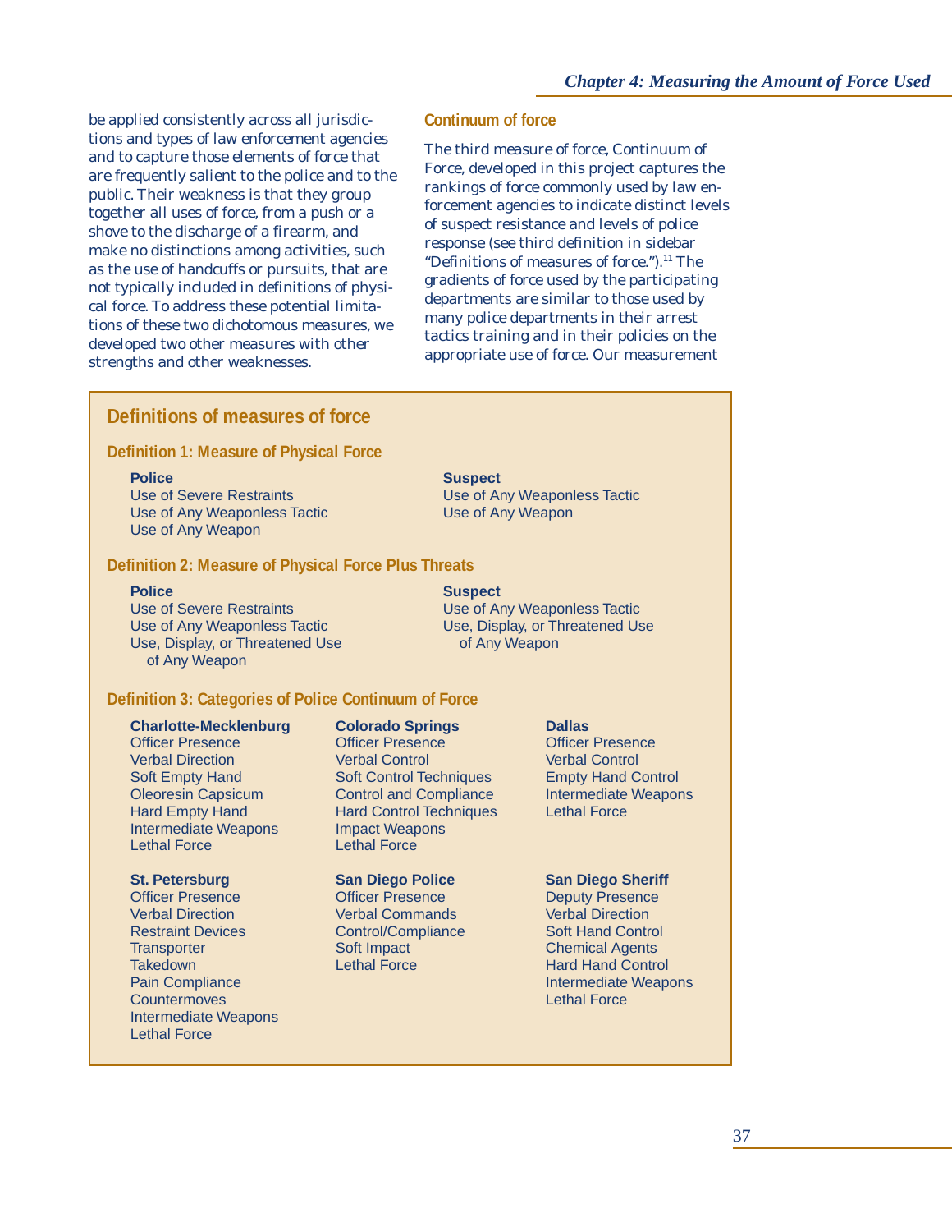be applied consistently across all jurisdictions and types of law enforcement agencies and to capture those elements of force that are frequently salient to the police and to the public. Their weakness is that they group together all uses of force, from a push or a shove to the discharge of a firearm, and make no distinctions among activities, such as the use of handcuffs or pursuits, that are not typically included in definitions of physical force. To address these potential limitations of these two dichotomous measures, we developed two other measures with other strengths and other weaknesses.

### Continuum of force

The third measure of force, Continuum of Force, developed in this project captures the rankings of force commonly used by law enforcement agencies to indicate distinct levels of suspect resistance and levels of police response (see third definition in sidebar "Definitions of measures of force.").[11] The gradients of force used by the participating departments are similar to those used by many police departments in their arrest tactics training and in their policies on the appropriate use of force. Our measurement

## Definitions of measures of force

### Definition 1: Measure of Physical Force

| Police | Suspect |
|---|---|
| Use of Severe Restraints | Use of Any Weaponless Tactic |
| Use of Any Weaponless Tactic | Use of Any Weapon |
| Use of Any Weapon | |

### Definition 2: Measure of Physical Force Plus Threats

| Police | Suspect |
|---|---|
| Use of Severe Restraints | Use of Any Weaponless Tactic |
| Use of Any Weaponless Tactic | Use, Display, or Threatened Use of Any Weapon |
| Use, Display, or Threatened Use of Any Weapon | |

### Definition 3: Categories of Police Continuum of Force

**Charlotte-Mecklenburg**
- Officer Presence
- Verbal Direction
- Soft Empty Hand
- Oleoresin Capsicum
- Hard Empty Hand
- Intermediate Weapons
- Lethal Force

**Colorado Springs**
- Officer Presence
- Verbal Control
- Soft Control Techniques
- Control and Compliance
- Hard Control Techniques
- Impact Weapons
- Lethal Force

**Dallas**
- Officer Presence
- Verbal Control
- Empty Hand Control
- Intermediate Weapons
- Lethal Force

**St. Petersburg**
- Officer Presence
- Verbal Direction
- Restraint Devices
- Transporter
- Takedown
- Pain Compliance
- Countermoves
- Intermediate Weapons
- Lethal Force

**San Diego Police**
- Officer Presence
- Verbal Commands
- Control/Compliance
- Soft Impact
- Lethal Force

**San Diego Sheriff**
- Deputy Presence
- Verbal Direction
- Soft Hand Control
- Chemical Agents
- Hard Hand Control
- Intermediate Weapons
- Lethal Force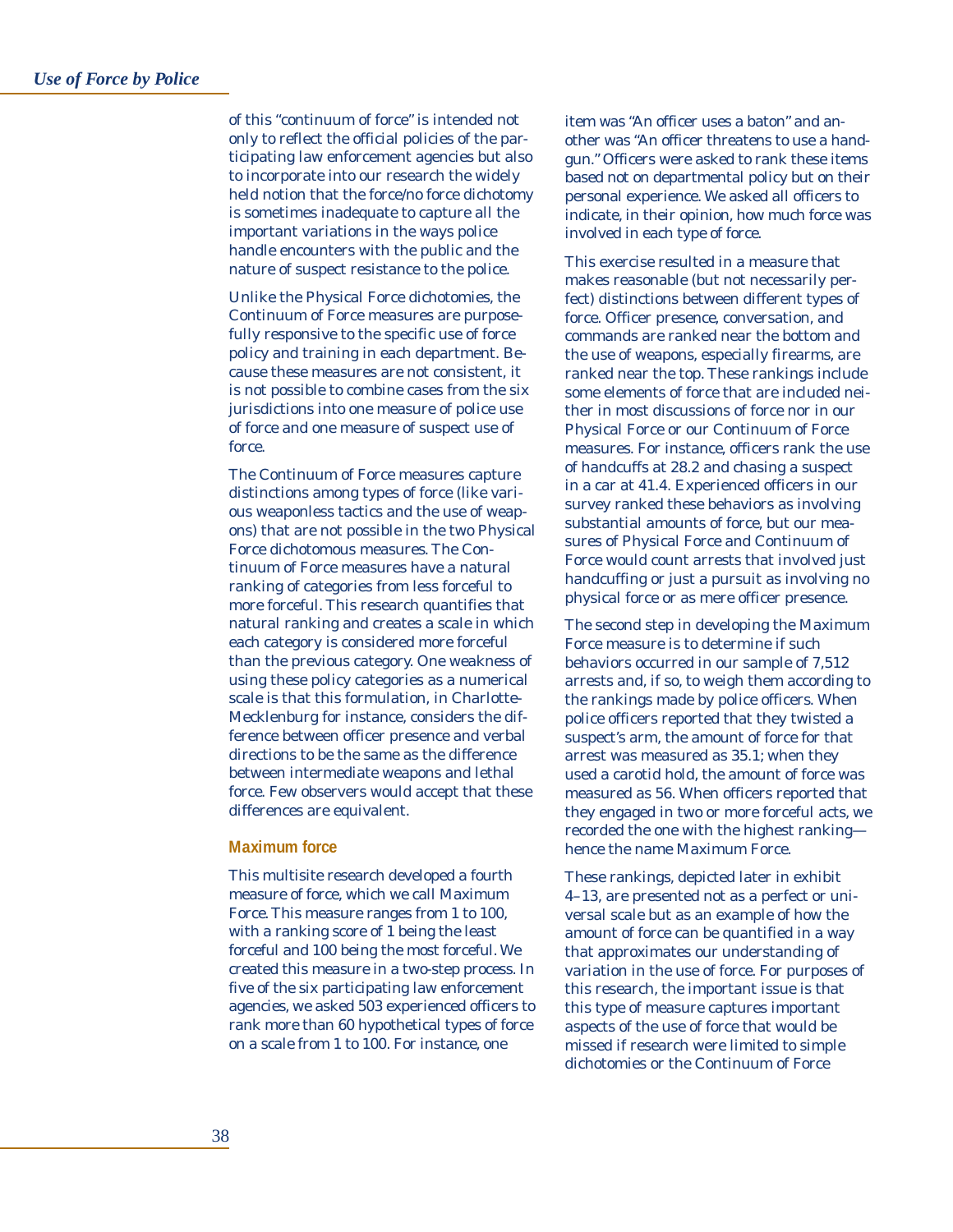of this "continuum of force" is intended not only to reflect the official policies of the participating law enforcement agencies but also to incorporate into our research the widely held notion that the force/no force dichotomy is sometimes inadequate to capture all the important variations in the ways police handle encounters with the public and the nature of suspect resistance to the police.

Unlike the Physical Force dichotomies, the Continuum of Force measures are purposefully responsive to the specific use of force policy and training in each department. Because these measures are not consistent, it is not possible to combine cases from the six jurisdictions into one measure of police use of force and one measure of suspect use of force.

The Continuum of Force measures capture distinctions among types of force (like various weaponless tactics and the use of weapons) that are not possible in the two Physical Force dichotomous measures. The Continuum of Force measures have a natural ranking of categories from less forceful to more forceful. This research quantifies that natural ranking and creates a scale in which each category is considered more forceful than the previous category. One weakness of using these policy categories as a numerical scale is that this formulation, in Charlotte-Mecklenburg for instance, considers the difference between officer presence and verbal directions to be the same as the difference between intermediate weapons and lethal force. Few observers would accept that these differences are equivalent.

### Maximum force

This multisite research developed a fourth measure of force, which we call Maximum Force. This measure ranges from 1 to 100, with a ranking score of 1 being the least forceful and 100 being the most forceful. We created this measure in a two-step process. In five of the six participating law enforcement agencies, we asked 503 experienced officers to rank more than 60 hypothetical types of force on a scale from 1 to 100. For instance, one item was "An officer uses a baton" and another was "An officer threatens to use a handgun." Officers were asked to rank these items based not on departmental policy but on their personal experience. We asked all officers to indicate, in their opinion, how much force was involved in each type of force.

This exercise resulted in a measure that makes reasonable (but not necessarily perfect) distinctions between different types of force. Officer presence, conversation, and commands are ranked near the bottom and the use of weapons, especially firearms, are ranked near the top. These rankings include some elements of force that are included neither in most discussions of force nor in our Physical Force or our Continuum of Force measures. For instance, officers rank the use of handcuffs at 28.2 and chasing a suspect in a car at 41.4. Experienced officers in our survey ranked these behaviors as involving substantial amounts of force, but our measures of Physical Force and Continuum of Force would count arrests that involved just handcuffing or just a pursuit as involving no physical force or as mere officer presence.

The second step in developing the Maximum Force measure is to determine if such behaviors occurred in our sample of 7,512 arrests and, if so, to weigh them according to the rankings made by police officers. When police officers reported that they twisted a suspect's arm, the amount of force for that arrest was measured as 35.1; when they used a carotid hold, the amount of force was measured as 56. When officers reported that they engaged in two or more forceful acts, we recorded the one with the highest ranking—hence the name Maximum Force.

These rankings, depicted later in exhibit 4–13, are presented not as a perfect or universal scale but as an example of how the amount of force can be quantified in a way that approximates our understanding of variation in the use of force. For purposes of this research, the important issue is that this type of measure captures important aspects of the use of force that would be missed if research were limited to simple dichotomies or the Continuum of Force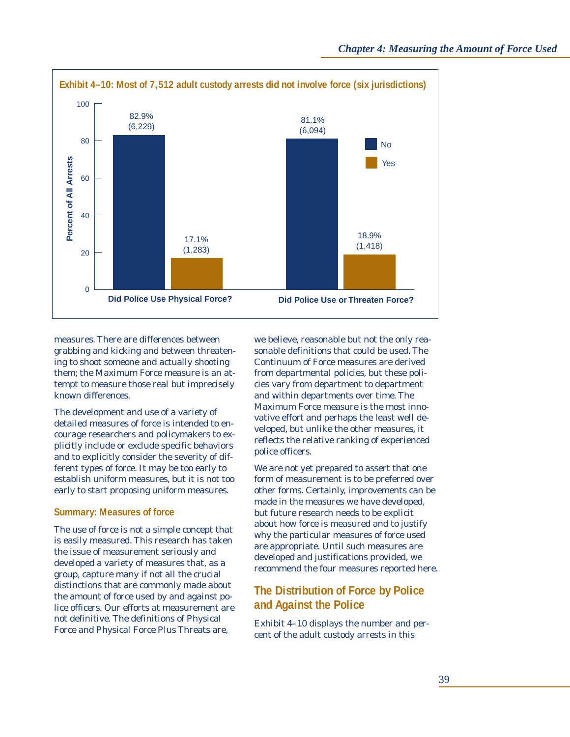**Exhibit 4–10: Most of 7,512 adult custody arrests did not involve force (six jurisdictions)**

| | No | Yes |
|---|---|---|
| Did Police Use Physical Force? | 82.9% (6,229) | 17.1% (1,283) |
| Did Police Use or Threaten Force? | 81.1% (6,094) | 18.9% (1,418) |

measures. There are differences between grabbing and kicking and between threatening to shoot someone and actually shooting them; the Maximum Force measure is an attempt to measure those real but imprecisely known differences.

The development and use of a variety of detailed measures of force is intended to encourage researchers and policymakers to explicitly include or exclude specific behaviors and to explicitly consider the severity of different types of force. It may be too early to establish uniform measures, but it is not too early to start proposing uniform measures.

### Summary: Measures of force

The use of force is not a simple concept that is easily measured. This research has taken the issue of measurement seriously and developed a variety of measures that, as a group, capture many if not all the crucial distinctions that are commonly made about the amount of force used by and against police officers. Our efforts at measurement are not definitive. The definitions of Physical Force and Physical Force Plus Threats are, we believe, reasonable but not the only reasonable definitions that could be used. The Continuum of Force measures are derived from departmental policies, but these policies vary from department to department and within departments over time. The Maximum Force measure is the most innovative effort and perhaps the least well developed, but unlike the other measures, it reflects the relative ranking of experienced police officers.

We are not yet prepared to assert that one form of measurement is to be preferred over other forms. Certainly, improvements can be made in the measures we have developed, but future research needs to be explicit about how force is measured and to justify why the particular measures of force used are appropriate. Until such measures are developed and justifications provided, we recommend the four measures reported here.

## The Distribution of Force by Police and Against the Police

Exhibit 4–10 displays the number and percent of the adult custody arrests in this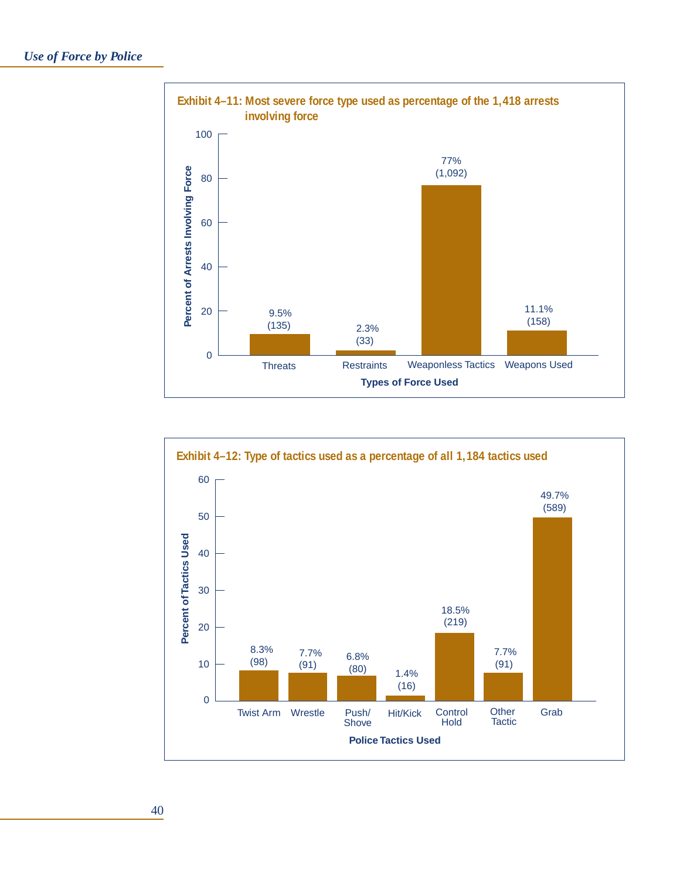**Exhibit 4–11: Most severe force type used as percentage of the 1,418 arrests involving force**

| Types of Force Used | Percent of Arrests Involving Force | Number |
|---|---|---|
| Threats | 9.5% | (135) |
| Restraints | 2.3% | (33) |
| Weaponless Tactics | 77% | (1,092) |
| Weapons Used | 11.1% | (158) |

**Exhibit 4–12: Type of tactics used as a percentage of all 1,184 tactics used**

| Police Tactics Used | Percent of Tactics Used | Number |
|---|---|---|
| Twist Arm | 8.3% | (98) |
| Wrestle | 7.7% | (91) |
| Push/Shove | 6.8% | (80) |
| Hit/Kick | 1.4% | (16) |
| Control Hold | 18.5% | (219) |
| Other Tactic | 7.7% | (91) |
| Grab | 49.7% | (589) |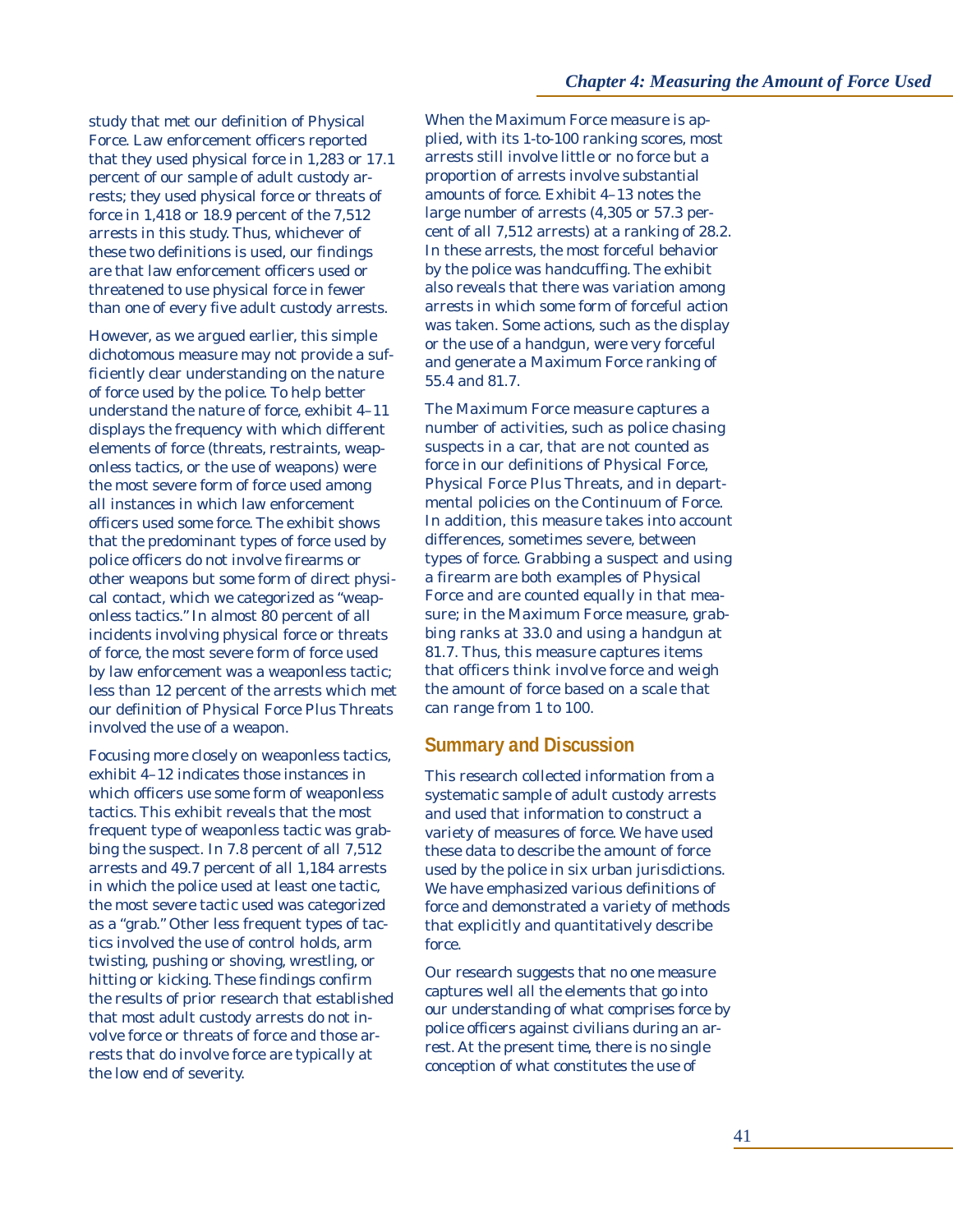study that met our definition of Physical Force. Law enforcement officers reported that they used physical force in 1,283 or 17.1 percent of our sample of adult custody arrests; they used physical force or threats of force in 1,418 or 18.9 percent of the 7,512 arrests in this study. Thus, whichever of these two definitions is used, our findings are that law enforcement officers used or threatened to use physical force in fewer than one of every five adult custody arrests.

However, as we argued earlier, this simple dichotomous measure may not provide a sufficiently clear understanding on the nature of force used by the police. To help better understand the nature of force, exhibit 4–11 displays the frequency with which different elements of force (threats, restraints, weaponless tactics, or the use of weapons) were the most severe form of force used among all instances in which law enforcement officers used some force. The exhibit shows that the predominant types of force used by police officers do not involve firearms or other weapons but some form of direct physical contact, which we categorized as "weaponless tactics." In almost 80 percent of all incidents involving physical force or threats of force, the most severe form of force used by law enforcement was a weaponless tactic; less than 12 percent of the arrests which met our definition of Physical Force Plus Threats involved the use of a weapon.

Focusing more closely on weaponless tactics, exhibit 4–12 indicates those instances in which officers use some form of weaponless tactics. This exhibit reveals that the most frequent type of weaponless tactic was grabbing the suspect. In 7.8 percent of all 7,512 arrests and 49.7 percent of all 1,184 arrests in which the police used at least one tactic, the most severe tactic used was categorized as a "grab." Other less frequent types of tactics involved the use of control holds, arm twisting, pushing or shoving, wrestling, or hitting or kicking. These findings confirm the results of prior research that established that most adult custody arrests do not involve force or threats of force and those arrests that do involve force are typically at the low end of severity.

When the Maximum Force measure is applied, with its 1-to-100 ranking scores, most arrests still involve little or no force but a proportion of arrests involve substantial amounts of force. Exhibit 4–13 notes the large number of arrests (4,305 or 57.3 percent of all 7,512 arrests) at a ranking of 28.2. In these arrests, the most forceful behavior by the police was handcuffing. The exhibit also reveals that there was variation among arrests in which some form of forceful action was taken. Some actions, such as the display or the use of a handgun, were very forceful and generate a Maximum Force ranking of 55.4 and 81.7.

The Maximum Force measure captures a number of activities, such as police chasing suspects in a car, that are not counted as force in our definitions of Physical Force, Physical Force Plus Threats, and in departmental policies on the Continuum of Force. In addition, this measure takes into account differences, sometimes severe, between types of force. Grabbing a suspect and using a firearm are both examples of Physical Force and are counted equally in that measure; in the Maximum Force measure, grabbing ranks at 33.0 and using a handgun at 81.7. Thus, this measure captures items that officers think involve force and weigh the amount of force based on a scale that can range from 1 to 100.

## Summary and Discussion

This research collected information from a systematic sample of adult custody arrests and used that information to construct a variety of measures of force. We have used these data to describe the amount of force used by the police in six urban jurisdictions. We have emphasized various definitions of force and demonstrated a variety of methods that explicitly and quantitatively describe force.

Our research suggests that no one measure captures well all the elements that go into our understanding of what comprises force by police officers against civilians during an arrest. At the present time, there is no single conception of what constitutes the use of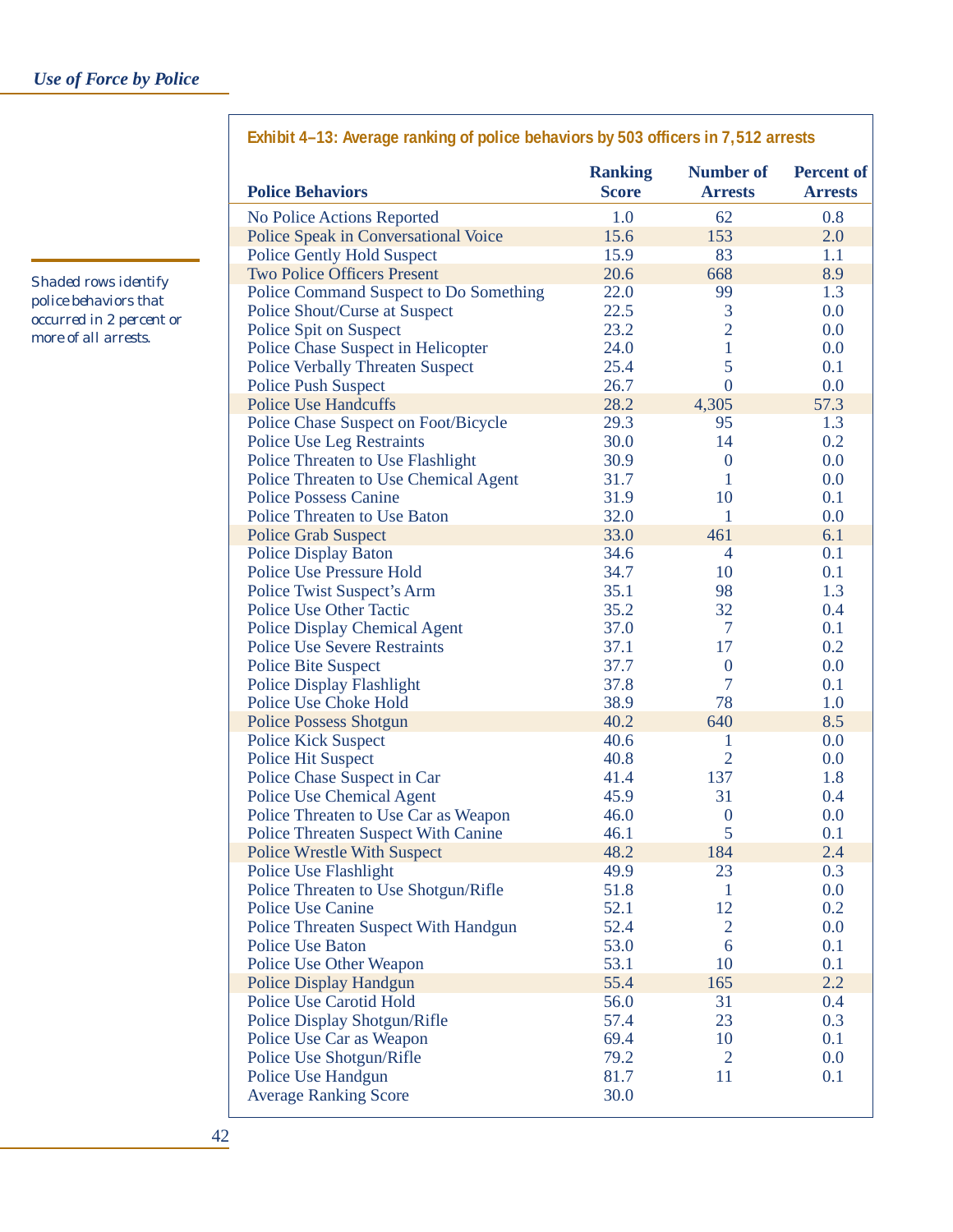*Shaded rows identify police behaviors that occurred in 2 percent or more of all arrests.*

**Exhibit 4–13: Average ranking of police behaviors by 503 officers in 7,512 arrests**

| Police Behaviors | Ranking Score | Number of Arrests | Percent of Arrests |
|---|---|---|---|
| No Police Actions Reported | 1.0 | 62 | 0.8 |
| Police Speak in Conversational Voice | 15.6 | 153 | 2.0 |
| Police Gently Hold Suspect | 15.9 | 83 | 1.1 |
| Two Police Officers Present | 20.6 | 668 | 8.9 |
| Police Command Suspect to Do Something | 22.0 | 99 | 1.3 |
| Police Shout/Curse at Suspect | 22.5 | 3 | 0.0 |
| Police Spit on Suspect | 23.2 | 2 | 0.0 |
| Police Chase Suspect in Helicopter | 24.0 | 1 | 0.0 |
| Police Verbally Threaten Suspect | 25.4 | 5 | 0.1 |
| Police Push Suspect | 26.7 | 0 | 0.0 |
| Police Use Handcuffs | 28.2 | 4,305 | 57.3 |
| Police Chase Suspect on Foot/Bicycle | 29.3 | 95 | 1.3 |
| Police Use Leg Restraints | 30.0 | 14 | 0.2 |
| Police Threaten to Use Flashlight | 30.9 | 0 | 0.0 |
| Police Threaten to Use Chemical Agent | 31.7 | 1 | 0.0 |
| Police Possess Canine | 31.9 | 10 | 0.1 |
| Police Threaten to Use Baton | 32.0 | 1 | 0.0 |
| Police Grab Suspect | 33.0 | 461 | 6.1 |
| Police Display Baton | 34.6 | 4 | 0.1 |
| Police Use Pressure Hold | 34.7 | 10 | 0.1 |
| Police Twist Suspect's Arm | 35.1 | 98 | 1.3 |
| Police Use Other Tactic | 35.2 | 32 | 0.4 |
| Police Display Chemical Agent | 37.0 | 7 | 0.1 |
| Police Use Severe Restraints | 37.1 | 17 | 0.2 |
| Police Bite Suspect | 37.7 | 0 | 0.0 |
| Police Display Flashlight | 37.8 | 7 | 0.1 |
| Police Use Choke Hold | 38.9 | 78 | 1.0 |
| Police Possess Shotgun | 40.2 | 640 | 8.5 |
| Police Kick Suspect | 40.6 | 1 | 0.0 |
| Police Hit Suspect | 40.8 | 2 | 0.0 |
| Police Chase Suspect in Car | 41.4 | 137 | 1.8 |
| Police Use Chemical Agent | 45.9 | 31 | 0.4 |
| Police Threaten to Use Car as Weapon | 46.0 | 0 | 0.0 |
| Police Threaten Suspect With Canine | 46.1 | 5 | 0.1 |
| Police Wrestle With Suspect | 48.2 | 184 | 2.4 |
| Police Use Flashlight | 49.9 | 23 | 0.3 |
| Police Threaten to Use Shotgun/Rifle | 51.8 | 1 | 0.0 |
| Police Use Canine | 52.1 | 12 | 0.2 |
| Police Threaten Suspect With Handgun | 52.4 | 2 | 0.0 |
| Police Use Baton | 53.0 | 6 | 0.1 |
| Police Use Other Weapon | 53.1 | 10 | 0.1 |
| Police Display Handgun | 55.4 | 165 | 2.2 |
| Police Use Carotid Hold | 56.0 | 31 | 0.4 |
| Police Display Shotgun/Rifle | 57.4 | 23 | 0.3 |
| Police Use Car as Weapon | 69.4 | 10 | 0.1 |
| Police Use Shotgun/Rifle | 79.2 | 2 | 0.0 |
| Police Use Handgun | 81.7 | 11 | 0.1 |
| Average Ranking Score | 30.0 | | |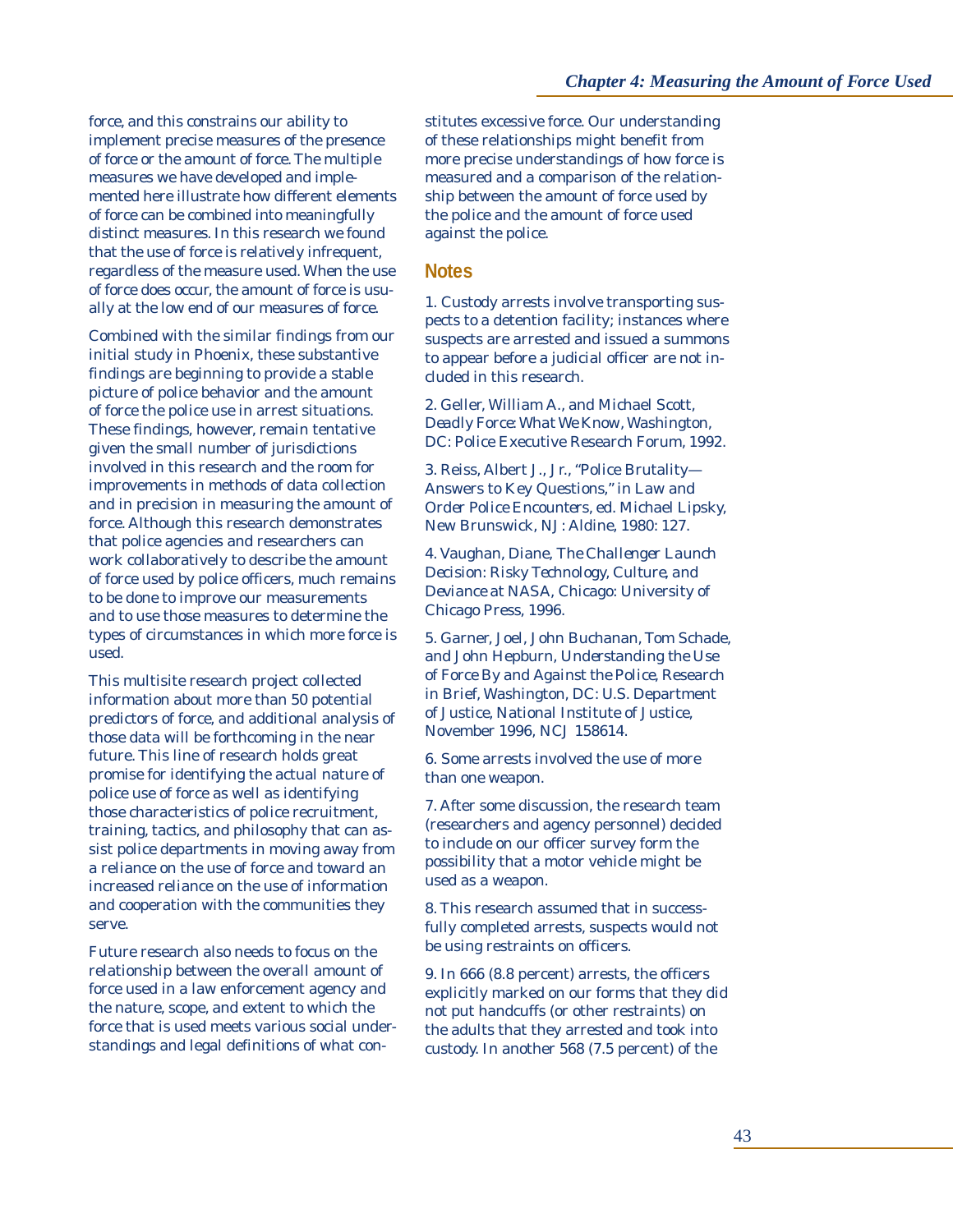force, and this constrains our ability to implement precise measures of the presence of force or the amount of force. The multiple measures we have developed and implemented here illustrate how different elements of force can be combined into meaningfully distinct measures. In this research we found that the use of force is relatively infrequent, regardless of the measure used. When the use of force does occur, the amount of force is usually at the low end of our measures of force.

Combined with the similar findings from our initial study in Phoenix, these substantive findings are beginning to provide a stable picture of police behavior and the amount of force the police use in arrest situations. These findings, however, remain tentative given the small number of jurisdictions involved in this research and the room for improvements in methods of data collection and in precision in measuring the amount of force. Although this research demonstrates that police agencies and researchers can work collaboratively to describe the amount of force used by police officers, much remains to be done to improve our measurements and to use those measures to determine the types of circumstances in which more force is used.

This multisite research project collected information about more than 50 potential predictors of force, and additional analysis of those data will be forthcoming in the near future. This line of research holds great promise for identifying the actual nature of police use of force as well as identifying those characteristics of police recruitment, training, tactics, and philosophy that can assist police departments in moving away from a reliance on the use of force and toward an increased reliance on the use of information and cooperation with the communities they serve.

Future research also needs to focus on the relationship between the overall amount of force used in a law enforcement agency and the nature, scope, and extent to which the force that is used meets various social understandings and legal definitions of what constitutes excessive force. Our understanding of these relationships might benefit from more precise understandings of how force is measured and a comparison of the relationship between the amount of force used by the police and the amount of force used against the police.

## Notes

1. Custody arrests involve transporting suspects to a detention facility; instances where suspects are arrested and issued a summons to appear before a judicial officer are not included in this research.

2. Geller, William A., and Michael Scott, *Deadly Force: What We Know*, Washington, DC: Police Executive Research Forum, 1992.

3. Reiss, Albert J., Jr., "Police Brutality—Answers to Key Questions," in *Law and Order Police Encounters*, ed. Michael Lipsky, New Brunswick, NJ: Aldine, 1980: 127.

4. Vaughan, Diane, *The Challenger Launch Decision: Risky Technology, Culture, and Deviance at NASA*, Chicago: University of Chicago Press, 1996.

5. Garner, Joel, John Buchanan, Tom Schade, and John Hepburn, *Understanding the Use of Force By and Against the Police*, Research in Brief, Washington, DC: U.S. Department of Justice, National Institute of Justice, November 1996, NCJ 158614.

6. Some arrests involved the use of more than one weapon.

7. After some discussion, the research team (researchers and agency personnel) decided to include on our officer survey form the possibility that a motor vehicle might be used as a weapon.

8. This research assumed that in successfully completed arrests, suspects would not be using restraints on officers.

9. In 666 (8.8 percent) arrests, the officers explicitly marked on our forms that they did not put handcuffs (or other restraints) on the adults that they arrested and took into custody. In another 568 (7.5 percent) of the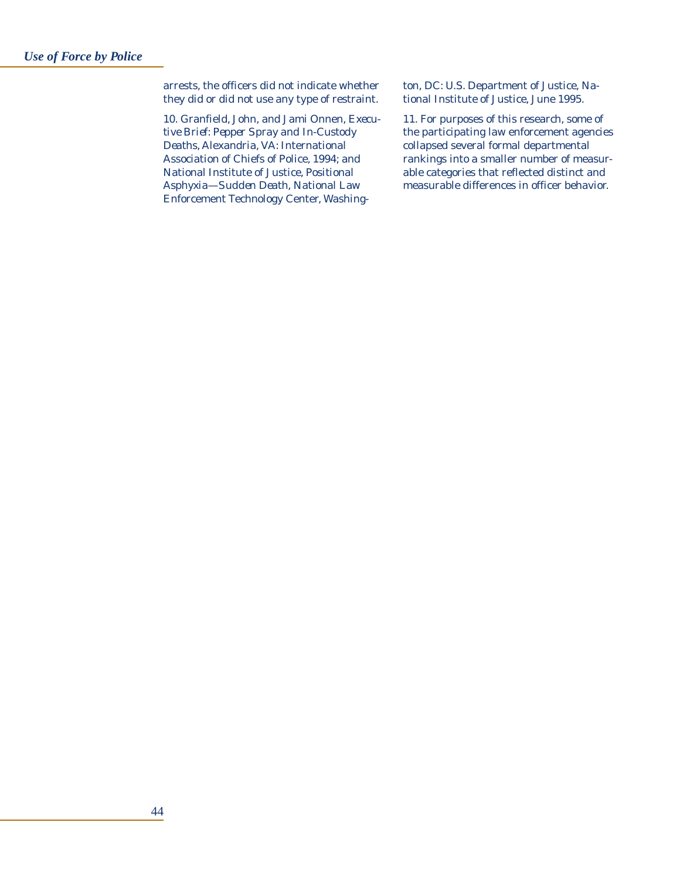arrests, the officers did not indicate whether they did or did not use any type of restraint.

10. Granfield, John, and Jami Onnen, *Executive Brief: Pepper Spray and In-Custody Deaths*, Alexandria, VA: International Association of Chiefs of Police, 1994; and National Institute of Justice, *Positional Asphyxia—Sudden Death*, National Law Enforcement Technology Center, Washington, DC: U.S. Department of Justice, National Institute of Justice, June 1995.

11. For purposes of this research, some of the participating law enforcement agencies collapsed several formal departmental rankings into a smaller number of measurable categories that reflected distinct and measurable differences in officer behavior.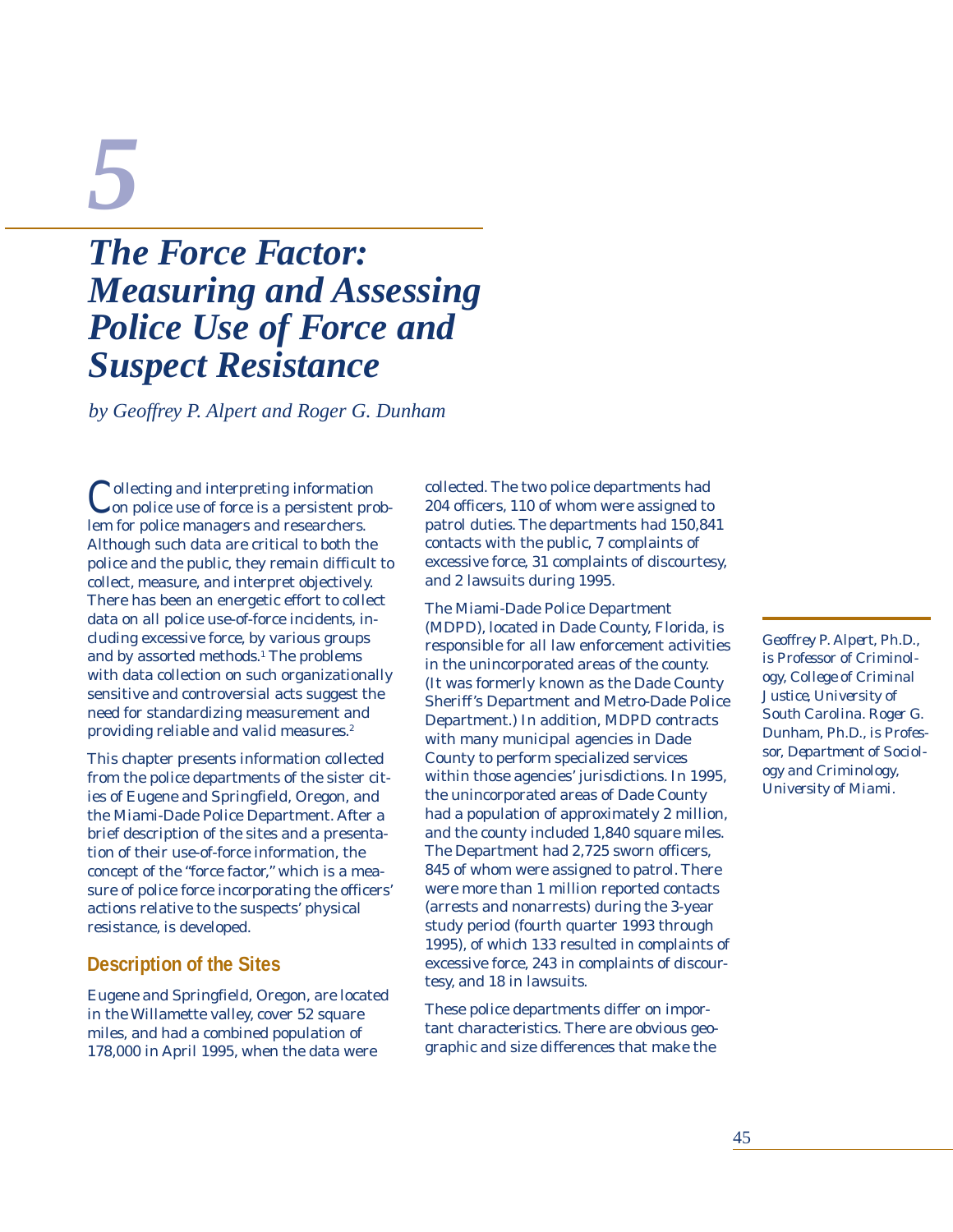# 5

# The Force Factor: Measuring and Assessing Police Use of Force and Suspect Resistance

*by Geoffrey P. Alpert and Roger G. Dunham*

*Geoffrey P. Alpert, Ph.D., is Professor of Criminology, College of Criminal Justice, University of South Carolina. Roger G. Dunham, Ph.D., is Professor, Department of Sociology and Criminology, University of Miami.*

Collecting and interpreting information on police use of force is a persistent problem for police managers and researchers. Although such data are critical to both the police and the public, they remain difficult to collect, measure, and interpret objectively. There has been an energetic effort to collect data on all police use-of-force incidents, including excessive force, by various groups and by assorted methods.[1] The problems with data collection on such organizationally sensitive and controversial acts suggest the need for standardizing measurement and providing reliable and valid measures.[2]

This chapter presents information collected from the police departments of the sister cities of Eugene and Springfield, Oregon, and the Miami-Dade Police Department. After a brief description of the sites and a presentation of their use-of-force information, the concept of the "force factor," which is a measure of police force incorporating the officers' actions relative to the suspects' physical resistance, is developed.

## Description of the Sites

Eugene and Springfield, Oregon, are located in the Willamette valley, cover 52 square miles, and had a combined population of 178,000 in April 1995, when the data were collected. The two police departments had 204 officers, 110 of whom were assigned to patrol duties. The departments had 150,841 contacts with the public, 7 complaints of excessive force, 31 complaints of discourtesy, and 2 lawsuits during 1995.

The Miami-Dade Police Department (MDPD), located in Dade County, Florida, is responsible for all law enforcement activities in the unincorporated areas of the county. (It was formerly known as the Dade County Sheriff's Department and Metro-Dade Police Department.) In addition, MDPD contracts with many municipal agencies in Dade County to perform specialized services within those agencies' jurisdictions. In 1995, the unincorporated areas of Dade County had a population of approximately 2 million, and the county included 1,840 square miles. The Department had 2,725 sworn officers, 845 of whom were assigned to patrol. There were more than 1 million reported contacts (arrests and nonarrests) during the 3-year study period (fourth quarter 1993 through 1995), of which 133 resulted in complaints of excessive force, 243 in complaints of discourtesy, and 18 in lawsuits.

These police departments differ on important characteristics. There are obvious geographic and size differences that make the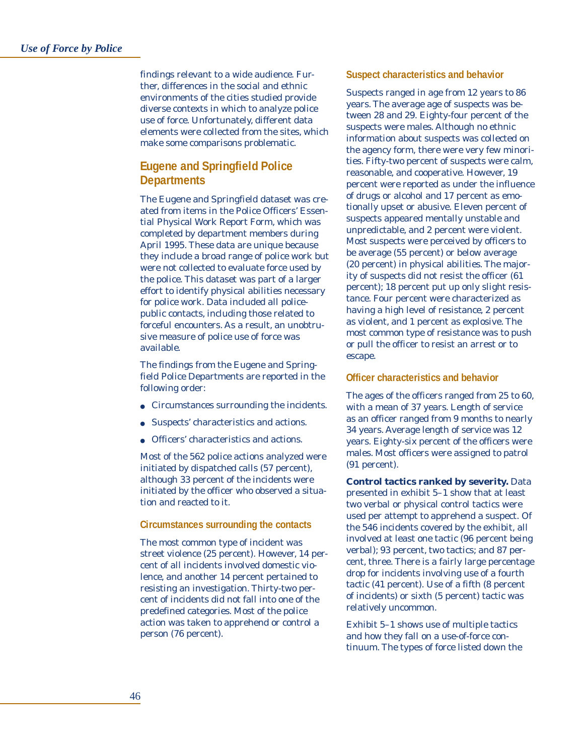findings relevant to a wide audience. Further, differences in the social and ethnic environments of the cities studied provide diverse contexts in which to analyze police use of force. Unfortunately, different data elements were collected from the sites, which make some comparisons problematic.

## Eugene and Springfield Police Departments

The Eugene and Springfield dataset was created from items in the Police Officers' Essential Physical Work Report Form, which was completed by department members during April 1995. These data are unique because they include a broad range of police work but were not collected to evaluate force used by the police. This dataset was part of a larger effort to identify physical abilities necessary for police work. Data included all police-public contacts, including those related to forceful encounters. As a result, an unobtrusive measure of police use of force was available.

The findings from the Eugene and Springfield Police Departments are reported in the following order:

- Circumstances surrounding the incidents.
- Suspects' characteristics and actions.
- Officers' characteristics and actions.

Most of the 562 police actions analyzed were initiated by dispatched calls (57 percent), although 33 percent of the incidents were initiated by the officer who observed a situation and reacted to it.

### Circumstances surrounding the contacts

The most common type of incident was street violence (25 percent). However, 14 percent of all incidents involved domestic violence, and another 14 percent pertained to resisting an investigation. Thirty-two percent of incidents did not fall into one of the predefined categories. Most of the police action was taken to apprehend or control a person (76 percent).

### Suspect characteristics and behavior

Suspects ranged in age from 12 years to 86 years. The average age of suspects was between 28 and 29. Eighty-four percent of the suspects were males. Although no ethnic information about suspects was collected on the agency form, there were very few minorities. Fifty-two percent of suspects were calm, reasonable, and cooperative. However, 19 percent were reported as under the influence of drugs or alcohol and 17 percent as emotionally upset or abusive. Eleven percent of suspects appeared mentally unstable and unpredictable, and 2 percent were violent. Most suspects were perceived by officers to be average (55 percent) or below average (20 percent) in physical abilities. The majority of suspects did not resist the officer (61 percent); 18 percent put up only slight resistance. Four percent were characterized as having a high level of resistance, 2 percent as violent, and 1 percent as explosive. The most common type of resistance was to push or pull the officer to resist an arrest or to escape.

### Officer characteristics and behavior

The ages of the officers ranged from 25 to 60, with a mean of 37 years. Length of service as an officer ranged from 9 months to nearly 34 years. Average length of service was 12 years. Eighty-six percent of the officers were males. Most officers were assigned to patrol (91 percent).

**Control tactics ranked by severity.** Data presented in exhibit 5–1 show that at least two verbal or physical control tactics were used per attempt to apprehend a suspect. Of the 546 incidents covered by the exhibit, all involved at least one tactic (96 percent being verbal); 93 percent, two tactics; and 87 percent, three. There is a fairly large percentage drop for incidents involving use of a fourth tactic (41 percent). Use of a fifth (8 percent of incidents) or sixth (5 percent) tactic was relatively uncommon.

Exhibit 5–1 shows use of multiple tactics and how they fall on a use-of-force continuum. The types of force listed down the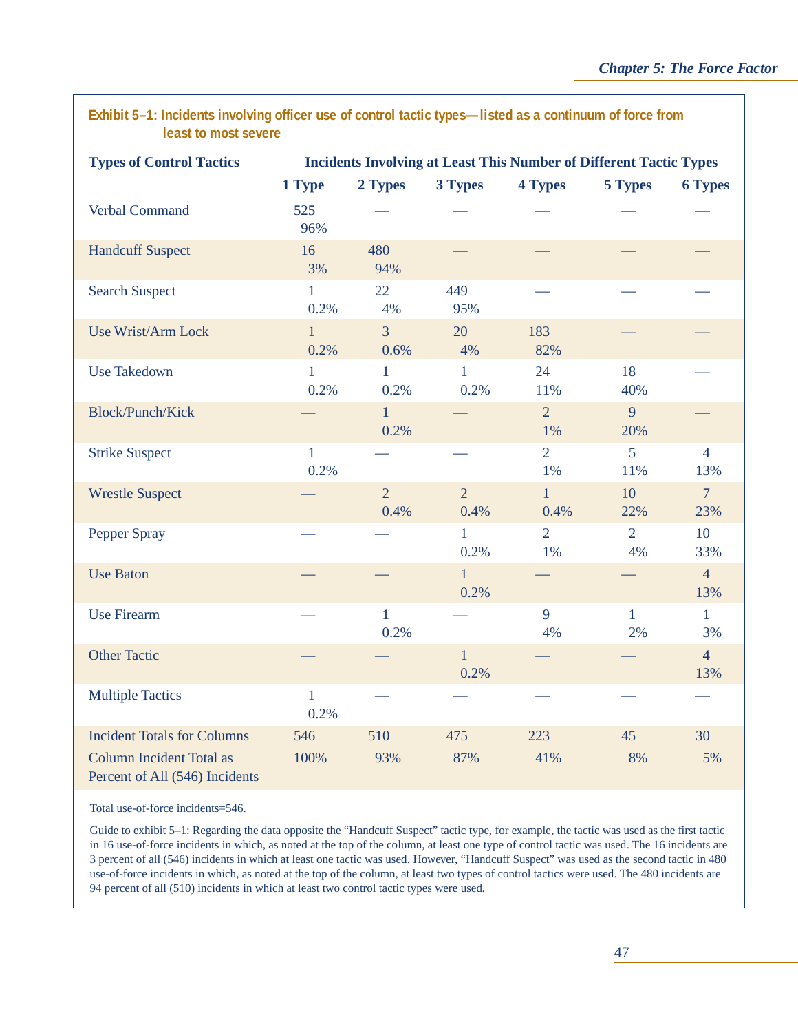**Exhibit 5–1: Incidents involving officer use of control tactic types—listed as a continuum of force from least to most severe**

| Types of Control Tactics | Incidents Involving at Least This Number of Different Tactic Types | | | | | |
|---|---|---|---|---|---|---|
| | 1 Type | 2 Types | 3 Types | 4 Types | 5 Types | 6 Types |
| Verbal Command | 525 96% | — | — | — | — | — |
| Handcuff Suspect | 16 3% | 480 94% | — | — | — | — |
| Search Suspect | 1 0.2% | 22 4% | 449 95% | — | — | — |
| Use Wrist/Arm Lock | 1 0.2% | 3 0.6% | 20 4% | 183 82% | — | — |
| Use Takedown | 1 0.2% | 1 0.2% | 1 0.2% | 24 11% | 18 40% | — |
| Block/Punch/Kick | — | 1 0.2% | — | 2 1% | 9 20% | — |
| Strike Suspect | 1 0.2% | — | — | 2 1% | 5 11% | 4 13% |
| Wrestle Suspect | — | 2 0.4% | 2 0.4% | 1 0.4% | 10 22% | 7 23% |
| Pepper Spray | — | — | 1 0.2% | 2 1% | 2 4% | 10 33% |
| Use Baton | — | — | 1 0.2% | — | — | 4 13% |
| Use Firearm | — | 1 0.2% | — | 9 4% | 1 2% | 1 3% |
| Other Tactic | — | — | 1 0.2% | — | — | 4 13% |
| Multiple Tactics | 1 0.2% | — | — | — | — | — |
| Incident Totals for Columns | 546 | 510 | 475 | 223 | 45 | 30 |
| Column Incident Total as Percent of All (546) Incidents | 100% | 93% | 87% | 41% | 8% | 5% |

Total use-of-force incidents=546.

Guide to exhibit 5–1: Regarding the data opposite the "Handcuff Suspect" tactic type, for example, the tactic was used as the first tactic in 16 use-of-force incidents in which, as noted at the top of the column, at least one type of control tactic was used. The 16 incidents are 3 percent of all (546) incidents in which at least one tactic was used. However, "Handcuff Suspect" was used as the second tactic in 480 use-of-force incidents in which, as noted at the top of the column, at least two types of control tactics were used. The 480 incidents are 94 percent of all (510) incidents in which at least two control tactic types were used.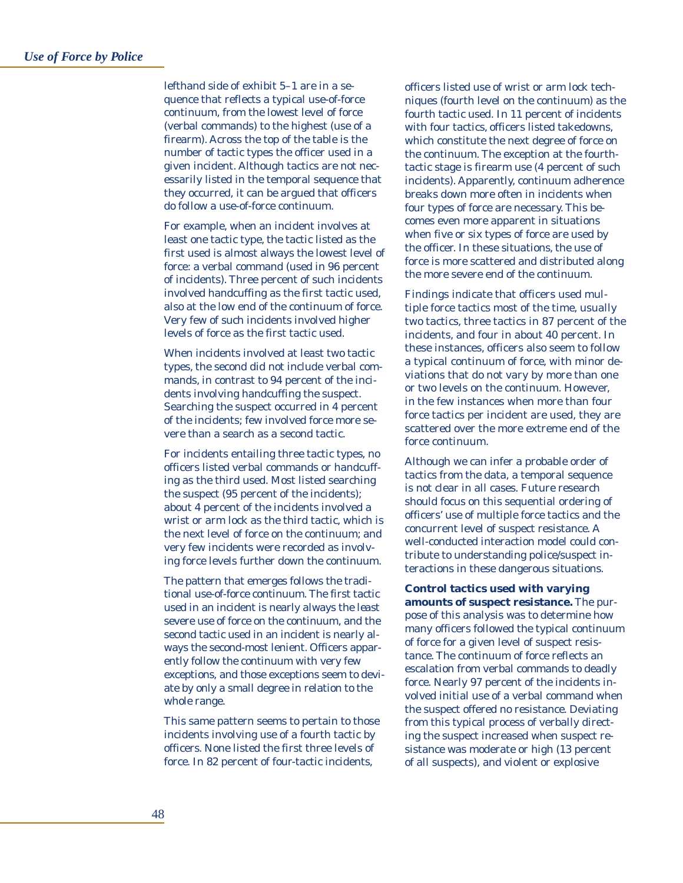lefthand side of exhibit 5–1 are in a sequence that reflects a typical use-of-force continuum, from the lowest level of force (verbal commands) to the highest (use of a firearm). Across the top of the table is the number of tactic types the officer used in a given incident. Although tactics are not necessarily listed in the temporal sequence that they occurred, it can be argued that officers do follow a use-of-force continuum.

For example, when an incident involves at least one tactic type, the tactic listed as the first used is almost always the lowest level of force: a verbal command (used in 96 percent of incidents). Three percent of such incidents involved handcuffing as the first tactic used, also at the low end of the continuum of force. Very few of such incidents involved higher levels of force as the first tactic used.

When incidents involved at least two tactic types, the second did not include verbal commands, in contrast to 94 percent of the incidents involving handcuffing the suspect. Searching the suspect occurred in 4 percent of the incidents; few involved force more severe than a search as a second tactic.

For incidents entailing three tactic types, no officers listed verbal commands or handcuffing as the third used. Most listed searching the suspect (95 percent of the incidents); about 4 percent of the incidents involved a wrist or arm lock as the third tactic, which is the next level of force on the continuum; and very few incidents were recorded as involving force levels further down the continuum.

The pattern that emerges follows the traditional use-of-force continuum. The first tactic used in an incident is nearly always the least severe use of force on the continuum, and the second tactic used in an incident is nearly always the second-most lenient. Officers apparently follow the continuum with very few exceptions, and those exceptions seem to deviate by only a small degree in relation to the whole range.

This same pattern seems to pertain to those incidents involving use of a fourth tactic by officers. None listed the first three levels of force. In 82 percent of four-tactic incidents, officers listed use of wrist or arm lock techniques (fourth level on the continuum) as the fourth tactic used. In 11 percent of incidents with four tactics, officers listed takedowns, which constitute the next degree of force on the continuum. The exception at the fourth-tactic stage is firearm use (4 percent of such incidents). Apparently, continuum adherence breaks down more often in incidents when four types of force are necessary. This becomes even more apparent in situations when five or six types of force are used by the officer. In these situations, the use of force is more scattered and distributed along the more severe end of the continuum.

Findings indicate that officers used multiple force tactics most of the time, usually two tactics, three tactics in 87 percent of the incidents, and four in about 40 percent. In these instances, officers also seem to follow a typical continuum of force, with minor deviations that do not vary by more than one or two levels on the continuum. However, in the few instances when more than four force tactics per incident are used, they are scattered over the more extreme end of the force continuum.

Although we can infer a probable order of tactics from the data, a temporal sequence is not clear in all cases. Future research should focus on this sequential ordering of officers' use of multiple force tactics and the concurrent level of suspect resistance. A well-conducted interaction model could contribute to understanding police/suspect interactions in these dangerous situations.

**Control tactics used with varying amounts of suspect resistance.** The purpose of this analysis was to determine how many officers followed the typical continuum of force for a given level of suspect resistance. The continuum of force reflects an escalation from verbal commands to deadly force. Nearly 97 percent of the incidents involved initial use of a verbal command when the suspect offered no resistance. Deviating from this typical process of verbally directing the suspect increased when suspect resistance was moderate or high (13 percent of all suspects), and violent or explosive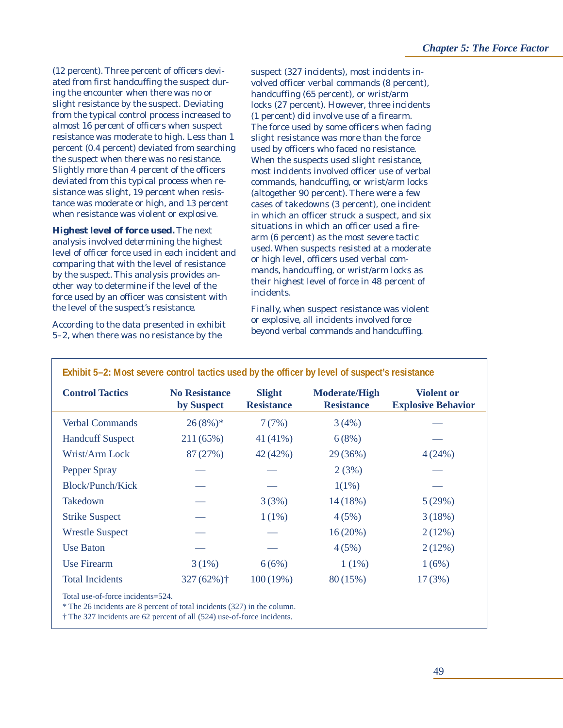(12 percent). Three percent of officers deviated from first handcuffing the suspect during the encounter when there was no or slight resistance by the suspect. Deviating from the typical control process increased to almost 16 percent of officers when suspect resistance was moderate to high. Less than 1 percent (0.4 percent) deviated from searching the suspect when there was no resistance. Slightly more than 4 percent of the officers deviated from this typical process when resistance was slight, 19 percent when resistance was moderate or high, and 13 percent when resistance was violent or explosive.

**Highest level of force used.** The next analysis involved determining the highest level of officer force used in each incident and comparing that with the level of resistance by the suspect. This analysis provides another way to determine if the level of the force used by an officer was consistent with the level of the suspect's resistance.

According to the data presented in exhibit 5–2, when there was no resistance by the suspect (327 incidents), most incidents involved officer verbal commands (8 percent), handcuffing (65 percent), or wrist/arm locks (27 percent). However, three incidents (1 percent) did involve use of a firearm. The force used by some officers when facing slight resistance was more than the force used by officers who faced no resistance. When the suspects used slight resistance, most incidents involved officer use of verbal commands, handcuffing, or wrist/arm locks (altogether 90 percent). There were a few cases of takedowns (3 percent), one incident in which an officer struck a suspect, and six situations in which an officer used a firearm (6 percent) as the most severe tactic used. When suspects resisted at a moderate or high level, officers used verbal commands, handcuffing, or wrist/arm locks as their highest level of force in 48 percent of incidents.

Finally, when suspect resistance was violent or explosive, all incidents involved force beyond verbal commands and handcuffing.

**Exhibit 5–2: Most severe control tactics used by the officer by level of suspect's resistance**

| Control Tactics | No Resistance by Suspect | Slight Resistance | Moderate/High Resistance | Violent or Explosive Behavior |
|---|---|---|---|---|
| Verbal Commands | 26 (8%)* | 7 (7%) | 3 (4%) | — |
| Handcuff Suspect | 211 (65%) | 41 (41%) | 6 (8%) | — |
| Wrist/Arm Lock | 87 (27%) | 42 (42%) | 29 (36%) | 4 (24%) |
| Pepper Spray | — | — | 2 (3%) | — |
| Block/Punch/Kick | — | — | 1(1%) | — |
| Takedown | — | 3 (3%) | 14 (18%) | 5 (29%) |
| Strike Suspect | — | 1 (1%) | 4 (5%) | 3 (18%) |
| Wrestle Suspect | — | — | 16 (20%) | 2 (12%) |
| Use Baton | — | — | 4 (5%) | 2 (12%) |
| Use Firearm | 3 (1%) | 6 (6%) | 1 (1%) | 1 (6%) |
| Total Incidents | 327 (62%)† | 100 (19%) | 80 (15%) | 17 (3%) |

Total use-of-force incidents=524.
* The 26 incidents are 8 percent of total incidents (327) in the column.
† The 327 incidents are 62 percent of all (524) use-of-force incidents.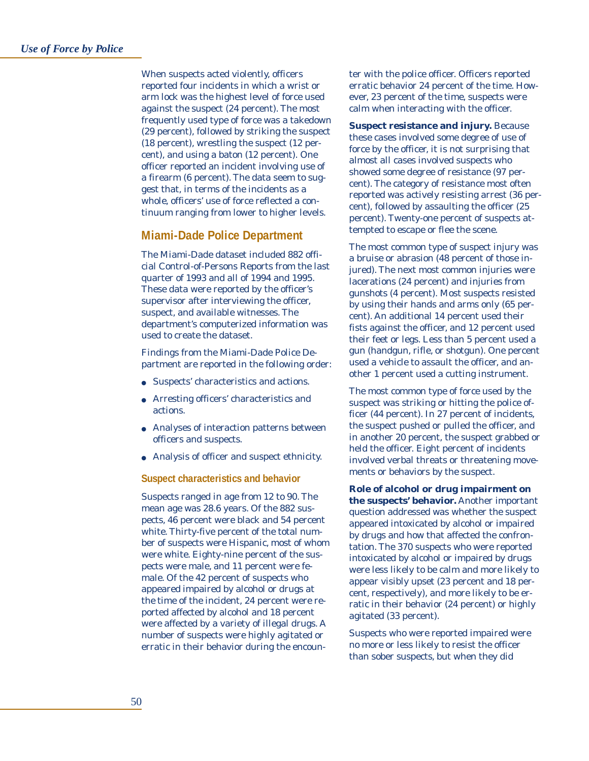When suspects acted violently, officers reported four incidents in which a wrist or arm lock was the highest level of force used against the suspect (24 percent). The most frequently used type of force was a takedown (29 percent), followed by striking the suspect (18 percent), wrestling the suspect (12 percent), and using a baton (12 percent). One officer reported an incident involving use of a firearm (6 percent). The data seem to suggest that, in terms of the incidents as a whole, officers' use of force reflected a continuum ranging from lower to higher levels.

## Miami-Dade Police Department

The Miami-Dade dataset included 882 official Control-of-Persons Reports from the last quarter of 1993 and all of 1994 and 1995. These data were reported by the officer's supervisor after interviewing the officer, suspect, and available witnesses. The department's computerized information was used to create the dataset.

Findings from the Miami-Dade Police Department are reported in the following order:

- Suspects' characteristics and actions.
- Arresting officers' characteristics and actions.
- Analyses of interaction patterns between officers and suspects.
- Analysis of officer and suspect ethnicity.

### Suspect characteristics and behavior

Suspects ranged in age from 12 to 90. The mean age was 28.6 years. Of the 882 suspects, 46 percent were black and 54 percent white. Thirty-five percent of the total number of suspects were Hispanic, most of whom were white. Eighty-nine percent of the suspects were male, and 11 percent were female. Of the 42 percent of suspects who appeared impaired by alcohol or drugs at the time of the incident, 24 percent were reported affected by alcohol and 18 percent were affected by a variety of illegal drugs. A number of suspects were highly agitated or erratic in their behavior during the encounter with the police officer. Officers reported erratic behavior 24 percent of the time. However, 23 percent of the time, suspects were calm when interacting with the officer.

**Suspect resistance and injury.** Because these cases involved some degree of use of force by the officer, it is not surprising that almost all cases involved suspects who showed some degree of resistance (97 percent). The category of resistance most often reported was actively resisting arrest (36 percent), followed by assaulting the officer (25 percent). Twenty-one percent of suspects attempted to escape or flee the scene.

The most common type of suspect injury was a bruise or abrasion (48 percent of those injured). The next most common injuries were lacerations (24 percent) and injuries from gunshots (4 percent). Most suspects resisted by using their hands and arms only (65 percent). An additional 14 percent used their fists against the officer, and 12 percent used their feet or legs. Less than 5 percent used a gun (handgun, rifle, or shotgun). One percent used a vehicle to assault the officer, and another 1 percent used a cutting instrument.

The most common type of force used by the suspect was striking or hitting the police officer (44 percent). In 27 percent of incidents, the suspect pushed or pulled the officer, and in another 20 percent, the suspect grabbed or held the officer. Eight percent of incidents involved verbal threats or threatening movements or behaviors by the suspect.

**Role of alcohol or drug impairment on the suspects' behavior.** Another important question addressed was whether the suspect appeared intoxicated by alcohol or impaired by drugs and how that affected the confrontation. The 370 suspects who were reported intoxicated by alcohol or impaired by drugs were less likely to be calm and more likely to appear visibly upset (23 percent and 18 percent, respectively), and more likely to be erratic in their behavior (24 percent) or highly agitated (33 percent).

Suspects who were reported impaired were no more or less likely to resist the officer than sober suspects, but when they did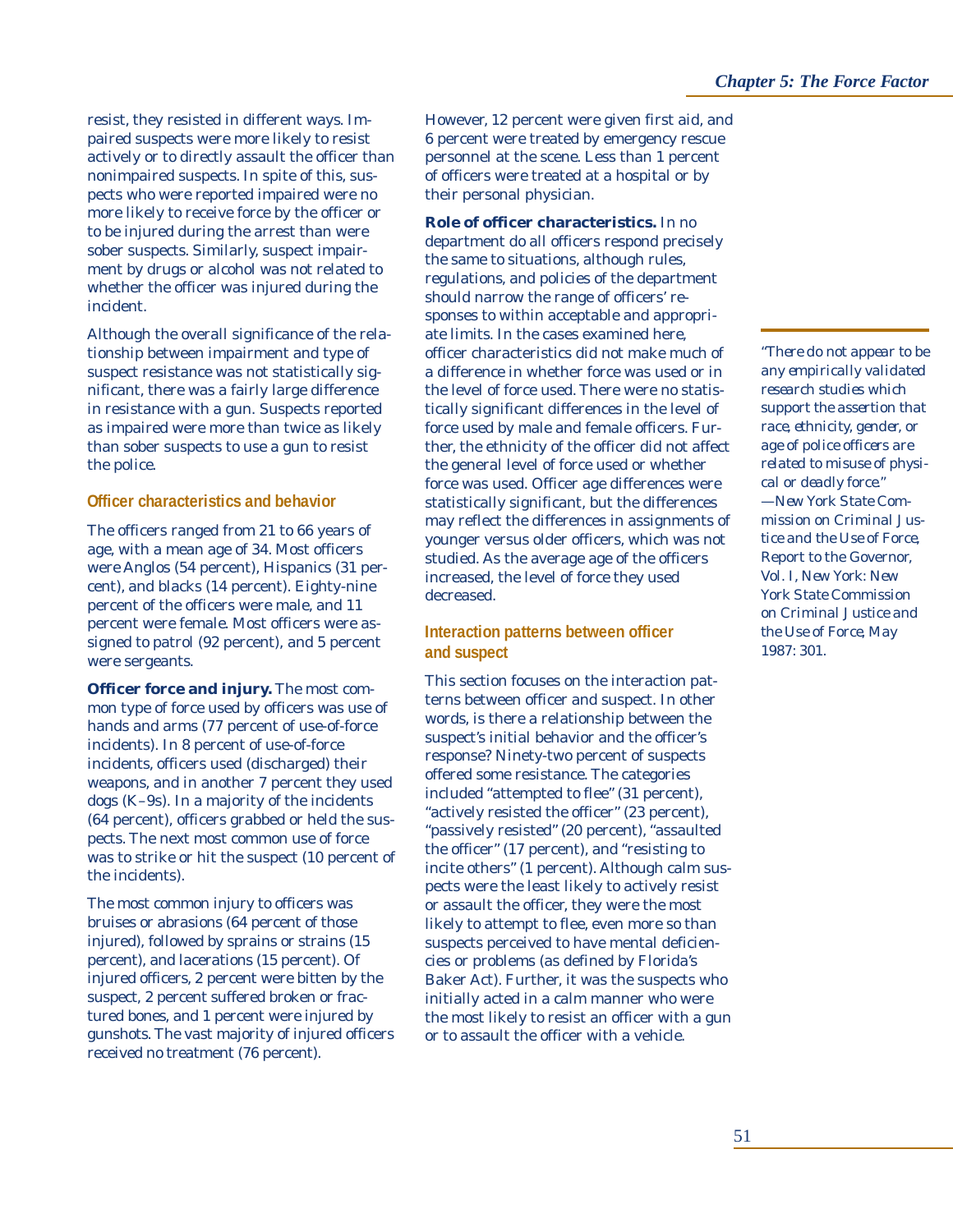resist, they resisted in different ways. Impaired suspects were more likely to resist actively or to directly assault the officer than nonimpaired suspects. In spite of this, suspects who were reported impaired were no more likely to receive force by the officer or to be injured during the arrest than were sober suspects. Similarly, suspect impairment by drugs or alcohol was not related to whether the officer was injured during the incident.

Although the overall significance of the relationship between impairment and type of suspect resistance was not statistically significant, there was a fairly large difference in resistance with a gun. Suspects reported as impaired were more than twice as likely than sober suspects to use a gun to resist the police.

### Officer characteristics and behavior

The officers ranged from 21 to 66 years of age, with a mean age of 34. Most officers were Anglos (54 percent), Hispanics (31 percent), and blacks (14 percent). Eighty-nine percent of the officers were male, and 11 percent were female. Most officers were assigned to patrol (92 percent), and 5 percent were sergeants.

**Officer force and injury.** The most common type of force used by officers was use of hands and arms (77 percent of use-of-force incidents). In 8 percent of use-of-force incidents, officers used (discharged) their weapons, and in another 7 percent they used dogs (K–9s). In a majority of the incidents (64 percent), officers grabbed or held the suspects. The next most common use of force was to strike or hit the suspect (10 percent of the incidents).

The most common injury to officers was bruises or abrasions (64 percent of those injured), followed by sprains or strains (15 percent), and lacerations (15 percent). Of injured officers, 2 percent were bitten by the suspect, 2 percent suffered broken or fractured bones, and 1 percent were injured by gunshots. The vast majority of injured officers received no treatment (76 percent). However, 12 percent were given first aid, and 6 percent were treated by emergency rescue personnel at the scene. Less than 1 percent of officers were treated at a hospital or by their personal physician.

**Role of officer characteristics.** In no department do all officers respond precisely the same to situations, although rules, regulations, and policies of the department should narrow the range of officers' responses to within acceptable and appropriate limits. In the cases examined here, officer characteristics did not make much of a difference in whether force was used or in the level of force used. There were no statistically significant differences in the level of force used by male and female officers. Further, the ethnicity of the officer did not affect the general level of force used or whether force was used. Officer age differences were statistically significant, but the differences may reflect the differences in assignments of younger versus older officers, which was not studied. As the average age of the officers increased, the level of force they used decreased.

*"There do not appear to be any empirically validated research studies which support the assertion that race, ethnicity, gender, or age of police officers are related to misuse of physical or deadly force."*
—New York State Commission on Criminal Justice and the Use of Force, *Report to the Governor, Vol. I*, New York: New York State Commission on Criminal Justice and the Use of Force, May 1987: 301.

### Interaction patterns between officer and suspect

This section focuses on the interaction patterns between officer and suspect. In other words, is there a relationship between the suspect's initial behavior and the officer's response? Ninety-two percent of suspects offered some resistance. The categories included "attempted to flee" (31 percent), "actively resisted the officer" (23 percent), "passively resisted" (20 percent), "assaulted the officer" (17 percent), and "resisting to incite others" (1 percent). Although calm suspects were the least likely to actively resist or assault the officer, they were the most likely to attempt to flee, even more so than suspects perceived to have mental deficiencies or problems (as defined by Florida's Baker Act). Further, it was the suspects who initially acted in a calm manner who were the most likely to resist an officer with a gun or to assault the officer with a vehicle.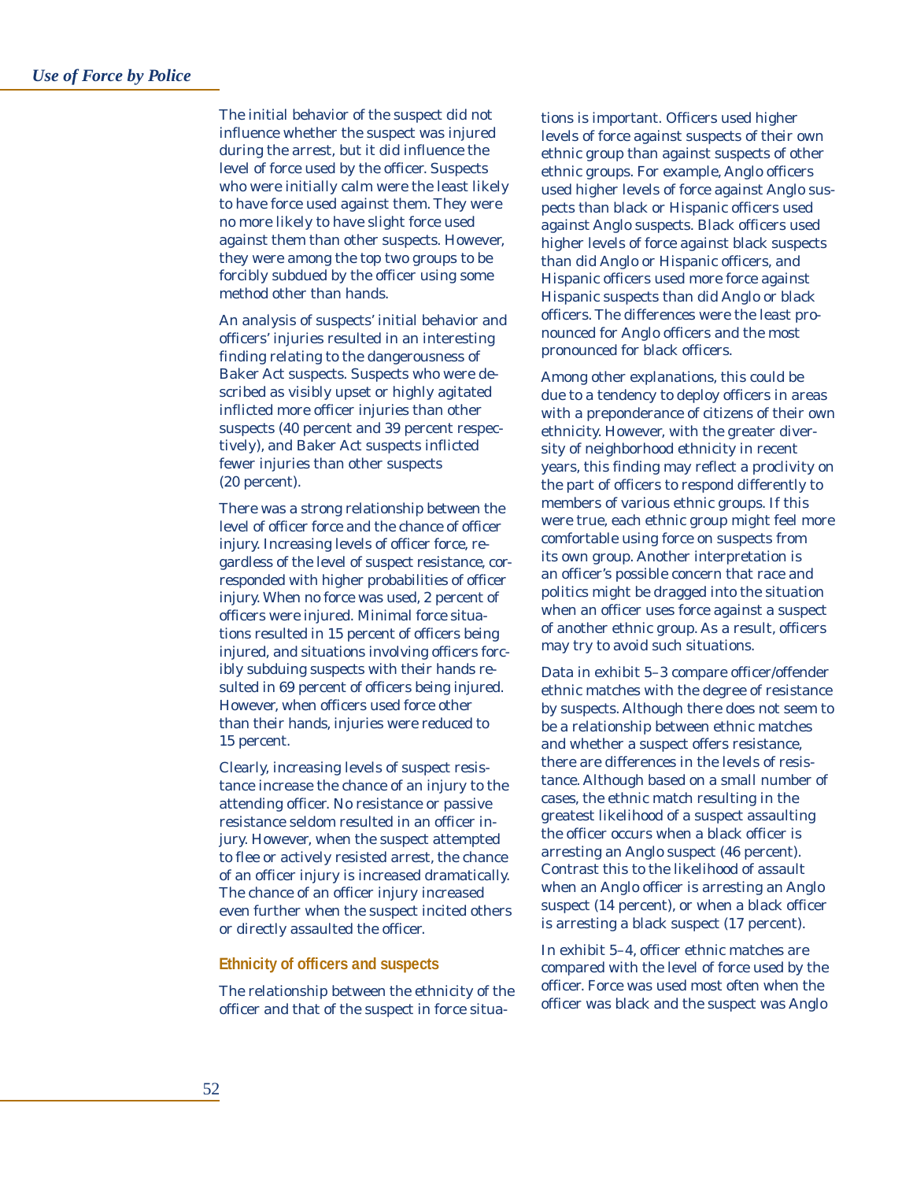The initial behavior of the suspect did not influence whether the suspect was injured during the arrest, but it did influence the level of force used by the officer. Suspects who were initially calm were the least likely to have force used against them. They were no more likely to have slight force used against them than other suspects. However, they were among the top two groups to be forcibly subdued by the officer using some method other than hands.

An analysis of suspects' initial behavior and officers' injuries resulted in an interesting finding relating to the dangerousness of Baker Act suspects. Suspects who were described as visibly upset or highly agitated inflicted more officer injuries than other suspects (40 percent and 39 percent respectively), and Baker Act suspects inflicted fewer injuries than other suspects (20 percent).

There was a strong relationship between the level of officer force and the chance of officer injury. Increasing levels of officer force, regardless of the level of suspect resistance, corresponded with higher probabilities of officer injury. When no force was used, 2 percent of officers were injured. Minimal force situations resulted in 15 percent of officers being injured, and situations involving officers forcibly subduing suspects with their hands resulted in 69 percent of officers being injured. However, when officers used force other than their hands, injuries were reduced to 15 percent.

Clearly, increasing levels of suspect resistance increase the chance of an injury to the attending officer. No resistance or passive resistance seldom resulted in an officer injury. However, when the suspect attempted to flee or actively resisted arrest, the chance of an officer injury is increased dramatically. The chance of an officer injury increased even further when the suspect incited others or directly assaulted the officer.

### Ethnicity of officers and suspects

The relationship between the ethnicity of the officer and that of the suspect in force situations is important. Officers used higher levels of force against suspects of their own ethnic group than against suspects of other ethnic groups. For example, Anglo officers used higher levels of force against Anglo suspects than black or Hispanic officers used against Anglo suspects. Black officers used higher levels of force against black suspects than did Anglo or Hispanic officers, and Hispanic officers used more force against Hispanic suspects than did Anglo or black officers. The differences were the least pronounced for Anglo officers and the most pronounced for black officers.

Among other explanations, this could be due to a tendency to deploy officers in areas with a preponderance of citizens of their own ethnicity. However, with the greater diversity of neighborhood ethnicity in recent years, this finding may reflect a proclivity on the part of officers to respond differently to members of various ethnic groups. If this were true, each ethnic group might feel more comfortable using force on suspects from its own group. Another interpretation is an officer's possible concern that race and politics might be dragged into the situation when an officer uses force against a suspect of another ethnic group. As a result, officers may try to avoid such situations.

Data in exhibit 5–3 compare officer/offender ethnic matches with the degree of resistance by suspects. Although there does not seem to be a relationship between ethnic matches and whether a suspect offers resistance, there are differences in the levels of resistance. Although based on a small number of cases, the ethnic match resulting in the greatest likelihood of a suspect assaulting the officer occurs when a black officer is arresting an Anglo suspect (46 percent). Contrast this to the likelihood of assault when an Anglo officer is arresting an Anglo suspect (14 percent), or when a black officer is arresting a black suspect (17 percent).

In exhibit 5–4, officer ethnic matches are compared with the level of force used by the officer. Force was used most often when the officer was black and the suspect was Anglo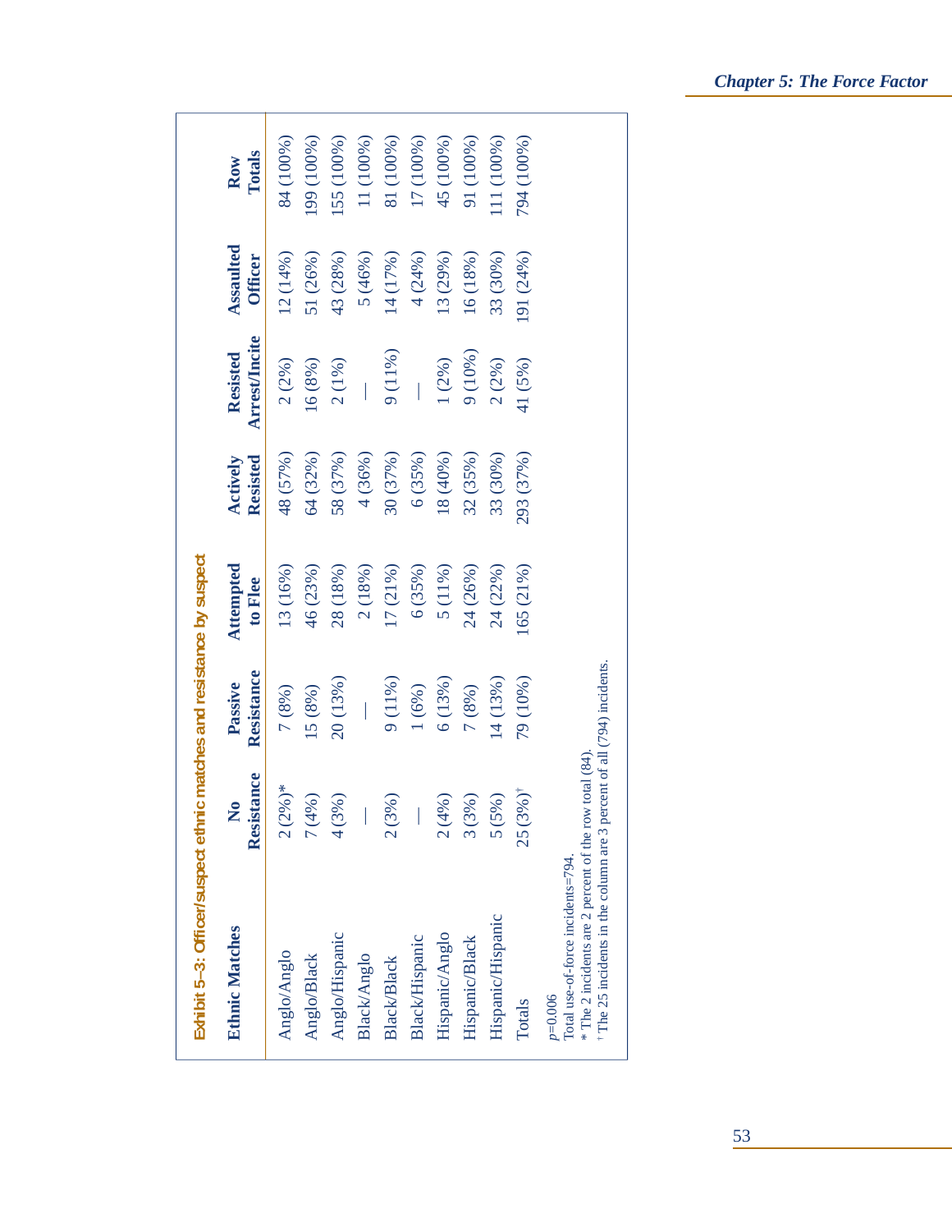Exhibit 5–3: Officer/suspect ethnic matches and resistance by suspect

| Ethnic Matches | No Resistance | Passive Resistance | Attempted to Flee | Actively Resisted | Resisted Arrest/Incite | Assaulted Officer | Row Totals |
|---|---|---|---|---|---|---|---|
| Anglo/Anglo | 2 (2%)* | 7 (8%) | 13 (16%) | 48 (57%) | 2 (2%) | 12 (14%) | 84 (100%) |
| Anglo/Black | 7 (4%) | 15 (8%) | 46 (23%) | 64 (32%) | 16 (8%) | 51 (26%) | 199 (100%) |
| Anglo/Hispanic | 4 (3%) | 20 (13%) | 28 (18%) | 58 (37%) | 2 (1%) | 43 (28%) | 155 (100%) |
| Black/Anglo | — | — | 2 (18%) | 4 (36%) | — | 5 (46%) | 11 (100%) |
| Black/Black | 2 (3%) | 9 (11%) | 17 (21%) | 30 (37%) | 9 (11%) | 14 (17%) | 81 (100%) |
| Black/Hispanic | — | 1 (6%) | 6 (35%) | 6 (35%) | — | 4 (24%) | 17 (100%) |
| Hispanic/Anglo | 2 (4%) | 6 (13%) | 5 (11%) | 18 (40%) | 1 (2%) | 13 (29%) | 45 (100%) |
| Hispanic/Black | 3 (3%) | 7 (8%) | 24 (26%) | 32 (35%) | 9 (10%) | 16 (18%) | 91 (100%) |
| Hispanic/Hispanic | 5 (5%) | 14 (13%) | 24 (22%) | 33 (30%) | 2 (2%) | 33 (30%) | 111 (100%) |
| Totals | 25 (3%)† | 79 (10%) | 165 (21%) | 293 (37%) | 41 (5%) | 191 (24%) | 794 (100%) |

$p$=0.006

Total use-of-force incidents=794.

\* The 2 incidents are 2 percent of the row total (84).

† The 25 incidents in the column are 3 percent of all (794) incidents.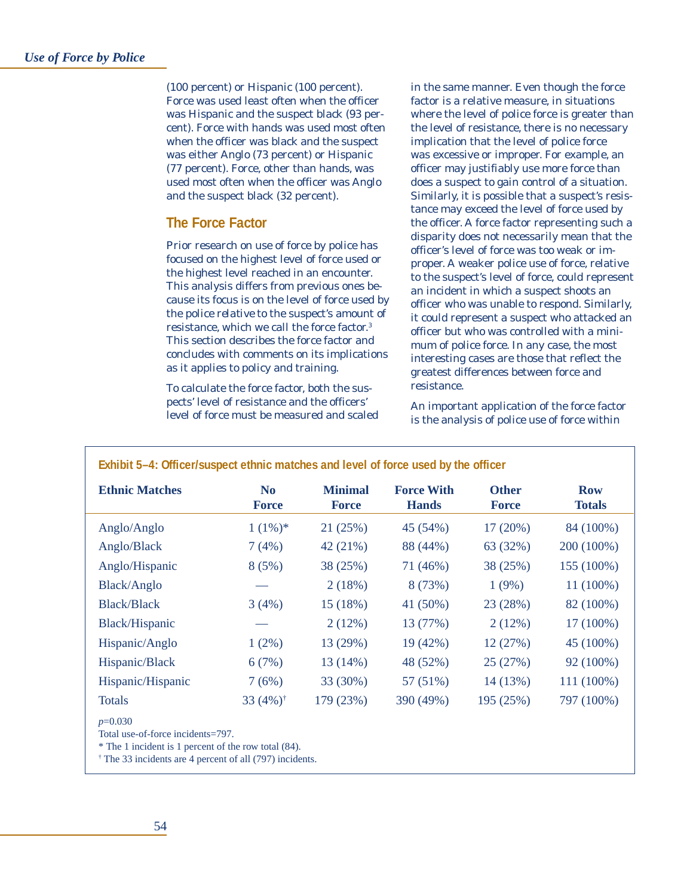(100 percent) or Hispanic (100 percent). Force was used least often when the officer was Hispanic and the suspect black (93 percent). Force with hands was used most often when the officer was black and the suspect was either Anglo (73 percent) or Hispanic (77 percent). Force, other than hands, was used most often when the officer was Anglo and the suspect black (32 percent).

## The Force Factor

Prior research on use of force by police has focused on the highest level of force used or the highest level reached in an encounter. This analysis differs from previous ones because its focus is on the level of force used by the police *relative* to the suspect's amount of resistance, which we call the force factor.[3] This section describes the force factor and concludes with comments on its implications as it applies to policy and training.

To calculate the force factor, both the suspects' level of resistance and the officers' level of force must be measured and scaled in the same manner. Even though the force factor is a relative measure, in situations where the level of police force is greater than the level of resistance, there is no necessary implication that the level of police force was excessive or improper. For example, an officer may justifiably use more force than does a suspect to gain control of a situation. Similarly, it is possible that a suspect's resistance may exceed the level of force used by the officer. A force factor representing such a disparity does not necessarily mean that the officer's level of force was too weak or improper. A weaker police use of force, relative to the suspect's level of force, could represent an incident in which a suspect shoots an officer who was unable to respond. Similarly, it could represent a suspect who attacked an officer but who was controlled with a minimum of police force. In any case, the most interesting cases are those that reflect the greatest differences between force and resistance.

An important application of the force factor is the analysis of police use of force within

**Exhibit 5–4: Officer/suspect ethnic matches and level of force used by the officer**

| Ethnic Matches | No Force | Minimal Force | Force With Hands | Other Force | Row Totals |
|---|---|---|---|---|---|
| Anglo/Anglo | 1 (1%)* | 21 (25%) | 45 (54%) | 17 (20%) | 84 (100%) |
| Anglo/Black | 7 (4%) | 42 (21%) | 88 (44%) | 63 (32%) | 200 (100%) |
| Anglo/Hispanic | 8 (5%) | 38 (25%) | 71 (46%) | 38 (25%) | 155 (100%) |
| Black/Anglo | — | 2 (18%) | 8 (73%) | 1 (9%) | 11 (100%) |
| Black/Black | 3 (4%) | 15 (18%) | 41 (50%) | 23 (28%) | 82 (100%) |
| Black/Hispanic | — | 2 (12%) | 13 (77%) | 2 (12%) | 17 (100%) |
| Hispanic/Anglo | 1 (2%) | 13 (29%) | 19 (42%) | 12 (27%) | 45 (100%) |
| Hispanic/Black | 6 (7%) | 13 (14%) | 48 (52%) | 25 (27%) | 92 (100%) |
| Hispanic/Hispanic | 7 (6%) | 33 (30%) | 57 (51%) | 14 (13%) | 111 (100%) |
| Totals | 33 (4%)† | 179 (23%) | 390 (49%) | 195 (25%) | 797 (100%) |

$p=0.030$

Total use-of-force incidents=797.

* The 1 incident is 1 percent of the row total (84).

† The 33 incidents are 4 percent of all (797) incidents.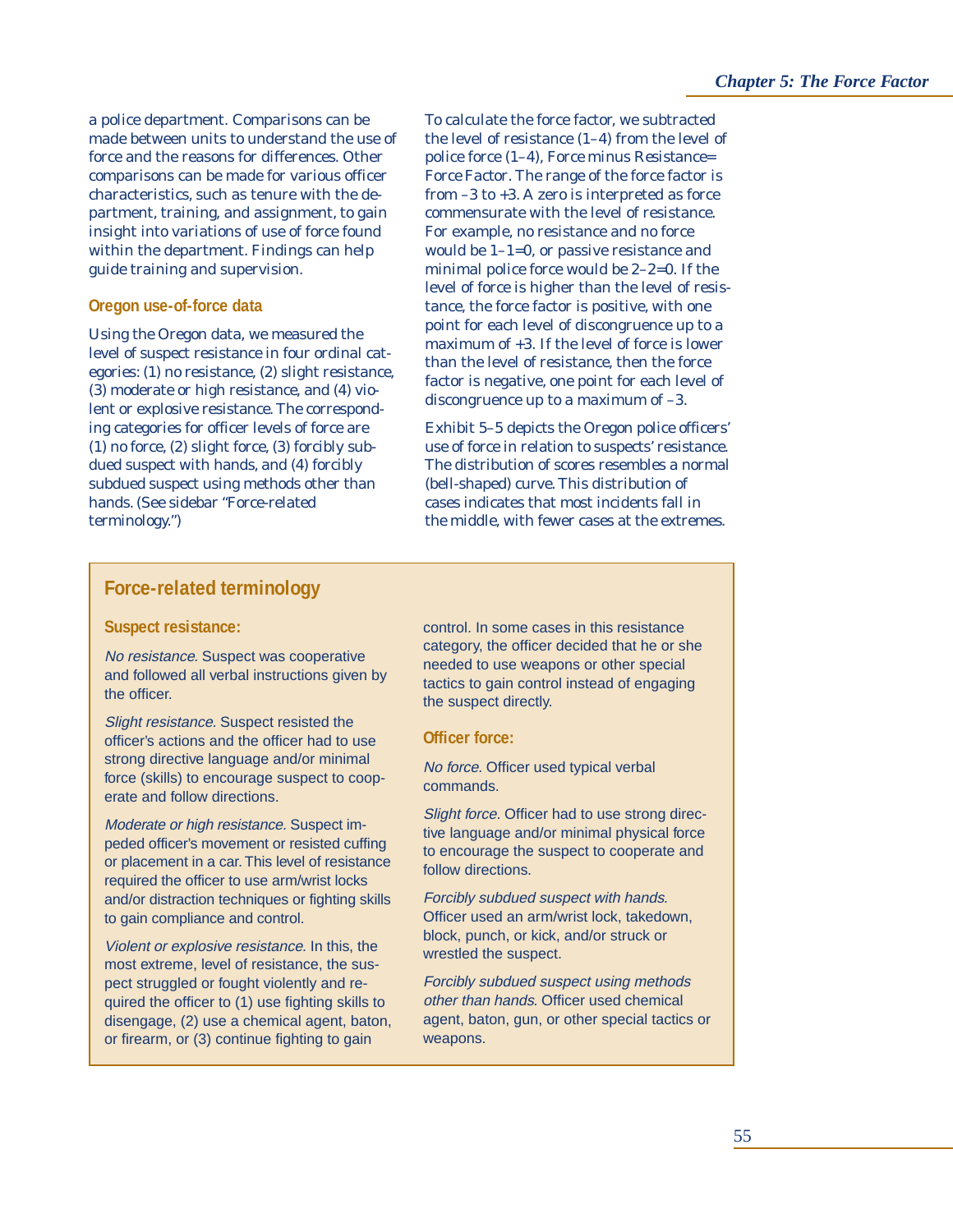a police department. Comparisons can be made between units to understand the use of force and the reasons for differences. Other comparisons can be made for various officer characteristics, such as tenure with the department, training, and assignment, to gain insight into variations of use of force found within the department. Findings can help guide training and supervision.

### Oregon use-of-force data

Using the Oregon data, we measured the level of suspect resistance in four ordinal categories: (1) no resistance, (2) slight resistance, (3) moderate or high resistance, and (4) violent or explosive resistance. The corresponding categories for officer levels of force are (1) no force, (2) slight force, (3) forcibly subdued suspect with hands, and (4) forcibly subdued suspect using methods other than hands. (See sidebar "Force-related terminology.")

To calculate the force factor, we subtracted the level of resistance (1–4) from the level of police force (1–4), Force minus Resistance= Force Factor. The range of the force factor is from –3 to +3. A zero is interpreted as force commensurate with the level of resistance. For example, no resistance and no force would be 1–1=0, or passive resistance and minimal police force would be 2–2=0. If the level of force is higher than the level of resistance, the force factor is positive, with one point for each level of discongruence up to a maximum of +3. If the level of force is lower than the level of resistance, then the force factor is negative, one point for each level of discongruence up to a maximum of –3.

Exhibit 5–5 depicts the Oregon police officers' use of force in relation to suspects' resistance. The distribution of scores resembles a normal (bell-shaped) curve. This distribution of cases indicates that most incidents fall in the middle, with fewer cases at the extremes.

## Force-related terminology

### Suspect resistance:

*No resistance.* Suspect was cooperative and followed all verbal instructions given by the officer.

*Slight resistance.* Suspect resisted the officer's actions and the officer had to use strong directive language and/or minimal force (skills) to encourage suspect to cooperate and follow directions.

*Moderate or high resistance.* Suspect impeded officer's movement or resisted cuffing or placement in a car. This level of resistance required the officer to use arm/wrist locks and/or distraction techniques or fighting skills to gain compliance and control.

*Violent or explosive resistance.* In this, the most extreme, level of resistance, the suspect struggled or fought violently and required the officer to (1) use fighting skills to disengage, (2) use a chemical agent, baton, or firearm, or (3) continue fighting to gain control. In some cases in this resistance category, the officer decided that he or she needed to use weapons or other special tactics to gain control instead of engaging the suspect directly.

### Officer force:

*No force.* Officer used typical verbal commands.

*Slight force.* Officer had to use strong directive language and/or minimal physical force to encourage the suspect to cooperate and follow directions.

*Forcibly subdued suspect with hands.* Officer used an arm/wrist lock, takedown, block, punch, or kick, and/or struck or wrestled the suspect.

*Forcibly subdued suspect using methods other than hands.* Officer used chemical agent, baton, gun, or other special tactics or weapons.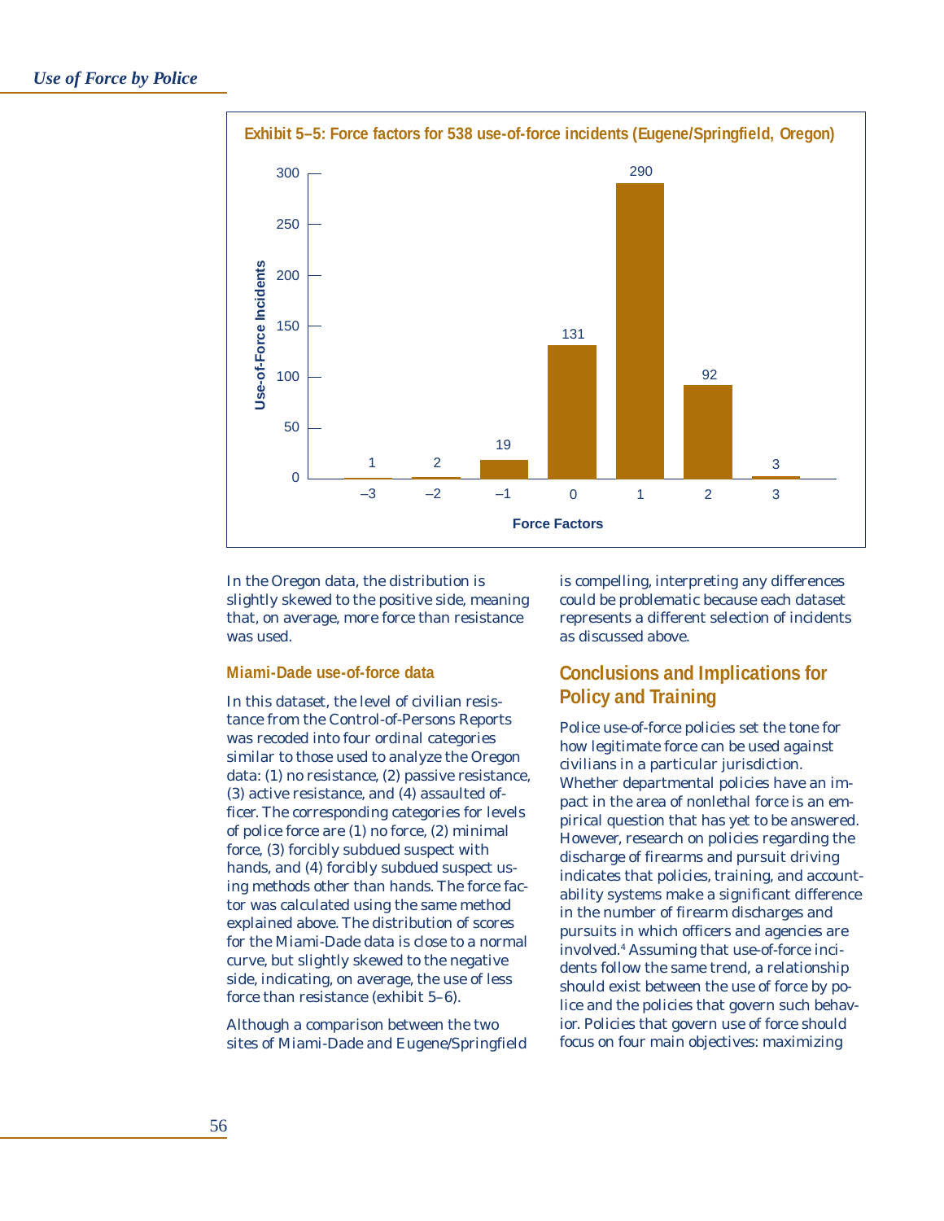**Exhibit 5–5: Force factors for 538 use-of-force incidents (Eugene/Springfield, Oregon)**

| Force Factors | Use-of-Force Incidents |
|---|---|
| –3 | 1 |
| –2 | 2 |
| –1 | 19 |
| 0 | 131 |
| 1 | 290 |
| 2 | 92 |
| 3 | 3 |

In the Oregon data, the distribution is slightly skewed to the positive side, meaning that, on average, more force than resistance was used.

### Miami-Dade use-of-force data

In this dataset, the level of civilian resistance from the Control-of-Persons Reports was recoded into four ordinal categories similar to those used to analyze the Oregon data: (1) no resistance, (2) passive resistance, (3) active resistance, and (4) assaulted officer. The corresponding categories for levels of police force are (1) no force, (2) minimal force, (3) forcibly subdued suspect with hands, and (4) forcibly subdued suspect using methods other than hands. The force factor was calculated using the same method explained above. The distribution of scores for the Miami-Dade data is close to a normal curve, but slightly skewed to the negative side, indicating, on average, the use of less force than resistance (exhibit 5–6).

Although a comparison between the two sites of Miami-Dade and Eugene/Springfield is compelling, interpreting any differences could be problematic because each dataset represents a different selection of incidents as discussed above.

## Conclusions and Implications for Policy and Training

Police use-of-force policies set the tone for how legitimate force can be used against civilians in a particular jurisdiction. Whether departmental policies have an impact in the area of nonlethal force is an empirical question that has yet to be answered. However, research on policies regarding the discharge of firearms and pursuit driving indicates that policies, training, and accountability systems make a significant difference in the number of firearm discharges and pursuits in which officers and agencies are involved.[4] Assuming that use-of-force incidents follow the same trend, a relationship should exist between the use of force by police and the policies that govern such behavior. Policies that govern use of force should focus on four main objectives: maximizing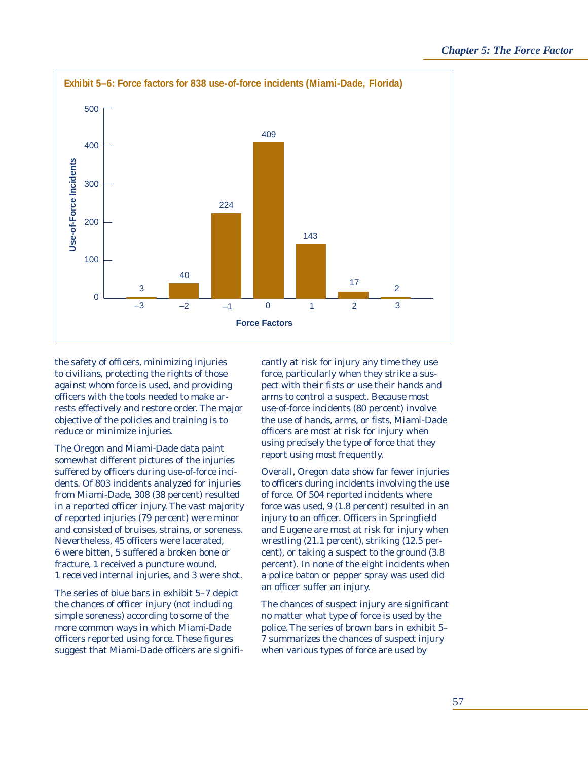**Exhibit 5–6: Force factors for 838 use-of-force incidents (Miami-Dade, Florida)**

| Force Factors | Use-of-Force Incidents |
|---|---|
| –3 | 3 |
| –2 | 40 |
| –1 | 224 |
| 0 | 409 |
| 1 | 143 |
| 2 | 17 |
| 3 | 2 |

the safety of officers, minimizing injuries to civilians, protecting the rights of those against whom force is used, and providing officers with the tools needed to make arrests effectively and restore order. The major objective of the policies and training is to reduce or minimize injuries.

The Oregon and Miami-Dade data paint somewhat different pictures of the injuries suffered by officers during use-of-force incidents. Of 803 incidents analyzed for injuries from Miami-Dade, 308 (38 percent) resulted in a reported officer injury. The vast majority of reported injuries (79 percent) were minor and consisted of bruises, strains, or soreness. Nevertheless, 45 officers were lacerated, 6 were bitten, 5 suffered a broken bone or fracture, 1 received a puncture wound, 1 received internal injuries, and 3 were shot.

The series of blue bars in exhibit 5–7 depict the chances of officer injury (not including simple soreness) according to some of the more common ways in which Miami-Dade officers reported using force. These figures suggest that Miami-Dade officers are significantly at risk for injury any time they use force, particularly when they strike a suspect with their fists or use their hands and arms to control a suspect. Because most use-of-force incidents (80 percent) involve the use of hands, arms, or fists, Miami-Dade officers are most at risk for injury when using precisely the type of force that they report using most frequently.

Overall, Oregon data show far fewer injuries to officers during incidents involving the use of force. Of 504 reported incidents where force was used, 9 (1.8 percent) resulted in an injury to an officer. Officers in Springfield and Eugene are most at risk for injury when wrestling (21.1 percent), striking (12.5 percent), or taking a suspect to the ground (3.8 percent). In none of the eight incidents when a police baton or pepper spray was used did an officer suffer an injury.

The chances of suspect injury are significant no matter what type of force is used by the police. The series of brown bars in exhibit 5–7 summarizes the chances of suspect injury when various types of force are used by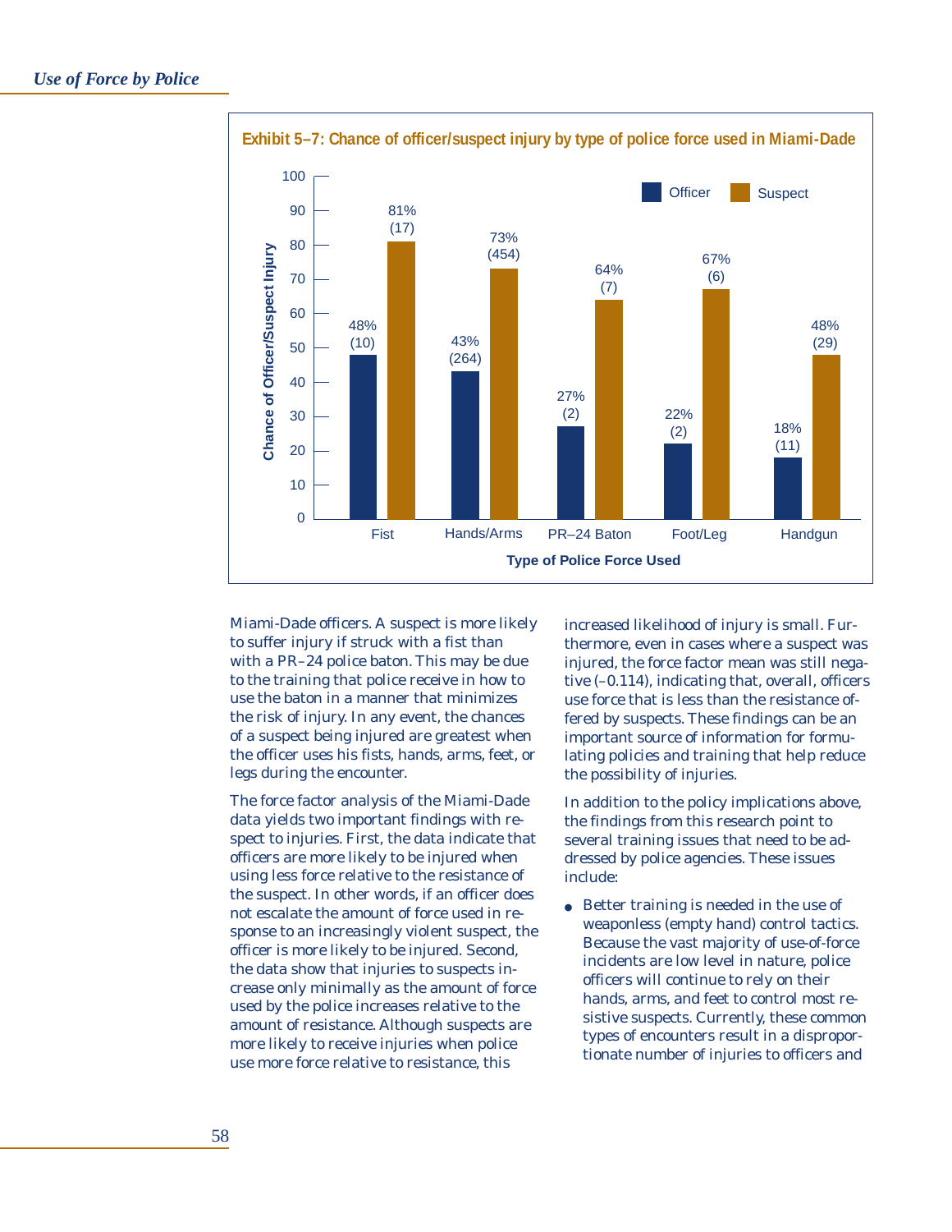**Exhibit 5–7: Chance of officer/suspect injury by type of police force used in Miami-Dade**

| Type of Police Force Used | Officer | Suspect |
|---|---|---|
| Fist | 48% (10) | 81% (17) |
| Hands/Arms | 43% (264) | 73% (454) |
| PR–24 Baton | 27% (2) | 64% (7) |
| Foot/Leg | 22% (2) | 67% (6) |
| Handgun | 18% (11) | 48% (29) |

Miami-Dade officers. A suspect is more likely to suffer injury if struck with a fist than with a PR–24 police baton. This may be due to the training that police receive in how to use the baton in a manner that minimizes the risk of injury. In any event, the chances of a suspect being injured are greatest when the officer uses his fists, hands, arms, feet, or legs during the encounter.

The force factor analysis of the Miami-Dade data yields two important findings with respect to injuries. First, the data indicate that officers are more likely to be injured when using less force relative to the resistance of the suspect. In other words, if an officer does not escalate the amount of force used in response to an increasingly violent suspect, the officer is more likely to be injured. Second, the data show that injuries to suspects increase only minimally as the amount of force used by the police increases relative to the amount of resistance. Although suspects are more likely to receive injuries when police use more force relative to resistance, this increased likelihood of injury is small. Furthermore, even in cases where a suspect was injured, the force factor mean was still negative (–0.114), indicating that, overall, officers use force that is less than the resistance offered by suspects. These findings can be an important source of information for formulating policies and training that help reduce the possibility of injuries.

In addition to the policy implications above, the findings from this research point to several training issues that need to be addressed by police agencies. These issues include:

- Better training is needed in the use of weaponless (empty hand) control tactics. Because the vast majority of use-of-force incidents are low level in nature, police officers will continue to rely on their hands, arms, and feet to control most resistive suspects. Currently, these common types of encounters result in a disproportionate number of injuries to officers and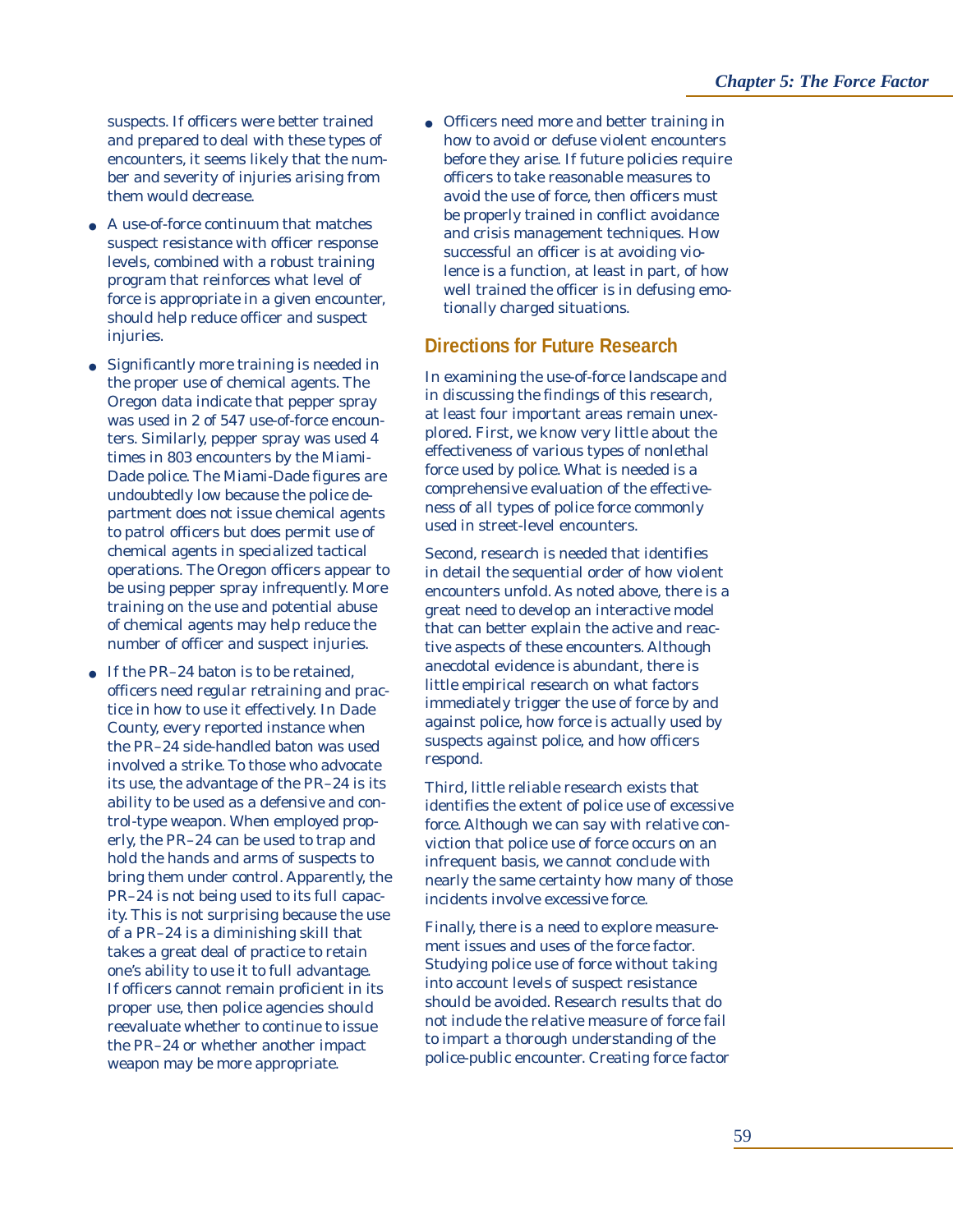suspects. If officers were better trained and prepared to deal with these types of encounters, it seems likely that the number and severity of injuries arising from them would decrease.

- A use-of-force continuum that matches suspect resistance with officer response levels, combined with a robust training program that reinforces what level of force is appropriate in a given encounter, should help reduce officer and suspect injuries.
- Significantly more training is needed in the proper use of chemical agents. The Oregon data indicate that pepper spray was used in 2 of 547 use-of-force encounters. Similarly, pepper spray was used 4 times in 803 encounters by the Miami-Dade police. The Miami-Dade figures are undoubtedly low because the police department does not issue chemical agents to patrol officers but does permit use of chemical agents in specialized tactical operations. The Oregon officers appear to be using pepper spray infrequently. More training on the use and potential abuse of chemical agents may help reduce the number of officer and suspect injuries.
- If the PR–24 baton is to be retained, officers need regular retraining and practice in how to use it effectively. In Dade County, every reported instance when the PR–24 side-handled baton was used involved a strike. To those who advocate its use, the advantage of the PR–24 is its ability to be used as a defensive and control-type weapon. When employed properly, the PR–24 can be used to trap and hold the hands and arms of suspects to bring them under control. Apparently, the PR–24 is not being used to its full capacity. This is not surprising because the use of a PR–24 is a diminishing skill that takes a great deal of practice to retain one's ability to use it to full advantage. If officers cannot remain proficient in its proper use, then police agencies should reevaluate whether to continue to issue the PR–24 or whether another impact weapon may be more appropriate.
- Officers need more and better training in how to avoid or defuse violent encounters before they arise. If future policies require officers to take reasonable measures to avoid the use of force, then officers must be properly trained in conflict avoidance and crisis management techniques. How successful an officer is at avoiding violence is a function, at least in part, of how well trained the officer is in defusing emotionally charged situations.

## Directions for Future Research

In examining the use-of-force landscape and in discussing the findings of this research, at least four important areas remain unexplored. First, we know very little about the effectiveness of various types of nonlethal force used by police. What is needed is a comprehensive evaluation of the effectiveness of all types of police force commonly used in street-level encounters.

Second, research is needed that identifies in detail the sequential order of how violent encounters unfold. As noted above, there is a great need to develop an interactive model that can better explain the active and reactive aspects of these encounters. Although anecdotal evidence is abundant, there is little empirical research on what factors immediately trigger the use of force by and against police, how force is actually used by suspects against police, and how officers respond.

Third, little reliable research exists that identifies the extent of police use of excessive force. Although we can say with relative conviction that police use of force occurs on an infrequent basis, we cannot conclude with nearly the same certainty how many of those incidents involve excessive force.

Finally, there is a need to explore measurement issues and uses of the force factor. Studying police use of force without taking into account levels of suspect resistance should be avoided. Research results that do not include the relative measure of force fail to impart a thorough understanding of the police-public encounter. Creating force factor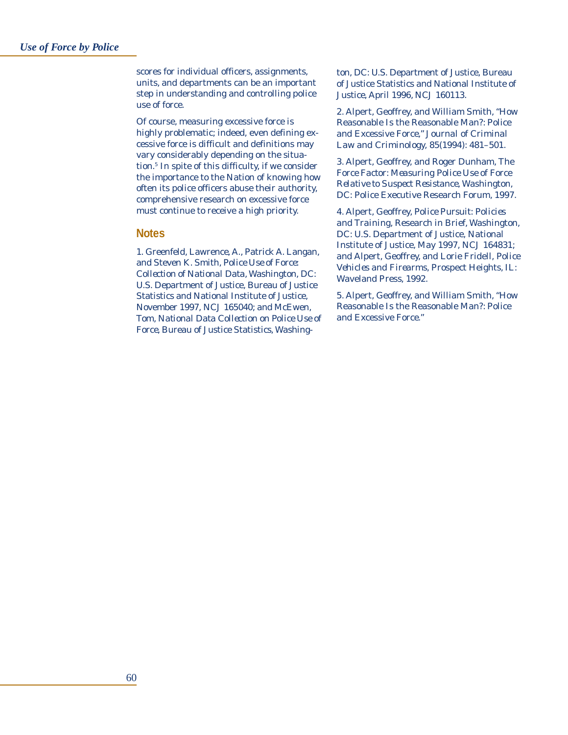scores for individual officers, assignments, units, and departments can be an important step in understanding and controlling police use of force.

Of course, measuring excessive force is highly problematic; indeed, even defining excessive force is difficult and definitions may vary considerably depending on the situation.[5] In spite of this difficulty, if we consider the importance to the Nation of knowing how often its police officers abuse their authority, comprehensive research on excessive force must continue to receive a high priority.

## Notes

1. Greenfeld, Lawrence, A., Patrick A. Langan, and Steven K. Smith, *Police Use of Force: Collection of National Data*, Washington, DC: U.S. Department of Justice, Bureau of Justice Statistics and National Institute of Justice, November 1997, NCJ 165040; and McEwen, Tom, *National Data Collection on Police Use of Force*, Bureau of Justice Statistics, Washington, DC: U.S. Department of Justice, Bureau of Justice Statistics and National Institute of Justice, April 1996, NCJ 160113.

2. Alpert, Geoffrey, and William Smith, "How Reasonable Is the Reasonable Man?: Police and Excessive Force," *Journal of Criminal Law and Criminology*, 85(1994): 481–501.

3. Alpert, Geoffrey, and Roger Dunham, *The Force Factor: Measuring Police Use of Force Relative to Suspect Resistance*, Washington, DC: Police Executive Research Forum, 1997.

4. Alpert, Geoffrey, *Police Pursuit: Policies and Training*, Research in Brief, Washington, DC: U.S. Department of Justice, National Institute of Justice, May 1997, NCJ 164831; and Alpert, Geoffrey, and Lorie Fridell, *Police Vehicles and Firearms*, Prospect Heights, IL: Waveland Press, 1992.

5. Alpert, Geoffrey, and William Smith, "How Reasonable Is the Reasonable Man?: Police and Excessive Force."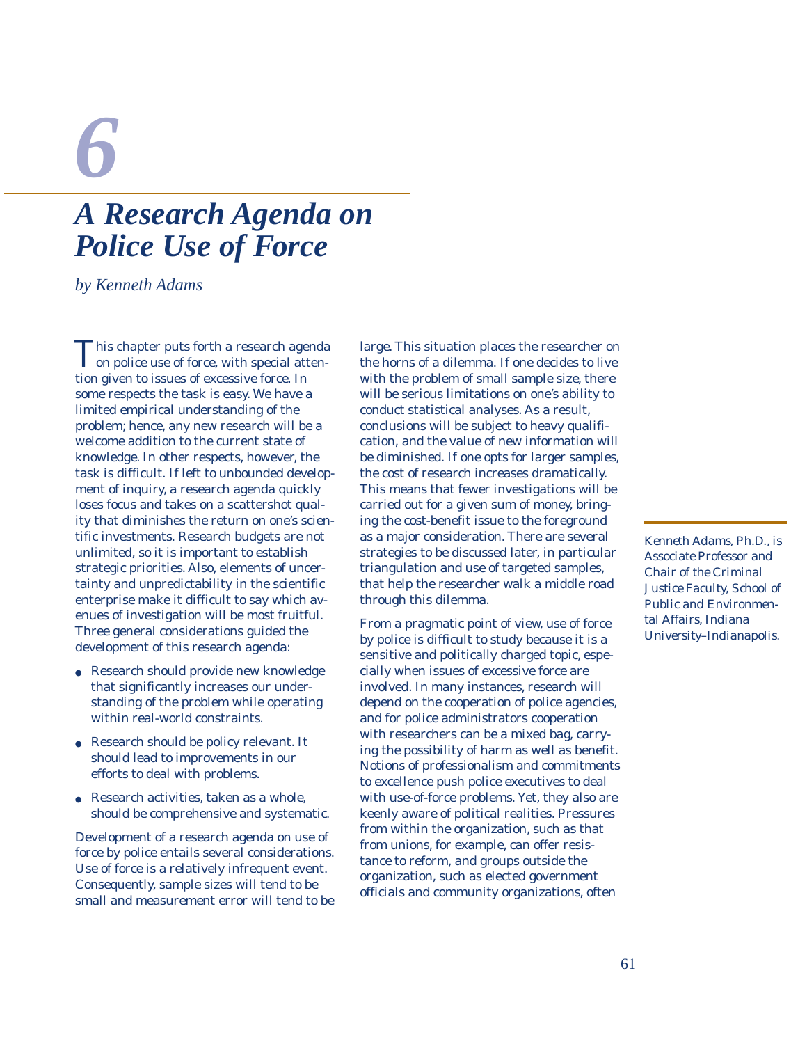# 6

# A Research Agenda on Police Use of Force

*by Kenneth Adams*

This chapter puts forth a research agenda on police use of force, with special attention given to issues of excessive force. In some respects the task is easy. We have a limited empirical understanding of the problem; hence, any new research will be a welcome addition to the current state of knowledge. In other respects, however, the task is difficult. If left to unbounded development of inquiry, a research agenda quickly loses focus and takes on a scattershot quality that diminishes the return on one's scientific investments. Research budgets are not unlimited, so it is important to establish strategic priorities. Also, elements of uncertainty and unpredictability in the scientific enterprise make it difficult to say which avenues of investigation will be most fruitful. Three general considerations guided the development of this research agenda:

- Research should provide new knowledge that significantly increases our understanding of the problem while operating within real-world constraints.
- Research should be policy relevant. It should lead to improvements in our efforts to deal with problems.
- Research activities, taken as a whole, should be comprehensive and systematic.

Development of a research agenda on use of force by police entails several considerations. Use of force is a relatively infrequent event. Consequently, sample sizes will tend to be small and measurement error will tend to be large. This situation places the researcher on the horns of a dilemma. If one decides to live with the problem of small sample size, there will be serious limitations on one's ability to conduct statistical analyses. As a result, conclusions will be subject to heavy qualification, and the value of new information will be diminished. If one opts for larger samples, the cost of research increases dramatically. This means that fewer investigations will be carried out for a given sum of money, bringing the cost-benefit issue to the foreground as a major consideration. There are several strategies to be discussed later, in particular triangulation and use of targeted samples, that help the researcher walk a middle road through this dilemma.

From a pragmatic point of view, use of force by police is difficult to study because it is a sensitive and politically charged topic, especially when issues of excessive force are involved. In many instances, research will depend on the cooperation of police agencies, and for police administrators cooperation with researchers can be a mixed bag, carrying the possibility of harm as well as benefit. Notions of professionalism and commitments to excellence push police executives to deal with use-of-force problems. Yet, they also are keenly aware of political realities. Pressures from within the organization, such as that from unions, for example, can offer resistance to reform, and groups outside the organization, such as elected government officials and community organizations, often

*Kenneth Adams, Ph.D., is Associate Professor and Chair of the Criminal Justice Faculty, School of Public and Environmental Affairs, Indiana University–Indianapolis.*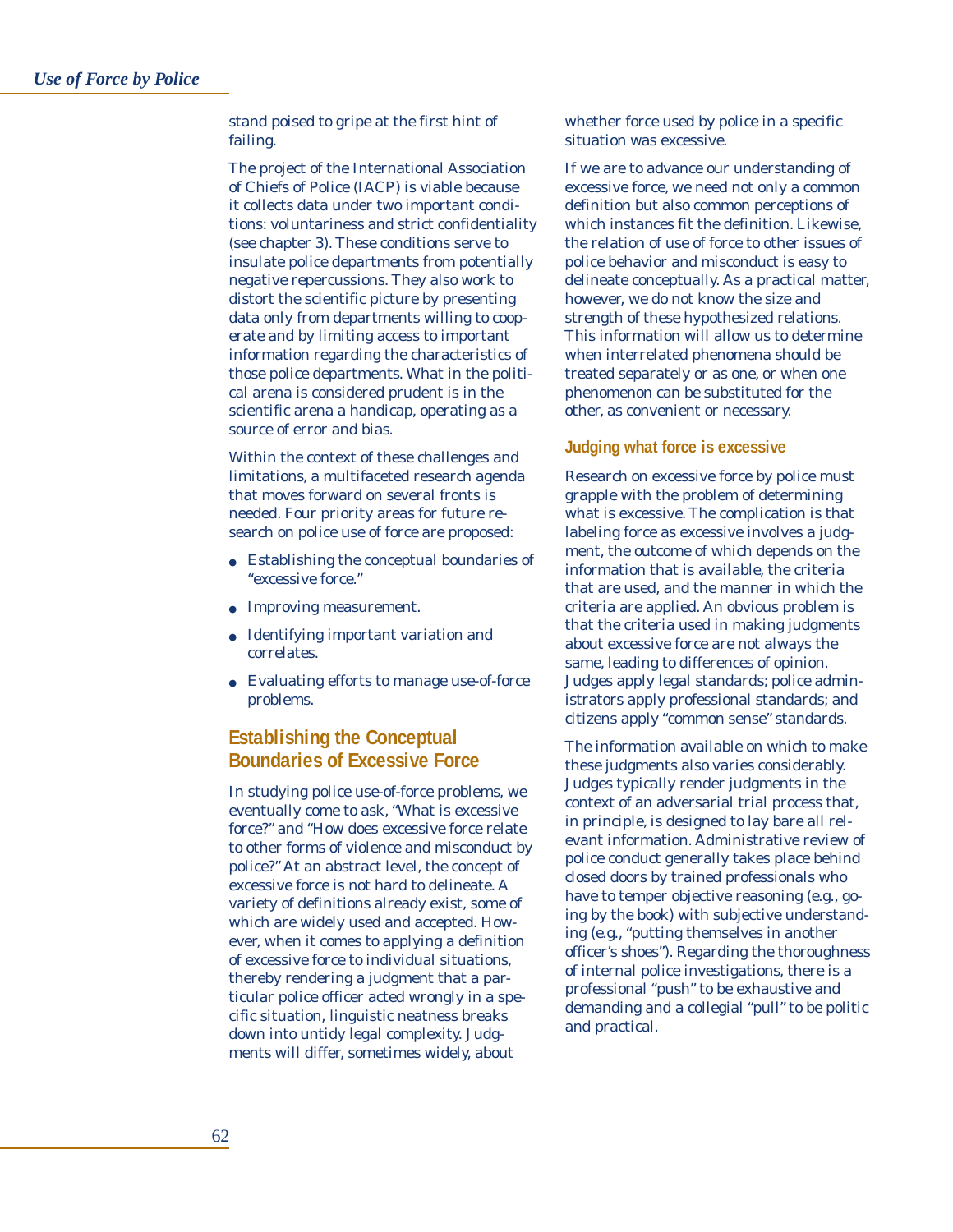stand poised to gripe at the first hint of failing.

The project of the International Association of Chiefs of Police (IACP) is viable because it collects data under two important conditions: voluntariness and strict confidentiality (see chapter 3). These conditions serve to insulate police departments from potentially negative repercussions. They also work to distort the scientific picture by presenting data only from departments willing to cooperate and by limiting access to important information regarding the characteristics of those police departments. What in the political arena is considered prudent is in the scientific arena a handicap, operating as a source of error and bias.

Within the context of these challenges and limitations, a multifaceted research agenda that moves forward on several fronts is needed. Four priority areas for future research on police use of force are proposed:

- Establishing the conceptual boundaries of "excessive force."
- Improving measurement.
- Identifying important variation and correlates.
- Evaluating efforts to manage use-of-force problems.

## Establishing the Conceptual Boundaries of Excessive Force

In studying police use-of-force problems, we eventually come to ask, "What is excessive force?" and "How does excessive force relate to other forms of violence and misconduct by police?" At an abstract level, the concept of excessive force is not hard to delineate. A variety of definitions already exist, some of which are widely used and accepted. However, when it comes to applying a definition of excessive force to individual situations, thereby rendering a judgment that a particular police officer acted wrongly in a specific situation, linguistic neatness breaks down into untidy legal complexity. Judgments will differ, sometimes widely, about whether force used by police in a specific situation was excessive.

If we are to advance our understanding of excessive force, we need not only a common definition but also common perceptions of which instances fit the definition. Likewise, the relation of use of force to other issues of police behavior and misconduct is easy to delineate conceptually. As a practical matter, however, we do not know the size and strength of these hypothesized relations. This information will allow us to determine when interrelated phenomena should be treated separately or as one, or when one phenomenon can be substituted for the other, as convenient or necessary.

### Judging what force is excessive

Research on excessive force by police must grapple with the problem of determining what is excessive. The complication is that labeling force as excessive involves a judgment, the outcome of which depends on the information that is available, the criteria that are used, and the manner in which the criteria are applied. An obvious problem is that the criteria used in making judgments about excessive force are not always the same, leading to differences of opinion. Judges apply legal standards; police administrators apply professional standards; and citizens apply "common sense" standards.

The information available on which to make these judgments also varies considerably. Judges typically render judgments in the context of an adversarial trial process that, in principle, is designed to lay bare all relevant information. Administrative review of police conduct generally takes place behind closed doors by trained professionals who have to temper objective reasoning (e.g., going by the book) with subjective understanding (e.g., "putting themselves in another officer's shoes"). Regarding the thoroughness of internal police investigations, there is a professional "push" to be exhaustive and demanding and a collegial "pull" to be politic and practical.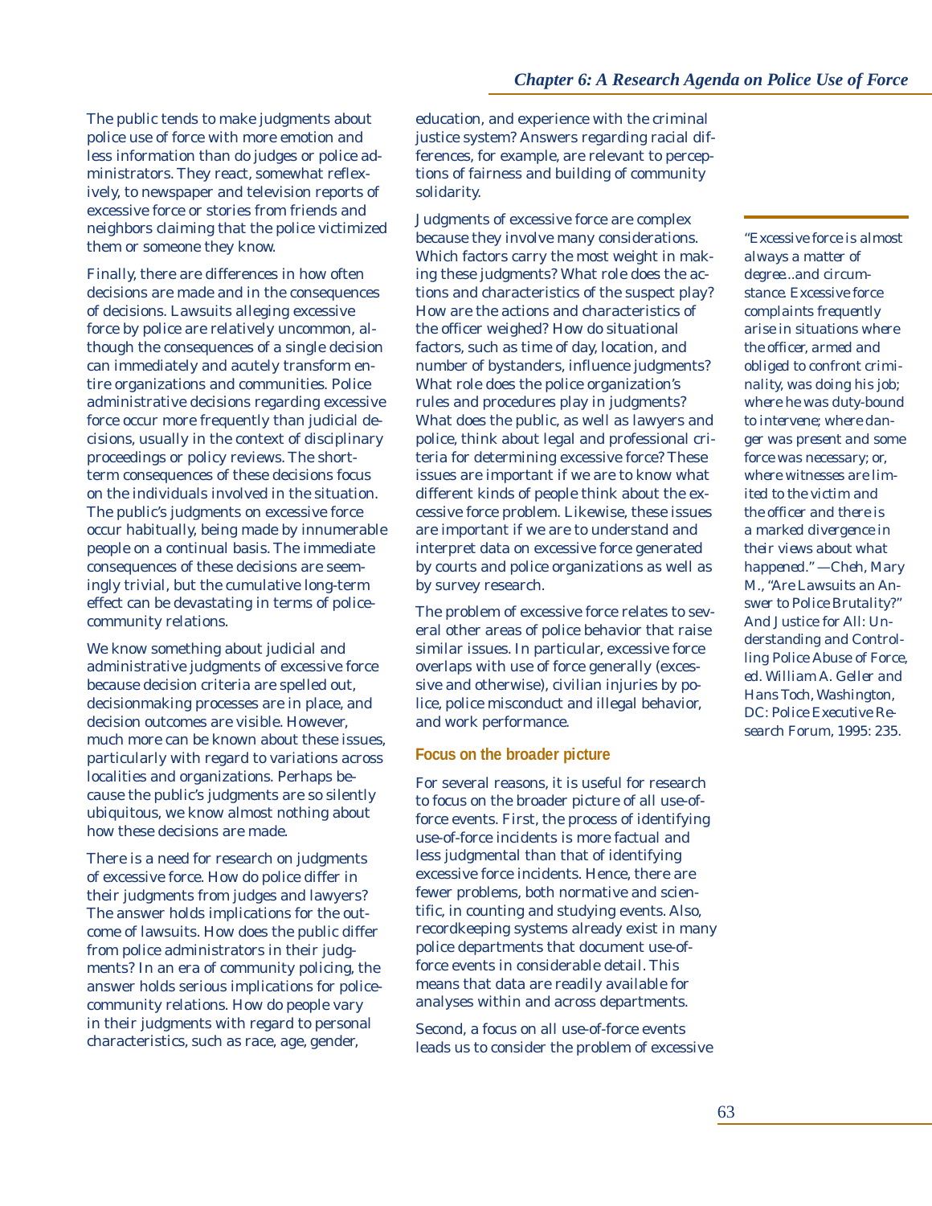The public tends to make judgments about police use of force with more emotion and less information than do judges or police administrators. They react, somewhat reflexively, to newspaper and television reports of excessive force or stories from friends and neighbors claiming that the police victimized them or someone they know.

Finally, there are differences in how often decisions are made and in the consequences of decisions. Lawsuits alleging excessive force by police are relatively uncommon, although the consequences of a single decision can immediately and acutely transform entire organizations and communities. Police administrative decisions regarding excessive force occur more frequently than judicial decisions, usually in the context of disciplinary proceedings or policy reviews. The short-term consequences of these decisions focus on the individuals involved in the situation. The public's judgments on excessive force occur habitually, being made by innumerable people on a continual basis. The immediate consequences of these decisions are seemingly trivial, but the cumulative long-term effect can be devastating in terms of police-community relations.

We know something about judicial and administrative judgments of excessive force because decision criteria are spelled out, decisionmaking processes are in place, and decision outcomes are visible. However, much more can be known about these issues, particularly with regard to variations across localities and organizations. Perhaps because the public's judgments are so silently ubiquitous, we know almost nothing about how these decisions are made.

There is a need for research on judgments of excessive force. How do police differ in their judgments from judges and lawyers? The answer holds implications for the outcome of lawsuits. How does the public differ from police administrators in their judgments? In an era of community policing, the answer holds serious implications for police-community relations. How do people vary in their judgments with regard to personal characteristics, such as race, age, gender, education, and experience with the criminal justice system? Answers regarding racial differences, for example, are relevant to perceptions of fairness and building of community solidarity.

Judgments of excessive force are complex because they involve many considerations. Which factors carry the most weight in making these judgments? What role does the actions and characteristics of the suspect play? How are the actions and characteristics of the officer weighed? How do situational factors, such as time of day, location, and number of bystanders, influence judgments? What role does the police organization's rules and procedures play in judgments? What does the public, as well as lawyers and police, think about legal and professional criteria for determining excessive force? These issues are important if we are to know what different kinds of people think about the excessive force problem. Likewise, these issues are important if we are to understand and interpret data on excessive force generated by courts and police organizations as well as by survey research.

The problem of excessive force relates to several other areas of police behavior that raise similar issues. In particular, excessive force overlaps with use of force generally (excessive and otherwise), civilian injuries by police, police misconduct and illegal behavior, and work performance.

> *"Excessive force is almost always a matter of degree...and circumstance. Excessive force complaints frequently arise in situations where the officer, armed and obliged to confront criminality, was doing his job; where he was duty-bound to intervene; where danger was present and some force was necessary; or, where witnesses are limited to the victim and the officer and there is a marked divergence in their views about what happened." —Cheh, Mary M., "Are Lawsuits an Answer to Police Brutality?" And Justice for All: Understanding and Controlling Police Abuse of Force, ed. William A. Geller and Hans Toch, Washington, DC: Police Executive Research Forum, 1995: 235.*

### Focus on the broader picture

For several reasons, it is useful for research to focus on the broader picture of all use-of-force events. First, the process of identifying use-of-force incidents is more factual and less judgmental than that of identifying excessive force incidents. Hence, there are fewer problems, both normative and scientific, in counting and studying events. Also, recordkeeping systems already exist in many police departments that document use-of-force events in considerable detail. This means that data are readily available for analyses within and across departments.

Second, a focus on all use-of-force events leads us to consider the problem of excessive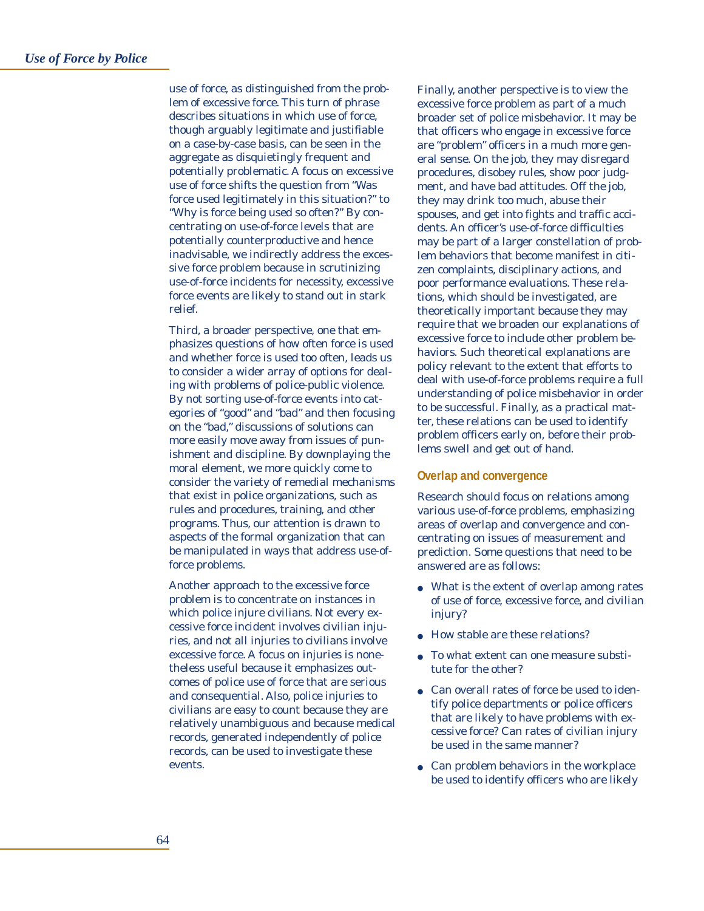use of force, as distinguished from the problem of excessive force. This turn of phrase describes situations in which use of force, though arguably legitimate and justifiable on a case-by-case basis, can be seen in the aggregate as disquietingly frequent and potentially problematic. A focus on excessive use of force shifts the question from "Was force used legitimately in this situation?" to "Why is force being used so often?" By concentrating on use-of-force levels that are potentially counterproductive and hence inadvisable, we indirectly address the excessive force problem because in scrutinizing use-of-force incidents for necessity, excessive force events are likely to stand out in stark relief.

Third, a broader perspective, one that emphasizes questions of how often force is used and whether force is used too often, leads us to consider a wider array of options for dealing with problems of police-public violence. By not sorting use-of-force events into categories of "good" and "bad" and then focusing on the "bad," discussions of solutions can more easily move away from issues of punishment and discipline. By downplaying the moral element, we more quickly come to consider the variety of remedial mechanisms that exist in police organizations, such as rules and procedures, training, and other programs. Thus, our attention is drawn to aspects of the formal organization that can be manipulated in ways that address use-of-force problems.

Another approach to the excessive force problem is to concentrate on instances in which police injure civilians. Not every excessive force incident involves civilian injuries, and not all injuries to civilians involve excessive force. A focus on injuries is nonetheless useful because it emphasizes outcomes of police use of force that are serious and consequential. Also, police injuries to civilians are easy to count because they are relatively unambiguous and because medical records, generated independently of police records, can be used to investigate these events.

Finally, another perspective is to view the excessive force problem as part of a much broader set of police misbehavior. It may be that officers who engage in excessive force are "problem" officers in a much more general sense. On the job, they may disregard procedures, disobey rules, show poor judgment, and have bad attitudes. Off the job, they may drink too much, abuse their spouses, and get into fights and traffic accidents. An officer's use-of-force difficulties may be part of a larger constellation of problem behaviors that become manifest in citizen complaints, disciplinary actions, and poor performance evaluations. These relations, which should be investigated, are theoretically important because they may require that we broaden our explanations of excessive force to include other problem behaviors. Such theoretical explanations are policy relevant to the extent that efforts to deal with use-of-force problems require a full understanding of police misbehavior in order to be successful. Finally, as a practical matter, these relations can be used to identify problem officers early on, before their problems swell and get out of hand.

### Overlap and convergence

Research should focus on relations among various use-of-force problems, emphasizing areas of overlap and convergence and concentrating on issues of measurement and prediction. Some questions that need to be answered are as follows:

- What is the extent of overlap among rates of use of force, excessive force, and civilian injury?
- How stable are these relations?
- To what extent can one measure substitute for the other?
- Can overall rates of force be used to identify police departments or police officers that are likely to have problems with excessive force? Can rates of civilian injury be used in the same manner?
- Can problem behaviors in the workplace be used to identify officers who are likely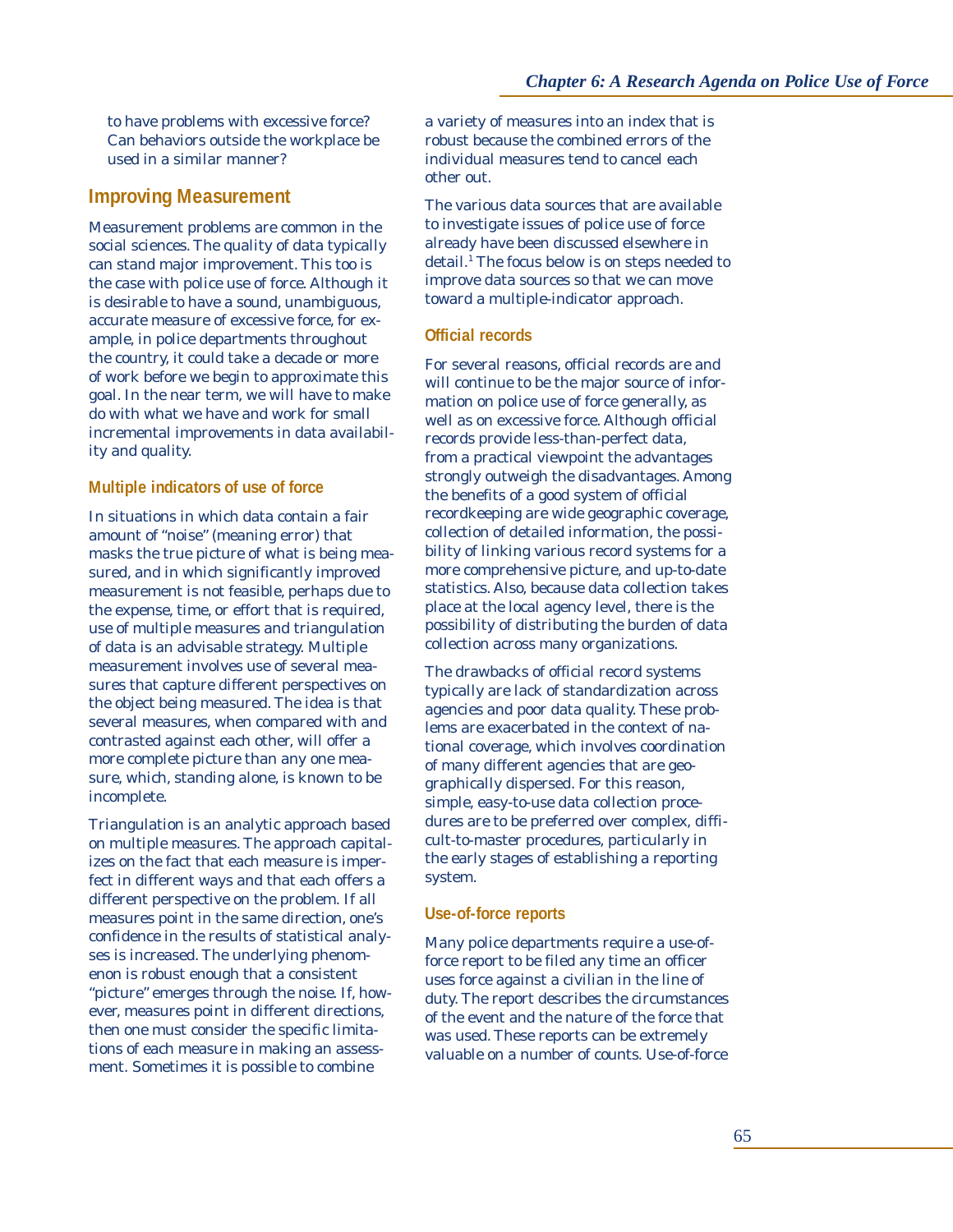to have problems with excessive force? Can behaviors outside the workplace be used in a similar manner?

## Improving Measurement

Measurement problems are common in the social sciences. The quality of data typically can stand major improvement. This too is the case with police use of force. Although it is desirable to have a sound, unambiguous, accurate measure of excessive force, for example, in police departments throughout the country, it could take a decade or more of work before we begin to approximate this goal. In the near term, we will have to make do with what we have and work for small incremental improvements in data availability and quality.

### Multiple indicators of use of force

In situations in which data contain a fair amount of "noise" (meaning error) that masks the true picture of what is being measured, and in which significantly improved measurement is not feasible, perhaps due to the expense, time, or effort that is required, use of multiple measures and triangulation of data is an advisable strategy. Multiple measurement involves use of several measures that capture different perspectives on the object being measured. The idea is that several measures, when compared with and contrasted against each other, will offer a more complete picture than any one measure, which, standing alone, is known to be incomplete.

Triangulation is an analytic approach based on multiple measures. The approach capitalizes on the fact that each measure is imperfect in different ways and that each offers a different perspective on the problem. If all measures point in the same direction, one's confidence in the results of statistical analyses is increased. The underlying phenomenon is robust enough that a consistent "picture" emerges through the noise. If, however, measures point in different directions, then one must consider the specific limitations of each measure in making an assessment. Sometimes it is possible to combine a variety of measures into an index that is robust because the combined errors of the individual measures tend to cancel each other out.

The various data sources that are available to investigate issues of police use of force already have been discussed elsewhere in detail.[1] The focus below is on steps needed to improve data sources so that we can move toward a multiple-indicator approach.

### Official records

For several reasons, official records are and will continue to be the major source of information on police use of force generally, as well as on excessive force. Although official records provide less-than-perfect data, from a practical viewpoint the advantages strongly outweigh the disadvantages. Among the benefits of a good system of official recordkeeping are wide geographic coverage, collection of detailed information, the possibility of linking various record systems for a more comprehensive picture, and up-to-date statistics. Also, because data collection takes place at the local agency level, there is the possibility of distributing the burden of data collection across many organizations.

The drawbacks of official record systems typically are lack of standardization across agencies and poor data quality. These problems are exacerbated in the context of national coverage, which involves coordination of many different agencies that are geographically dispersed. For this reason, simple, easy-to-use data collection procedures are to be preferred over complex, difficult-to-master procedures, particularly in the early stages of establishing a reporting system.

### Use-of-force reports

Many police departments require a use-of-force report to be filed any time an officer uses force against a civilian in the line of duty. The report describes the circumstances of the event and the nature of the force that was used. These reports can be extremely valuable on a number of counts. Use-of-force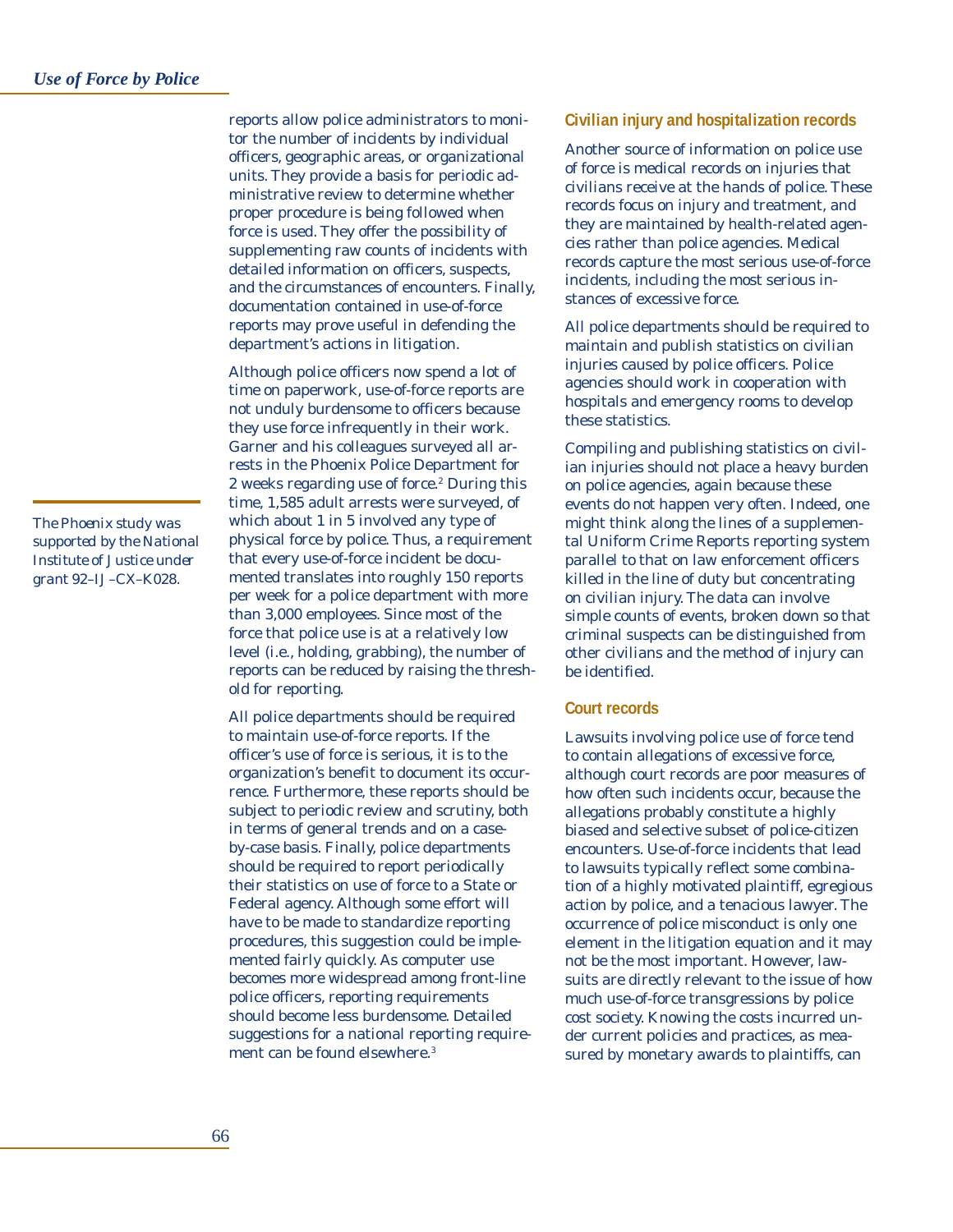reports allow police administrators to monitor the number of incidents by individual officers, geographic areas, or organizational units. They provide a basis for periodic administrative review to determine whether proper procedure is being followed when force is used. They offer the possibility of supplementing raw counts of incidents with detailed information on officers, suspects, and the circumstances of encounters. Finally, documentation contained in use-of-force reports may prove useful in defending the department's actions in litigation.

Although police officers now spend a lot of time on paperwork, use-of-force reports are not unduly burdensome to officers because they use force infrequently in their work. Garner and his colleagues surveyed all arrests in the Phoenix Police Department for 2 weeks regarding use of force.[2] During this time, 1,585 adult arrests were surveyed, of which about 1 in 5 involved any type of physical force by police. Thus, a requirement that every use-of-force incident be documented translates into roughly 150 reports per week for a police department with more than 3,000 employees. Since most of the force that police use is at a relatively low level (i.e., holding, grabbing), the number of reports can be reduced by raising the threshold for reporting.

*The Phoenix study was supported by the National Institute of Justice under grant 92–IJ–CX–K028.*

All police departments should be required to maintain use-of-force reports. If the officer's use of force is serious, it is to the organization's benefit to document its occurrence. Furthermore, these reports should be subject to periodic review and scrutiny, both in terms of general trends and on a case-by-case basis. Finally, police departments should be required to report periodically their statistics on use of force to a State or Federal agency. Although some effort will have to be made to standardize reporting procedures, this suggestion could be implemented fairly quickly. As computer use becomes more widespread among front-line police officers, reporting requirements should become less burdensome. Detailed suggestions for a national reporting requirement can be found elsewhere.[3]

### Civilian injury and hospitalization records

Another source of information on police use of force is medical records on injuries that civilians receive at the hands of police. These records focus on injury and treatment, and they are maintained by health-related agencies rather than police agencies. Medical records capture the most serious use-of-force incidents, including the most serious instances of excessive force.

All police departments should be required to maintain and publish statistics on civilian injuries caused by police officers. Police agencies should work in cooperation with hospitals and emergency rooms to develop these statistics.

Compiling and publishing statistics on civilian injuries should not place a heavy burden on police agencies, again because these events do not happen very often. Indeed, one might think along the lines of a supplemental Uniform Crime Reports reporting system parallel to that on law enforcement officers killed in the line of duty but concentrating on civilian injury. The data can involve simple counts of events, broken down so that criminal suspects can be distinguished from other civilians and the method of injury can be identified.

### Court records

Lawsuits involving police use of force tend to contain allegations of excessive force, although court records are poor measures of how often such incidents occur, because the allegations probably constitute a highly biased and selective subset of police-citizen encounters. Use-of-force incidents that lead to lawsuits typically reflect some combination of a highly motivated plaintiff, egregious action by police, and a tenacious lawyer. The occurrence of police misconduct is only one element in the litigation equation and it may not be the most important. However, lawsuits are directly relevant to the issue of how much use-of-force transgressions by police cost society. Knowing the costs incurred under current policies and practices, as measured by monetary awards to plaintiffs, can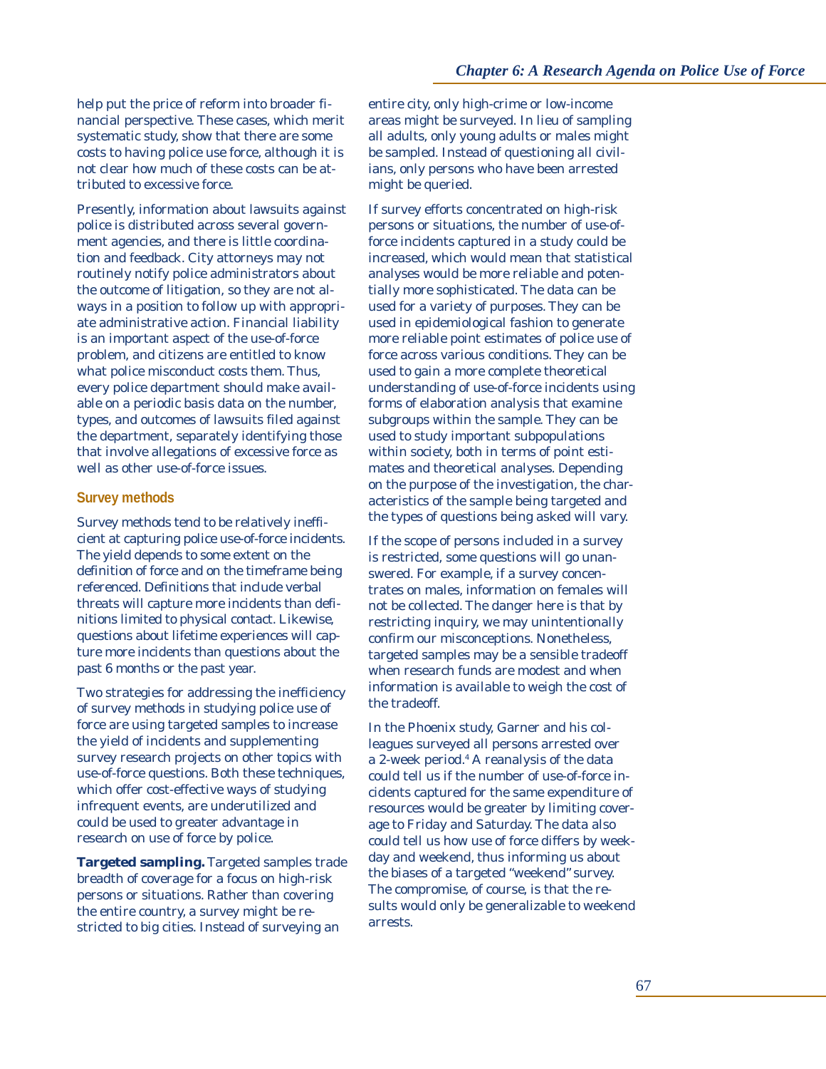help put the price of reform into broader financial perspective. These cases, which merit systematic study, show that there are some costs to having police use force, although it is not clear how much of these costs can be attributed to excessive force.

Presently, information about lawsuits against police is distributed across several government agencies, and there is little coordination and feedback. City attorneys may not routinely notify police administrators about the outcome of litigation, so they are not always in a position to follow up with appropriate administrative action. Financial liability is an important aspect of the use-of-force problem, and citizens are entitled to know what police misconduct costs them. Thus, every police department should make available on a periodic basis data on the number, types, and outcomes of lawsuits filed against the department, separately identifying those that involve allegations of excessive force as well as other use-of-force issues.

### Survey methods

Survey methods tend to be relatively inefficient at capturing police use-of-force incidents. The yield depends to some extent on the definition of force and on the timeframe being referenced. Definitions that include verbal threats will capture more incidents than definitions limited to physical contact. Likewise, questions about lifetime experiences will capture more incidents than questions about the past 6 months or the past year.

Two strategies for addressing the inefficiency of survey methods in studying police use of force are using targeted samples to increase the yield of incidents and supplementing survey research projects on other topics with use-of-force questions. Both these techniques, which offer cost-effective ways of studying infrequent events, are underutilized and could be used to greater advantage in research on use of force by police.

**Targeted sampling.** Targeted samples trade breadth of coverage for a focus on high-risk persons or situations. Rather than covering the entire country, a survey might be restricted to big cities. Instead of surveying an entire city, only high-crime or low-income areas might be surveyed. In lieu of sampling all adults, only young adults or males might be sampled. Instead of questioning all civilians, only persons who have been arrested might be queried.

If survey efforts concentrated on high-risk persons or situations, the number of use-of-force incidents captured in a study could be increased, which would mean that statistical analyses would be more reliable and potentially more sophisticated. The data can be used for a variety of purposes. They can be used in epidemiological fashion to generate more reliable point estimates of police use of force across various conditions. They can be used to gain a more complete theoretical understanding of use-of-force incidents using forms of elaboration analysis that examine subgroups within the sample. They can be used to study important subpopulations within society, both in terms of point estimates and theoretical analyses. Depending on the purpose of the investigation, the characteristics of the sample being targeted and the types of questions being asked will vary.

If the scope of persons included in a survey is restricted, some questions will go unanswered. For example, if a survey concentrates on males, information on females will not be collected. The danger here is that by restricting inquiry, we may unintentionally confirm our misconceptions. Nonetheless, targeted samples may be a sensible tradeoff when research funds are modest and when information is available to weigh the cost of the tradeoff.

In the Phoenix study, Garner and his colleagues surveyed all persons arrested over a 2-week period.[4] A reanalysis of the data could tell us if the number of use-of-force incidents captured for the same expenditure of resources would be greater by limiting coverage to Friday and Saturday. The data also could tell us how use of force differs by weekday and weekend, thus informing us about the biases of a targeted "weekend" survey. The compromise, of course, is that the results would only be generalizable to weekend arrests.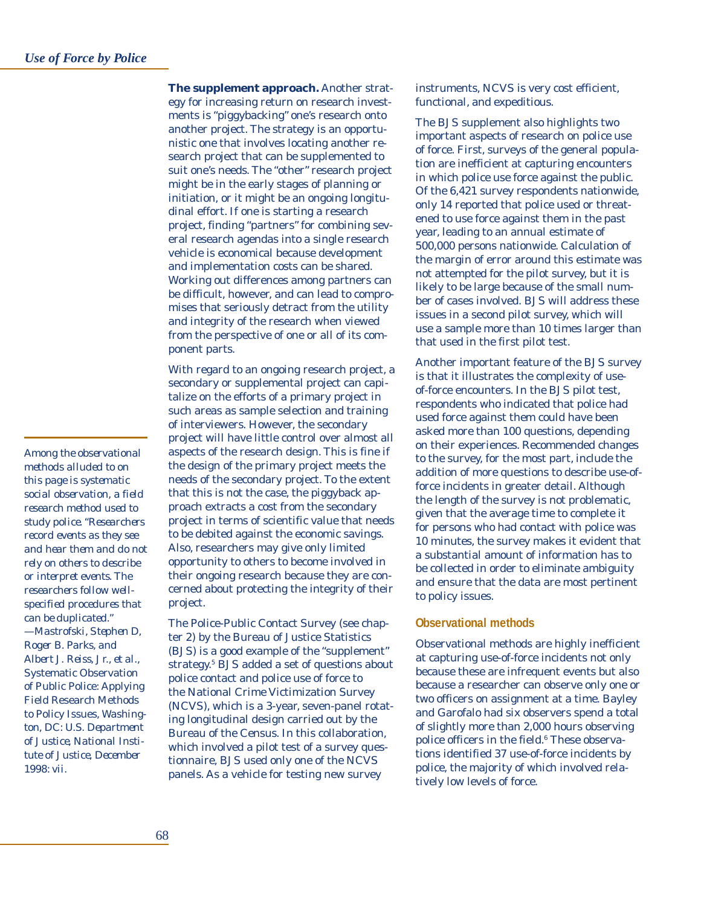**The supplement approach.** Another strategy for increasing return on research investments is "piggybacking" one's research onto another project. The strategy is an opportunistic one that involves locating another research project that can be supplemented to suit one's needs. The "other" research project might be in the early stages of planning or initiation, or it might be an ongoing longitudinal effort. If one is starting a research project, finding "partners" for combining several research agendas into a single research vehicle is economical because development and implementation costs can be shared. Working out differences among partners can be difficult, however, and can lead to compromises that seriously detract from the utility and integrity of the research when viewed from the perspective of one or all of its component parts.

With regard to an ongoing research project, a secondary or supplemental project can capitalize on the efforts of a primary project in such areas as sample selection and training of interviewers. However, the secondary project will have little control over almost all aspects of the research design. This is fine if the design of the primary project meets the needs of the secondary project. To the extent that this is not the case, the piggyback approach extracts a cost from the secondary project in terms of scientific value that needs to be debited against the economic savings. Also, researchers may give only limited opportunity to others to become involved in their ongoing research because they are concerned about protecting the integrity of their project.

The Police-Public Contact Survey (see chapter 2) by the Bureau of Justice Statistics (BJS) is a good example of the "supplement" strategy.[5] BJS added a set of questions about police contact and police use of force to the National Crime Victimization Survey (NCVS), which is a 3-year, seven-panel rotating longitudinal design carried out by the Bureau of the Census. In this collaboration, which involved a pilot test of a survey questionnaire, BJS used only one of the NCVS panels. As a vehicle for testing new survey instruments, NCVS is very cost efficient, functional, and expeditious.

The BJS supplement also highlights two important aspects of research on police use of force. First, surveys of the general population are inefficient at capturing encounters in which police use force against the public. Of the 6,421 survey respondents nationwide, only 14 reported that police used or threatened to use force against them in the past year, leading to an annual estimate of 500,000 persons nationwide. Calculation of the margin of error around this estimate was not attempted for the pilot survey, but it is likely to be large because of the small number of cases involved. BJS will address these issues in a second pilot survey, which will use a sample more than 10 times larger than that used in the first pilot test.

Another important feature of the BJS survey is that it illustrates the complexity of use-of-force encounters. In the BJS pilot test, respondents who indicated that police had used force against them could have been asked more than 100 questions, depending on their experiences. Recommended changes to the survey, for the most part, include the addition of more questions to describe use-of-force incidents in greater detail. Although the length of the survey is not problematic, given that the average time to complete it for persons who had contact with police was 10 minutes, the survey makes it evident that a substantial amount of information has to be collected in order to eliminate ambiguity and ensure that the data are most pertinent to policy issues.

### Observational methods

Observational methods are highly inefficient at capturing use-of-force incidents not only because these are infrequent events but also because a researcher can observe only one or two officers on assignment at a time. Bayley and Garofalo had six observers spend a total of slightly more than 2,000 hours observing police officers in the field.[6] These observations identified 37 use-of-force incidents by police, the majority of which involved relatively low levels of force.

*Among the observational methods alluded to on this page is systematic social observation, a field research method used to study police. "Researchers record events as they see and hear them and do not rely on others to describe or interpret events. The researchers follow well-specified procedures that can be duplicated."*
*—Mastrofski, Stephen D, Roger B. Parks, and Albert J. Reiss, Jr., et al., Systematic Observation of Public Police: Applying Field Research Methods to Policy Issues, Washington, DC: U.S. Department of Justice, National Institute of Justice, December 1998: vii.*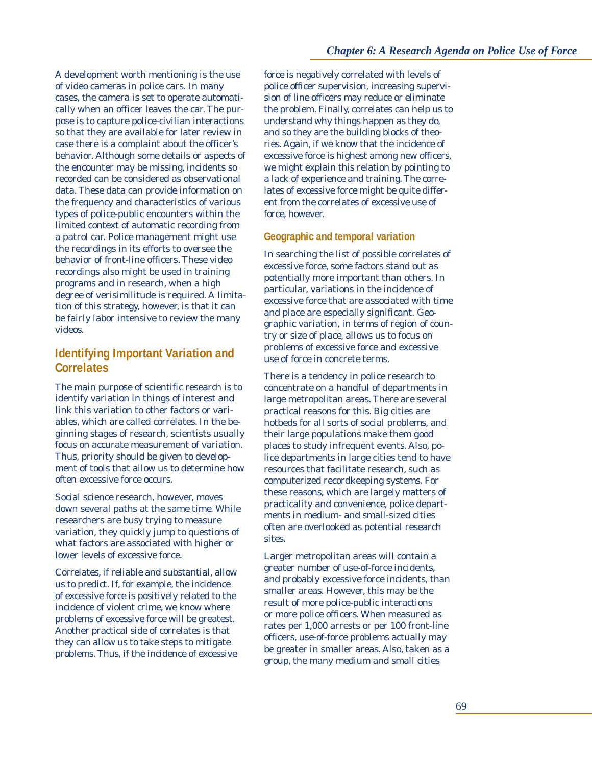A development worth mentioning is the use of video cameras in police cars. In many cases, the camera is set to operate automatically when an officer leaves the car. The purpose is to capture police-civilian interactions so that they are available for later review in case there is a complaint about the officer's behavior. Although some details or aspects of the encounter may be missing, incidents so recorded can be considered as observational data. These data can provide information on the frequency and characteristics of various types of police-public encounters within the limited context of automatic recording from a patrol car. Police management might use the recordings in its efforts to oversee the behavior of front-line officers. These video recordings also might be used in training programs and in research, when a high degree of verisimilitude is required. A limitation of this strategy, however, is that it can be fairly labor intensive to review the many videos.

## Identifying Important Variation and Correlates

The main purpose of scientific research is to identify variation in things of interest and link this variation to other factors or variables, which are called correlates. In the beginning stages of research, scientists usually focus on accurate measurement of variation. Thus, priority should be given to development of tools that allow us to determine how often excessive force occurs.

Social science research, however, moves down several paths at the same time. While researchers are busy trying to measure variation, they quickly jump to questions of what factors are associated with higher or lower levels of excessive force.

Correlates, if reliable and substantial, allow us to predict. If, for example, the incidence of excessive force is positively related to the incidence of violent crime, we know where problems of excessive force will be greatest. Another practical side of correlates is that they can allow us to take steps to mitigate problems. Thus, if the incidence of excessive force is negatively correlated with levels of police officer supervision, increasing supervision of line officers may reduce or eliminate the problem. Finally, correlates can help us to understand why things happen as they do, and so they are the building blocks of theories. Again, if we know that the incidence of excessive force is highest among new officers, we might explain this relation by pointing to a lack of experience and training. The correlates of excessive force might be quite different from the correlates of excessive use of force, however.

### Geographic and temporal variation

In searching the list of possible correlates of excessive force, some factors stand out as potentially more important than others. In particular, variations in the incidence of excessive force that are associated with time and place are especially significant. Geographic variation, in terms of region of country or size of place, allows us to focus on problems of excessive force and excessive use of force in concrete terms.

There is a tendency in police research to concentrate on a handful of departments in large metropolitan areas. There are several practical reasons for this. Big cities are hotbeds for all sorts of social problems, and their large populations make them good places to study infrequent events. Also, police departments in large cities tend to have resources that facilitate research, such as computerized recordkeeping systems. For these reasons, which are largely matters of practicality and convenience, police departments in medium- and small-sized cities often are overlooked as potential research sites.

Larger metropolitan areas will contain a greater number of use-of-force incidents, and probably excessive force incidents, than smaller areas. However, this may be the result of more police-public interactions or more police officers. When measured as rates per 1,000 arrests or per 100 front-line officers, use-of-force problems actually may be greater in smaller areas. Also, taken as a group, the many medium and small cities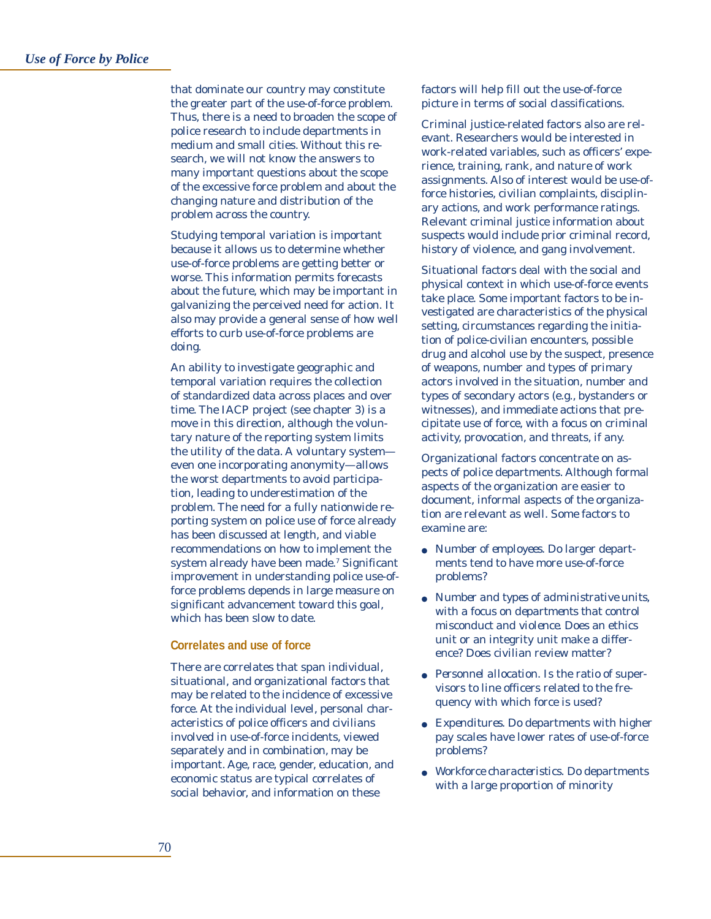that dominate our country may constitute the greater part of the use-of-force problem. Thus, there is a need to broaden the scope of police research to include departments in medium and small cities. Without this research, we will not know the answers to many important questions about the scope of the excessive force problem and about the changing nature and distribution of the problem across the country.

Studying temporal variation is important because it allows us to determine whether use-of-force problems are getting better or worse. This information permits forecasts about the future, which may be important in galvanizing the perceived need for action. It also may provide a general sense of how well efforts to curb use-of-force problems are doing.

An ability to investigate geographic and temporal variation requires the collection of standardized data across places and over time. The IACP project (see chapter 3) is a move in this direction, although the voluntary nature of the reporting system limits the utility of the data. A voluntary system—even one incorporating anonymity—allows the worst departments to avoid participation, leading to underestimation of the problem. The need for a fully nationwide reporting system on police use of force already has been discussed at length, and viable recommendations on how to implement the system already have been made.[7] Significant improvement in understanding police use-of-force problems depends in large measure on significant advancement toward this goal, which has been slow to date.

### Correlates and use of force

There are correlates that span individual, situational, and organizational factors that may be related to the incidence of excessive force. At the individual level, personal characteristics of police officers and civilians involved in use-of-force incidents, viewed separately and in combination, may be important. Age, race, gender, education, and economic status are typical correlates of social behavior, and information on these factors will help fill out the use-of-force picture in terms of social classifications.

Criminal justice-related factors also are relevant. Researchers would be interested in work-related variables, such as officers' experience, training, rank, and nature of work assignments. Also of interest would be use-of-force histories, civilian complaints, disciplinary actions, and work performance ratings. Relevant criminal justice information about suspects would include prior criminal record, history of violence, and gang involvement.

Situational factors deal with the social and physical context in which use-of-force events take place. Some important factors to be investigated are characteristics of the physical setting, circumstances regarding the initiation of police-civilian encounters, possible drug and alcohol use by the suspect, presence of weapons, number and types of primary actors involved in the situation, number and types of secondary actors (e.g., bystanders or witnesses), and immediate actions that precipitate use of force, with a focus on criminal activity, provocation, and threats, if any.

Organizational factors concentrate on aspects of police departments. Although formal aspects of the organization are easier to document, informal aspects of the organization are relevant as well. Some factors to examine are:

- *Number of employees.* Do larger departments tend to have more use-of-force problems?
- *Number and types of administrative units, with a focus on departments that control misconduct and violence.* Does an ethics unit or an integrity unit make a difference? Does civilian review matter?
- *Personnel allocation.* Is the ratio of supervisors to line officers related to the frequency with which force is used?
- *Expenditures.* Do departments with higher pay scales have lower rates of use-of-force problems?
- *Workforce characteristics.* Do departments with a large proportion of minority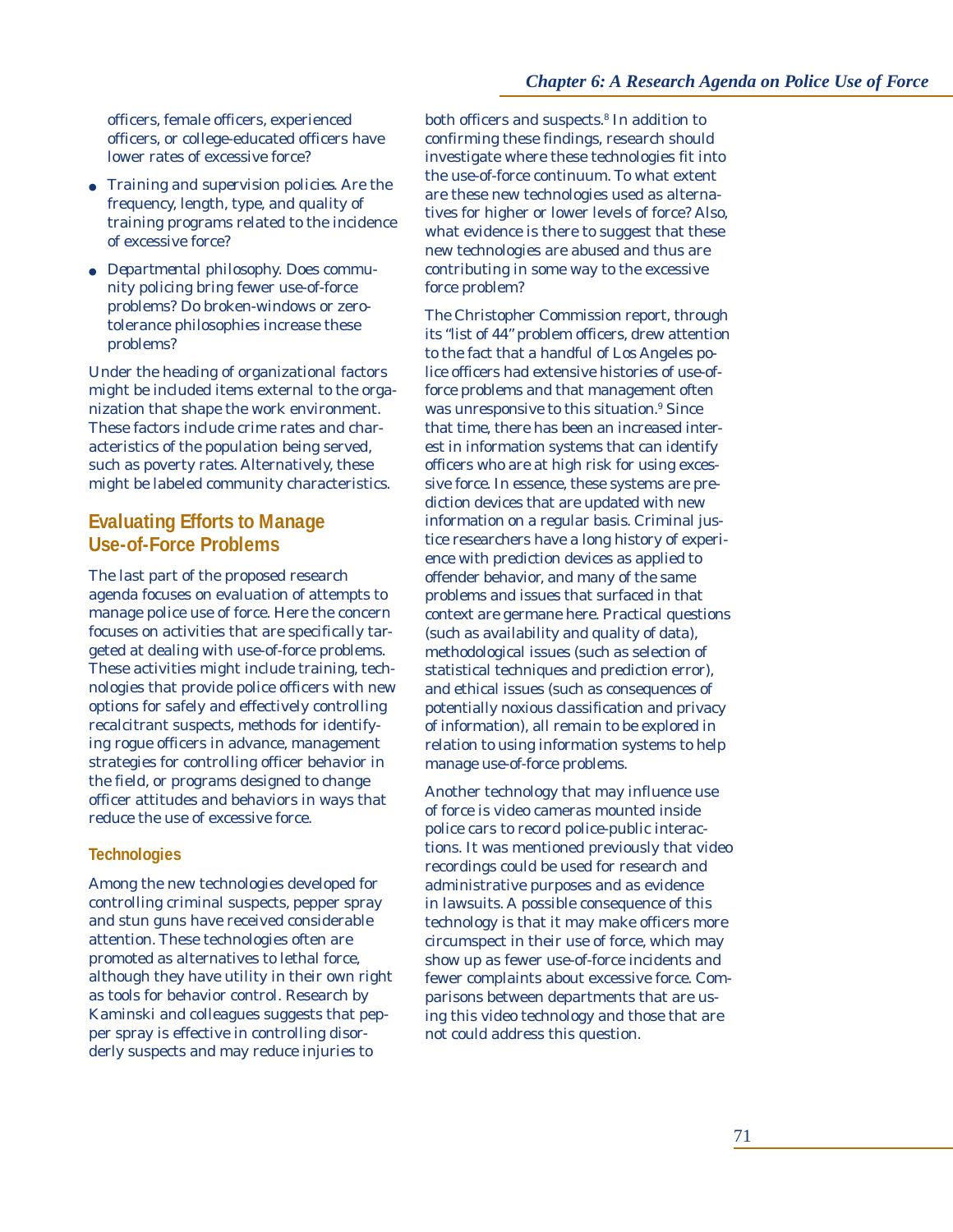officers, female officers, experienced officers, or college-educated officers have lower rates of excessive force?

- *Training and supervision policies.* Are the frequency, length, type, and quality of training programs related to the incidence of excessive force?
- *Departmental philosophy.* Does community policing bring fewer use-of-force problems? Do broken-windows or zero-tolerance philosophies increase these problems?

Under the heading of organizational factors might be included items external to the organization that shape the work environment. These factors include crime rates and characteristics of the population being served, such as poverty rates. Alternatively, these might be labeled community characteristics.

## Evaluating Efforts to Manage Use-of-Force Problems

The last part of the proposed research agenda focuses on evaluation of attempts to manage police use of force. Here the concern focuses on activities that are specifically targeted at dealing with use-of-force problems. These activities might include training, technologies that provide police officers with new options for safely and effectively controlling recalcitrant suspects, methods for identifying rogue officers in advance, management strategies for controlling officer behavior in the field, or programs designed to change officer attitudes and behaviors in ways that reduce the use of excessive force.

### Technologies

Among the new technologies developed for controlling criminal suspects, pepper spray and stun guns have received considerable attention. These technologies often are promoted as alternatives to lethal force, although they have utility in their own right as tools for behavior control. Research by Kaminski and colleagues suggests that pepper spray is effective in controlling disorderly suspects and may reduce injuries to both officers and suspects.[8] In addition to confirming these findings, research should investigate where these technologies fit into the use-of-force continuum. To what extent are these new technologies used as alternatives for higher or lower levels of force? Also, what evidence is there to suggest that these new technologies are abused and thus are contributing in some way to the excessive force problem?

The Christopher Commission report, through its "list of 44" problem officers, drew attention to the fact that a handful of Los Angeles police officers had extensive histories of use-of-force problems and that management often was unresponsive to this situation.[9] Since that time, there has been an increased interest in information systems that can identify officers who are at high risk for using excessive force. In essence, these systems are prediction devices that are updated with new information on a regular basis. Criminal justice researchers have a long history of experience with prediction devices as applied to offender behavior, and many of the same problems and issues that surfaced in that context are germane here. Practical questions (such as availability and quality of data), methodological issues (such as selection of statistical techniques and prediction error), and ethical issues (such as consequences of potentially noxious classification and privacy of information), all remain to be explored in relation to using information systems to help manage use-of-force problems.

Another technology that may influence use of force is video cameras mounted inside police cars to record police-public interactions. It was mentioned previously that video recordings could be used for research and administrative purposes and as evidence in lawsuits. A possible consequence of this technology is that it may make officers more circumspect in their use of force, which may show up as fewer use-of-force incidents and fewer complaints about excessive force. Comparisons between departments that are using this video technology and those that are not could address this question.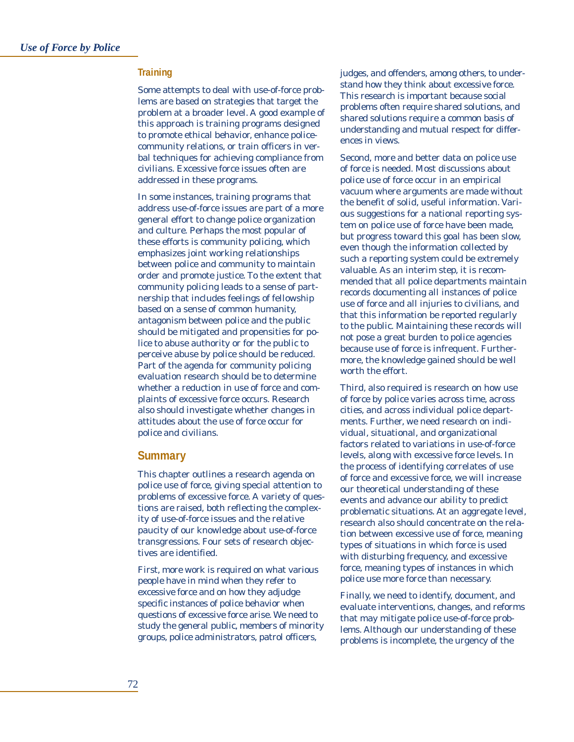### Training

Some attempts to deal with use-of-force problems are based on strategies that target the problem at a broader level. A good example of this approach is training programs designed to promote ethical behavior, enhance police-community relations, or train officers in verbal techniques for achieving compliance from civilians. Excessive force issues often are addressed in these programs.

In some instances, training programs that address use-of-force issues are part of a more general effort to change police organization and culture. Perhaps the most popular of these efforts is community policing, which emphasizes joint working relationships between police and community to maintain order and promote justice. To the extent that community policing leads to a sense of partnership that includes feelings of fellowship based on a sense of common humanity, antagonism between police and the public should be mitigated and propensities for police to abuse authority or for the public to perceive abuse by police should be reduced. Part of the agenda for community policing evaluation research should be to determine whether a reduction in use of force and complaints of excessive force occurs. Research also should investigate whether changes in attitudes about the use of force occur for police and civilians.

## Summary

This chapter outlines a research agenda on police use of force, giving special attention to problems of excessive force. A variety of questions are raised, both reflecting the complexity of use-of-force issues and the relative paucity of our knowledge about use-of-force transgressions. Four sets of research objectives are identified.

First, more work is required on what various people have in mind when they refer to excessive force and on how they adjudge specific instances of police behavior when questions of excessive force arise. We need to study the general public, members of minority groups, police administrators, patrol officers, judges, and offenders, among others, to understand how they think about excessive force. This research is important because social problems often require shared solutions, and shared solutions require a common basis of understanding and mutual respect for differences in views.

Second, more and better data on police use of force is needed. Most discussions about police use of force occur in an empirical vacuum where arguments are made without the benefit of solid, useful information. Various suggestions for a national reporting system on police use of force have been made, but progress toward this goal has been slow, even though the information collected by such a reporting system could be extremely valuable. As an interim step, it is recommended that all police departments maintain records documenting all instances of police use of force and all injuries to civilians, and that this information be reported regularly to the public. Maintaining these records will not pose a great burden to police agencies because use of force is infrequent. Furthermore, the knowledge gained should be well worth the effort.

Third, also required is research on how use of force by police varies across time, across cities, and across individual police departments. Further, we need research on individual, situational, and organizational factors related to variations in use-of-force levels, along with excessive force levels. In the process of identifying correlates of use of force and excessive force, we will increase our theoretical understanding of these events and advance our ability to predict problematic situations. At an aggregate level, research also should concentrate on the relation between excessive use of force, meaning types of situations in which force is used with disturbing frequency, and excessive force, meaning types of instances in which police use more force than necessary.

Finally, we need to identify, document, and evaluate interventions, changes, and reforms that may mitigate police use-of-force problems. Although our understanding of these problems is incomplete, the urgency of the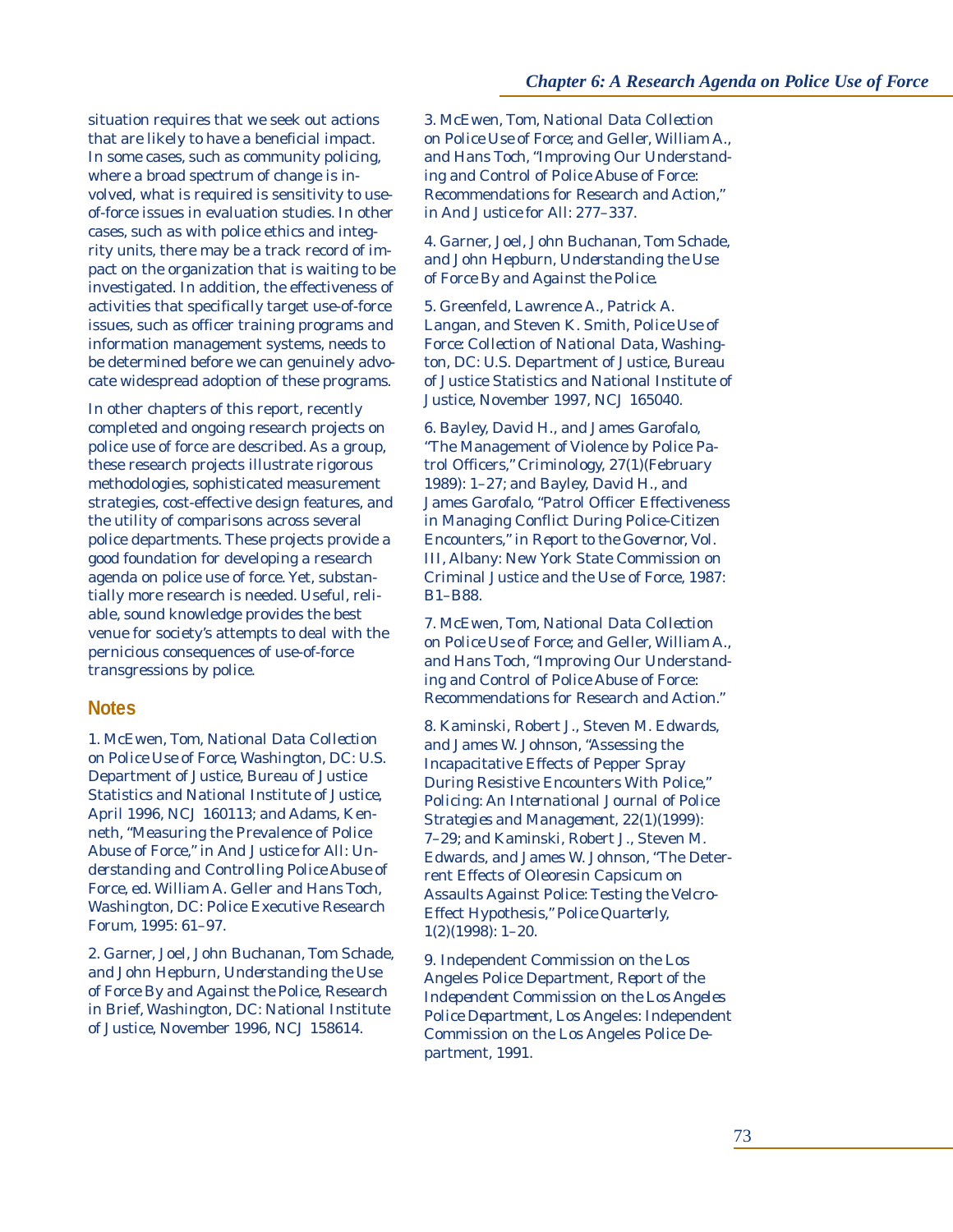situation requires that we seek out actions that are likely to have a beneficial impact. In some cases, such as community policing, where a broad spectrum of change is involved, what is required is sensitivity to use-of-force issues in evaluation studies. In other cases, such as with police ethics and integrity units, there may be a track record of impact on the organization that is waiting to be investigated. In addition, the effectiveness of activities that specifically target use-of-force issues, such as officer training programs and information management systems, needs to be determined before we can genuinely advocate widespread adoption of these programs.

In other chapters of this report, recently completed and ongoing research projects on police use of force are described. As a group, these research projects illustrate rigorous methodologies, sophisticated measurement strategies, cost-effective design features, and the utility of comparisons across several police departments. These projects provide a good foundation for developing a research agenda on police use of force. Yet, substantially more research is needed. Useful, reliable, sound knowledge provides the best venue for society's attempts to deal with the pernicious consequences of use-of-force transgressions by police.

## Notes

1. McEwen, Tom, *National Data Collection on Police Use of Force*, Washington, DC: U.S. Department of Justice, Bureau of Justice Statistics and National Institute of Justice, April 1996, NCJ 160113; and Adams, Kenneth, "Measuring the Prevalence of Police Abuse of Force," in *And Justice for All: Understanding and Controlling Police Abuse of Force*, ed. William A. Geller and Hans Toch, Washington, DC: Police Executive Research Forum, 1995: 61–97.

2. Garner, Joel, John Buchanan, Tom Schade, and John Hepburn, *Understanding the Use of Force By and Against the Police*, Research in Brief, Washington, DC: National Institute of Justice, November 1996, NCJ 158614.

3. McEwen, Tom, *National Data Collection on Police Use of Force*; and Geller, William A., and Hans Toch, "Improving Our Understanding and Control of Police Abuse of Force: Recommendations for Research and Action," in *And Justice for All*: 277–337.

4. Garner, Joel, John Buchanan, Tom Schade, and John Hepburn, *Understanding the Use of Force By and Against the Police.*

5. Greenfeld, Lawrence A., Patrick A. Langan, and Steven K. Smith, *Police Use of Force: Collection of National Data*, Washington, DC: U.S. Department of Justice, Bureau of Justice Statistics and National Institute of Justice, November 1997, NCJ 165040.

6. Bayley, David H., and James Garofalo, "The Management of Violence by Police Patrol Officers," *Criminology*, 27(1)(February 1989): 1–27; and Bayley, David H., and James Garofalo, "Patrol Officer Effectiveness in Managing Conflict During Police-Citizen Encounters," in *Report to the Governor*, Vol. III, Albany: New York State Commission on Criminal Justice and the Use of Force, 1987: B1–B88.

7. McEwen, Tom, *National Data Collection on Police Use of Force*; and Geller, William A., and Hans Toch, "Improving Our Understanding and Control of Police Abuse of Force: Recommendations for Research and Action."

8. Kaminski, Robert J., Steven M. Edwards, and James W. Johnson, "Assessing the Incapacitative Effects of Pepper Spray During Resistive Encounters With Police," *Policing: An International Journal of Police Strategies and Management*, 22(1)(1999): 7–29; and Kaminski, Robert J., Steven M. Edwards, and James W. Johnson, "The Deterrent Effects of Oleoresin Capsicum on Assaults Against Police: Testing the Velcro-Effect Hypothesis," *Police Quarterly*, 1(2)(1998): 1–20.

9. Independent Commission on the Los Angeles Police Department, *Report of the Independent Commission on the Los Angeles Police Department*, Los Angeles: Independent Commission on the Los Angeles Police Department, 1991.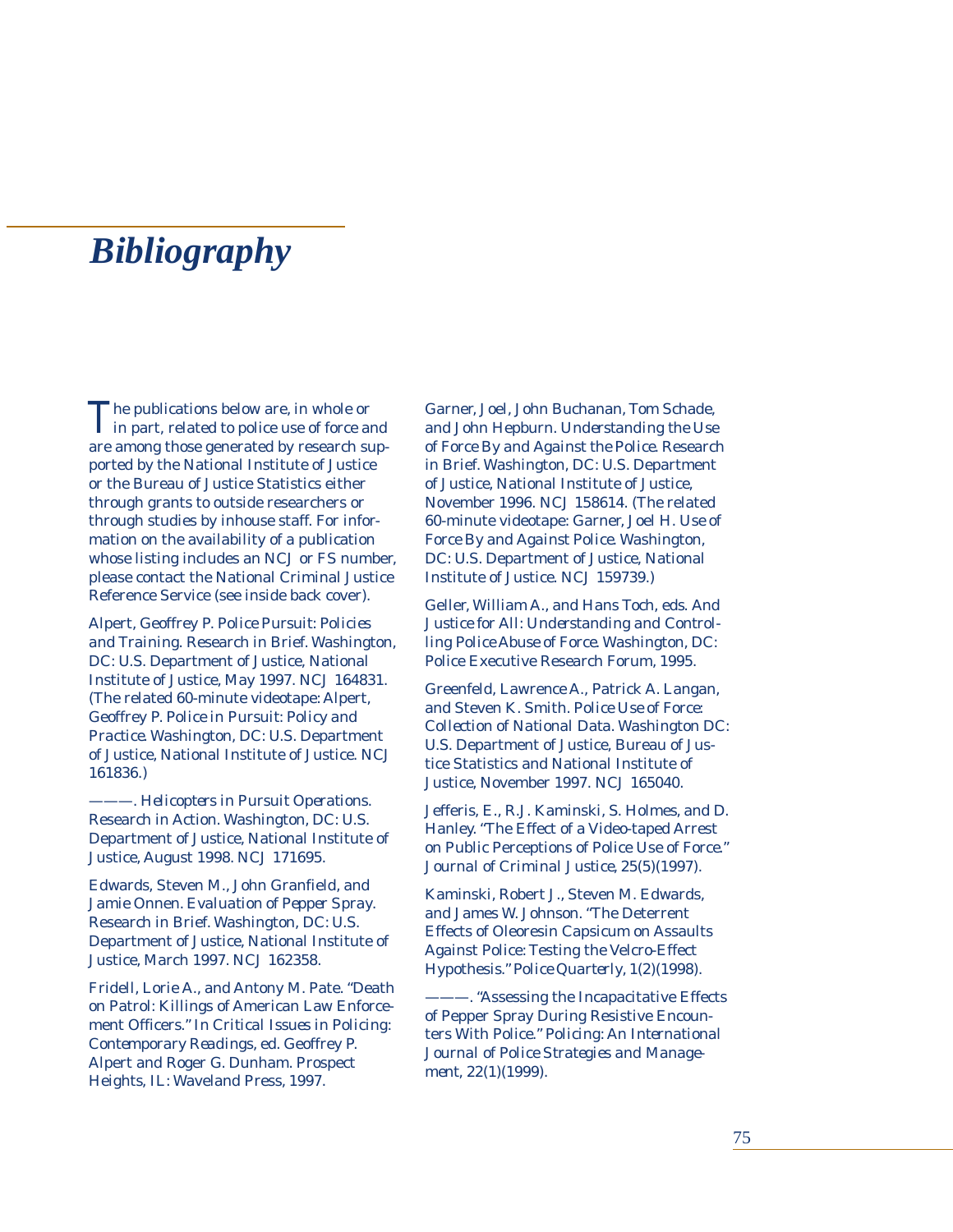# *Bibliography*

The publications below are, in whole or in part, related to police use of force and are among those generated by research supported by the National Institute of Justice or the Bureau of Justice Statistics either through grants to outside researchers or through studies by inhouse staff. For information on the availability of a publication whose listing includes an NCJ or FS number, please contact the National Criminal Justice Reference Service (see inside back cover).

Alpert, Geoffrey P. *Police Pursuit: Policies and Training.* Research in Brief. Washington, DC: U.S. Department of Justice, National Institute of Justice, May 1997. NCJ 164831. (The related 60-minute videotape: Alpert, Geoffrey P. *Police in Pursuit: Policy and Practice.* Washington, DC: U.S. Department of Justice, National Institute of Justice. NCJ 161836.)

———. *Helicopters in Pursuit Operations.* Research in Action. Washington, DC: U.S. Department of Justice, National Institute of Justice, August 1998. NCJ 171695.

Edwards, Steven M., John Granfield, and Jamie Onnen. *Evaluation of Pepper Spray.* Research in Brief. Washington, DC: U.S. Department of Justice, National Institute of Justice, March 1997. NCJ 162358.

Fridell, Lorie A., and Antony M. Pate. "Death on Patrol: Killings of American Law Enforcement Officers." In *Critical Issues in Policing: Contemporary Readings,* ed. Geoffrey P. Alpert and Roger G. Dunham. Prospect Heights, IL: Waveland Press, 1997.

Garner, Joel, John Buchanan, Tom Schade, and John Hepburn. *Understanding the Use of Force By and Against the Police.* Research in Brief. Washington, DC: U.S. Department of Justice, National Institute of Justice, November 1996. NCJ 158614. (The related 60-minute videotape: Garner, Joel H. *Use of Force By and Against Police.* Washington, DC: U.S. Department of Justice, National Institute of Justice. NCJ 159739.)

Geller, William A., and Hans Toch, eds. *And Justice for All: Understanding and Controlling Police Abuse of Force.* Washington, DC: Police Executive Research Forum, 1995.

Greenfeld, Lawrence A., Patrick A. Langan, and Steven K. Smith. *Police Use of Force: Collection of National Data.* Washington DC: U.S. Department of Justice, Bureau of Justice Statistics and National Institute of Justice, November 1997. NCJ 165040.

Jefferis, E., R.J. Kaminski, S. Holmes, and D. Hanley. "The Effect of a Video-taped Arrest on Public Perceptions of Police Use of Force." *Journal of Criminal Justice,* 25(5)(1997).

Kaminski, Robert J., Steven M. Edwards, and James W. Johnson. "The Deterrent Effects of Oleoresin Capsicum on Assaults Against Police: Testing the Velcro-Effect Hypothesis." *Police Quarterly,* 1(2)(1998).

———. "Assessing the Incapacitative Effects of Pepper Spray During Resistive Encounters With Police." *Policing: An International Journal of Police Strategies and Management,* 22(1)(1999).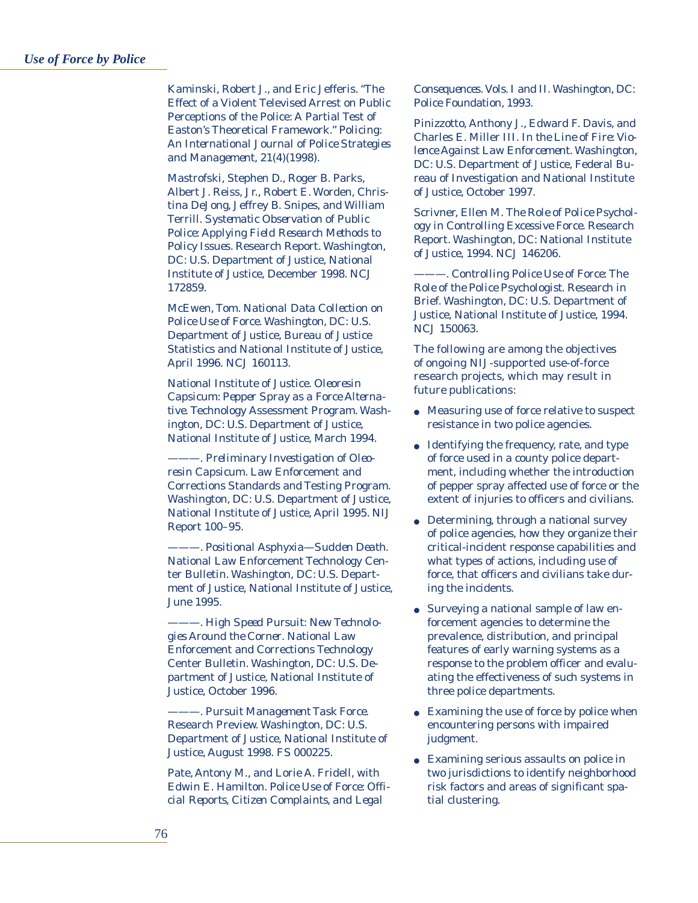Kaminski, Robert J., and Eric Jefferis. "The Effect of a Violent Televised Arrest on Public Perceptions of the Police: A Partial Test of Easton's Theoretical Framework." *Policing: An International Journal of Police Strategies and Management*, 21(4)(1998).

Mastrofski, Stephen D., Roger B. Parks, Albert J. Reiss, Jr., Robert E. Worden, Christina DeJong, Jeffrey B. Snipes, and William Terrill. *Systematic Observation of Public Police: Applying Field Research Methods to Policy Issues*. Research Report. Washington, DC: U.S. Department of Justice, National Institute of Justice, December 1998. NCJ 172859.

McEwen, Tom. *National Data Collection on Police Use of Force*. Washington, DC: U.S. Department of Justice, Bureau of Justice Statistics and National Institute of Justice, April 1996. NCJ 160113.

National Institute of Justice. *Oleoresin Capsicum: Pepper Spray as a Force Alternative*. Technology Assessment Program. Washington, DC: U.S. Department of Justice, National Institute of Justice, March 1994.

———. *Preliminary Investigation of Oleoresin Capsicum*. Law Enforcement and Corrections Standards and Testing Program. Washington, DC: U.S. Department of Justice, National Institute of Justice, April 1995. NIJ Report 100–95.

———. *Positional Asphyxia—Sudden Death*. National Law Enforcement Technology Center Bulletin. Washington, DC: U.S. Department of Justice, National Institute of Justice, June 1995.

———. *High Speed Pursuit: New Technologies Around the Corner*. National Law Enforcement and Corrections Technology Center Bulletin. Washington, DC: U.S. Department of Justice, National Institute of Justice, October 1996.

———. *Pursuit Management Task Force*. Research Preview. Washington, DC: U.S. Department of Justice, National Institute of Justice, August 1998. FS 000225.

Pate, Antony M., and Lorie A. Fridell, with Edwin E. Hamilton. *Police Use of Force: Official Reports, Citizen Complaints, and Legal Consequences*. Vols. I and II. Washington, DC: Police Foundation, 1993.

Pinizzotto, Anthony J., Edward F. Davis, and Charles E. Miller III. *In the Line of Fire: Violence Against Law Enforcement*. Washington, DC: U.S. Department of Justice, Federal Bureau of Investigation and National Institute of Justice, October 1997.

Scrivner, Ellen M. *The Role of Police Psychology in Controlling Excessive Force*. Research Report. Washington, DC: National Institute of Justice, 1994. NCJ 146206.

———. *Controlling Police Use of Force: The Role of the Police Psychologist*. Research in Brief. Washington, DC: U.S. Department of Justice, National Institute of Justice, 1994. NCJ 150063.

The following are among the objectives of ongoing NIJ-supported use-of-force research projects, which may result in future publications:

- Measuring use of force relative to suspect resistance in two police agencies.
- Identifying the frequency, rate, and type of force used in a county police department, including whether the introduction of pepper spray affected use of force or the extent of injuries to officers and civilians.
- Determining, through a national survey of police agencies, how they organize their critical-incident response capabilities and what types of actions, including use of force, that officers and civilians take during the incidents.
- Surveying a national sample of law enforcement agencies to determine the prevalence, distribution, and principal features of early warning systems as a response to the problem officer and evaluating the effectiveness of such systems in three police departments.
- Examining the use of force by police when encountering persons with impaired judgment.
- Examining serious assaults on police in two jurisdictions to identify neighborhood risk factors and areas of significant spatial clustering.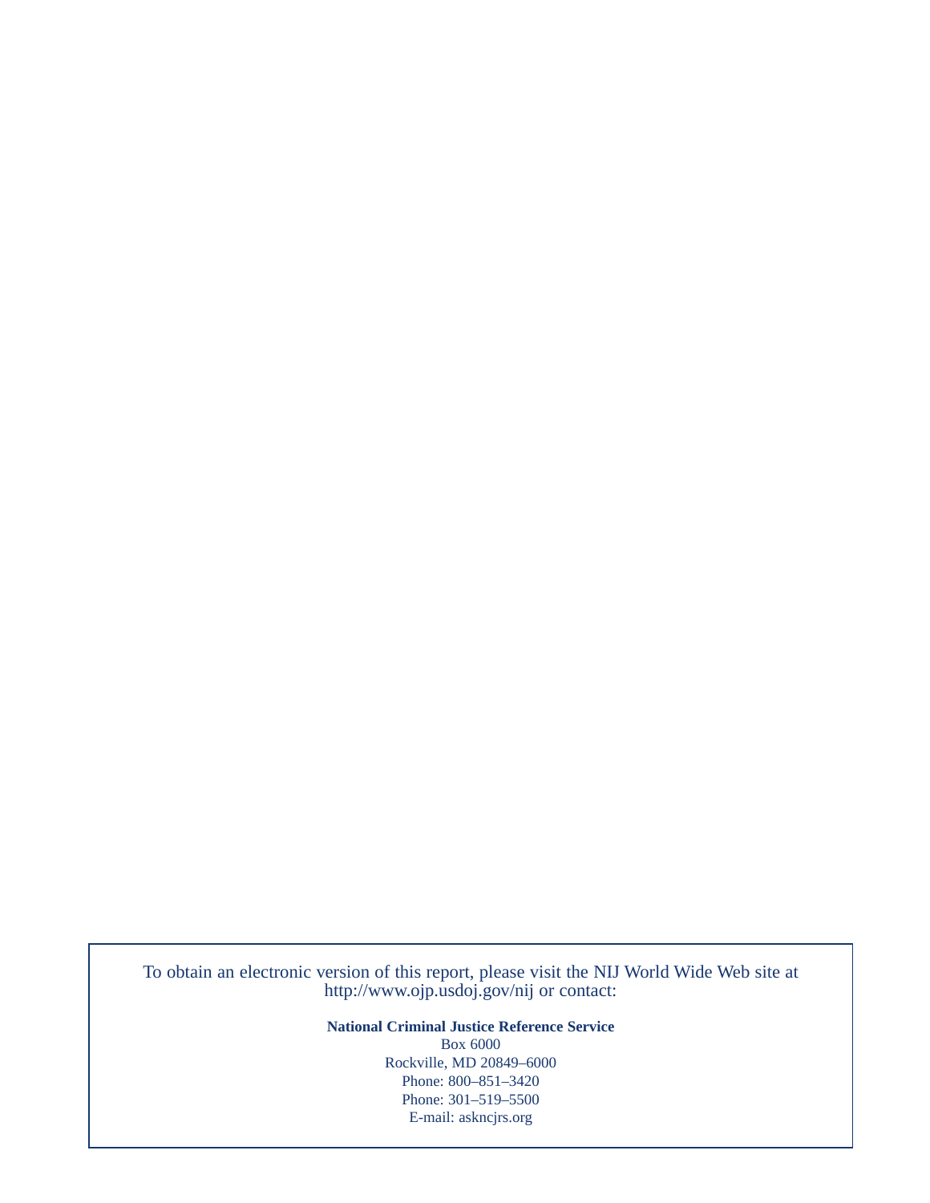To obtain an electronic version of this report, please visit the NIJ World Wide Web site at http://www.ojp.usdoj.gov/nij or contact:

**National Criminal Justice Reference Service**
Box 6000
Rockville, MD 20849–6000
Phone: 800–851–3420
Phone: 301–519–5500
E-mail: askncjrs.org